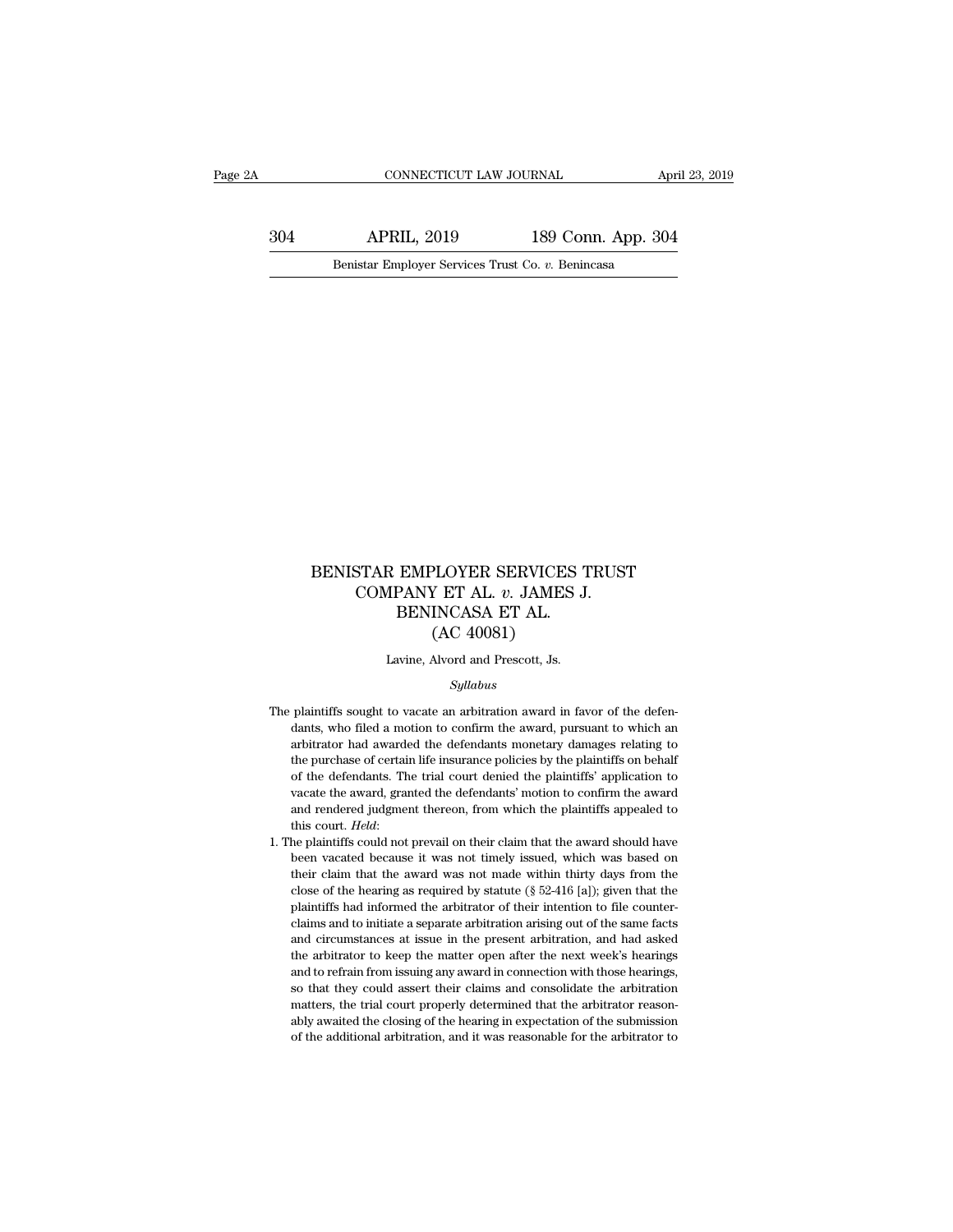# BENISTAR EMPLOYER SERVICES TRUST COMPANY ET AL. *v.* JAMES J. BENINCASA ET AL.
## (AC 40081)

Lavine, Alvord and Prescott, Js.

*Syllabus*

The plaintiffs sought to vacate an arbitration award in favor of the defendants, who filed a motion to confirm the award, pursuant to which an arbitrator had awarded the defendants monetary damages relating to the purchase of certain life insurance policies by the plaintiffs on behalf of the defendants. The trial court denied the plaintiffs' application to vacate the award, granted the defendants' motion to confirm the award and rendered judgment thereon, from which the plaintiffs appealed to this court. *Held*:

1. The plaintiffs could not prevail on their claim that the award should have been vacated because it was not timely issued, which was based on their claim that the award was not made within thirty days from the close of the hearing as required by statute (§ 52-416 [a]); given that the plaintiffs had informed the arbitrator of their intention to file counterclaims and to initiate a separate arbitration arising out of the same facts and circumstances at issue in the present arbitration, and had asked the arbitrator to keep the matter open after the next week's hearings and to refrain from issuing any award in connection with those hearings, so that they could assert their claims and consolidate the arbitration matters, the trial court properly determined that the arbitrator reasonably awaited the closing of the hearing in expectation of the submission of the additional arbitration, and it was reasonable for the arbitrator to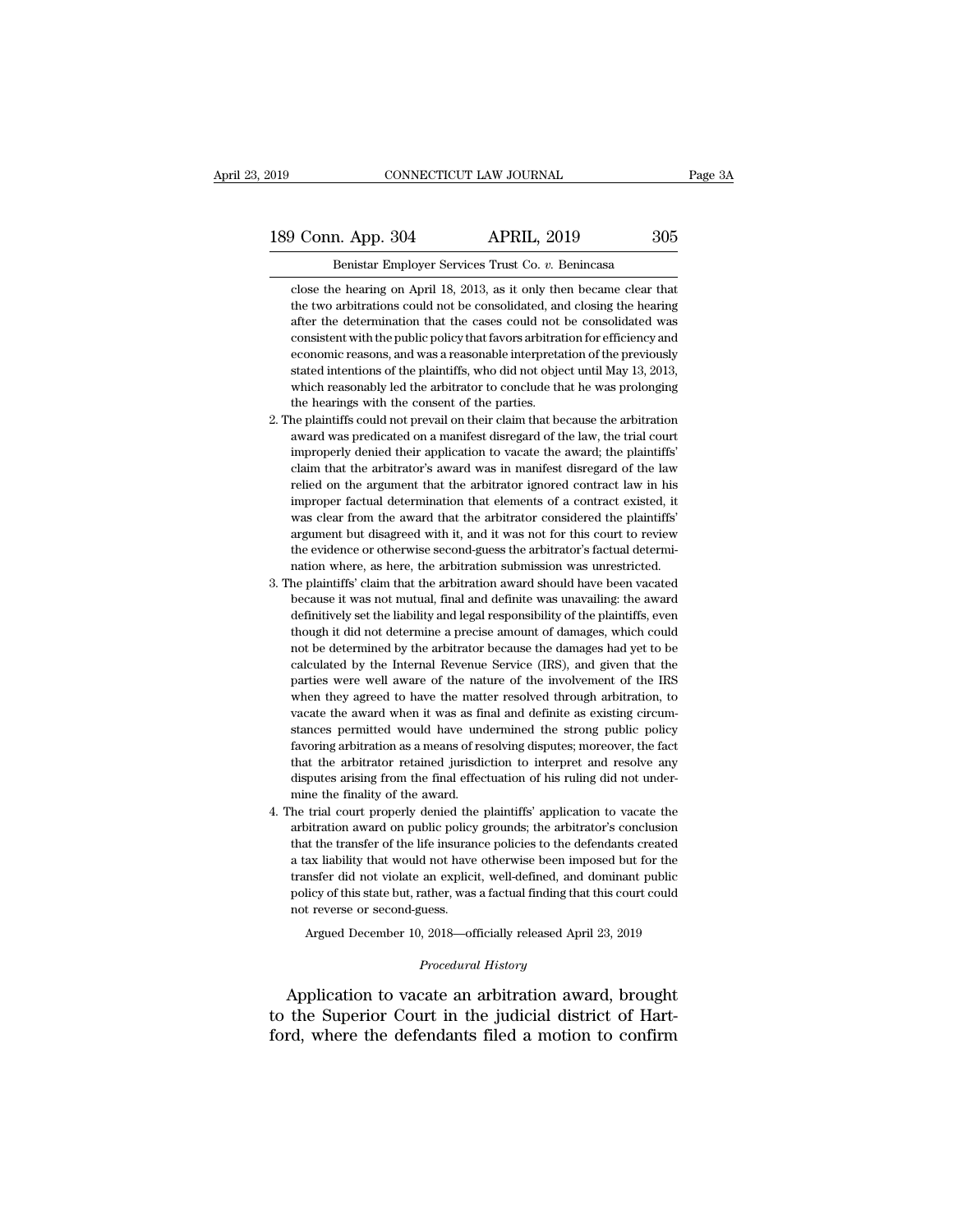close the hearing on April 18, 2013, as it only then became clear that the two arbitrations could not be consolidated, and closing the hearing after the determination that the cases could not be consolidated was consistent with the public policy that favors arbitration for efficiency and economic reasons, and was a reasonable interpretation of the previously stated intentions of the plaintiffs, who did not object until May 13, 2013, which reasonably led the arbitrator to conclude that he was prolonging the hearings with the consent of the parties.

2. The plaintiffs could not prevail on their claim that because the arbitration award was predicated on a manifest disregard of the law, the trial court improperly denied their application to vacate the award; the plaintiffs' claim that the arbitrator's award was in manifest disregard of the law relied on the argument that the arbitrator ignored contract law in his improper factual determination that elements of a contract existed, it was clear from the award that the arbitrator considered the plaintiffs' argument but disagreed with it, and it was not for this court to review the evidence or otherwise second-guess the arbitrator's factual determination where, as here, the arbitration submission was unrestricted.

3. The plaintiffs' claim that the arbitration award should have been vacated because it was not mutual, final and definite was unavailing: the award definitively set the liability and legal responsibility of the plaintiffs, even though it did not determine a precise amount of damages, which could not be determined by the arbitrator because the damages had yet to be calculated by the Internal Revenue Service (IRS), and given that the parties were well aware of the nature of the involvement of the IRS when they agreed to have the matter resolved through arbitration, to vacate the award when it was as final and definite as existing circumstances permitted would have undermined the strong public policy favoring arbitration as a means of resolving disputes; moreover, the fact that the arbitrator retained jurisdiction to interpret and resolve any disputes arising from the final effectuation of his ruling did not undermine the finality of the award.

4. The trial court properly denied the plaintiffs' application to vacate the arbitration award on public policy grounds; the arbitrator's conclusion that the transfer of the life insurance policies to the defendants created a tax liability that would not have otherwise been imposed but for the transfer did not violate an explicit, well-defined, and dominant public policy of this state but, rather, was a factual finding that this court could not reverse or second-guess.

Argued December 10, 2018—officially released April 23, 2019

*Procedural History*

Application to vacate an arbitration award, brought to the Superior Court in the judicial district of Hartford, where the defendants filed a motion to confirm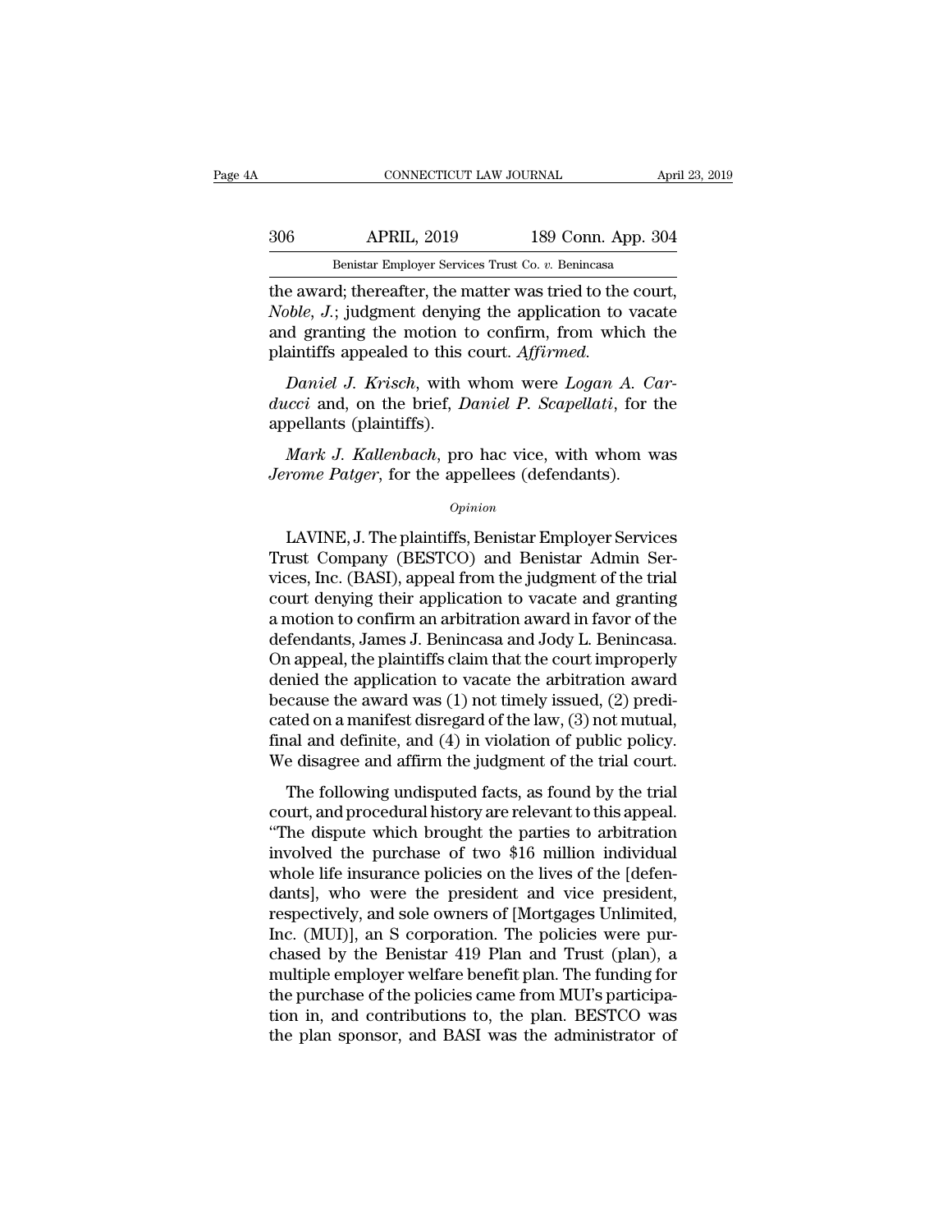the award; thereafter, the matter was tried to the court, *Noble, J.*; judgment denying the application to vacate and granting the motion to confirm, from which the plaintiffs appealed to this court. *Affirmed.*

*Daniel J. Krisch*, with whom were *Logan A. Carducci* and, on the brief, *Daniel P. Scapellati*, for the appellants (plaintiffs).

*Mark J. Kallenbach*, pro hac vice, with whom was *Jerome Patger*, for the appellees (defendants).

*Opinion*

LAVINE, J. The plaintiffs, Benistar Employer Services Trust Company (BESTCO) and Benistar Admin Services, Inc. (BASI), appeal from the judgment of the trial court denying their application to vacate and granting a motion to confirm an arbitration award in favor of the defendants, James J. Benincasa and Jody L. Benincasa. On appeal, the plaintiffs claim that the court improperly denied the application to vacate the arbitration award because the award was (1) not timely issued, (2) predicated on a manifest disregard of the law, (3) not mutual, final and definite, and (4) in violation of public policy. We disagree and affirm the judgment of the trial court.

The following undisputed facts, as found by the trial court, and procedural history are relevant to this appeal. "The dispute which brought the parties to arbitration involved the purchase of two $16 million individual whole life insurance policies on the lives of the [defendants], who were the president and vice president, respectively, and sole owners of [Mortgages Unlimited, Inc. (MUI)], an S corporation. The policies were purchased by the Benistar 419 Plan and Trust (plan), a multiple employer welfare benefit plan. The funding for the purchase of the policies came from MUI's participation in, and contributions to, the plan. BESTCO was the plan sponsor, and BASI was the administrator of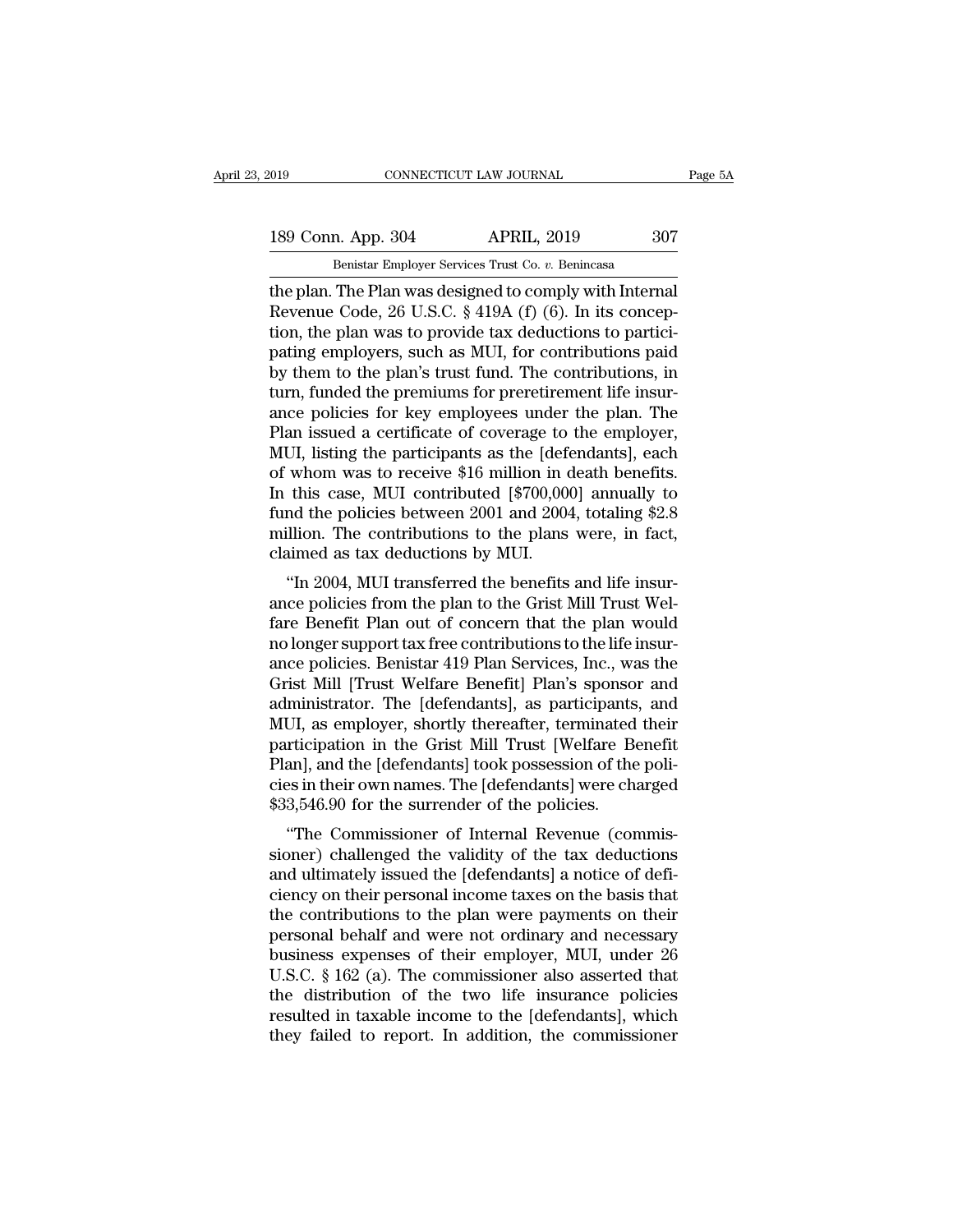the plan. The Plan was designed to comply with Internal Revenue Code, 26 U.S.C. § 419A (f) (6). In its conception, the plan was to provide tax deductions to participating employers, such as MUI, for contributions paid by them to the plan's trust fund. The contributions, in turn, funded the premiums for preretirement life insurance policies for key employees under the plan. The Plan issued a certificate of coverage to the employer, MUI, listing the participants as the [defendants], each of whom was to receive $16 million in death benefits. In this case, MUI contributed [$700,000] annually to fund the policies between 2001 and 2004, totaling $2.8 million. The contributions to the plans were, in fact, claimed as tax deductions by MUI.

"In 2004, MUI transferred the benefits and life insurance policies from the plan to the Grist Mill Trust Welfare Benefit Plan out of concern that the plan would no longer support tax free contributions to the life insurance policies. Benistar 419 Plan Services, Inc., was the Grist Mill [Trust Welfare Benefit] Plan's sponsor and administrator. The [defendants], as participants, and MUI, as employer, shortly thereafter, terminated their participation in the Grist Mill Trust [Welfare Benefit Plan], and the [defendants] took possession of the policies in their own names. The [defendants] were charged $33,546.90 for the surrender of the policies.

"The Commissioner of Internal Revenue (commissioner) challenged the validity of the tax deductions and ultimately issued the [defendants] a notice of deficiency on their personal income taxes on the basis that the contributions to the plan were payments on their personal behalf and were not ordinary and necessary business expenses of their employer, MUI, under 26 U.S.C. § 162 (a). The commissioner also asserted that the distribution of the two life insurance policies resulted in taxable income to the [defendants], which they failed to report. In addition, the commissioner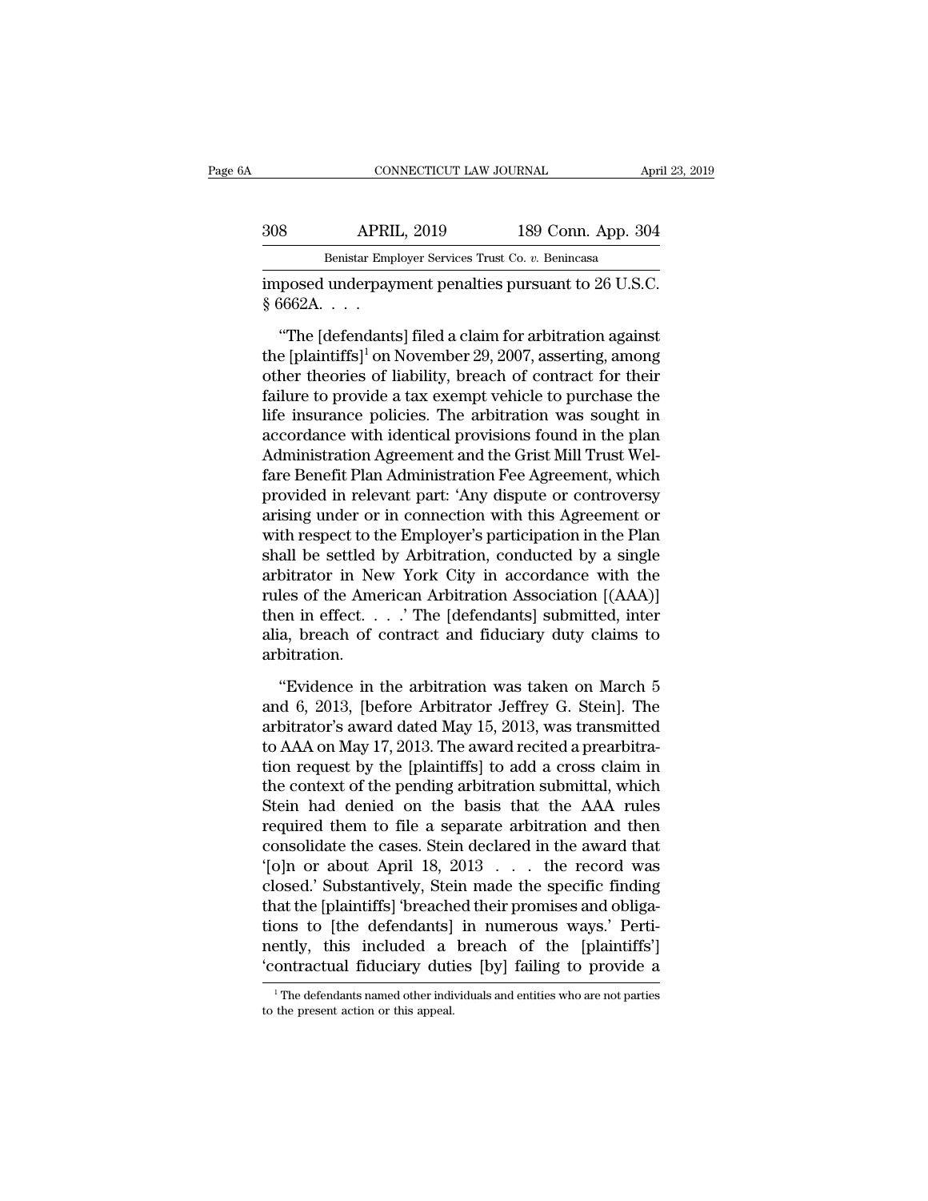imposed underpayment penalties pursuant to 26 U.S.C. § 6662A. . . .

"The [defendants] filed a claim for arbitration against the [plaintiffs][1] on November 29, 2007, asserting, among other theories of liability, breach of contract for their failure to provide a tax exempt vehicle to purchase the life insurance policies. The arbitration was sought in accordance with identical provisions found in the plan Administration Agreement and the Grist Mill Trust Welfare Benefit Plan Administration Fee Agreement, which provided in relevant part: 'Any dispute or controversy arising under or in connection with this Agreement or with respect to the Employer's participation in the Plan shall be settled by Arbitration, conducted by a single arbitrator in New York City in accordance with the rules of the American Arbitration Association [(AAA)] then in effect. . . .' The [defendants] submitted, inter alia, breach of contract and fiduciary duty claims to arbitration.

"Evidence in the arbitration was taken on March 5 and 6, 2013, [before Arbitrator Jeffrey G. Stein]. The arbitrator's award dated May 15, 2013, was transmitted to AAA on May 17, 2013. The award recited a prearbitration request by the [plaintiffs] to add a cross claim in the context of the pending arbitration submittal, which Stein had denied on the basis that the AAA rules required them to file a separate arbitration and then consolidate the cases. Stein declared in the award that '[o]n or about April 18, 2013 . . . the record was closed.' Substantively, Stein made the specific finding that the [plaintiffs] 'breached their promises and obligations to [the defendants] in numerous ways.' Pertinently, this included a breach of the [plaintiffs'] 'contractual fiduciary duties [by] failing to provide a

[1] The defendants named other individuals and entities who are not parties to the present action or this appeal.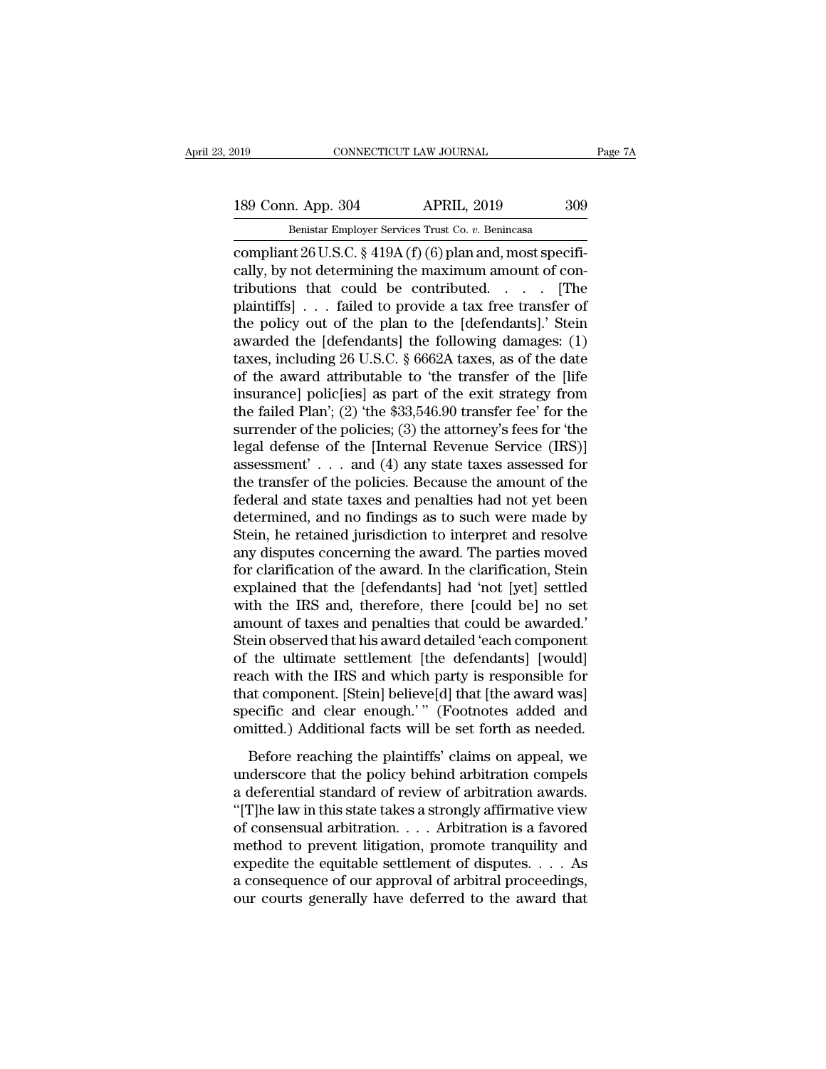compliant 26 U.S.C. § 419A (f) (6) plan and, most specifically, by not determining the maximum amount of contributions that could be contributed. . . . . [The plaintiffs] . . . failed to provide a tax free transfer of the policy out of the plan to the [defendants].' Stein awarded the [defendants] the following damages: (1) taxes, including 26 U.S.C. § 6662A taxes, as of the date of the award attributable to 'the transfer of the [life insurance] polic[ies] as part of the exit strategy from the failed Plan'; (2) 'the $33,546.90 transfer fee' for the surrender of the policies; (3) the attorney's fees for 'the legal defense of the [Internal Revenue Service (IRS)] assessment' . . . and (4) any state taxes assessed for the transfer of the policies. Because the amount of the federal and state taxes and penalties had not yet been determined, and no findings as to such were made by Stein, he retained jurisdiction to interpret and resolve any disputes concerning the award. The parties moved for clarification of the award. In the clarification, Stein explained that the [defendants] had 'not [yet] settled with the IRS and, therefore, there [could be] no set amount of taxes and penalties that could be awarded.' Stein observed that his award detailed 'each component of the ultimate settlement [the defendants] [would] reach with the IRS and which party is responsible for that component. [Stein] believe[d] that [the award was] specific and clear enough.' " (Footnotes added and omitted.) Additional facts will be set forth as needed.

Before reaching the plaintiffs' claims on appeal, we underscore that the policy behind arbitration compels a deferential standard of review of arbitration awards. "[T]he law in this state takes a strongly affirmative view of consensual arbitration. . . . Arbitration is a favored method to prevent litigation, promote tranquility and expedite the equitable settlement of disputes. . . . As a consequence of our approval of arbitral proceedings, our courts generally have deferred to the award that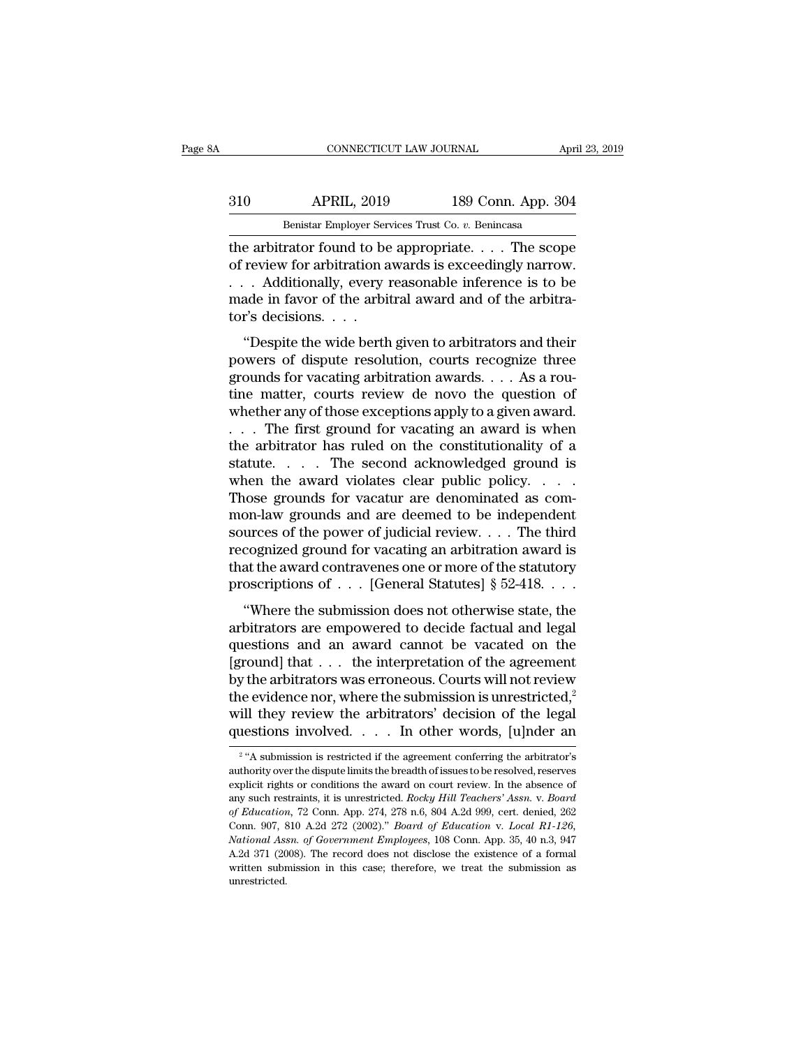the arbitrator found to be appropriate. . . . The scope of review for arbitration awards is exceedingly narrow. . . . Additionally, every reasonable inference is to be made in favor of the arbitral award and of the arbitrator's decisions. . . .

"Despite the wide berth given to arbitrators and their powers of dispute resolution, courts recognize three grounds for vacating arbitration awards. . . . As a routine matter, courts review de novo the question of whether any of those exceptions apply to a given award. . . . The first ground for vacating an award is when the arbitrator has ruled on the constitutionality of a statute. . . . The second acknowledged ground is when the award violates clear public policy. . . . Those grounds for vacatur are denominated as common-law grounds and are deemed to be independent sources of the power of judicial review. . . . The third recognized ground for vacating an arbitration award is that the award contravenes one or more of the statutory proscriptions of . . . [General Statutes] § 52-418. . . .

"Where the submission does not otherwise state, the arbitrators are empowered to decide factual and legal questions and an award cannot be vacated on the [ground] that . . . the interpretation of the agreement by the arbitrators was erroneous. Courts will not review the evidence nor, where the submission is unrestricted,[2] will they review the arbitrators' decision of the legal questions involved. . . . In other words, [u]nder an

[2] "A submission is restricted if the agreement conferring the arbitrator's authority over the dispute limits the breadth of issues to be resolved, reserves explicit rights or conditions the award on court review. In the absence of any such restraints, it is unrestricted. *Rocky Hill Teachers' Assn.* v. *Board of Education*, 72 Conn. App. 274, 278 n.6, 804 A.2d 999, cert. denied, 262 Conn. 907, 810 A.2d 272 (2002)." *Board of Education* v. *Local R1-126, National Assn. of Government Employees*, 108 Conn. App. 35, 40 n.3, 947 A.2d 371 (2008). The record does not disclose the existence of a formal written submission in this case; therefore, we treat the submission as unrestricted.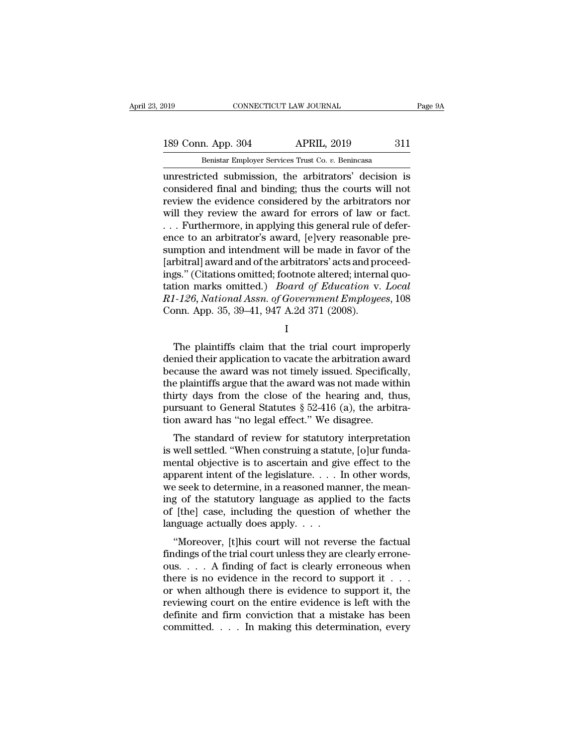unrestricted submission, the arbitrators' decision is considered final and binding; thus the courts will not review the evidence considered by the arbitrators nor will they review the award for errors of law or fact. . . . Furthermore, in applying this general rule of deference to an arbitrator's award, [e]very reasonable presumption and intendment will be made in favor of the [arbitral] award and of the arbitrators' acts and proceedings." (Citations omitted; footnote altered; internal quotation marks omitted.) *Board of Education* v. *Local R1-126, National Assn. of Government Employees*, 108 Conn. App. 35, 39–41, 947 A.2d 371 (2008).

I

The plaintiffs claim that the trial court improperly denied their application to vacate the arbitration award because the award was not timely issued. Specifically, the plaintiffs argue that the award was not made within thirty days from the close of the hearing and, thus, pursuant to General Statutes § 52-416 (a), the arbitration award has "no legal effect." We disagree.

The standard of review for statutory interpretation is well settled. "When construing a statute, [o]ur fundamental objective is to ascertain and give effect to the apparent intent of the legislature. . . . In other words, we seek to determine, in a reasoned manner, the meaning of the statutory language as applied to the facts of [the] case, including the question of whether the language actually does apply. . . .

"Moreover, [t]his court will not reverse the factual findings of the trial court unless they are clearly erroneous. . . . A finding of fact is clearly erroneous when there is no evidence in the record to support it . . . or when although there is evidence to support it, the reviewing court on the entire evidence is left with the definite and firm conviction that a mistake has been committed. . . . In making this determination, every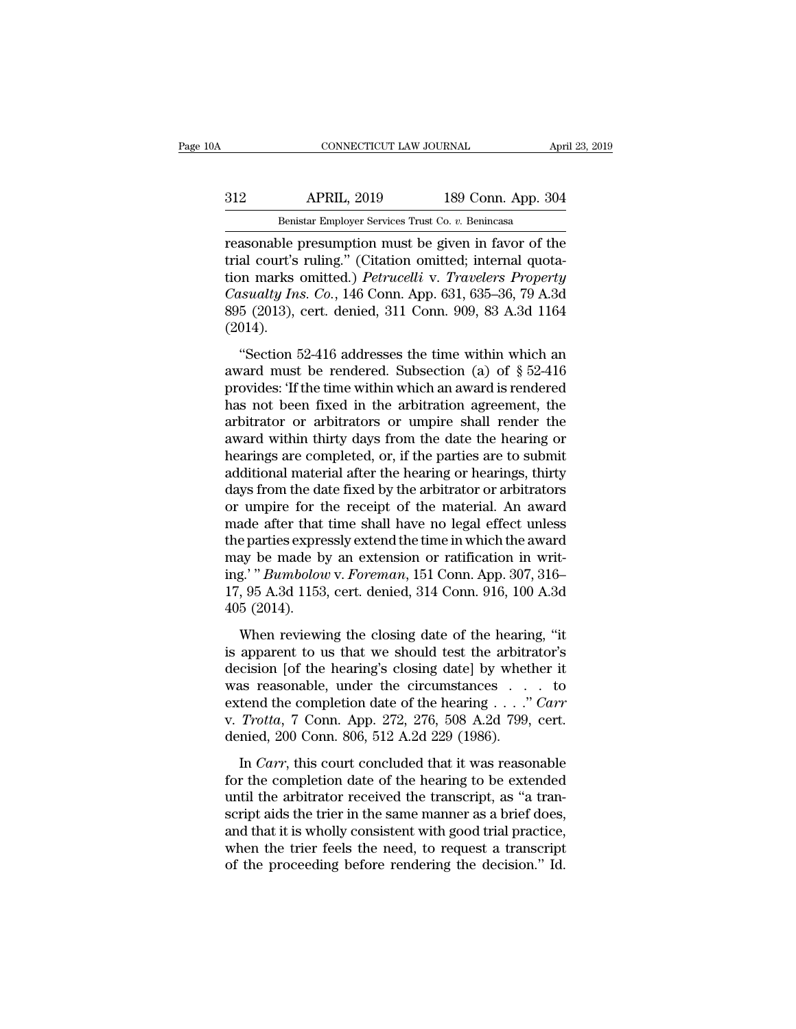reasonable presumption must be given in favor of the trial court's ruling." (Citation omitted; internal quotation marks omitted.) *Petrucelli* v. *Travelers Property Casualty Ins. Co.*, 146 Conn. App. 631, 635–36, 79 A.3d 895 (2013), cert. denied, 311 Conn. 909, 83 A.3d 1164 (2014).

"Section 52-416 addresses the time within which an award must be rendered. Subsection (a) of § 52-416 provides: 'If the time within which an award is rendered has not been fixed in the arbitration agreement, the arbitrator or arbitrators or umpire shall render the award within thirty days from the date the hearing or hearings are completed, or, if the parties are to submit additional material after the hearing or hearings, thirty days from the date fixed by the arbitrator or arbitrators or umpire for the receipt of the material. An award made after that time shall have no legal effect unless the parties expressly extend the time in which the award may be made by an extension or ratification in writing.' " *Bumbolow* v. *Foreman*, 151 Conn. App. 307, 316–17, 95 A.3d 1153, cert. denied, 314 Conn. 916, 100 A.3d 405 (2014).

When reviewing the closing date of the hearing, "it is apparent to us that we should test the arbitrator's decision [of the hearing's closing date] by whether it was reasonable, under the circumstances . . . to extend the completion date of the hearing . . . ." *Carr* v. *Trotta*, 7 Conn. App. 272, 276, 508 A.2d 799, cert. denied, 200 Conn. 806, 512 A.2d 229 (1986).

In *Carr*, this court concluded that it was reasonable for the completion date of the hearing to be extended until the arbitrator received the transcript, as "a transcript aids the trier in the same manner as a brief does, and that it is wholly consistent with good trial practice, when the trier feels the need, to request a transcript of the proceeding before rendering the decision." Id.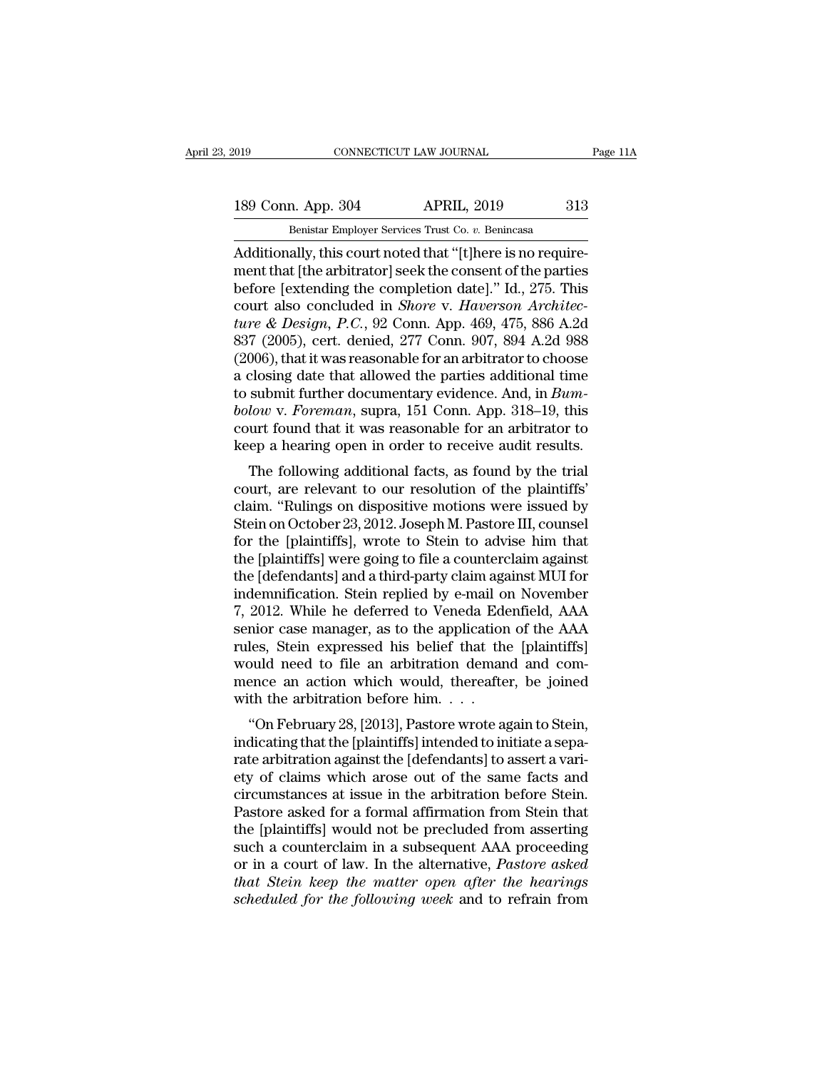Additionally, this court noted that "[t]here is no requirement that [the arbitrator] seek the consent of the parties before [extending the completion date]." Id., 275. This court also concluded in *Shore* v. *Haverson Architecture & Design, P.C.*, 92 Conn. App. 469, 475, 886 A.2d 837 (2005), cert. denied, 277 Conn. 907, 894 A.2d 988 (2006), that it was reasonable for an arbitrator to choose a closing date that allowed the parties additional time to submit further documentary evidence. And, in *Bumbolow* v. *Foreman*, supra, 151 Conn. App. 318–19, this court found that it was reasonable for an arbitrator to keep a hearing open in order to receive audit results.

The following additional facts, as found by the trial court, are relevant to our resolution of the plaintiffs' claim. "Rulings on dispositive motions were issued by Stein on October 23, 2012. Joseph M. Pastore III, counsel for the [plaintiffs], wrote to Stein to advise him that the [plaintiffs] were going to file a counterclaim against the [defendants] and a third-party claim against MUI for indemnification. Stein replied by e-mail on November 7, 2012. While he deferred to Veneda Edenfield, AAA senior case manager, as to the application of the AAA rules, Stein expressed his belief that the [plaintiffs] would need to file an arbitration demand and commence an action which would, thereafter, be joined with the arbitration before him. . . .

"On February 28, [2013], Pastore wrote again to Stein, indicating that the [plaintiffs] intended to initiate a separate arbitration against the [defendants] to assert a variety of claims which arose out of the same facts and circumstances at issue in the arbitration before Stein. Pastore asked for a formal affirmation from Stein that the [plaintiffs] would not be precluded from asserting such a counterclaim in a subsequent AAA proceeding or in a court of law. In the alternative, *Pastore asked that Stein keep the matter open after the hearings scheduled for the following week* and to refrain from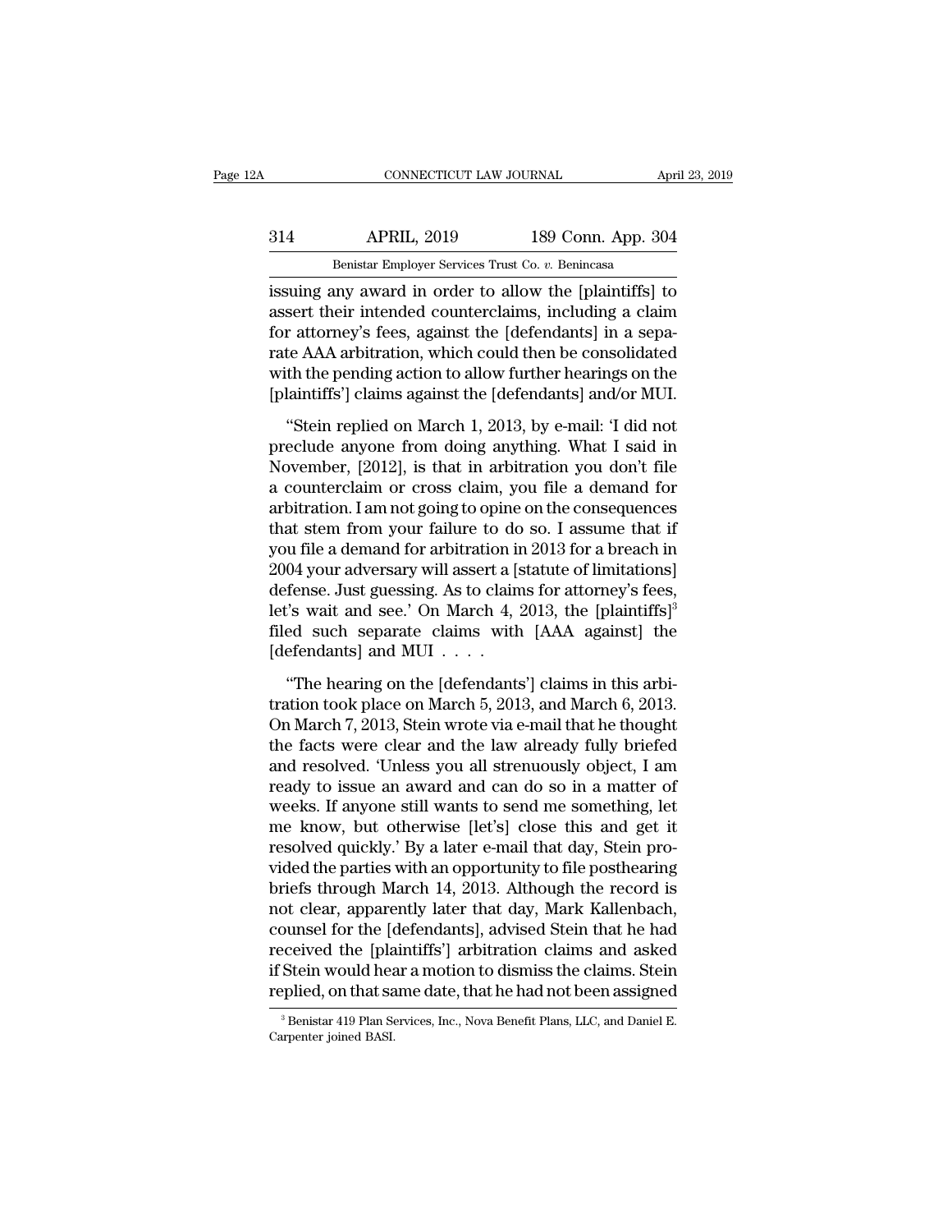issuing any award in order to allow the [plaintiffs] to assert their intended counterclaims, including a claim for attorney's fees, against the [defendants] in a separate AAA arbitration, which could then be consolidated with the pending action to allow further hearings on the [plaintiffs'] claims against the [defendants] and/or MUI.

"Stein replied on March 1, 2013, by e-mail: 'I did not preclude anyone from doing anything. What I said in November, [2012], is that in arbitration you don't file a counterclaim or cross claim, you file a demand for arbitration. I am not going to opine on the consequences that stem from your failure to do so. I assume that if you file a demand for arbitration in 2013 for a breach in 2004 your adversary will assert a [statute of limitations] defense. Just guessing. As to claims for attorney's fees, let's wait and see.' On March 4, 2013, the [plaintiffs][3] filed such separate claims with [AAA against] the [defendants] and MUI . . . .

"The hearing on the [defendants'] claims in this arbitration took place on March 5, 2013, and March 6, 2013. On March 7, 2013, Stein wrote via e-mail that he thought the facts were clear and the law already fully briefed and resolved. 'Unless you all strenuously object, I am ready to issue an award and can do so in a matter of weeks. If anyone still wants to send me something, let me know, but otherwise [let's] close this and get it resolved quickly.' By a later e-mail that day, Stein provided the parties with an opportunity to file posthearing briefs through March 14, 2013. Although the record is not clear, apparently later that day, Mark Kallenbach, counsel for the [defendants], advised Stein that he had received the [plaintiffs'] arbitration claims and asked if Stein would hear a motion to dismiss the claims. Stein replied, on that same date, that he had not been assigned

[3] Benistar 419 Plan Services, Inc., Nova Benefit Plans, LLC, and Daniel E. Carpenter joined BASI.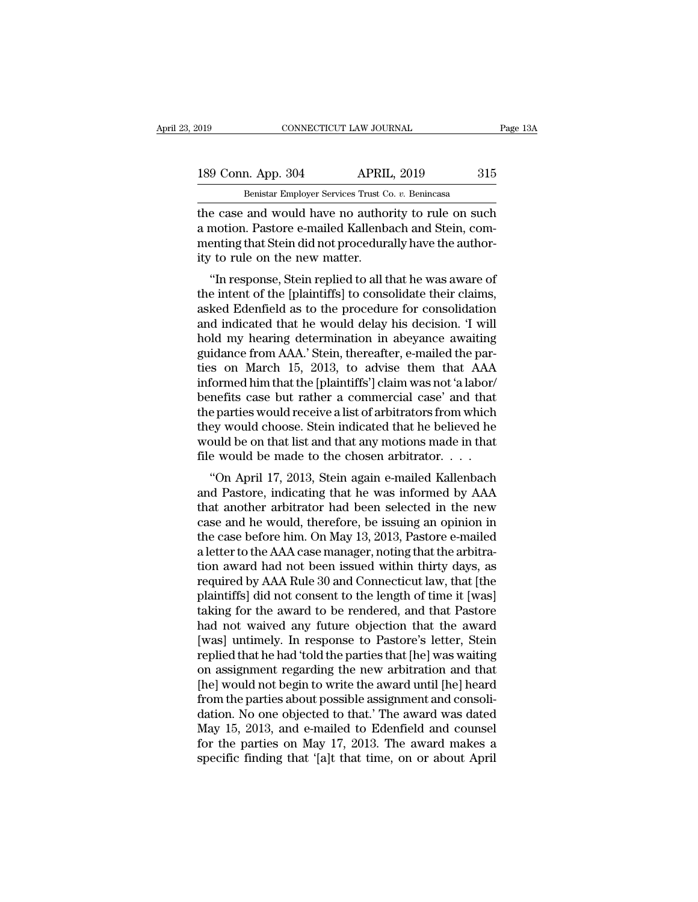the case and would have no authority to rule on such a motion. Pastore e-mailed Kallenbach and Stein, commenting that Stein did not procedurally have the authority to rule on the new matter.

"In response, Stein replied to all that he was aware of the intent of the [plaintiffs] to consolidate their claims, asked Edenfield as to the procedure for consolidation and indicated that he would delay his decision. 'I will hold my hearing determination in abeyance awaiting guidance from AAA.' Stein, thereafter, e-mailed the parties on March 15, 2013, to advise them that AAA informed him that the [plaintiffs'] claim was not 'a labor/benefits case but rather a commercial case' and that the parties would receive a list of arbitrators from which they would choose. Stein indicated that he believed he would be on that list and that any motions made in that file would be made to the chosen arbitrator. . . .

"On April 17, 2013, Stein again e-mailed Kallenbach and Pastore, indicating that he was informed by AAA that another arbitrator had been selected in the new case and he would, therefore, be issuing an opinion in the case before him. On May 13, 2013, Pastore e-mailed a letter to the AAA case manager, noting that the arbitration award had not been issued within thirty days, as required by AAA Rule 30 and Connecticut law, that [the plaintiffs] did not consent to the length of time it [was] taking for the award to be rendered, and that Pastore had not waived any future objection that the award [was] untimely. In response to Pastore's letter, Stein replied that he had 'told the parties that [he] was waiting on assignment regarding the new arbitration and that [he] would not begin to write the award until [he] heard from the parties about possible assignment and consolidation. No one objected to that.' The award was dated May 15, 2013, and e-mailed to Edenfield and counsel for the parties on May 17, 2013. The award makes a specific finding that '[a]t that time, on or about April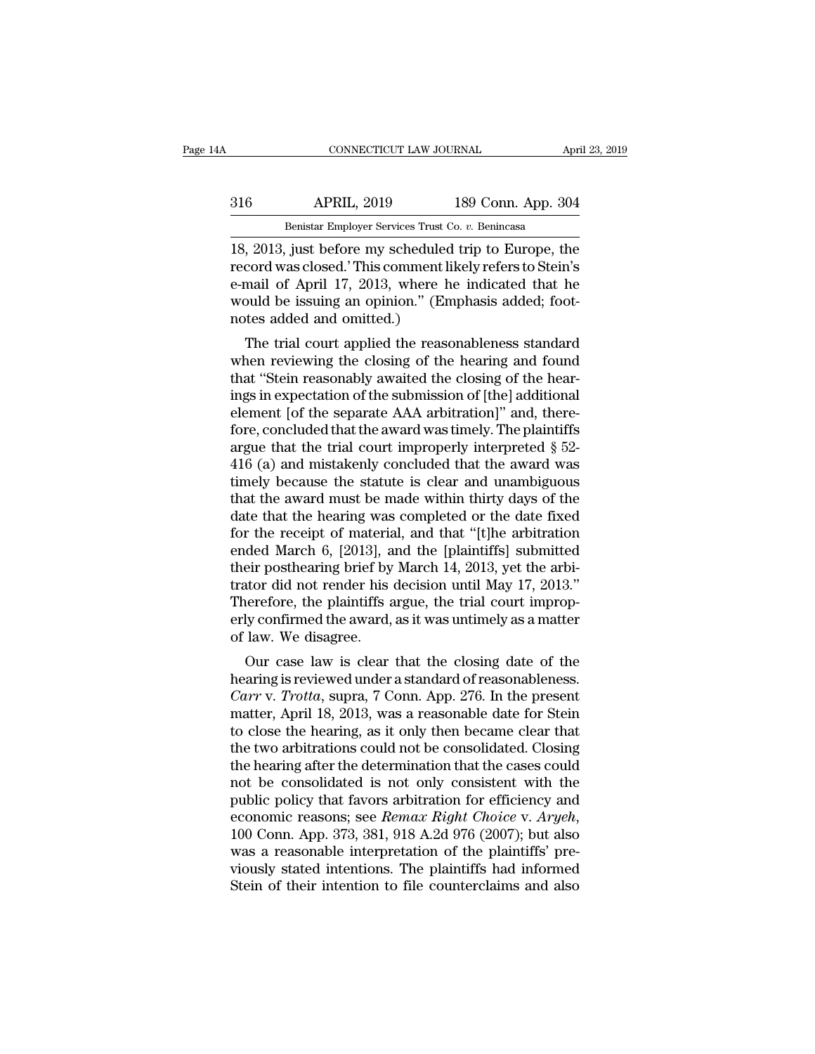18, 2013, just before my scheduled trip to Europe, the record was closed.' This comment likely refers to Stein's e-mail of April 17, 2013, where he indicated that he would be issuing an opinion." (Emphasis added; footnotes added and omitted.)

The trial court applied the reasonableness standard when reviewing the closing of the hearing and found that "Stein reasonably awaited the closing of the hearings in expectation of the submission of [the] additional element [of the separate AAA arbitration]" and, therefore, concluded that the award was timely. The plaintiffs argue that the trial court improperly interpreted § 52-416 (a) and mistakenly concluded that the award was timely because the statute is clear and unambiguous that the award must be made within thirty days of the date that the hearing was completed or the date fixed for the receipt of material, and that "[t]he arbitration ended March 6, [2013], and the [plaintiffs] submitted their posthearing brief by March 14, 2013, yet the arbitrator did not render his decision until May 17, 2013." Therefore, the plaintiffs argue, the trial court improperly confirmed the award, as it was untimely as a matter of law. We disagree.

Our case law is clear that the closing date of the hearing is reviewed under a standard of reasonableness. *Carr* v. *Trotta*, supra, 7 Conn. App. 276. In the present matter, April 18, 2013, was a reasonable date for Stein to close the hearing, as it only then became clear that the two arbitrations could not be consolidated. Closing the hearing after the determination that the cases could not be consolidated is not only consistent with the public policy that favors arbitration for efficiency and economic reasons; see *Remax Right Choice* v. *Aryeh*, 100 Conn. App. 373, 381, 918 A.2d 976 (2007); but also was a reasonable interpretation of the plaintiffs' previously stated intentions. The plaintiffs had informed Stein of their intention to file counterclaims and also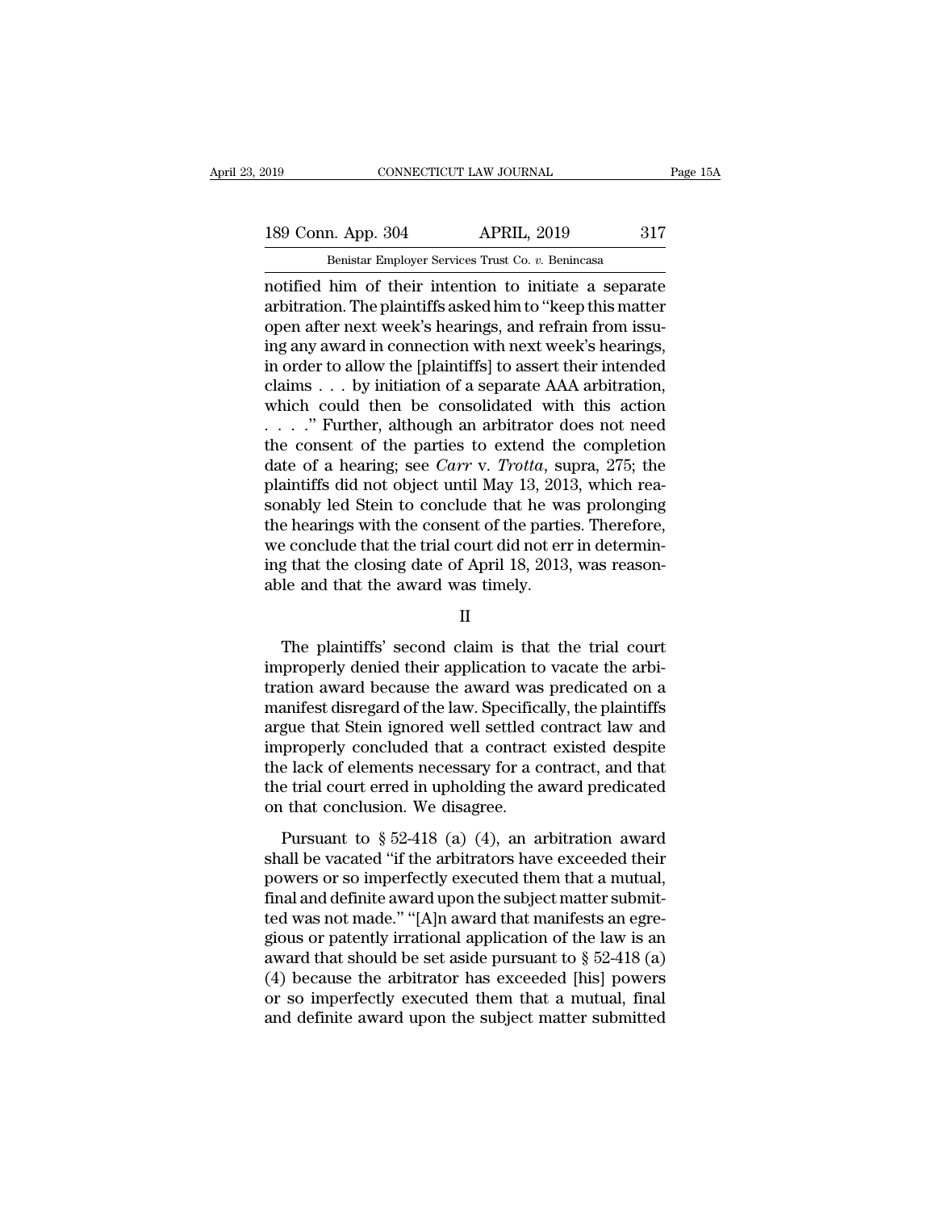notified him of their intention to initiate a separate arbitration. The plaintiffs asked him to "keep this matter open after next week's hearings, and refrain from issuing any award in connection with next week's hearings, in order to allow the [plaintiffs] to assert their intended claims . . . by initiation of a separate AAA arbitration, which could then be consolidated with this action . . . ." Further, although an arbitrator does not need the consent of the parties to extend the completion date of a hearing; see *Carr* v. *Trotta*, supra, 275; the plaintiffs did not object until May 13, 2013, which reasonably led Stein to conclude that he was prolonging the hearings with the consent of the parties. Therefore, we conclude that the trial court did not err in determining that the closing date of April 18, 2013, was reasonable and that the award was timely.

II

The plaintiffs' second claim is that the trial court improperly denied their application to vacate the arbitration award because the award was predicated on a manifest disregard of the law. Specifically, the plaintiffs argue that Stein ignored well settled contract law and improperly concluded that a contract existed despite the lack of elements necessary for a contract, and that the trial court erred in upholding the award predicated on that conclusion. We disagree.

Pursuant to § 52-418 (a) (4), an arbitration award shall be vacated "if the arbitrators have exceeded their powers or so imperfectly executed them that a mutual, final and definite award upon the subject matter submitted was not made." "[A]n award that manifests an egregious or patently irrational application of the law is an award that should be set aside pursuant to § 52-418 (a) (4) because the arbitrator has exceeded [his] powers or so imperfectly executed them that a mutual, final and definite award upon the subject matter submitted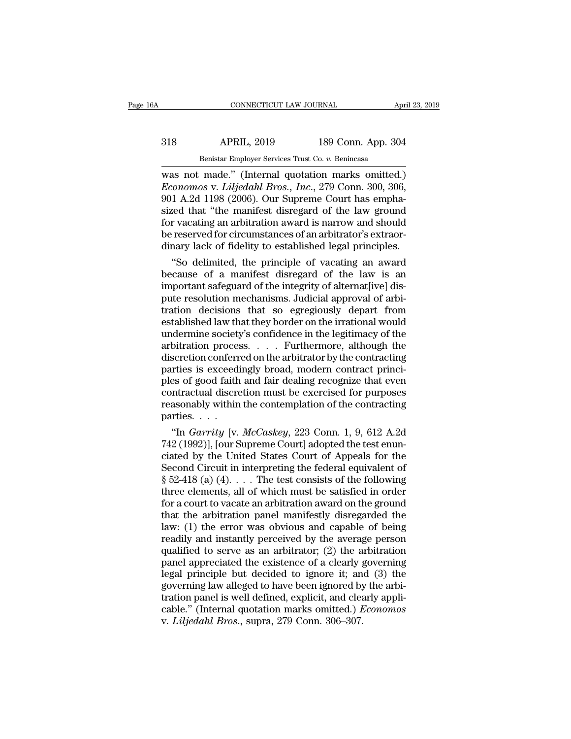was not made." (Internal quotation marks omitted.) *Economos* v. *Liljedahl Bros., Inc.*, 279 Conn. 300, 306, 901 A.2d 1198 (2006). Our Supreme Court has emphasized that "the manifest disregard of the law ground for vacating an arbitration award is narrow and should be reserved for circumstances of an arbitrator's extraordinary lack of fidelity to established legal principles.

"So delimited, the principle of vacating an award because of a manifest disregard of the law is an important safeguard of the integrity of alternat[ive] dispute resolution mechanisms. Judicial approval of arbitration decisions that so egregiously depart from established law that they border on the irrational would undermine society's confidence in the legitimacy of the arbitration process. . . . Furthermore, although the discretion conferred on the arbitrator by the contracting parties is exceedingly broad, modern contract principles of good faith and fair dealing recognize that even contractual discretion must be exercised for purposes reasonably within the contemplation of the contracting parties. . . .

"In *Garrity* [v. *McCaskey*, 223 Conn. 1, 9, 612 A.2d 742 (1992)], [our Supreme Court] adopted the test enunciated by the United States Court of Appeals for the Second Circuit in interpreting the federal equivalent of § 52-418 (a) (4). . . . The test consists of the following three elements, all of which must be satisfied in order for a court to vacate an arbitration award on the ground that the arbitration panel manifestly disregarded the law: (1) the error was obvious and capable of being readily and instantly perceived by the average person qualified to serve as an arbitrator; (2) the arbitration panel appreciated the existence of a clearly governing legal principle but decided to ignore it; and (3) the governing law alleged to have been ignored by the arbitration panel is well defined, explicit, and clearly applicable." (Internal quotation marks omitted.) *Economos* v. *Liljedahl Bros.*, supra, 279 Conn. 306–307.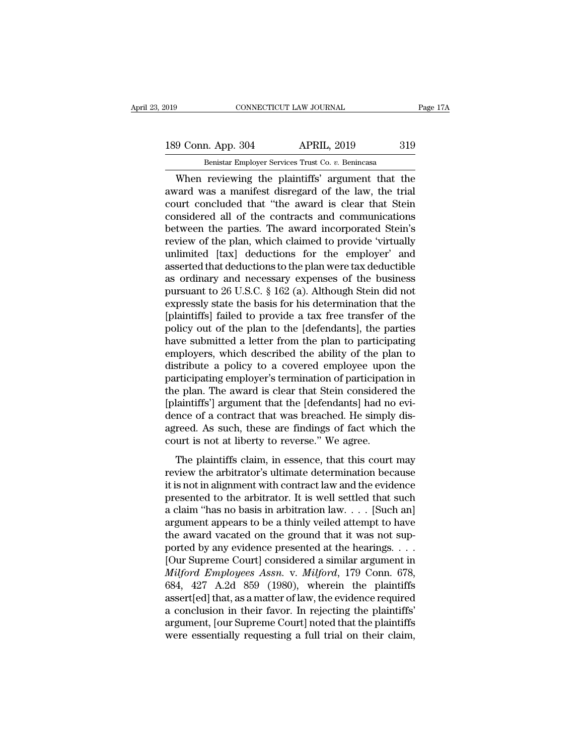When reviewing the plaintiffs' argument that the award was a manifest disregard of the law, the trial court concluded that "the award is clear that Stein considered all of the contracts and communications between the parties. The award incorporated Stein's review of the plan, which claimed to provide 'virtually unlimited [tax] deductions for the employer' and asserted that deductions to the plan were tax deductible as ordinary and necessary expenses of the business pursuant to 26 U.S.C. § 162 (a). Although Stein did not expressly state the basis for his determination that the [plaintiffs] failed to provide a tax free transfer of the policy out of the plan to the [defendants], the parties have submitted a letter from the plan to participating employers, which described the ability of the plan to distribute a policy to a covered employee upon the participating employer's termination of participation in the plan. The award is clear that Stein considered the [plaintiffs'] argument that the [defendants] had no evidence of a contract that was breached. He simply disagreed. As such, these are findings of fact which the court is not at liberty to reverse." We agree.

The plaintiffs claim, in essence, that this court may review the arbitrator's ultimate determination because it is not in alignment with contract law and the evidence presented to the arbitrator. It is well settled that such a claim "has no basis in arbitration law. . . . [Such an] argument appears to be a thinly veiled attempt to have the award vacated on the ground that it was not supported by any evidence presented at the hearings. . . . [Our Supreme Court] considered a similar argument in *Milford Employees Assn.* v. *Milford*, 179 Conn. 678, 684, 427 A.2d 859 (1980), wherein the plaintiffs assert[ed] that, as a matter of law, the evidence required a conclusion in their favor. In rejecting the plaintiffs' argument, [our Supreme Court] noted that the plaintiffs were essentially requesting a full trial on their claim,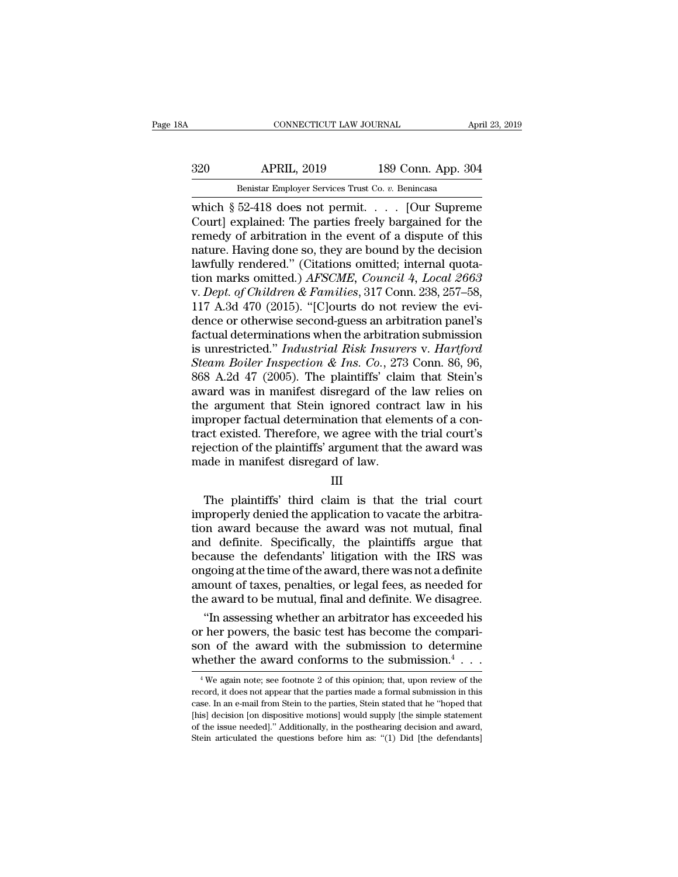which § 52-418 does not permit. . . . [Our Supreme Court] explained: The parties freely bargained for the remedy of arbitration in the event of a dispute of this nature. Having done so, they are bound by the decision lawfully rendered." (Citations omitted; internal quotation marks omitted.) *AFSCME, Council 4, Local 2663* v. *Dept. of Children & Families*, 317 Conn. 238, 257–58, 117 A.3d 470 (2015). "[C]ourts do not review the evidence or otherwise second-guess an arbitration panel's factual determinations when the arbitration submission is unrestricted." *Industrial Risk Insurers* v. *Hartford Steam Boiler Inspection & Ins. Co.*, 273 Conn. 86, 96, 868 A.2d 47 (2005). The plaintiffs' claim that Stein's award was in manifest disregard of the law relies on the argument that Stein ignored contract law in his improper factual determination that elements of a contract existed. Therefore, we agree with the trial court's rejection of the plaintiffs' argument that the award was made in manifest disregard of law.

III

The plaintiffs' third claim is that the trial court improperly denied the application to vacate the arbitration award because the award was not mutual, final and definite. Specifically, the plaintiffs argue that because the defendants' litigation with the IRS was ongoing at the time of the award, there was not a definite amount of taxes, penalties, or legal fees, as needed for the award to be mutual, final and definite. We disagree.

"In assessing whether an arbitrator has exceeded his or her powers, the basic test has become the comparison of the award with the submission to determine whether the award conforms to the submission.[4] . . .

[4] We again note; see footnote 2 of this opinion; that, upon review of the record, it does not appear that the parties made a formal submission in this case. In an e-mail from Stein to the parties, Stein stated that he "hoped that [his] decision [on dispositive motions] would supply [the simple statement of the issue needed]." Additionally, in the posthearing decision and award, Stein articulated the questions before him as: "(1) Did [the defendants]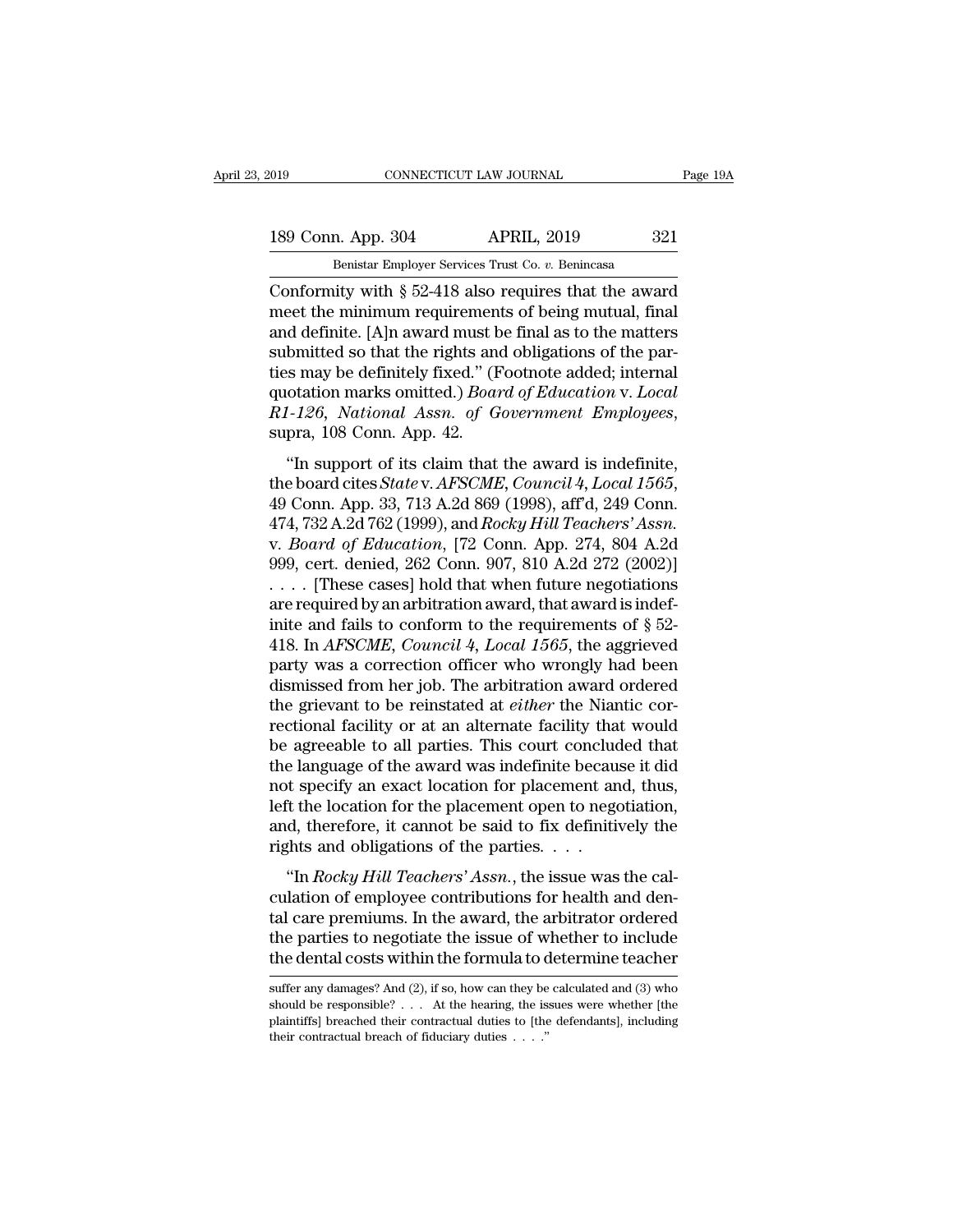Conformity with § 52-418 also requires that the award meet the minimum requirements of being mutual, final and definite. [A]n award must be final as to the matters submitted so that the rights and obligations of the parties may be definitely fixed." (Footnote added; internal quotation marks omitted.) *Board of Education* v. *Local R1-126, National Assn. of Government Employees*, supra, 108 Conn. App. 42.

"In support of its claim that the award is indefinite, the board cites *State* v. *AFSCME, Council 4, Local 1565*, 49 Conn. App. 33, 713 A.2d 869 (1998), aff'd, 249 Conn. 474, 732 A.2d 762 (1999), and *Rocky Hill Teachers' Assn.* v. *Board of Education*, [72 Conn. App. 274, 804 A.2d 999, cert. denied, 262 Conn. 907, 810 A.2d 272 (2002)] . . . . [These cases] hold that when future negotiations are required by an arbitration award, that award is indefinite and fails to conform to the requirements of § 52-418. In *AFSCME, Council 4, Local 1565*, the aggrieved party was a correction officer who wrongly had been dismissed from her job. The arbitration award ordered the grievant to be reinstated at *either* the Niantic correctional facility or at an alternate facility that would be agreeable to all parties. This court concluded that the language of the award was indefinite because it did not specify an exact location for placement and, thus, left the location for the placement open to negotiation, and, therefore, it cannot be said to fix definitively the rights and obligations of the parties. . . .

"In *Rocky Hill Teachers' Assn.*, the issue was the calculation of employee contributions for health and dental care premiums. In the award, the arbitrator ordered the parties to negotiate the issue of whether to include the dental costs within the formula to determine teacher

suffer any damages? And (2), if so, how can they be calculated and (3) who should be responsible? . . . At the hearing, the issues were whether [the plaintiffs] breached their contractual duties to [the defendants], including their contractual breach of fiduciary duties . . . ."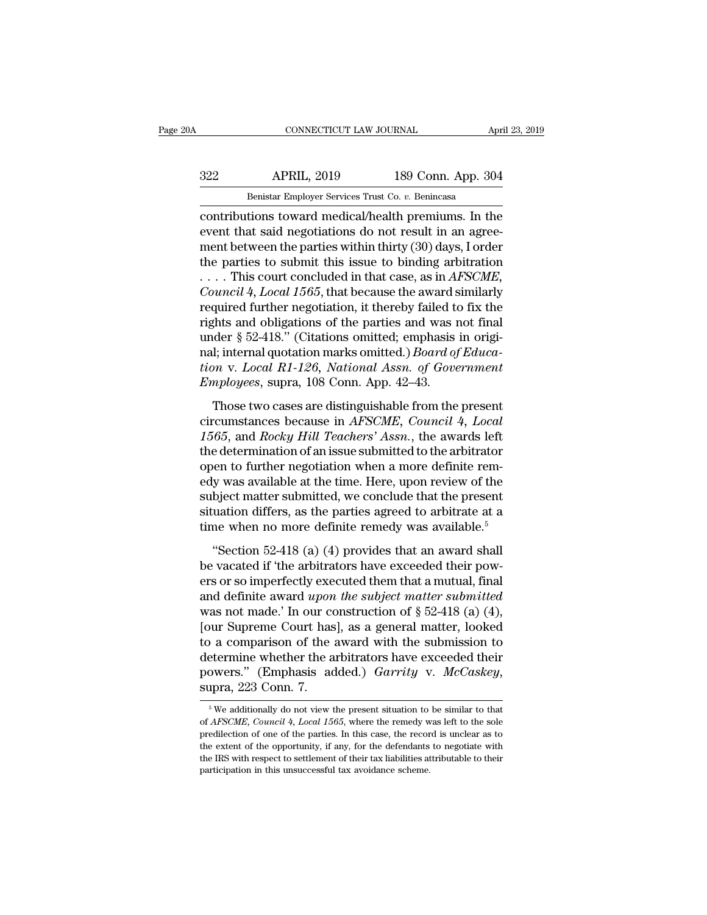contributions toward medical/health premiums. In the event that said negotiations do not result in an agreement between the parties within thirty (30) days, I order the parties to submit this issue to binding arbitration . . . . This court concluded in that case, as in *AFSCME, Council 4, Local 1565*, that because the award similarly required further negotiation, it thereby failed to fix the rights and obligations of the parties and was not final under § 52-418." (Citations omitted; emphasis in original; internal quotation marks omitted.) *Board of Education* v. *Local R1-126, National Assn. of Government Employees*, supra, 108 Conn. App. 42–43.

Those two cases are distinguishable from the present circumstances because in *AFSCME, Council 4, Local 1565*, and *Rocky Hill Teachers' Assn.*, the awards left the determination of an issue submitted to the arbitrator open to further negotiation when a more definite remedy was available at the time. Here, upon review of the subject matter submitted, we conclude that the present situation differs, as the parties agreed to arbitrate at a time when no more definite remedy was available.[5]

"Section 52-418 (a) (4) provides that an award shall be vacated if 'the arbitrators have exceeded their powers or so imperfectly executed them that a mutual, final and definite award *upon the subject matter submitted* was not made.' In our construction of § 52-418 (a) (4), [our Supreme Court has], as a general matter, looked to a comparison of the award with the submission to determine whether the arbitrators have exceeded their powers." (Emphasis added.) *Garrity* v. *McCaskey*, supra, 223 Conn. 7.

---

[5] We additionally do not view the present situation to be similar to that of *AFSCME, Council 4, Local 1565*, where the remedy was left to the sole predilection of one of the parties. In this case, the record is unclear as to the extent of the opportunity, if any, for the defendants to negotiate with the IRS with respect to settlement of their tax liabilities attributable to their participation in this unsuccessful tax avoidance scheme.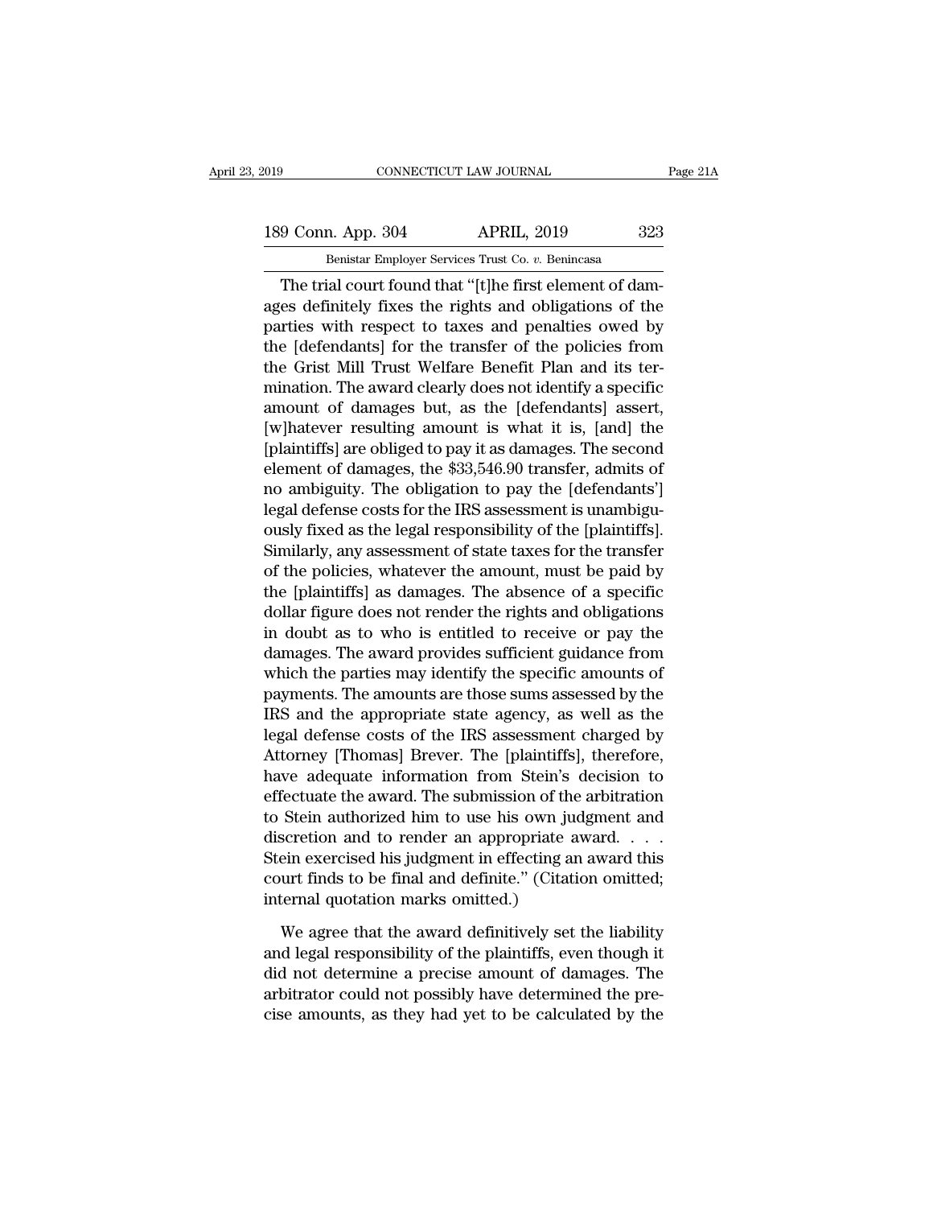The trial court found that "[t]he first element of damages definitely fixes the rights and obligations of the parties with respect to taxes and penalties owed by the [defendants] for the transfer of the policies from the Grist Mill Trust Welfare Benefit Plan and its termination. The award clearly does not identify a specific amount of damages but, as the [defendants] assert, [w]hatever resulting amount is what it is, [and] the [plaintiffs] are obliged to pay it as damages. The second element of damages, the $33,546.90 transfer, admits of no ambiguity. The obligation to pay the [defendants'] legal defense costs for the IRS assessment is unambiguously fixed as the legal responsibility of the [plaintiffs]. Similarly, any assessment of state taxes for the transfer of the policies, whatever the amount, must be paid by the [plaintiffs] as damages. The absence of a specific dollar figure does not render the rights and obligations in doubt as to who is entitled to receive or pay the damages. The award provides sufficient guidance from which the parties may identify the specific amounts of payments. The amounts are those sums assessed by the IRS and the appropriate state agency, as well as the legal defense costs of the IRS assessment charged by Attorney [Thomas] Brever. The [plaintiffs], therefore, have adequate information from Stein's decision to effectuate the award. The submission of the arbitration to Stein authorized him to use his own judgment and discretion and to render an appropriate award. . . . Stein exercised his judgment in effecting an award this court finds to be final and definite." (Citation omitted; internal quotation marks omitted.)

We agree that the award definitively set the liability and legal responsibility of the plaintiffs, even though it did not determine a precise amount of damages. The arbitrator could not possibly have determined the precise amounts, as they had yet to be calculated by the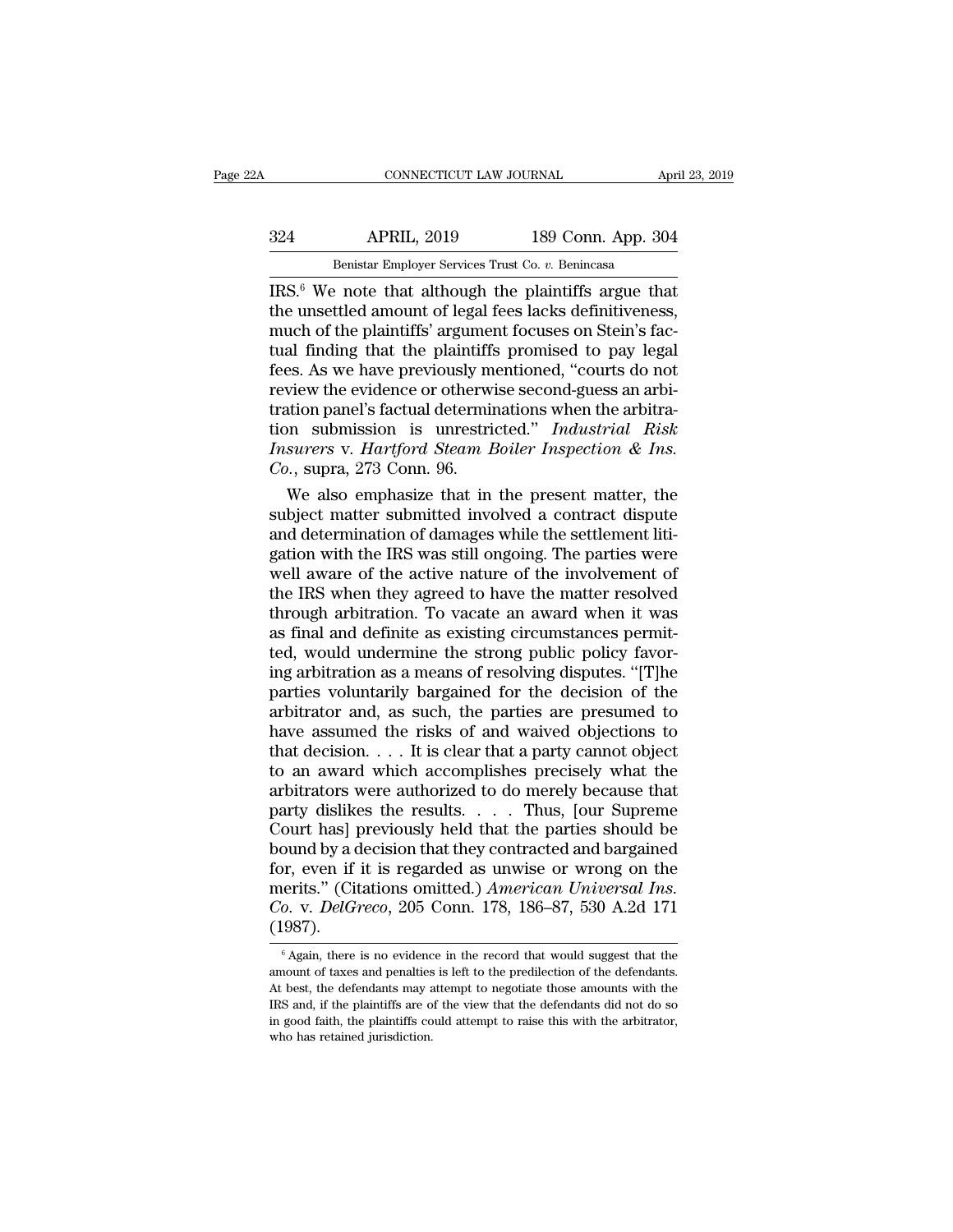IRS.[6] We note that although the plaintiffs argue that the unsettled amount of legal fees lacks definitiveness, much of the plaintiffs' argument focuses on Stein's factual finding that the plaintiffs promised to pay legal fees. As we have previously mentioned, "courts do not review the evidence or otherwise second-guess an arbitration panel's factual determinations when the arbitration submission is unrestricted." *Industrial Risk Insurers* v. *Hartford Steam Boiler Inspection & Ins. Co.*, supra, 273 Conn. 96.

We also emphasize that in the present matter, the subject matter submitted involved a contract dispute and determination of damages while the settlement litigation with the IRS was still ongoing. The parties were well aware of the active nature of the involvement of the IRS when they agreed to have the matter resolved through arbitration. To vacate an award when it was as final and definite as existing circumstances permitted, would undermine the strong public policy favoring arbitration as a means of resolving disputes. "[T]he parties voluntarily bargained for the decision of the arbitrator and, as such, the parties are presumed to have assumed the risks of and waived objections to that decision. . . . It is clear that a party cannot object to an award which accomplishes precisely what the arbitrators were authorized to do merely because that party dislikes the results. . . . Thus, [our Supreme Court has] previously held that the parties should be bound by a decision that they contracted and bargained for, even if it is regarded as unwise or wrong on the merits." (Citations omitted.) *American Universal Ins. Co.* v. *DelGreco*, 205 Conn. 178, 186–87, 530 A.2d 171 (1987).

[6] Again, there is no evidence in the record that would suggest that the amount of taxes and penalties is left to the predilection of the defendants. At best, the defendants may attempt to negotiate those amounts with the IRS and, if the plaintiffs are of the view that the defendants did not do so in good faith, the plaintiffs could attempt to raise this with the arbitrator, who has retained jurisdiction.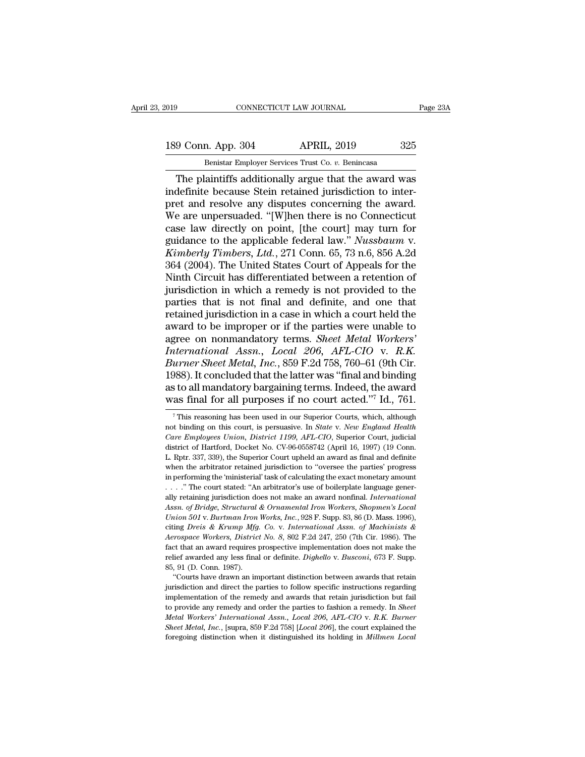The plaintiffs additionally argue that the award was indefinite because Stein retained jurisdiction to interpret and resolve any disputes concerning the award. We are unpersuaded. "[W]hen there is no Connecticut case law directly on point, [the court] may turn for guidance to the applicable federal law." *Nussbaum* v. *Kimberly Timbers, Ltd.*, 271 Conn. 65, 73 n.6, 856 A.2d 364 (2004). The United States Court of Appeals for the Ninth Circuit has differentiated between a retention of jurisdiction in which a remedy is not provided to the parties that is not final and definite, and one that retained jurisdiction in a case in which a court held the award to be improper or if the parties were unable to agree on nonmandatory terms. *Sheet Metal Workers' International Assn., Local 206, AFL-CIO* v. *R.K. Burner Sheet Metal, Inc.*, 859 F.2d 758, 760–61 (9th Cir. 1988). It concluded that the latter was "final and binding as to all mandatory bargaining terms. Indeed, the award was final for all purposes if no court acted."[7] Id., 761.

[7] This reasoning has been used in our Superior Courts, which, although not binding on this court, is persuasive. In *State* v. *New England Health Care Employees Union, District 1199, AFL-CIO*, Superior Court, judicial district of Hartford, Docket No. CV-96-0558742 (April 16, 1997) (19 Conn. L. Rptr. 337, 339), the Superior Court upheld an award as final and definite when the arbitrator retained jurisdiction to "oversee the parties' progress in performing the 'ministerial' task of calculating the exact monetary amount . . . ." The court stated: "An arbitrator's use of boilerplate language generally retaining jurisdiction does not make an award nonfinal. *International Assn. of Bridge, Structural & Ornamental Iron Workers, Shopmen's Local Union 501* v. *Burtman Iron Works, Inc.*, 928 F. Supp. 83, 86 (D. Mass. 1996), citing *Dreis & Krump Mfg. Co.* v. *International Assn. of Machinists & Aerospace Workers, District No. 8*, 802 F.2d 247, 250 (7th Cir. 1986). The fact that an award requires prospective implementation does not make the relief awarded any less final or definite. *Dighello* v. *Busconi*, 673 F. Supp. 85, 91 (D. Conn. 1987).

"Courts have drawn an important distinction between awards that retain jurisdiction and direct the parties to follow specific instructions regarding implementation of the remedy and awards that retain jurisdiction but fail to provide any remedy and order the parties to fashion a remedy. In *Sheet Metal Workers' International Assn., Local 206, AFL-CIO* v. *R.K. Burner Sheet Metal, Inc.*, [supra, 859 F.2d 758] [*Local 206*], the court explained the foregoing distinction when it distinguished its holding in *Millmen Local*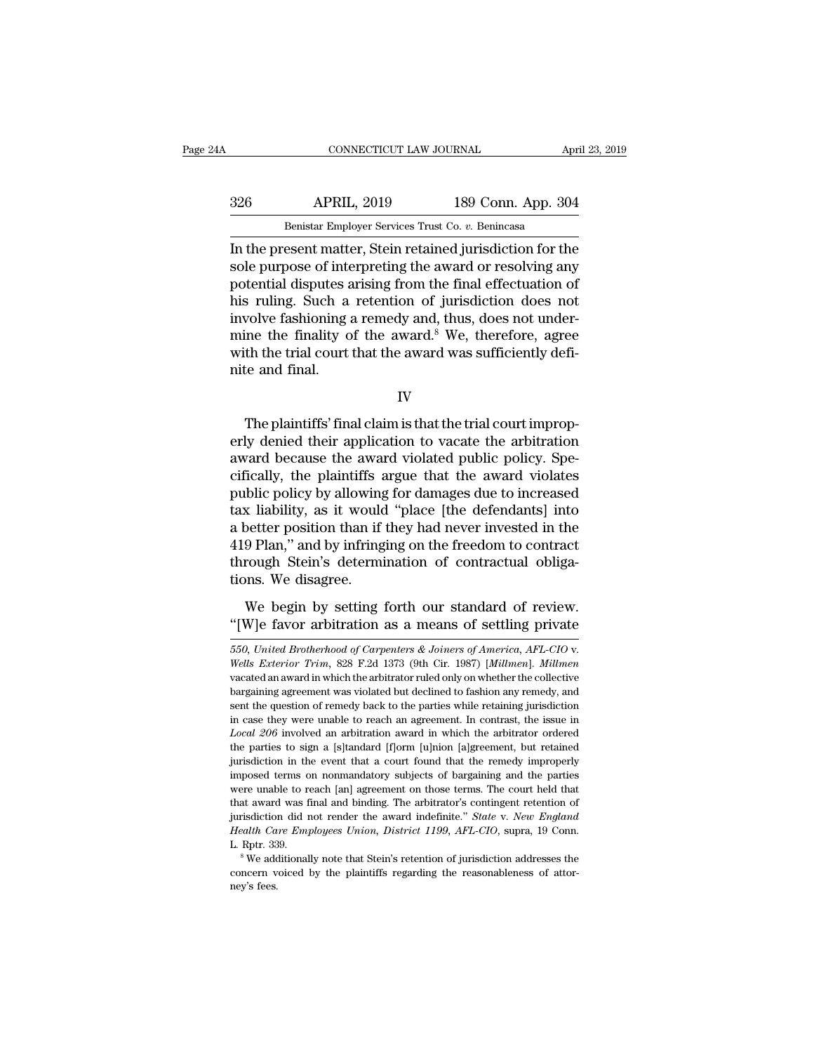In the present matter, Stein retained jurisdiction for the sole purpose of interpreting the award or resolving any potential disputes arising from the final effectuation of his ruling. Such a retention of jurisdiction does not involve fashioning a remedy and, thus, does not undermine the finality of the award.[8] We, therefore, agree with the trial court that the award was sufficiently definite and final.

IV

The plaintiffs' final claim is that the trial court improperly denied their application to vacate the arbitration award because the award violated public policy. Specifically, the plaintiffs argue that the award violates public policy by allowing for damages due to increased tax liability, as it would "place [the defendants] into a better position than if they had never invested in the 419 Plan," and by infringing on the freedom to contract through Stein's determination of contractual obligations. We disagree.

We begin by setting forth our standard of review. "[W]e favor arbitration as a means of settling private

---

*550, United Brotherhood of Carpenters & Joiners of America, AFL-CIO* v. *Wells Exterior Trim*, 828 F.2d 1373 (9th Cir. 1987) [*Millmen*]. *Millmen* vacated an award in which the arbitrator ruled only on whether the collective bargaining agreement was violated but declined to fashion any remedy, and sent the question of remedy back to the parties while retaining jurisdiction in case they were unable to reach an agreement. In contrast, the issue in *Local 206* involved an arbitration award in which the arbitrator ordered the parties to sign a [s]tandard [f]orm [u]nion [a]greement, but retained jurisdiction in the event that a court found that the remedy improperly imposed terms on nonmandatory subjects of bargaining and the parties were unable to reach [an] agreement on those terms. The court held that that award was final and binding. The arbitrator's contingent retention of jurisdiction did not render the award indefinite." *State* v. *New England Health Care Employees Union, District 1199, AFL-CIO*, supra, 19 Conn. L. Rptr. 339.

[8] We additionally note that Stein's retention of jurisdiction addresses the concern voiced by the plaintiffs regarding the reasonableness of attorney's fees.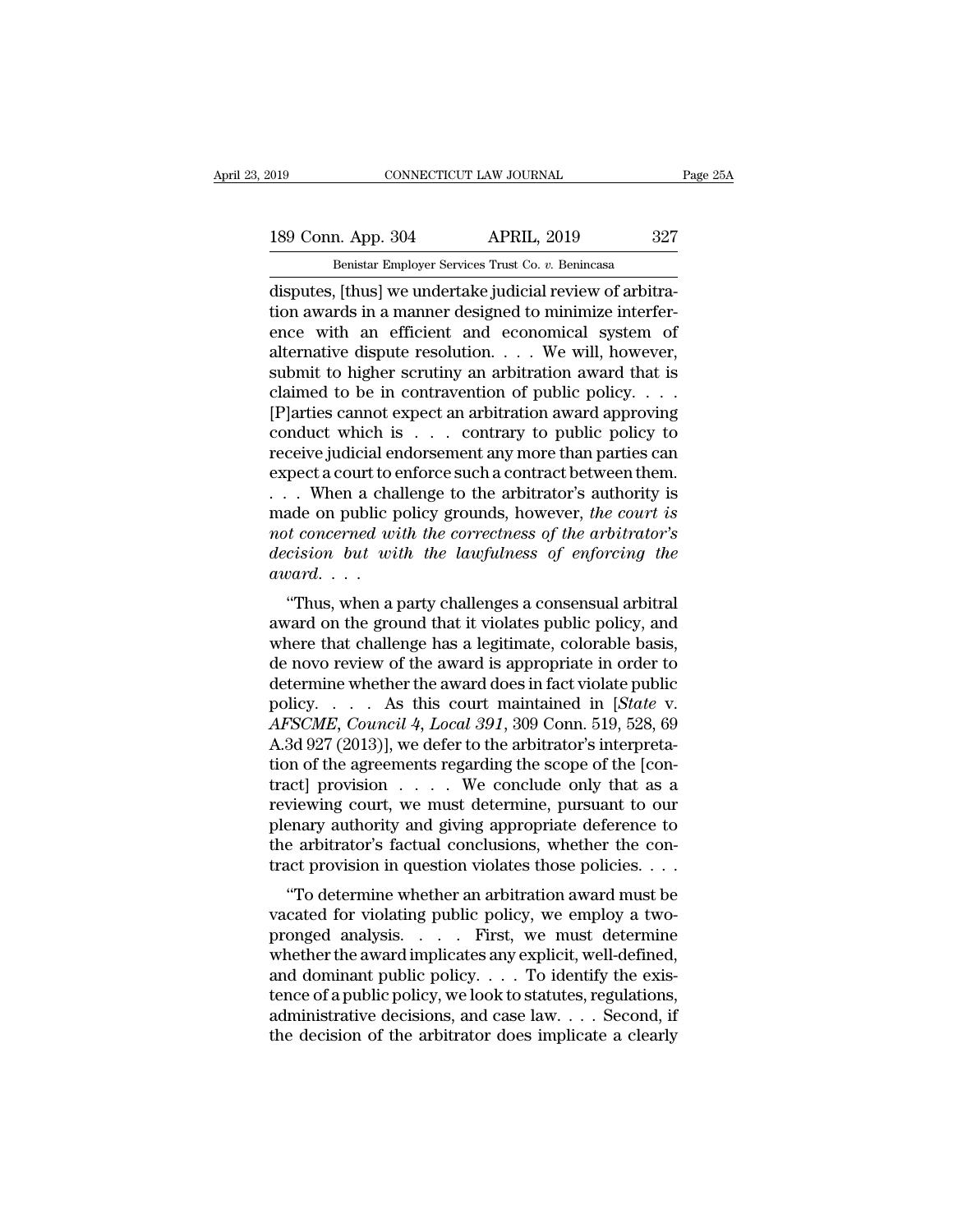disputes, [thus] we undertake judicial review of arbitration awards in a manner designed to minimize interference with an efficient and economical system of alternative dispute resolution. . . . We will, however, submit to higher scrutiny an arbitration award that is claimed to be in contravention of public policy. . . . [P]arties cannot expect an arbitration award approving conduct which is . . . contrary to public policy to receive judicial endorsement any more than parties can expect a court to enforce such a contract between them. . . . When a challenge to the arbitrator's authority is made on public policy grounds, however, *the court is not concerned with the correctness of the arbitrator's decision but with the lawfulness of enforcing the award*. . . .

"Thus, when a party challenges a consensual arbitral award on the ground that it violates public policy, and where that challenge has a legitimate, colorable basis, de novo review of the award is appropriate in order to determine whether the award does in fact violate public policy. . . . As this court maintained in [*State* v. *AFSCME, Council 4, Local 391*, 309 Conn. 519, 528, 69 A.3d 927 (2013)], we defer to the arbitrator's interpretation of the agreements regarding the scope of the [contract] provision . . . . We conclude only that as a reviewing court, we must determine, pursuant to our plenary authority and giving appropriate deference to the arbitrator's factual conclusions, whether the contract provision in question violates those policies. . . .

"To determine whether an arbitration award must be vacated for violating public policy, we employ a two-pronged analysis. . . . First, we must determine whether the award implicates any explicit, well-defined, and dominant public policy. . . . To identify the existence of a public policy, we look to statutes, regulations, administrative decisions, and case law. . . . Second, if the decision of the arbitrator does implicate a clearly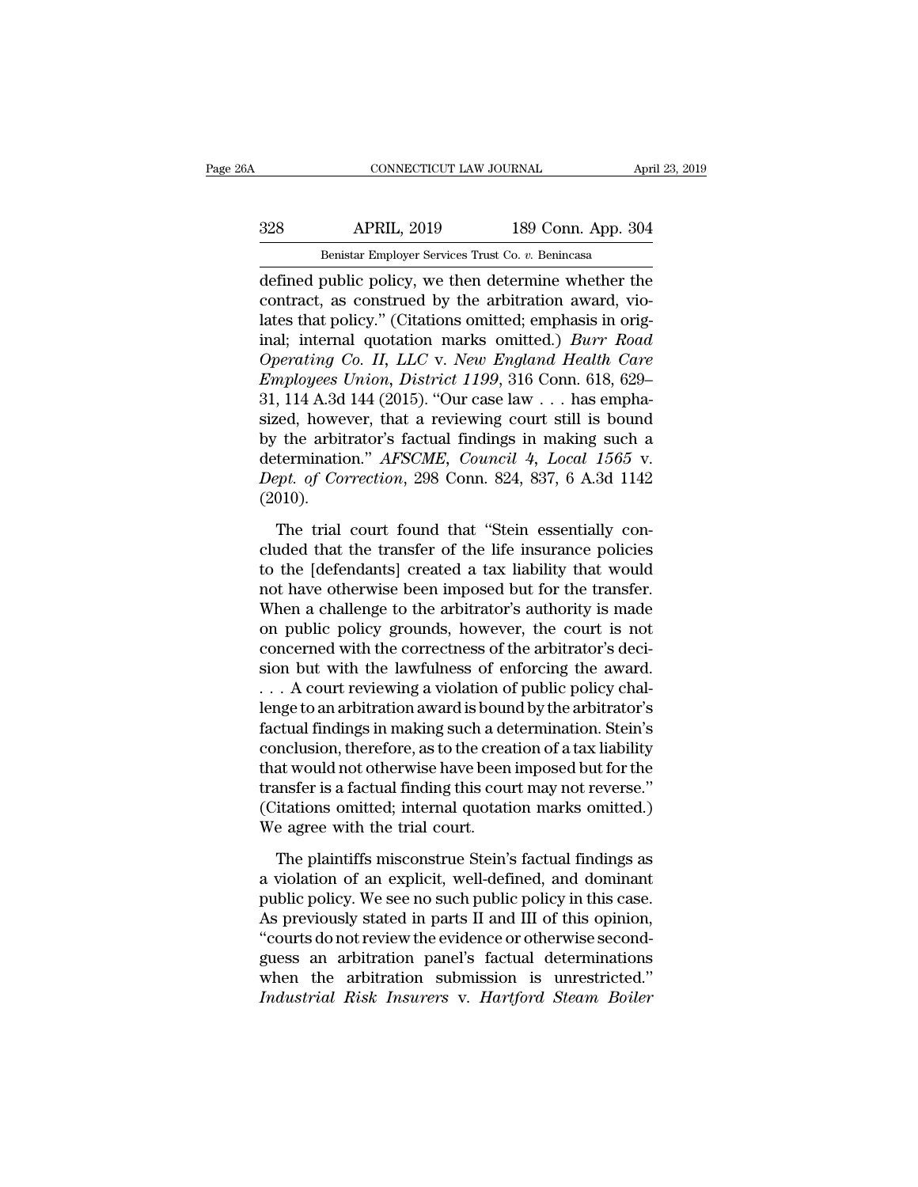defined public policy, we then determine whether the contract, as construed by the arbitration award, violates that policy." (Citations omitted; emphasis in original; internal quotation marks omitted.) *Burr Road Operating Co. II, LLC* v. *New England Health Care Employees Union, District 1199*, 316 Conn. 618, 629–31, 114 A.3d 144 (2015). "Our case law . . . has emphasized, however, that a reviewing court still is bound by the arbitrator's factual findings in making such a determination." *AFSCME, Council 4, Local 1565* v. *Dept. of Correction*, 298 Conn. 824, 837, 6 A.3d 1142 (2010).

The trial court found that "Stein essentially concluded that the transfer of the life insurance policies to the [defendants] created a tax liability that would not have otherwise been imposed but for the transfer. When a challenge to the arbitrator's authority is made on public policy grounds, however, the court is not concerned with the correctness of the arbitrator's decision but with the lawfulness of enforcing the award. . . . A court reviewing a violation of public policy challenge to an arbitration award is bound by the arbitrator's factual findings in making such a determination. Stein's conclusion, therefore, as to the creation of a tax liability that would not otherwise have been imposed but for the transfer is a factual finding this court may not reverse." (Citations omitted; internal quotation marks omitted.) We agree with the trial court.

The plaintiffs misconstrue Stein's factual findings as a violation of an explicit, well-defined, and dominant public policy. We see no such public policy in this case. As previously stated in parts II and III of this opinion, "courts do not review the evidence or otherwise second-guess an arbitration panel's factual determinations when the arbitration submission is unrestricted." *Industrial Risk Insurers* v. *Hartford Steam Boiler*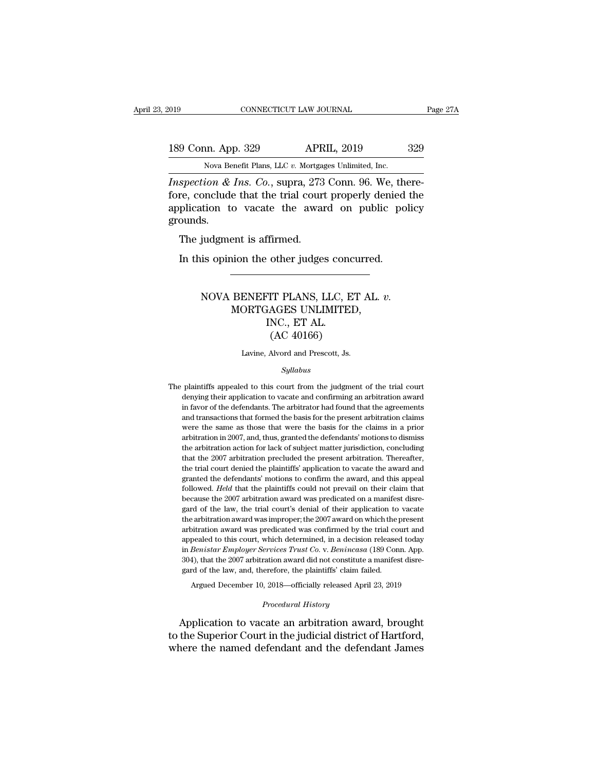*Inspection & Ins. Co.*, supra, 273 Conn. 96. We, therefore, conclude that the trial court properly denied the application to vacate the award on public policy grounds.

The judgment is affirmed.

In this opinion the other judges concurred.

---

# NOVA BENEFIT PLANS, LLC, ET AL. *v.* MORTGAGES UNLIMITED, INC., ET AL. (AC 40166)

Lavine, Alvord and Prescott, Js.

*Syllabus*

The plaintiffs appealed to this court from the judgment of the trial court denying their application to vacate and confirming an arbitration award in favor of the defendants. The arbitrator had found that the agreements and transactions that formed the basis for the present arbitration claims were the same as those that were the basis for the claims in a prior arbitration in 2007, and, thus, granted the defendants' motions to dismiss the arbitration action for lack of subject matter jurisdiction, concluding that the 2007 arbitration precluded the present arbitration. Thereafter, the trial court denied the plaintiffs' application to vacate the award and granted the defendants' motions to confirm the award, and this appeal followed. *Held* that the plaintiffs could not prevail on their claim that because the 2007 arbitration award was predicated on a manifest disregard of the law, the trial court's denial of their application to vacate the arbitration award was improper; the 2007 award on which the present arbitration award was predicated was confirmed by the trial court and appealed to this court, which determined, in a decision released today in *Benistar Employer Services Trust Co.* v. *Benincasa* (189 Conn. App. 304), that the 2007 arbitration award did not constitute a manifest disregard of the law, and, therefore, the plaintiffs' claim failed.

Argued December 10, 2018—officially released April 23, 2019

*Procedural History*

Application to vacate an arbitration award, brought to the Superior Court in the judicial district of Hartford, where the named defendant and the defendant James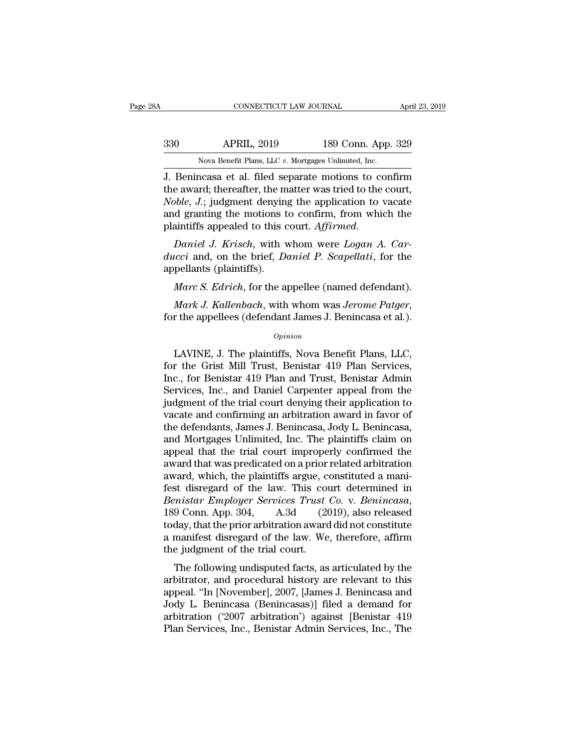J. Benincasa et al. filed separate motions to confirm the award; thereafter, the matter was tried to the court, *Noble, J.*; judgment denying the application to vacate and granting the motions to confirm, from which the plaintiffs appealed to this court. *Affirmed.*

*Daniel J. Krisch*, with whom were *Logan A. Carducci* and, on the brief, *Daniel P. Scapellati*, for the appellants (plaintiffs).

*Marc S. Edrich*, for the appellee (named defendant).

*Mark J. Kallenbach*, with whom was *Jerome Patger*, for the appellees (defendant James J. Benincasa et al.).

*Opinion*

LAVINE, J. The plaintiffs, Nova Benefit Plans, LLC, for the Grist Mill Trust, Benistar 419 Plan Services, Inc., for Benistar 419 Plan and Trust, Benistar Admin Services, Inc., and Daniel Carpenter appeal from the judgment of the trial court denying their application to vacate and confirming an arbitration award in favor of the defendants, James J. Benincasa, Jody L. Benincasa, and Mortgages Unlimited, Inc. The plaintiffs claim on appeal that the trial court improperly confirmed the award that was predicated on a prior related arbitration award, which, the plaintiffs argue, constituted a manifest disregard of the law. This court determined in *Benistar Employer Services Trust Co.* v. *Benincasa*, 189 Conn. App. 304, A.3d (2019), also released today, that the prior arbitration award did not constitute a manifest disregard of the law. We, therefore, affirm the judgment of the trial court.

The following undisputed facts, as articulated by the arbitrator, and procedural history are relevant to this appeal. "In [November], 2007, [James J. Benincasa and Jody L. Benincasa (Benincasas)] filed a demand for arbitration ('2007 arbitration') against [Benistar 419 Plan Services, Inc., Benistar Admin Services, Inc., The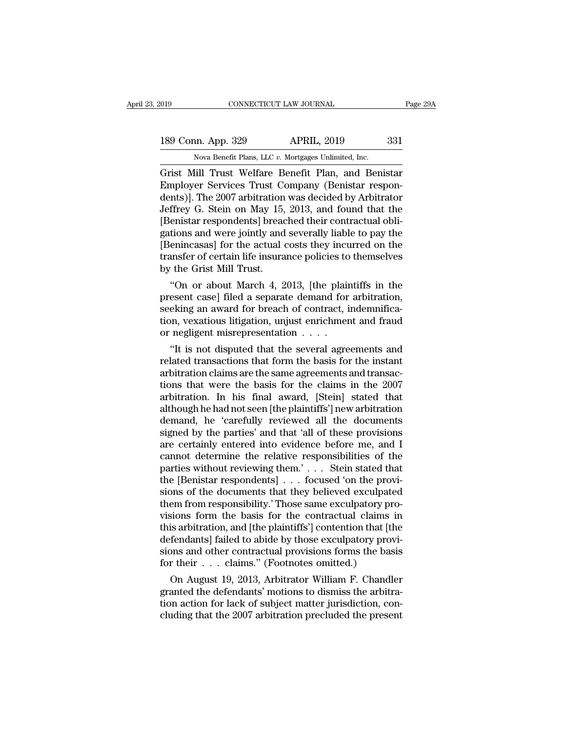Grist Mill Trust Welfare Benefit Plan, and Benistar Employer Services Trust Company (Benistar respondents)]. The 2007 arbitration was decided by Arbitrator Jeffrey G. Stein on May 15, 2013, and found that the [Benistar respondents] breached their contractual obligations and were jointly and severally liable to pay the [Benincasas] for the actual costs they incurred on the transfer of certain life insurance policies to themselves by the Grist Mill Trust.

"On or about March 4, 2013, [the plaintiffs in the present case] filed a separate demand for arbitration, seeking an award for breach of contract, indemnification, vexatious litigation, unjust enrichment and fraud or negligent misrepresentation . . . .

"It is not disputed that the several agreements and related transactions that form the basis for the instant arbitration claims are the same agreements and transactions that were the basis for the claims in the 2007 arbitration. In his final award, [Stein] stated that although he had not seen [the plaintiffs'] new arbitration demand, he 'carefully reviewed all the documents signed by the parties' and that 'all of these provisions are certainly entered into evidence before me, and I cannot determine the relative responsibilities of the parties without reviewing them.' . . . Stein stated that the [Benistar respondents] . . . focused 'on the provisions of the documents that they believed exculpated them from responsibility.' Those same exculpatory provisions form the basis for the contractual claims in this arbitration, and [the plaintiffs'] contention that [the defendants] failed to abide by those exculpatory provisions and other contractual provisions forms the basis for their . . . claims." (Footnotes omitted.)

On August 19, 2013, Arbitrator William F. Chandler granted the defendants' motions to dismiss the arbitration action for lack of subject matter jurisdiction, concluding that the 2007 arbitration precluded the present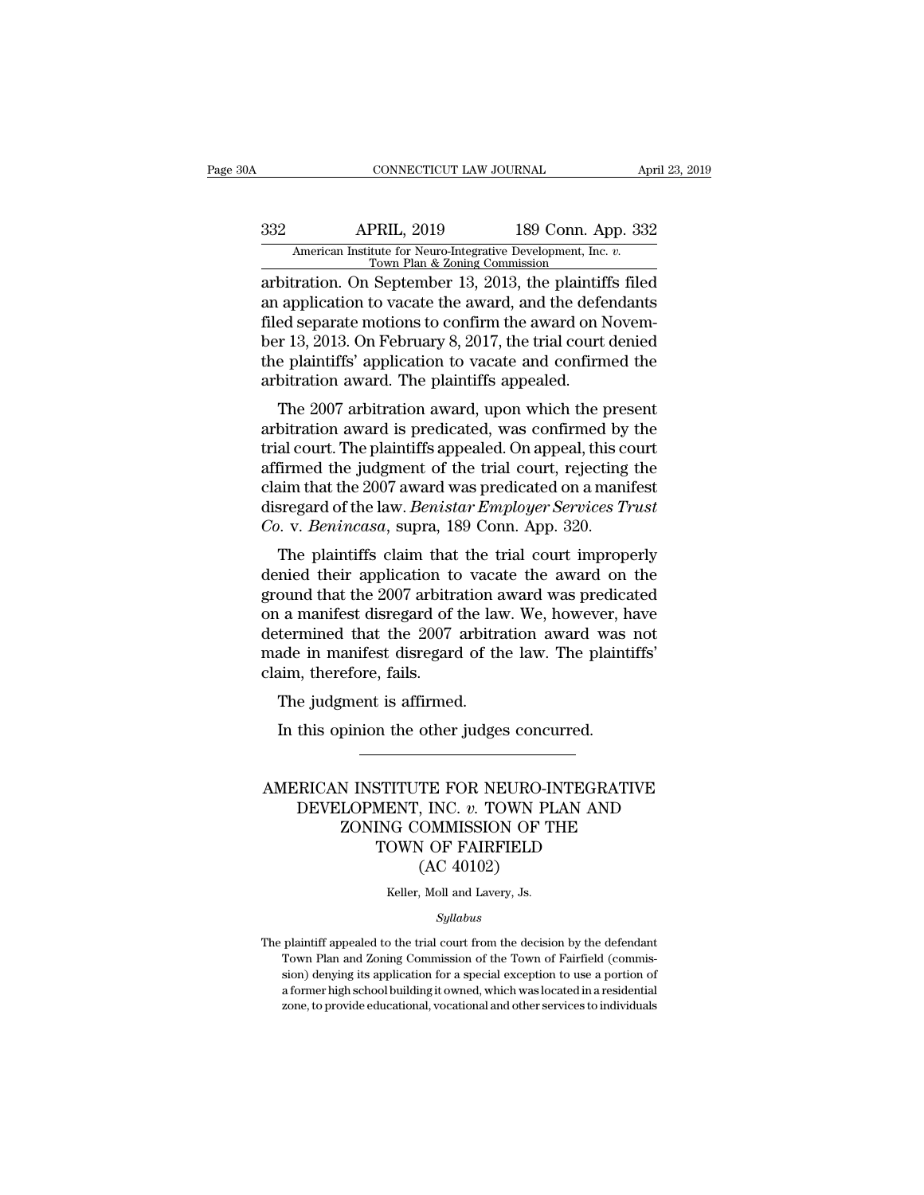arbitration. On September 13, 2013, the plaintiffs filed an application to vacate the award, and the defendants filed separate motions to confirm the award on November 13, 2013. On February 8, 2017, the trial court denied the plaintiffs' application to vacate and confirmed the arbitration award. The plaintiffs appealed.

The 2007 arbitration award, upon which the present arbitration award is predicated, was confirmed by the trial court. The plaintiffs appealed. On appeal, this court affirmed the judgment of the trial court, rejecting the claim that the 2007 award was predicated on a manifest disregard of the law. *Benistar Employer Services Trust Co.* v. *Benincasa*, supra, 189 Conn. App. 320.

The plaintiffs claim that the trial court improperly denied their application to vacate the award on the ground that the 2007 arbitration award was predicated on a manifest disregard of the law. We, however, have determined that the 2007 arbitration award was not made in manifest disregard of the law. The plaintiffs' claim, therefore, fails.

The judgment is affirmed.

In this opinion the other judges concurred.

---

# AMERICAN INSTITUTE FOR NEURO-INTEGRATIVE DEVELOPMENT, INC. *v.* TOWN PLAN AND ZONING COMMISSION OF THE TOWN OF FAIRFIELD (AC 40102)

Keller, Moll and Lavery, Js.

*Syllabus*

The plaintiff appealed to the trial court from the decision by the defendant Town Plan and Zoning Commission of the Town of Fairfield (commission) denying its application for a special exception to use a portion of a former high school building it owned, which was located in a residential zone, to provide educational, vocational and other services to individuals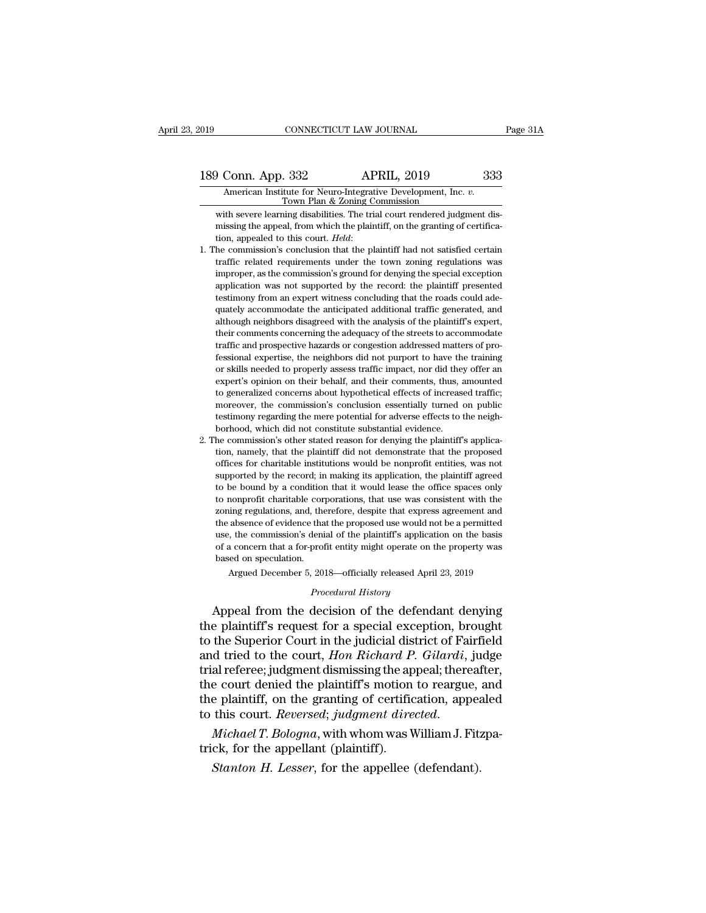with severe learning disabilities. The trial court rendered judgment dismissing the appeal, from which the plaintiff, on the granting of certification, appealed to this court. *Held*:

1. The commission's conclusion that the plaintiff had not satisfied certain traffic related requirements under the town zoning regulations was improper, as the commission's ground for denying the special exception application was not supported by the record: the plaintiff presented testimony from an expert witness concluding that the roads could adequately accommodate the anticipated additional traffic generated, and although neighbors disagreed with the analysis of the plaintiff's expert, their comments concerning the adequacy of the streets to accommodate traffic and prospective hazards or congestion addressed matters of professional expertise, the neighbors did not purport to have the training or skills needed to properly assess traffic impact, nor did they offer an expert's opinion on their behalf, and their comments, thus, amounted to generalized concerns about hypothetical effects of increased traffic; moreover, the commission's conclusion essentially turned on public testimony regarding the mere potential for adverse effects to the neighborhood, which did not constitute substantial evidence.
2. The commission's other stated reason for denying the plaintiff's application, namely, that the plaintiff did not demonstrate that the proposed offices for charitable institutions would be nonprofit entities, was not supported by the record; in making its application, the plaintiff agreed to be bound by a condition that it would lease the office spaces only to nonprofit charitable corporations, that use was consistent with the zoning regulations, and, therefore, despite that express agreement and the absence of evidence that the proposed use would not be a permitted use, the commission's denial of the plaintiff's application on the basis of a concern that a for-profit entity might operate on the property was based on speculation.

Argued December 5, 2018—officially released April 23, 2019

*Procedural History*

Appeal from the decision of the defendant denying the plaintiff's request for a special exception, brought to the Superior Court in the judicial district of Fairfield and tried to the court, *Hon Richard P. Gilardi*, judge trial referee; judgment dismissing the appeal; thereafter, the court denied the plaintiff's motion to reargue, and the plaintiff, on the granting of certification, appealed to this court. *Reversed*; *judgment directed*.

*Michael T. Bologna*, with whom was William J. Fitzpatrick, for the appellant (plaintiff).

*Stanton H. Lesser*, for the appellee (defendant).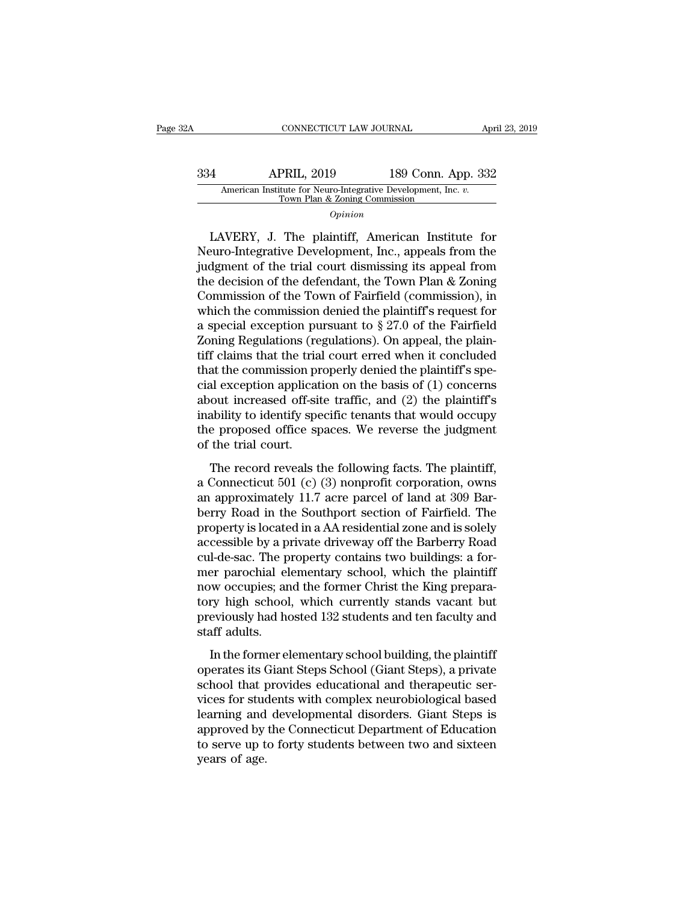*Opinion*

LAVERY, J. The plaintiff, American Institute for Neuro-Integrative Development, Inc., appeals from the judgment of the trial court dismissing its appeal from the decision of the defendant, the Town Plan & Zoning Commission of the Town of Fairfield (commission), in which the commission denied the plaintiff's request for a special exception pursuant to § 27.0 of the Fairfield Zoning Regulations (regulations). On appeal, the plaintiff claims that the trial court erred when it concluded that the commission properly denied the plaintiff's special exception application on the basis of (1) concerns about increased off-site traffic, and (2) the plaintiff's inability to identify specific tenants that would occupy the proposed office spaces. We reverse the judgment of the trial court.

The record reveals the following facts. The plaintiff, a Connecticut 501 (c) (3) nonprofit corporation, owns an approximately 11.7 acre parcel of land at 309 Barberry Road in the Southport section of Fairfield. The property is located in a AA residential zone and is solely accessible by a private driveway off the Barberry Road cul-de-sac. The property contains two buildings: a former parochial elementary school, which the plaintiff now occupies; and the former Christ the King preparatory high school, which currently stands vacant but previously had hosted 132 students and ten faculty and staff adults.

In the former elementary school building, the plaintiff operates its Giant Steps School (Giant Steps), a private school that provides educational and therapeutic services for students with complex neurobiological based learning and developmental disorders. Giant Steps is approved by the Connecticut Department of Education to serve up to forty students between two and sixteen years of age.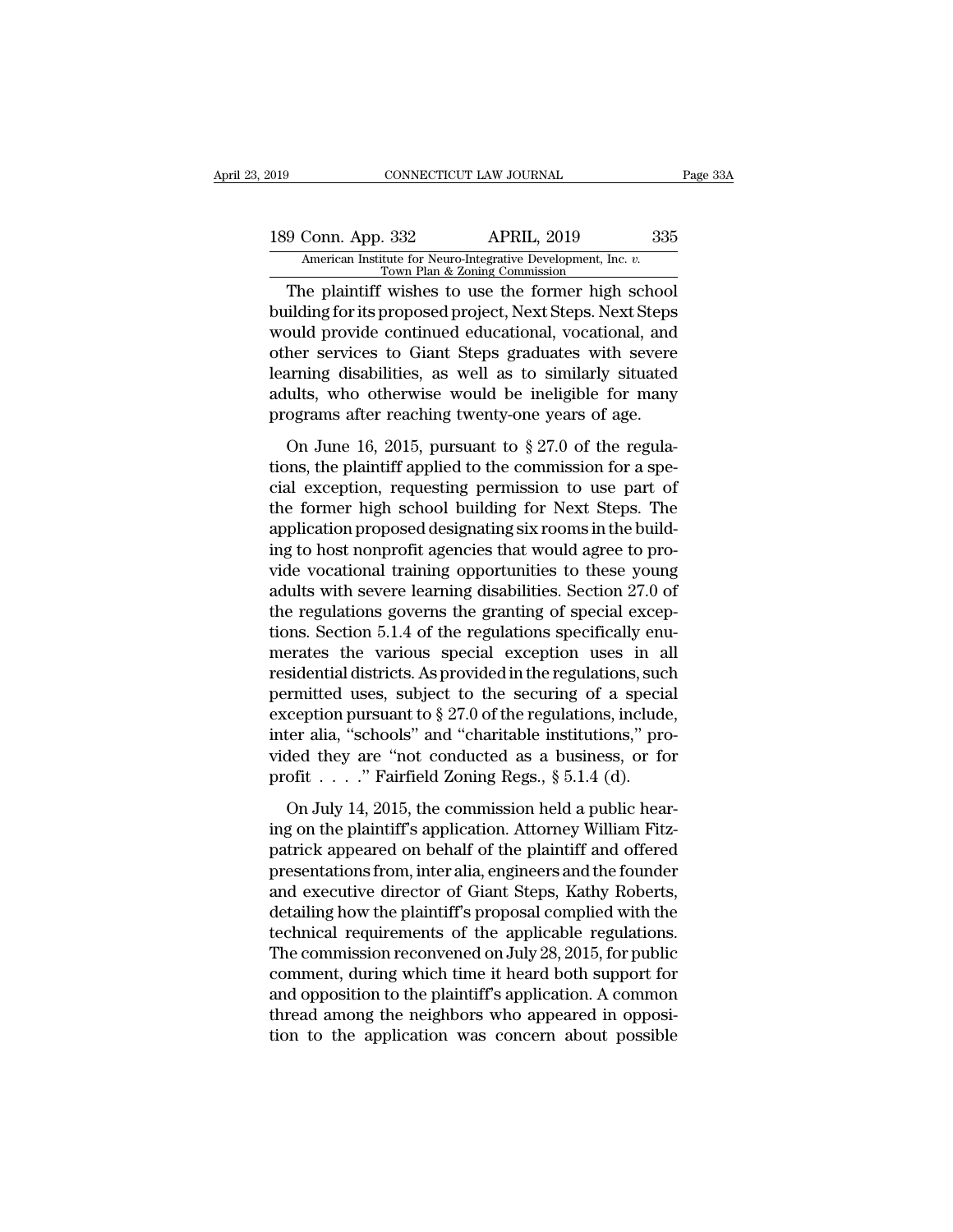The plaintiff wishes to use the former high school building for its proposed project, Next Steps. Next Steps would provide continued educational, vocational, and other services to Giant Steps graduates with severe learning disabilities, as well as to similarly situated adults, who otherwise would be ineligible for many programs after reaching twenty-one years of age.

On June 16, 2015, pursuant to § 27.0 of the regulations, the plaintiff applied to the commission for a special exception, requesting permission to use part of the former high school building for Next Steps. The application proposed designating six rooms in the building to host nonprofit agencies that would agree to provide vocational training opportunities to these young adults with severe learning disabilities. Section 27.0 of the regulations governs the granting of special exceptions. Section 5.1.4 of the regulations specifically enumerates the various special exception uses in all residential districts. As provided in the regulations, such permitted uses, subject to the securing of a special exception pursuant to § 27.0 of the regulations, include, inter alia, "schools" and "charitable institutions," provided they are "not conducted as a business, or for profit . . . ." Fairfield Zoning Regs., § 5.1.4 (d).

On July 14, 2015, the commission held a public hearing on the plaintiff's application. Attorney William Fitzpatrick appeared on behalf of the plaintiff and offered presentations from, inter alia, engineers and the founder and executive director of Giant Steps, Kathy Roberts, detailing how the plaintiff's proposal complied with the technical requirements of the applicable regulations. The commission reconvened on July 28, 2015, for public comment, during which time it heard both support for and opposition to the plaintiff's application. A common thread among the neighbors who appeared in opposition to the application was concern about possible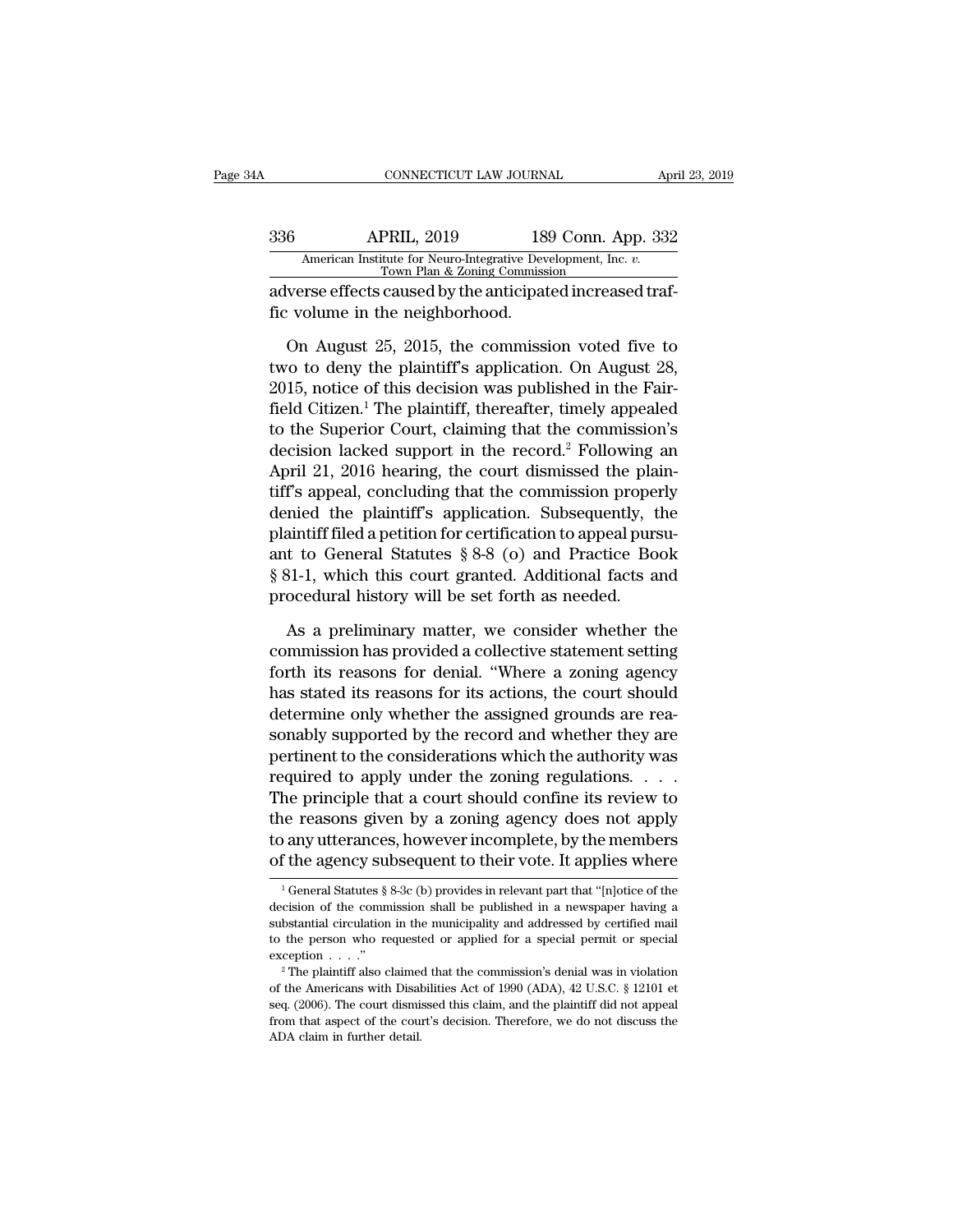adverse effects caused by the anticipated increased traffic volume in the neighborhood.

On August 25, 2015, the commission voted five to two to deny the plaintiff's application. On August 28, 2015, notice of this decision was published in the Fairfield Citizen.[1] The plaintiff, thereafter, timely appealed to the Superior Court, claiming that the commission's decision lacked support in the record.[2] Following an April 21, 2016 hearing, the court dismissed the plaintiff's appeal, concluding that the commission properly denied the plaintiff's application. Subsequently, the plaintiff filed a petition for certification to appeal pursuant to General Statutes § 8-8 (o) and Practice Book § 81-1, which this court granted. Additional facts and procedural history will be set forth as needed.

As a preliminary matter, we consider whether the commission has provided a collective statement setting forth its reasons for denial. "Where a zoning agency has stated its reasons for its actions, the court should determine only whether the assigned grounds are reasonably supported by the record and whether they are pertinent to the considerations which the authority was required to apply under the zoning regulations. . . . The principle that a court should confine its review to the reasons given by a zoning agency does not apply to any utterances, however incomplete, by the members of the agency subsequent to their vote. It applies where

[1] General Statutes § 8-3c (b) provides in relevant part that "[n]otice of the decision of the commission shall be published in a newspaper having a substantial circulation in the municipality and addressed by certified mail to the person who requested or applied for a special permit or special exception . . . ."

[2] The plaintiff also claimed that the commission's denial was in violation of the Americans with Disabilities Act of 1990 (ADA), 42 U.S.C. § 12101 et seq. (2006). The court dismissed this claim, and the plaintiff did not appeal from that aspect of the court's decision. Therefore, we do not discuss the ADA claim in further detail.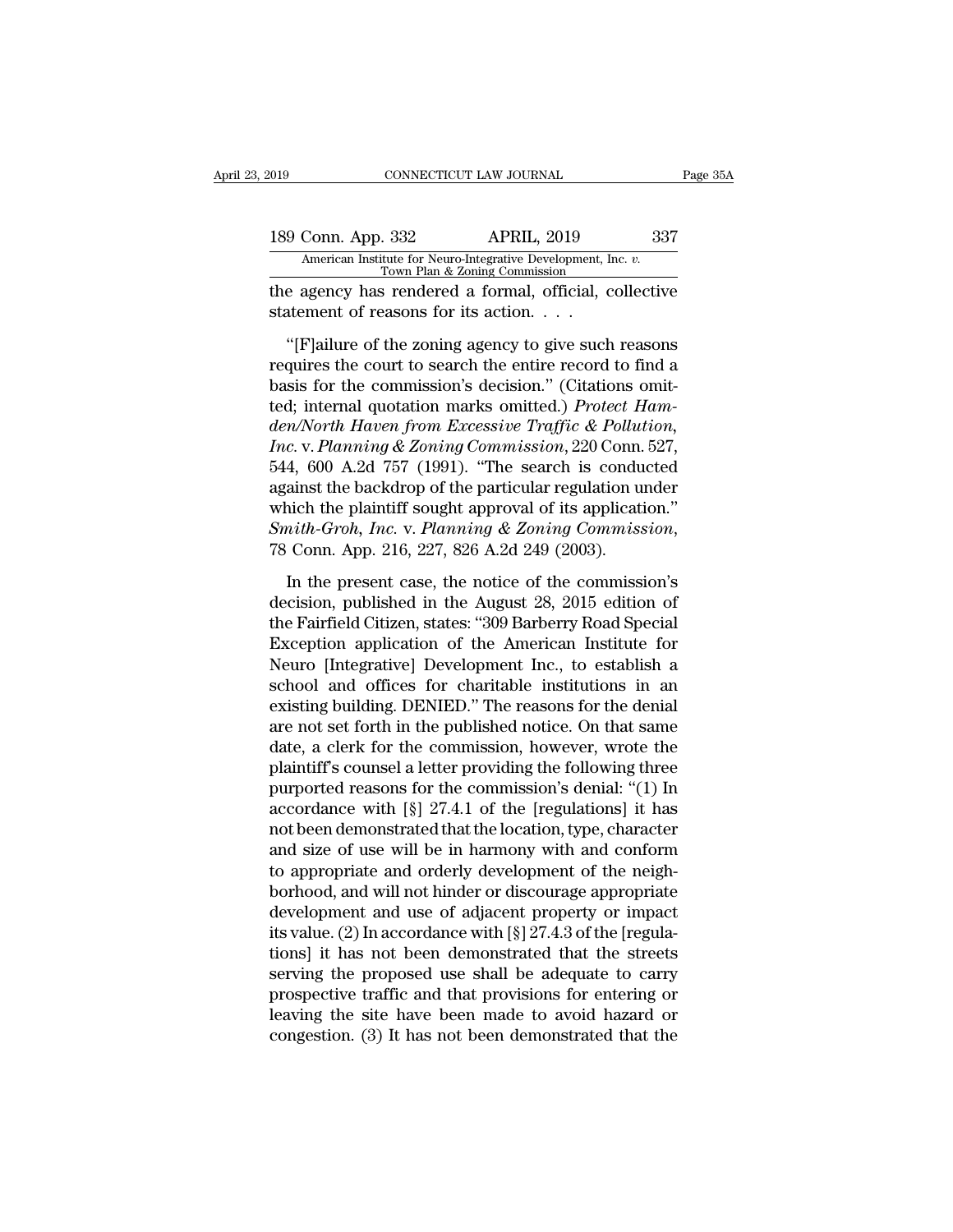the agency has rendered a formal, official, collective statement of reasons for its action. . . .

"[F]ailure of the zoning agency to give such reasons requires the court to search the entire record to find a basis for the commission's decision." (Citations omitted; internal quotation marks omitted.) *Protect Hamden/North Haven from Excessive Traffic & Pollution, Inc.* v. *Planning & Zoning Commission*, 220 Conn. 527, 544, 600 A.2d 757 (1991). "The search is conducted against the backdrop of the particular regulation under which the plaintiff sought approval of its application." *Smith-Groh, Inc.* v. *Planning & Zoning Commission*, 78 Conn. App. 216, 227, 826 A.2d 249 (2003).

In the present case, the notice of the commission's decision, published in the August 28, 2015 edition of the Fairfield Citizen, states: "309 Barberry Road Special Exception application of the American Institute for Neuro [Integrative] Development Inc., to establish a school and offices for charitable institutions in an existing building. DENIED." The reasons for the denial are not set forth in the published notice. On that same date, a clerk for the commission, however, wrote the plaintiff's counsel a letter providing the following three purported reasons for the commission's denial: "(1) In accordance with [§] 27.4.1 of the [regulations] it has not been demonstrated that the location, type, character and size of use will be in harmony with and conform to appropriate and orderly development of the neighborhood, and will not hinder or discourage appropriate development and use of adjacent property or impact its value. (2) In accordance with [§] 27.4.3 of the [regulations] it has not been demonstrated that the streets serving the proposed use shall be adequate to carry prospective traffic and that provisions for entering or leaving the site have been made to avoid hazard or congestion. (3) It has not been demonstrated that the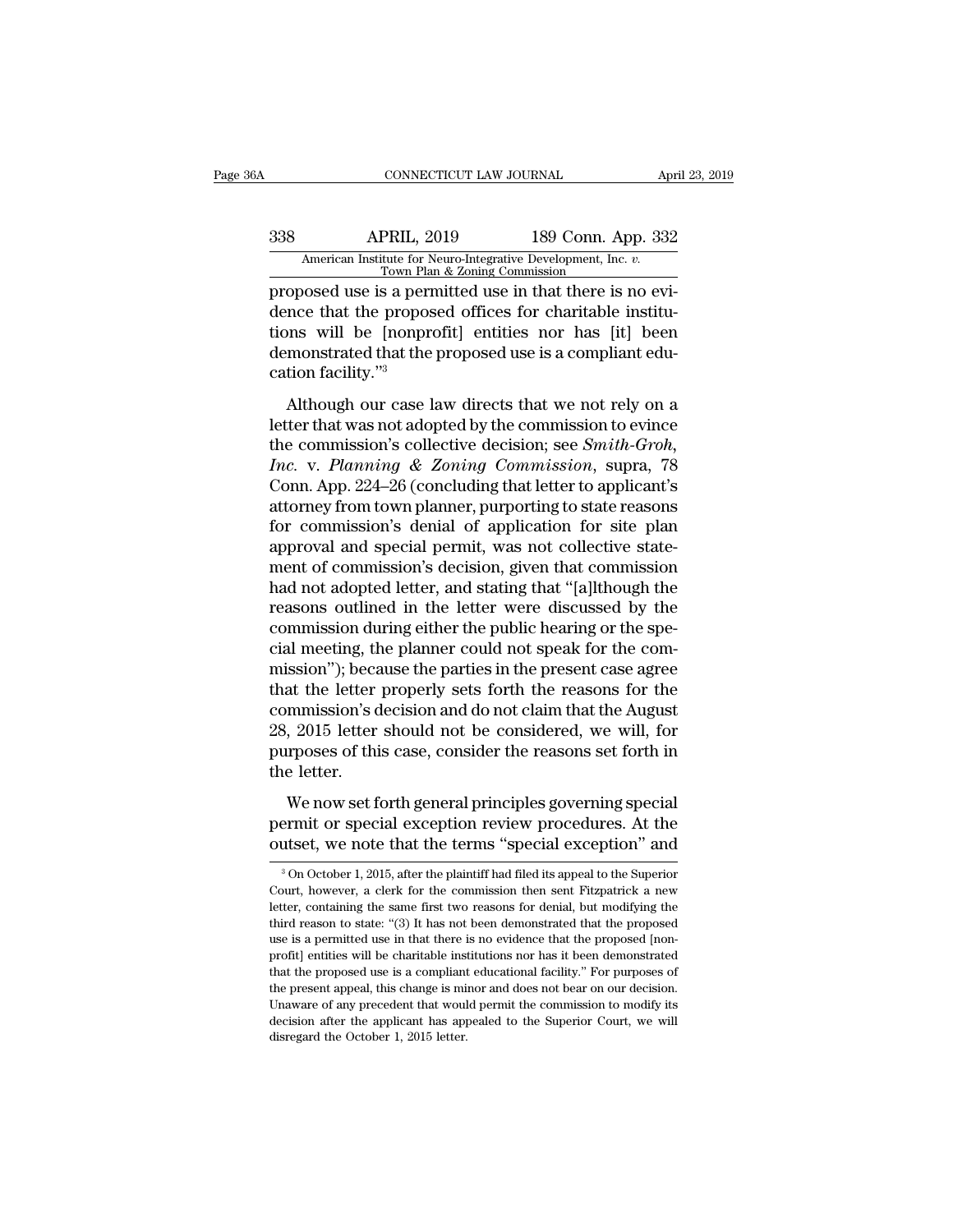proposed use is a permitted use in that there is no evidence that the proposed offices for charitable institutions will be [nonprofit] entities nor has [it] been demonstrated that the proposed use is a compliant education facility."[3]

Although our case law directs that we not rely on a letter that was not adopted by the commission to evince the commission's collective decision; see *Smith-Groh, Inc.* v. *Planning & Zoning Commission*, supra, 78 Conn. App. 224–26 (concluding that letter to applicant's attorney from town planner, purporting to state reasons for commission's denial of application for site plan approval and special permit, was not collective statement of commission's decision, given that commission had not adopted letter, and stating that "[a]lthough the reasons outlined in the letter were discussed by the commission during either the public hearing or the special meeting, the planner could not speak for the commission"); because the parties in the present case agree that the letter properly sets forth the reasons for the commission's decision and do not claim that the August 28, 2015 letter should not be considered, we will, for purposes of this case, consider the reasons set forth in the letter.

We now set forth general principles governing special permit or special exception review procedures. At the outset, we note that the terms "special exception" and

---

[3] On October 1, 2015, after the plaintiff had filed its appeal to the Superior Court, however, a clerk for the commission then sent Fitzpatrick a new letter, containing the same first two reasons for denial, but modifying the third reason to state: "(3) It has not been demonstrated that the proposed use is a permitted use in that there is no evidence that the proposed [nonprofit] entities will be charitable institutions nor has it been demonstrated that the proposed use is a compliant educational facility." For purposes of the present appeal, this change is minor and does not bear on our decision. Unaware of any precedent that would permit the commission to modify its decision after the applicant has appealed to the Superior Court, we will disregard the October 1, 2015 letter.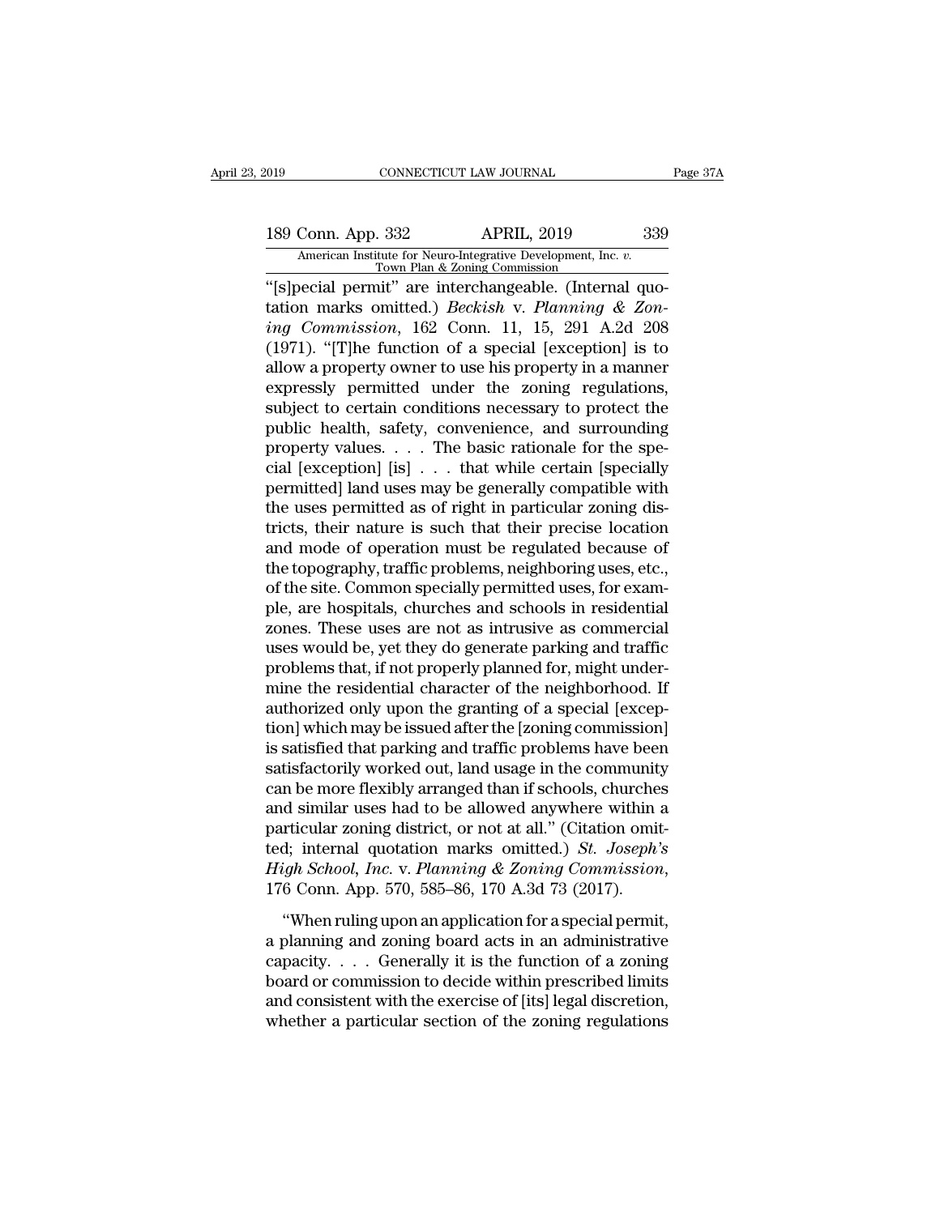"[s]pecial permit" are interchangeable. (Internal quotation marks omitted.) *Beckish* v. *Planning & Zoning Commission*, 162 Conn. 11, 15, 291 A.2d 208 (1971). "[T]he function of a special [exception] is to allow a property owner to use his property in a manner expressly permitted under the zoning regulations, subject to certain conditions necessary to protect the public health, safety, convenience, and surrounding property values. . . . The basic rationale for the special [exception] [is] . . . that while certain [specially permitted] land uses may be generally compatible with the uses permitted as of right in particular zoning districts, their nature is such that their precise location and mode of operation must be regulated because of the topography, traffic problems, neighboring uses, etc., of the site. Common specially permitted uses, for example, are hospitals, churches and schools in residential zones. These uses are not as intrusive as commercial uses would be, yet they do generate parking and traffic problems that, if not properly planned for, might undermine the residential character of the neighborhood. If authorized only upon the granting of a special [exception] which may be issued after the [zoning commission] is satisfied that parking and traffic problems have been satisfactorily worked out, land usage in the community can be more flexibly arranged than if schools, churches and similar uses had to be allowed anywhere within a particular zoning district, or not at all." (Citation omitted; internal quotation marks omitted.) *St. Joseph's High School, Inc.* v. *Planning & Zoning Commission*, 176 Conn. App. 570, 585–86, 170 A.3d 73 (2017).

"When ruling upon an application for a special permit, a planning and zoning board acts in an administrative capacity. . . . Generally it is the function of a zoning board or commission to decide within prescribed limits and consistent with the exercise of [its] legal discretion, whether a particular section of the zoning regulations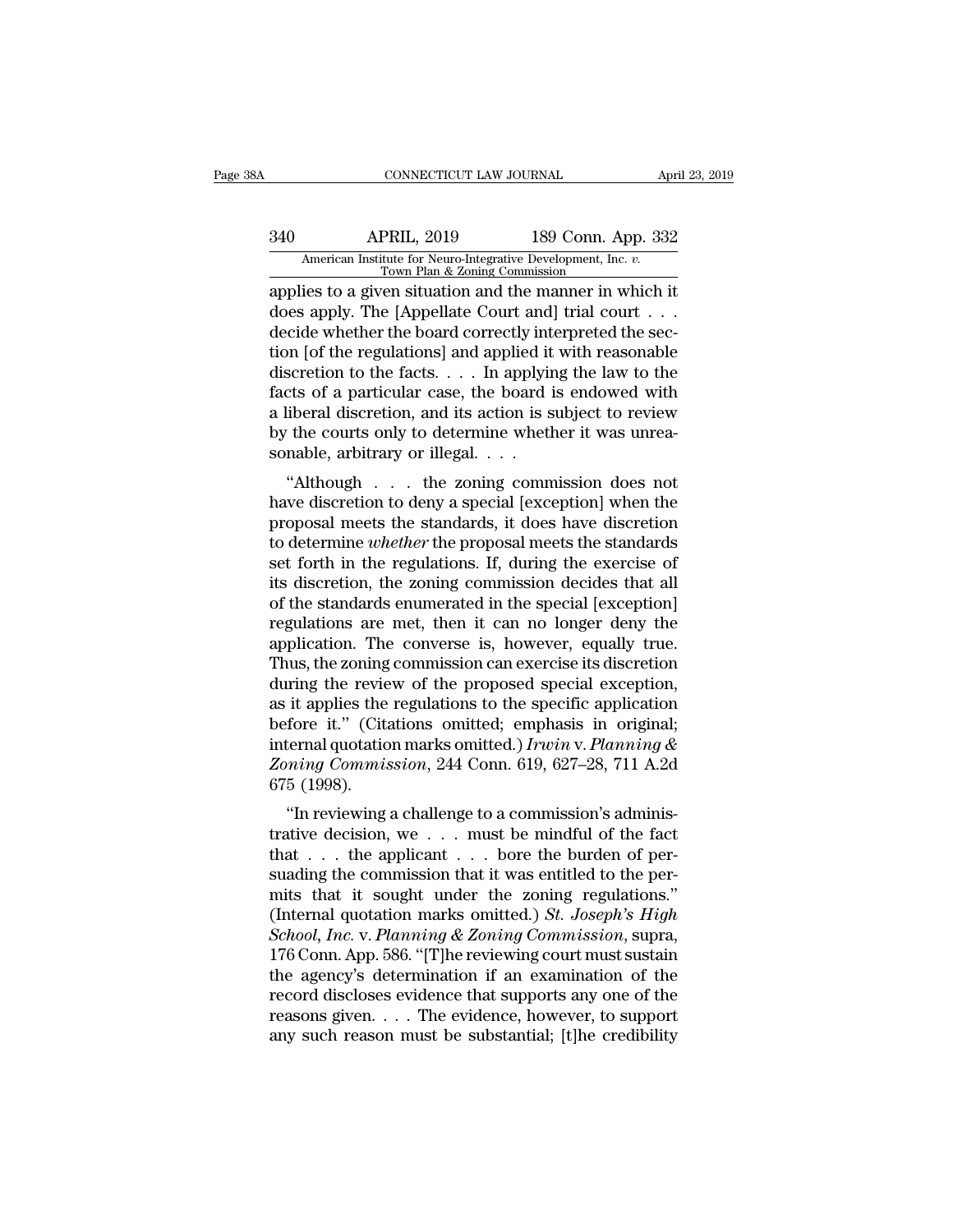applies to a given situation and the manner in which it does apply. The [Appellate Court and] trial court . . . decide whether the board correctly interpreted the section [of the regulations] and applied it with reasonable discretion to the facts. . . . In applying the law to the facts of a particular case, the board is endowed with a liberal discretion, and its action is subject to review by the courts only to determine whether it was unreasonable, arbitrary or illegal. . . .

"Although . . . the zoning commission does not have discretion to deny a special [exception] when the proposal meets the standards, it does have discretion to determine *whether* the proposal meets the standards set forth in the regulations. If, during the exercise of its discretion, the zoning commission decides that all of the standards enumerated in the special [exception] regulations are met, then it can no longer deny the application. The converse is, however, equally true. Thus, the zoning commission can exercise its discretion during the review of the proposed special exception, as it applies the regulations to the specific application before it." (Citations omitted; emphasis in original; internal quotation marks omitted.) *Irwin* v. *Planning & Zoning Commission*, 244 Conn. 619, 627–28, 711 A.2d 675 (1998).

"In reviewing a challenge to a commission's administrative decision, we . . . must be mindful of the fact that . . . the applicant . . . bore the burden of persuading the commission that it was entitled to the permits that it sought under the zoning regulations." (Internal quotation marks omitted.) *St. Joseph's High School, Inc.* v. *Planning & Zoning Commission*, supra, 176 Conn. App. 586. "[T]he reviewing court must sustain the agency's determination if an examination of the record discloses evidence that supports any one of the reasons given. . . . The evidence, however, to support any such reason must be substantial; [t]he credibility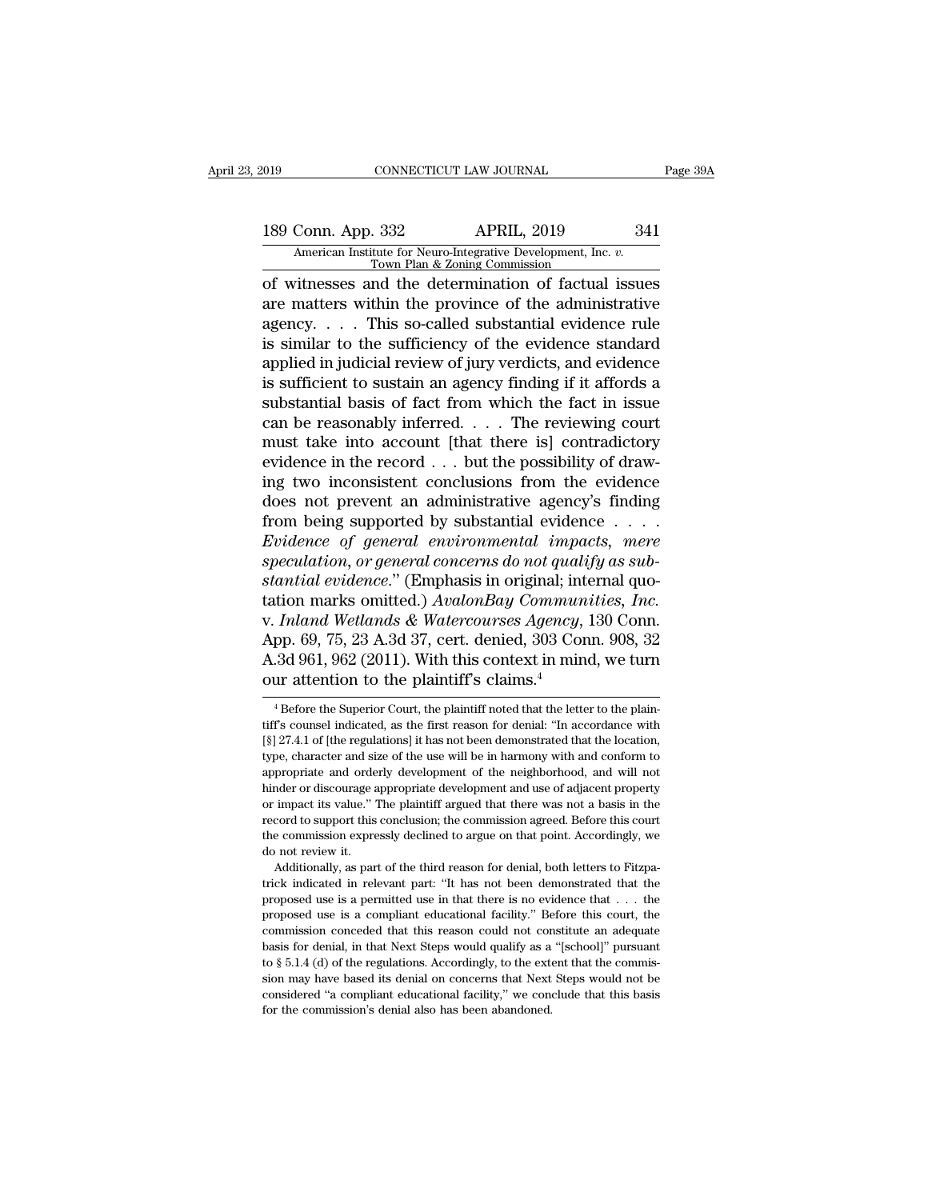of witnesses and the determination of factual issues are matters within the province of the administrative agency. . . . This so-called substantial evidence rule is similar to the sufficiency of the evidence standard applied in judicial review of jury verdicts, and evidence is sufficient to sustain an agency finding if it affords a substantial basis of fact from which the fact in issue can be reasonably inferred. . . . The reviewing court must take into account [that there is] contradictory evidence in the record . . . but the possibility of drawing two inconsistent conclusions from the evidence does not prevent an administrative agency's finding from being supported by substantial evidence . . . . *Evidence of general environmental impacts, mere speculation, or general concerns do not qualify as substantial evidence*." (Emphasis in original; internal quotation marks omitted.) *AvalonBay Communities, Inc.* v. *Inland Wetlands & Watercourses Agency*, 130 Conn. App. 69, 75, 23 A.3d 37, cert. denied, 303 Conn. 908, 32 A.3d 961, 962 (2011). With this context in mind, we turn our attention to the plaintiff's claims.[4]

[4] Before the Superior Court, the plaintiff noted that the letter to the plaintiff's counsel indicated, as the first reason for denial: "In accordance with [§] 27.4.1 of [the regulations] it has not been demonstrated that the location, type, character and size of the use will be in harmony with and conform to appropriate and orderly development of the neighborhood, and will not hinder or discourage appropriate development and use of adjacent property or impact its value." The plaintiff argued that there was not a basis in the record to support this conclusion; the commission agreed. Before this court the commission expressly declined to argue on that point. Accordingly, we do not review it.

Additionally, as part of the third reason for denial, both letters to Fitzpatrick indicated in relevant part: "It has not been demonstrated that the proposed use is a permitted use in that there is no evidence that . . . the proposed use is a compliant educational facility." Before this court, the commission conceded that this reason could not constitute an adequate basis for denial, in that Next Steps would qualify as a "[school]" pursuant to § 5.1.4 (d) of the regulations. Accordingly, to the extent that the commission may have based its denial on concerns that Next Steps would not be considered "a compliant educational facility," we conclude that this basis for the commission's denial also has been abandoned.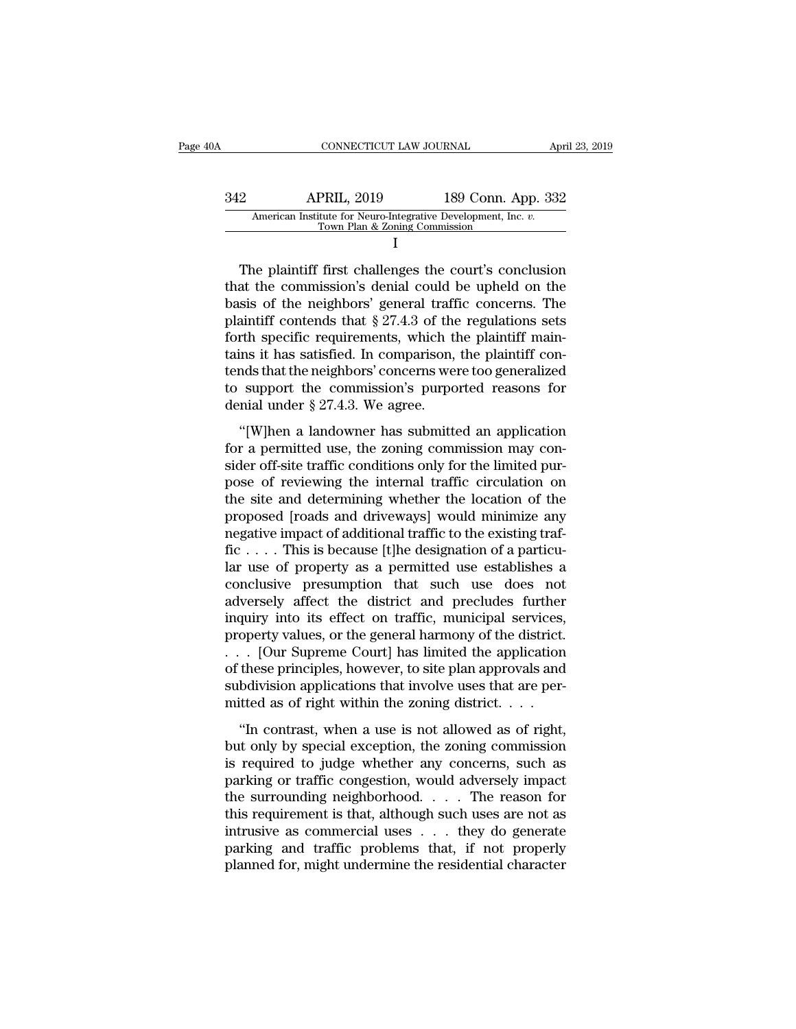I

The plaintiff first challenges the court's conclusion that the commission's denial could be upheld on the basis of the neighbors' general traffic concerns. The plaintiff contends that § 27.4.3 of the regulations sets forth specific requirements, which the plaintiff maintains it has satisfied. In comparison, the plaintiff contends that the neighbors' concerns were too generalized to support the commission's purported reasons for denial under § 27.4.3. We agree.

"[W]hen a landowner has submitted an application for a permitted use, the zoning commission may consider off-site traffic conditions only for the limited purpose of reviewing the internal traffic circulation on the site and determining whether the location of the proposed [roads and driveways] would minimize any negative impact of additional traffic to the existing traffic . . . . This is because [t]he designation of a particular use of property as a permitted use establishes a conclusive presumption that such use does not adversely affect the district and precludes further inquiry into its effect on traffic, municipal services, property values, or the general harmony of the district. . . . [Our Supreme Court] has limited the application of these principles, however, to site plan approvals and subdivision applications that involve uses that are permitted as of right within the zoning district. . . .

"In contrast, when a use is not allowed as of right, but only by special exception, the zoning commission is required to judge whether any concerns, such as parking or traffic congestion, would adversely impact the surrounding neighborhood. . . . The reason for this requirement is that, although such uses are not as intrusive as commercial uses . . . they do generate parking and traffic problems that, if not properly planned for, might undermine the residential character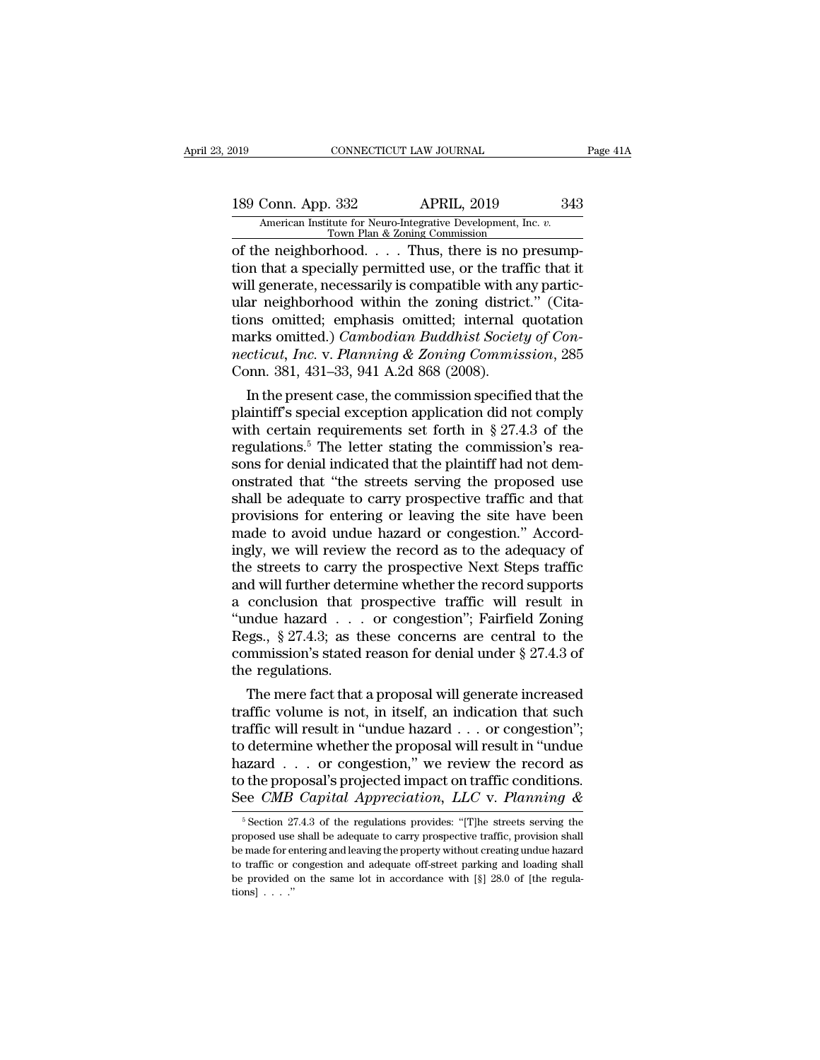of the neighborhood. . . . Thus, there is no presumption that a specially permitted use, or the traffic that it will generate, necessarily is compatible with any particular neighborhood within the zoning district." (Citations omitted; emphasis omitted; internal quotation marks omitted.) *Cambodian Buddhist Society of Connecticut, Inc.* v. *Planning & Zoning Commission*, 285 Conn. 381, 431–33, 941 A.2d 868 (2008).

In the present case, the commission specified that the plaintiff's special exception application did not comply with certain requirements set forth in § 27.4.3 of the regulations.[5] The letter stating the commission's reasons for denial indicated that the plaintiff had not demonstrated that "the streets serving the proposed use shall be adequate to carry prospective traffic and that provisions for entering or leaving the site have been made to avoid undue hazard or congestion." Accordingly, we will review the record as to the adequacy of the streets to carry the prospective Next Steps traffic and will further determine whether the record supports a conclusion that prospective traffic will result in "undue hazard . . . or congestion"; Fairfield Zoning Regs., § 27.4.3; as these concerns are central to the commission's stated reason for denial under § 27.4.3 of the regulations.

The mere fact that a proposal will generate increased traffic volume is not, in itself, an indication that such traffic will result in "undue hazard . . . or congestion"; to determine whether the proposal will result in "undue hazard . . . or congestion," we review the record as to the proposal's projected impact on traffic conditions. See *CMB Capital Appreciation, LLC* v. *Planning &*

[5] Section 27.4.3 of the regulations provides: "[T]he streets serving the proposed use shall be adequate to carry prospective traffic, provision shall be made for entering and leaving the property without creating undue hazard to traffic or congestion and adequate off-street parking and loading shall be provided on the same lot in accordance with [§] 28.0 of [the regulations] . . . ."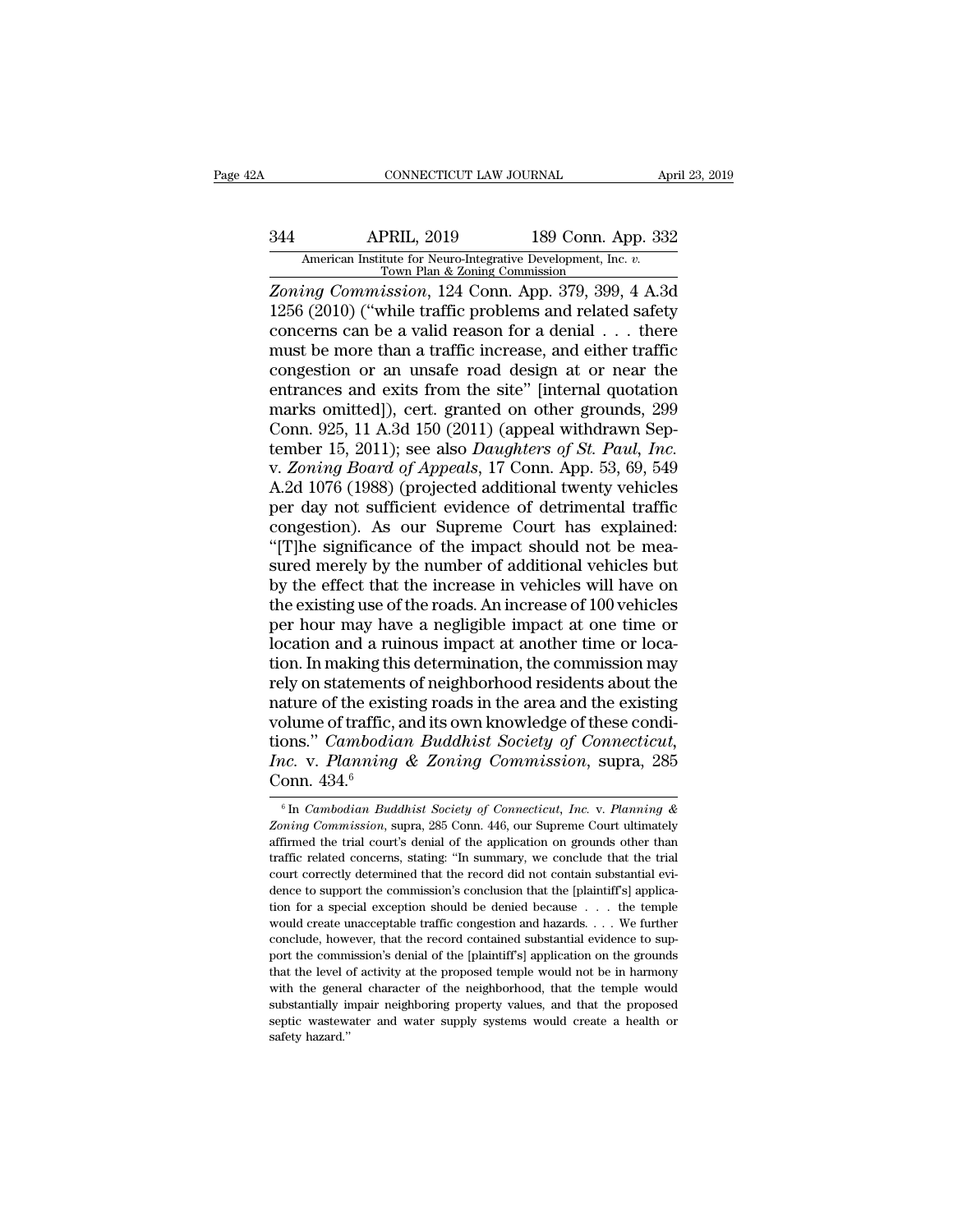*Zoning Commission*, 124 Conn. App. 379, 399, 4 A.3d 1256 (2010) ("while traffic problems and related safety concerns can be a valid reason for a denial . . . there must be more than a traffic increase, and either traffic congestion or an unsafe road design at or near the entrances and exits from the site" [internal quotation marks omitted]), cert. granted on other grounds, 299 Conn. 925, 11 A.3d 150 (2011) (appeal withdrawn September 15, 2011); see also *Daughters of St. Paul, Inc.* v. *Zoning Board of Appeals*, 17 Conn. App. 53, 69, 549 A.2d 1076 (1988) (projected additional twenty vehicles per day not sufficient evidence of detrimental traffic congestion). As our Supreme Court has explained: "[T]he significance of the impact should not be measured merely by the number of additional vehicles but by the effect that the increase in vehicles will have on the existing use of the roads. An increase of 100 vehicles per hour may have a negligible impact at one time or location and a ruinous impact at another time or location. In making this determination, the commission may rely on statements of neighborhood residents about the nature of the existing roads in the area and the existing volume of traffic, and its own knowledge of these conditions." *Cambodian Buddhist Society of Connecticut, Inc.* v. *Planning & Zoning Commission*, supra, 285 Conn. 434.[6]

[6] In *Cambodian Buddhist Society of Connecticut, Inc.* v. *Planning & Zoning Commission*, supra, 285 Conn. 446, our Supreme Court ultimately affirmed the trial court's denial of the application on grounds other than traffic related concerns, stating: "In summary, we conclude that the trial court correctly determined that the record did not contain substantial evidence to support the commission's conclusion that the [plaintiff's] application for a special exception should be denied because . . . the temple would create unacceptable traffic congestion and hazards. . . . We further conclude, however, that the record contained substantial evidence to support the commission's denial of the [plaintiff's] application on the grounds that the level of activity at the proposed temple would not be in harmony with the general character of the neighborhood, that the temple would substantially impair neighboring property values, and that the proposed septic wastewater and water supply systems would create a health or safety hazard."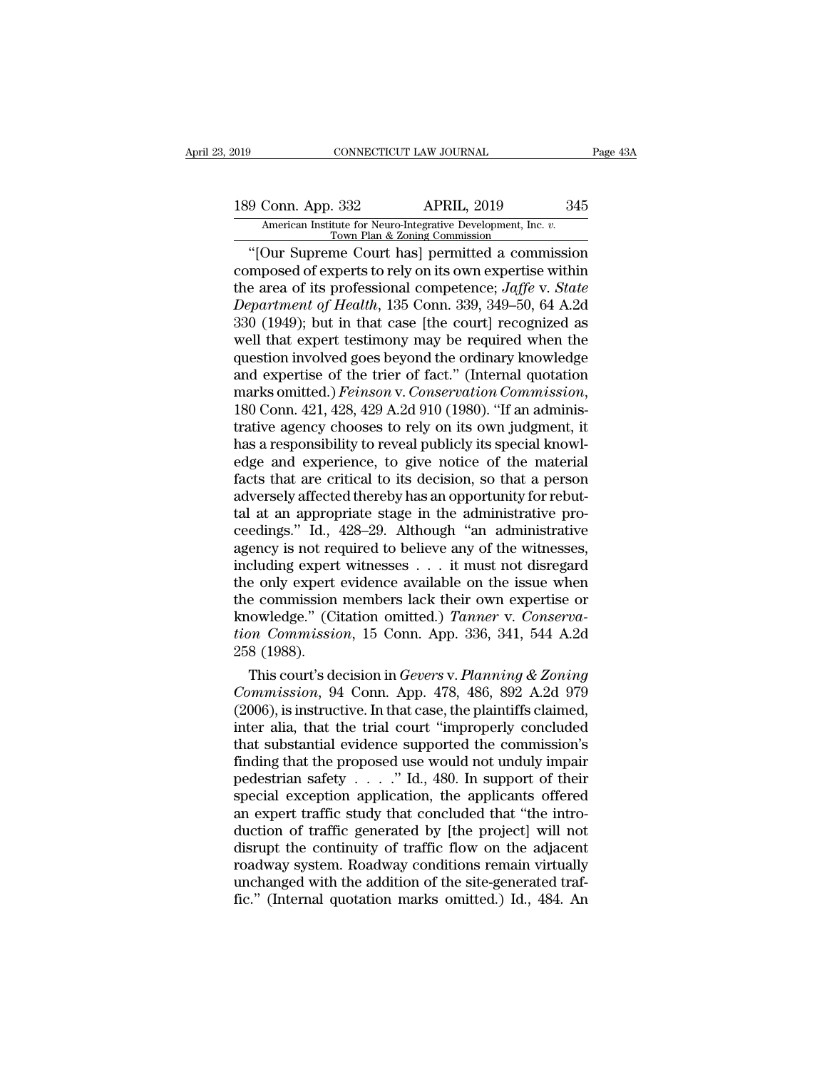"[Our Supreme Court has] permitted a commission composed of experts to rely on its own expertise within the area of its professional competence; *Jaffe* v. *State Department of Health*, 135 Conn. 339, 349–50, 64 A.2d 330 (1949); but in that case [the court] recognized as well that expert testimony may be required when the question involved goes beyond the ordinary knowledge and expertise of the trier of fact." (Internal quotation marks omitted.) *Feinson* v. *Conservation Commission*, 180 Conn. 421, 428, 429 A.2d 910 (1980). "If an administrative agency chooses to rely on its own judgment, it has a responsibility to reveal publicly its special knowledge and experience, to give notice of the material facts that are critical to its decision, so that a person adversely affected thereby has an opportunity for rebuttal at an appropriate stage in the administrative proceedings." Id., 428–29. Although "an administrative agency is not required to believe any of the witnesses, including expert witnesses . . . it must not disregard the only expert evidence available on the issue when the commission members lack their own expertise or knowledge." (Citation omitted.) *Tanner* v. *Conservation Commission*, 15 Conn. App. 336, 341, 544 A.2d 258 (1988).

This court's decision in *Gevers* v. *Planning & Zoning Commission*, 94 Conn. App. 478, 486, 892 A.2d 979 (2006), is instructive. In that case, the plaintiffs claimed, inter alia, that the trial court "improperly concluded that substantial evidence supported the commission's finding that the proposed use would not unduly impair pedestrian safety . . . ." Id., 480. In support of their special exception application, the applicants offered an expert traffic study that concluded that "the introduction of traffic generated by [the project] will not disrupt the continuity of traffic flow on the adjacent roadway system. Roadway conditions remain virtually unchanged with the addition of the site-generated traffic." (Internal quotation marks omitted.) Id., 484. An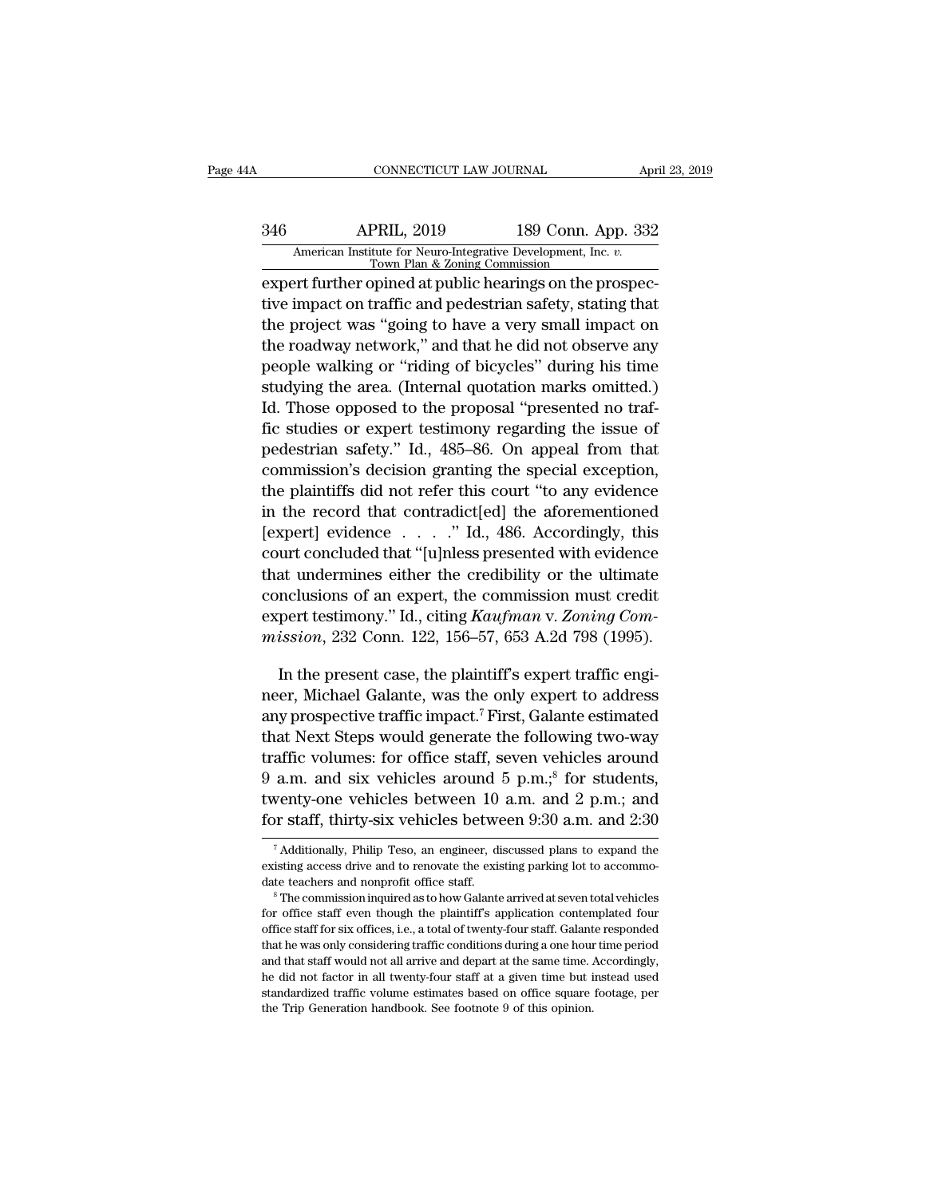expert further opined at public hearings on the prospective impact on traffic and pedestrian safety, stating that the project was "going to have a very small impact on the roadway network," and that he did not observe any people walking or "riding of bicycles" during his time studying the area. (Internal quotation marks omitted.) Id. Those opposed to the proposal "presented no traffic studies or expert testimony regarding the issue of pedestrian safety." Id., 485–86. On appeal from that commission's decision granting the special exception, the plaintiffs did not refer this court "to any evidence in the record that contradict[ed] the aforementioned [expert] evidence . . . ." Id., 486. Accordingly, this court concluded that "[u]nless presented with evidence that undermines either the credibility or the ultimate conclusions of an expert, the commission must credit expert testimony." Id., citing *Kaufman* v. *Zoning Commission*, 232 Conn. 122, 156–57, 653 A.2d 798 (1995).

In the present case, the plaintiff's expert traffic engineer, Michael Galante, was the only expert to address any prospective traffic impact.[7] First, Galante estimated that Next Steps would generate the following two-way traffic volumes: for office staff, seven vehicles around 9 a.m. and six vehicles around 5 p.m.;[8] for students, twenty-one vehicles between 10 a.m. and 2 p.m.; and for staff, thirty-six vehicles between 9:30 a.m. and 2:30

[7] Additionally, Philip Teso, an engineer, discussed plans to expand the existing access drive and to renovate the existing parking lot to accommodate teachers and nonprofit office staff.

[8] The commission inquired as to how Galante arrived at seven total vehicles for office staff even though the plaintiff's application contemplated four office staff for six offices, i.e., a total of twenty-four staff. Galante responded that he was only considering traffic conditions during a one hour time period and that staff would not all arrive and depart at the same time. Accordingly, he did not factor in all twenty-four staff at a given time but instead used standardized traffic volume estimates based on office square footage, per the Trip Generation handbook. See footnote 9 of this opinion.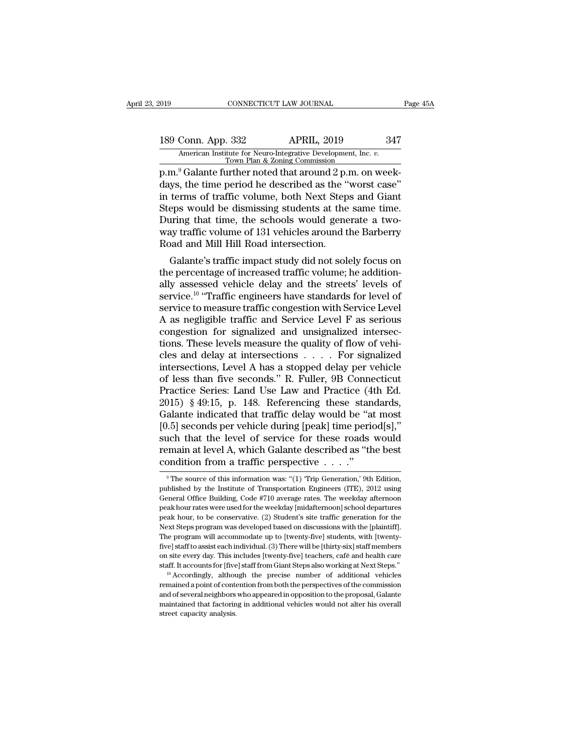p.m.[9] Galante further noted that around 2 p.m. on weekdays, the time period he described as the "worst case" in terms of traffic volume, both Next Steps and Giant Steps would be dismissing students at the same time. During that time, the schools would generate a two-way traffic volume of 131 vehicles around the Barberry Road and Mill Hill Road intersection.

Galante's traffic impact study did not solely focus on the percentage of increased traffic volume; he additionally assessed vehicle delay and the streets' levels of service.[10] "Traffic engineers have standards for level of service to measure traffic congestion with Service Level A as negligible traffic and Service Level F as serious congestion for signalized and unsignalized intersections. These levels measure the quality of flow of vehicles and delay at intersections . . . . For signalized intersections, Level A has a stopped delay per vehicle of less than five seconds." R. Fuller, 9B Connecticut Practice Series: Land Use Law and Practice (4th Ed. 2015) § 49:15, p. 148. Referencing these standards, Galante indicated that traffic delay would be "at most [0.5] seconds per vehicle during [peak] time period[s]," such that the level of service for these roads would remain at level A, which Galante described as "the best condition from a traffic perspective . . . ."

---

[9] The source of this information was: "(1) 'Trip Generation,' 9th Edition, published by the Institute of Transportation Engineers (ITE), 2012 using General Office Building, Code #710 average rates. The weekday afternoon peak hour rates were used for the weekday [midafternoon] school departures peak hour, to be conservative. (2) Student's site traffic generation for the Next Steps program was developed based on discussions with the [plaintiff]. The program will accommodate up to [twenty-five] students, with [twenty-five] staff to assist each individual. (3) There will be [thirty-six] staff members on site every day. This includes [twenty-five] teachers, café and health care staff. It accounts for [five] staff from Giant Steps also working at Next Steps."

[10] Accordingly, although the precise number of additional vehicles remained a point of contention from both the perspectives of the commission and of several neighbors who appeared in opposition to the proposal, Galante maintained that factoring in additional vehicles would not alter his overall street capacity analysis.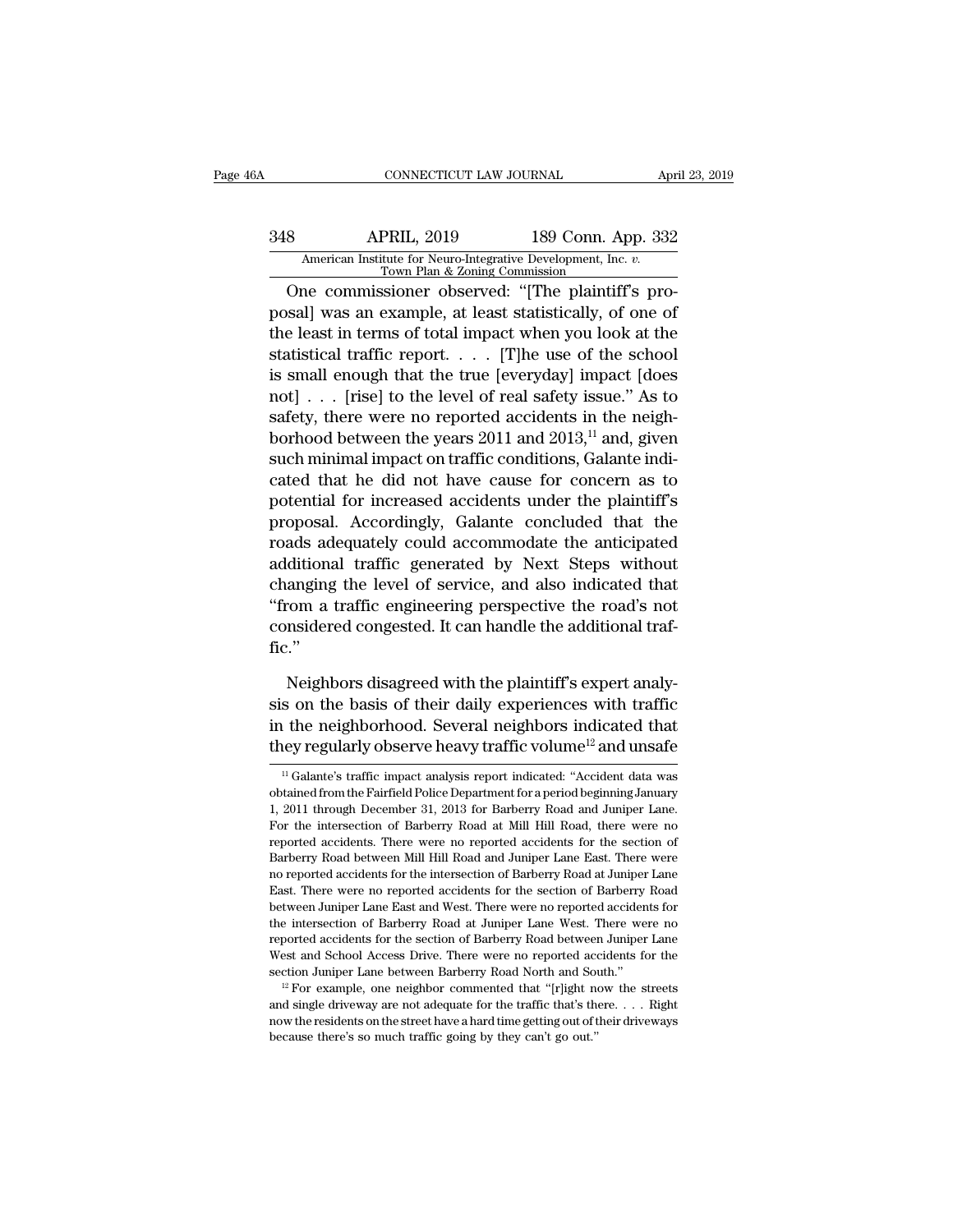One commissioner observed: "[The plaintiff's proposal] was an example, at least statistically, of one of the least in terms of total impact when you look at the statistical traffic report. . . . [T]he use of the school is small enough that the true [everyday] impact [does not] . . . [rise] to the level of real safety issue." As to safety, there were no reported accidents in the neighborhood between the years 2011 and 2013,[11] and, given such minimal impact on traffic conditions, Galante indicated that he did not have cause for concern as to potential for increased accidents under the plaintiff's proposal. Accordingly, Galante concluded that the roads adequately could accommodate the anticipated additional traffic generated by Next Steps without changing the level of service, and also indicated that "from a traffic engineering perspective the road's not considered congested. It can handle the additional traffic."

Neighbors disagreed with the plaintiff's expert analysis on the basis of their daily experiences with traffic in the neighborhood. Several neighbors indicated that they regularly observe heavy traffic volume[12] and unsafe

[11] Galante's traffic impact analysis report indicated: "Accident data was obtained from the Fairfield Police Department for a period beginning January 1, 2011 through December 31, 2013 for Barberry Road and Juniper Lane. For the intersection of Barberry Road at Mill Hill Road, there were no reported accidents. There were no reported accidents for the section of Barberry Road between Mill Hill Road and Juniper Lane East. There were no reported accidents for the intersection of Barberry Road at Juniper Lane East. There were no reported accidents for the section of Barberry Road between Juniper Lane East and West. There were no reported accidents for the intersection of Barberry Road at Juniper Lane West. There were no reported accidents for the section of Barberry Road between Juniper Lane West and School Access Drive. There were no reported accidents for the section Juniper Lane between Barberry Road North and South."

[12] For example, one neighbor commented that "[r]ight now the streets and single driveway are not adequate for the traffic that's there. . . . Right now the residents on the street have a hard time getting out of their driveways because there's so much traffic going by they can't go out."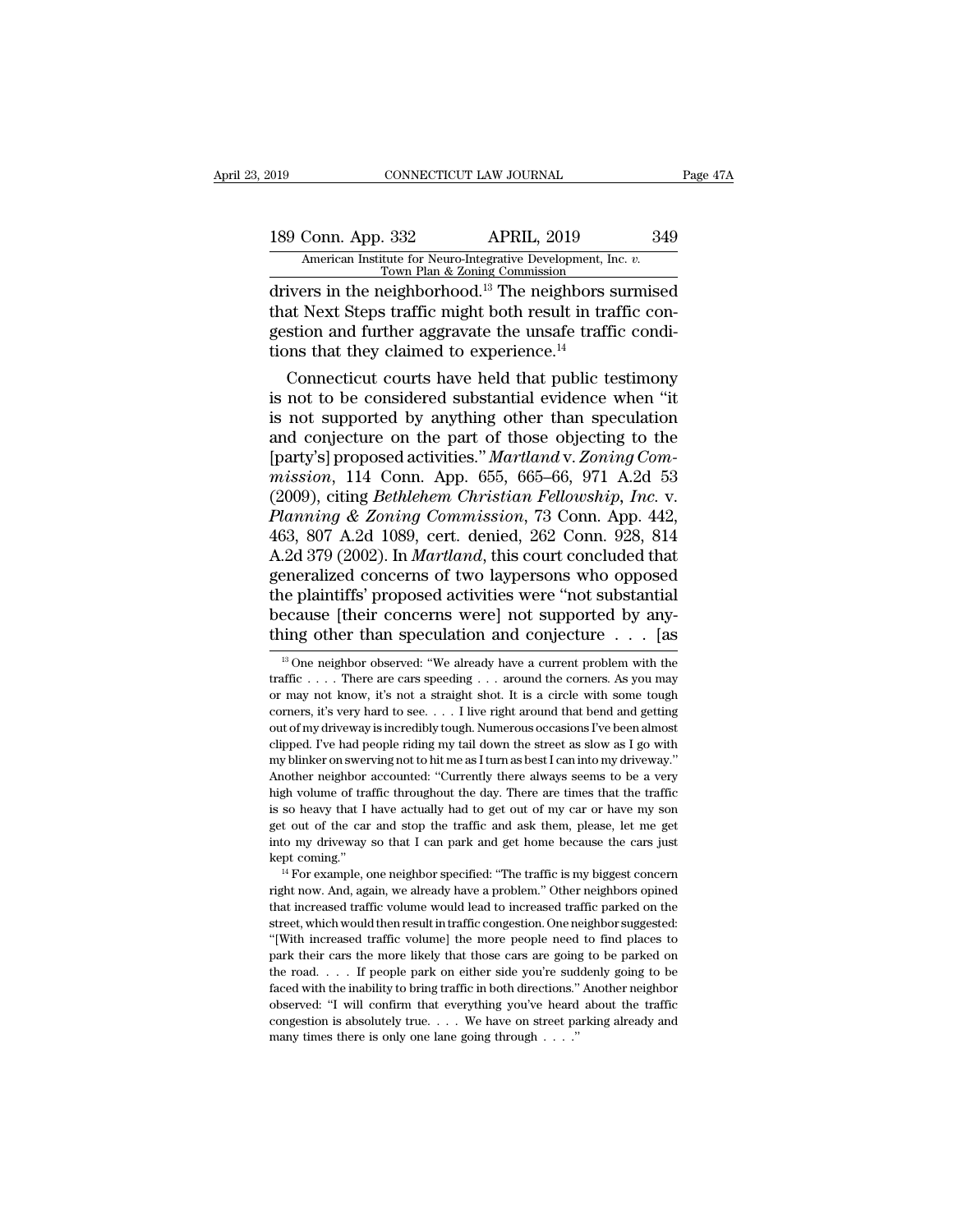drivers in the neighborhood.[13] The neighbors surmised that Next Steps traffic might both result in traffic congestion and further aggravate the unsafe traffic conditions that they claimed to experience.[14]

Connecticut courts have held that public testimony is not to be considered substantial evidence when "it is not supported by anything other than speculation and conjecture on the part of those objecting to the [party's] proposed activities." *Martland* v. *Zoning Commission*, 114 Conn. App. 655, 665–66, 971 A.2d 53 (2009), citing *Bethlehem Christian Fellowship, Inc.* v. *Planning & Zoning Commission*, 73 Conn. App. 442, 463, 807 A.2d 1089, cert. denied, 262 Conn. 928, 814 A.2d 379 (2002). In *Martland*, this court concluded that generalized concerns of two laypersons who opposed the plaintiffs' proposed activities were "not substantial because [their concerns were] not supported by anything other than speculation and conjecture . . . [as

---

[13] One neighbor observed: "We already have a current problem with the traffic . . . . There are cars speeding . . . around the corners. As you may or may not know, it's not a straight shot. It is a circle with some tough corners, it's very hard to see. . . . I live right around that bend and getting out of my driveway is incredibly tough. Numerous occasions I've been almost clipped. I've had people riding my tail down the street as slow as I go with my blinker on swerving not to hit me as I turn as best I can into my driveway." Another neighbor accounted: "Currently there always seems to be a very high volume of traffic throughout the day. There are times that the traffic is so heavy that I have actually had to get out of my car or have my son get out of the car and stop the traffic and ask them, please, let me get into my driveway so that I can park and get home because the cars just kept coming."

[14] For example, one neighbor specified: "The traffic is my biggest concern right now. And, again, we already have a problem." Other neighbors opined that increased traffic volume would lead to increased traffic parked on the street, which would then result in traffic congestion. One neighbor suggested: "[With increased traffic volume] the more people need to find places to park their cars the more likely that those cars are going to be parked on the road. . . . If people park on either side you're suddenly going to be faced with the inability to bring traffic in both directions." Another neighbor observed: "I will confirm that everything you've heard about the traffic congestion is absolutely true. . . . We have on street parking already and many times there is only one lane going through . . . ."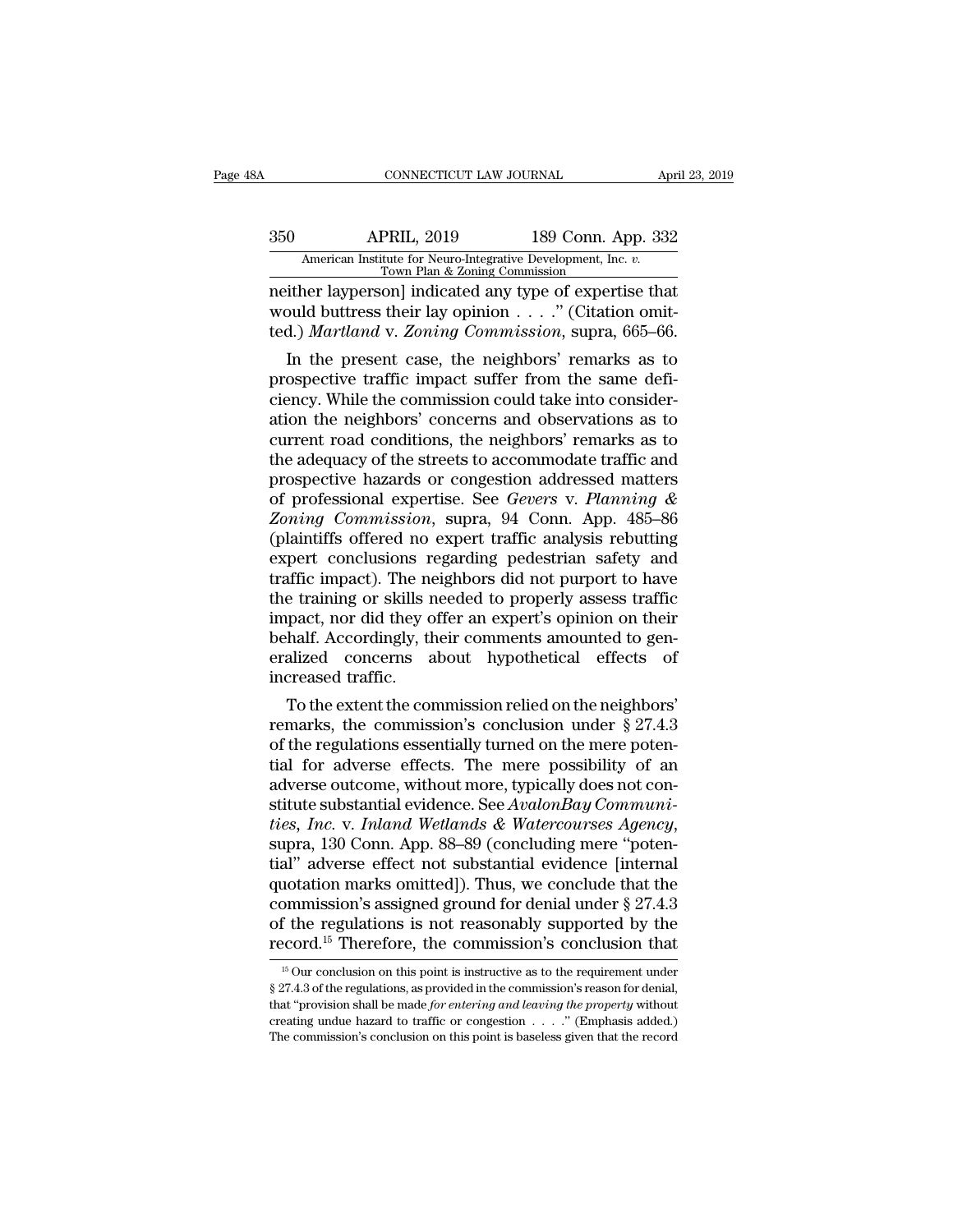neither layperson] indicated any type of expertise that would buttress their lay opinion . . . ." (Citation omitted.) *Martland* v. *Zoning Commission*, supra, 665–66.

In the present case, the neighbors' remarks as to prospective traffic impact suffer from the same deficiency. While the commission could take into consideration the neighbors' concerns and observations as to current road conditions, the neighbors' remarks as to the adequacy of the streets to accommodate traffic and prospective hazards or congestion addressed matters of professional expertise. See *Gevers* v. *Planning & Zoning Commission*, supra, 94 Conn. App. 485–86 (plaintiffs offered no expert traffic analysis rebutting expert conclusions regarding pedestrian safety and traffic impact). The neighbors did not purport to have the training or skills needed to properly assess traffic impact, nor did they offer an expert's opinion on their behalf. Accordingly, their comments amounted to generalized concerns about hypothetical effects of increased traffic.

To the extent the commission relied on the neighbors' remarks, the commission's conclusion under § 27.4.3 of the regulations essentially turned on the mere potential for adverse effects. The mere possibility of an adverse outcome, without more, typically does not constitute substantial evidence. See *AvalonBay Communities, Inc.* v. *Inland Wetlands & Watercourses Agency*, supra, 130 Conn. App. 88–89 (concluding mere "potential" adverse effect not substantial evidence [internal quotation marks omitted]). Thus, we conclude that the commission's assigned ground for denial under § 27.4.3 of the regulations is not reasonably supported by the record.[15] Therefore, the commission's conclusion that

[15] Our conclusion on this point is instructive as to the requirement under § 27.4.3 of the regulations, as provided in the commission's reason for denial, that "provision shall be made *for entering and leaving the property* without creating undue hazard to traffic or congestion . . . ." (Emphasis added.) The commission's conclusion on this point is baseless given that the record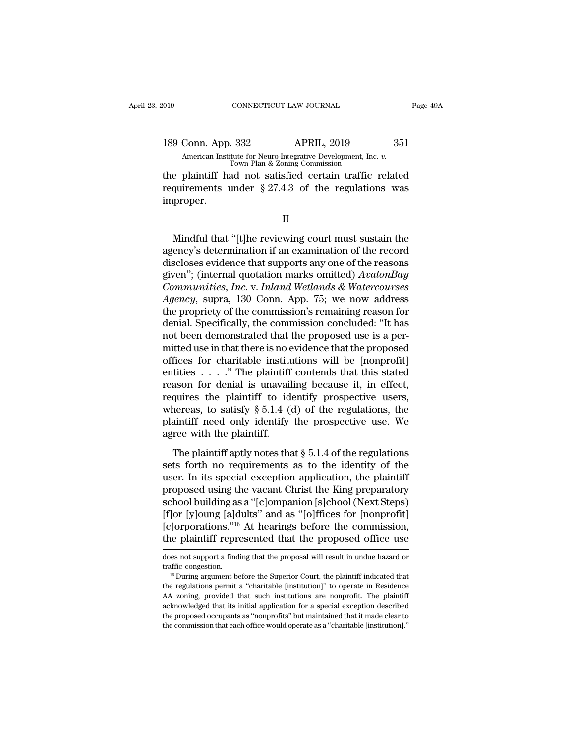the plaintiff had not satisfied certain traffic related requirements under § 27.4.3 of the regulations was improper.

II

Mindful that "[t]he reviewing court must sustain the agency's determination if an examination of the record discloses evidence that supports any one of the reasons given"; (internal quotation marks omitted) *AvalonBay Communities, Inc.* v. *Inland Wetlands & Watercourses Agency*, supra, 130 Conn. App. 75; we now address the propriety of the commission's remaining reason for denial. Specifically, the commission concluded: "It has not been demonstrated that the proposed use is a permitted use in that there is no evidence that the proposed offices for charitable institutions will be [nonprofit] entities . . . ." The plaintiff contends that this stated reason for denial is unavailing because it, in effect, requires the plaintiff to identify prospective users, whereas, to satisfy § 5.1.4 (d) of the regulations, the plaintiff need only identify the prospective use. We agree with the plaintiff.

The plaintiff aptly notes that § 5.1.4 of the regulations sets forth no requirements as to the identity of the user. In its special exception application, the plaintiff proposed using the vacant Christ the King preparatory school building as a "[c]ompanion [s]chool (Next Steps) [f]or [y]oung [a]dults" and as "[o]ffices for [nonprofit] [c]orporations."[16] At hearings before the commission, the plaintiff represented that the proposed office use

---

does not support a finding that the proposal will result in undue hazard or traffic congestion.

[16] During argument before the Superior Court, the plaintiff indicated that the regulations permit a "charitable [institution]" to operate in Residence AA zoning, provided that such institutions are nonprofit. The plaintiff acknowledged that its initial application for a special exception described the proposed occupants as "nonprofits" but maintained that it made clear to the commission that each office would operate as a "charitable [institution]."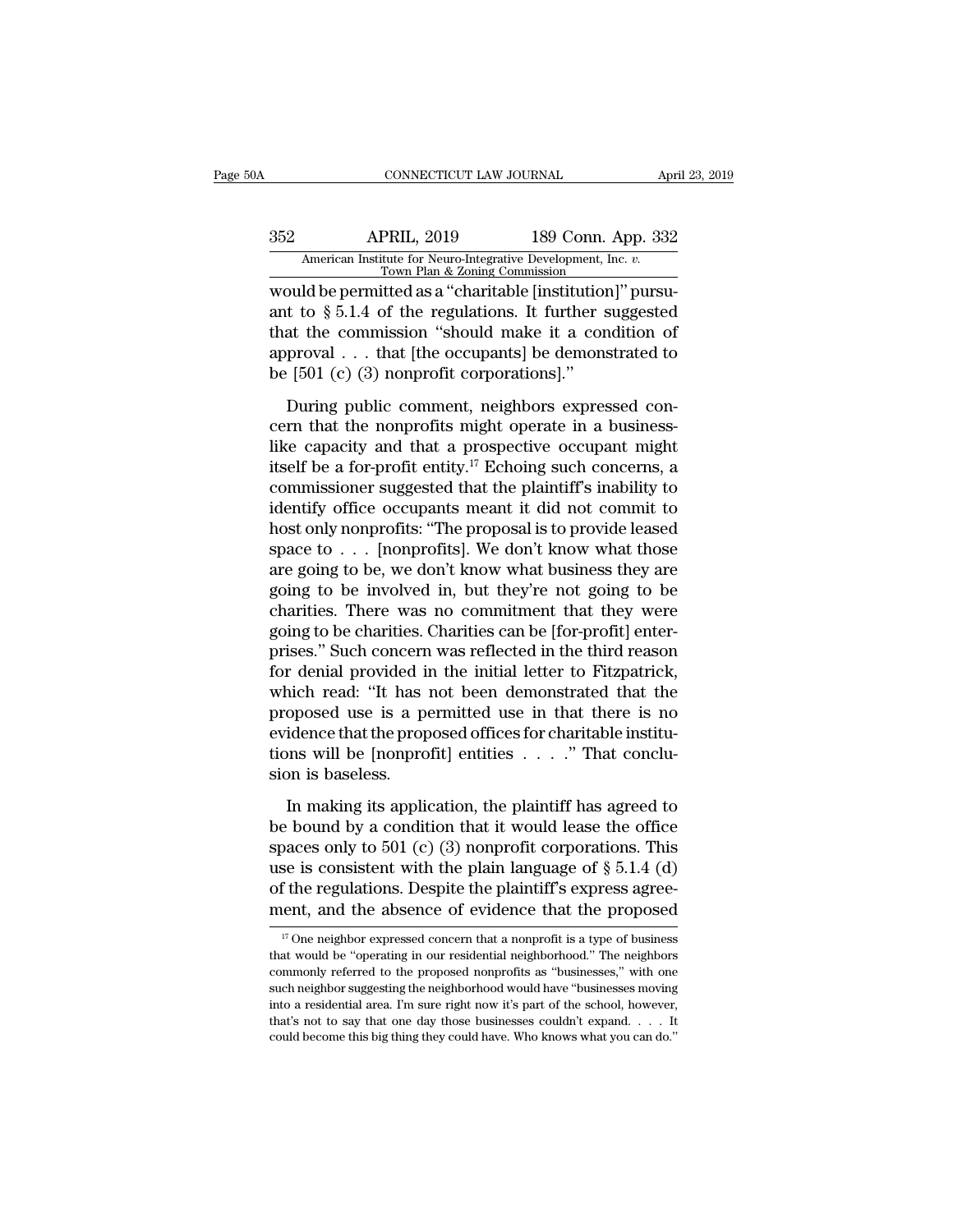would be permitted as a "charitable [institution]" pursuant to § 5.1.4 of the regulations. It further suggested that the commission "should make it a condition of approval . . . that [the occupants] be demonstrated to be [501 (c) (3) nonprofit corporations]."

During public comment, neighbors expressed concern that the nonprofits might operate in a business-like capacity and that a prospective occupant might itself be a for-profit entity.[17] Echoing such concerns, a commissioner suggested that the plaintiff's inability to identify office occupants meant it did not commit to host only nonprofits: "The proposal is to provide leased space to . . . [nonprofits]. We don't know what those are going to be, we don't know what business they are going to be involved in, but they're not going to be charities. There was no commitment that they were going to be charities. Charities can be [for-profit] enterprises." Such concern was reflected in the third reason for denial provided in the initial letter to Fitzpatrick, which read: "It has not been demonstrated that the proposed use is a permitted use in that there is no evidence that the proposed offices for charitable institutions will be [nonprofit] entities . . . ." That conclusion is baseless.

In making its application, the plaintiff has agreed to be bound by a condition that it would lease the office spaces only to 501 (c) (3) nonprofit corporations. This use is consistent with the plain language of § 5.1.4 (d) of the regulations. Despite the plaintiff's express agreement, and the absence of evidence that the proposed

[17] One neighbor expressed concern that a nonprofit is a type of business that would be "operating in our residential neighborhood." The neighbors commonly referred to the proposed nonprofits as "businesses," with one such neighbor suggesting the neighborhood would have "businesses moving into a residential area. I'm sure right now it's part of the school, however, that's not to say that one day those businesses couldn't expand. . . . It could become this big thing they could have. Who knows what you can do."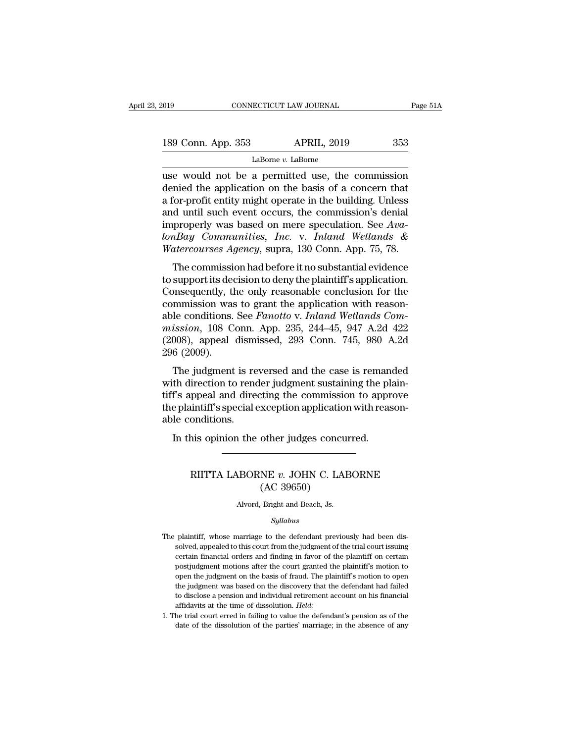use would not be a permitted use, the commission denied the application on the basis of a concern that a for-profit entity might operate in the building. Unless and until such event occurs, the commission's denial improperly was based on mere speculation. See *AvalonBay Communities, Inc.* v. *Inland Wetlands & Watercourses Agency*, supra, 130 Conn. App. 75, 78.

The commission had before it no substantial evidence to support its decision to deny the plaintiff's application. Consequently, the only reasonable conclusion for the commission was to grant the application with reasonable conditions. See *Fanotto* v. *Inland Wetlands Commission*, 108 Conn. App. 235, 244–45, 947 A.2d 422 (2008), appeal dismissed, 293 Conn. 745, 980 A.2d 296 (2009).

The judgment is reversed and the case is remanded with direction to render judgment sustaining the plaintiff's appeal and directing the commission to approve the plaintiff's special exception application with reasonable conditions.

In this opinion the other judges concurred.

---

# RIITTA LABORNE *v.* JOHN C. LABORNE
## (AC 39650)

Alvord, Bright and Beach, Js.

*Syllabus*

The plaintiff, whose marriage to the defendant previously had been dissolved, appealed to this court from the judgment of the trial court issuing certain financial orders and finding in favor of the plaintiff on certain postjudgment motions after the court granted the plaintiff's motion to open the judgment on the basis of fraud. The plaintiff's motion to open the judgment was based on the discovery that the defendant had failed to disclose a pension and individual retirement account on his financial affidavits at the time of dissolution. *Held:*

1. The trial court erred in failing to value the defendant's pension as of the date of the dissolution of the parties' marriage; in the absence of any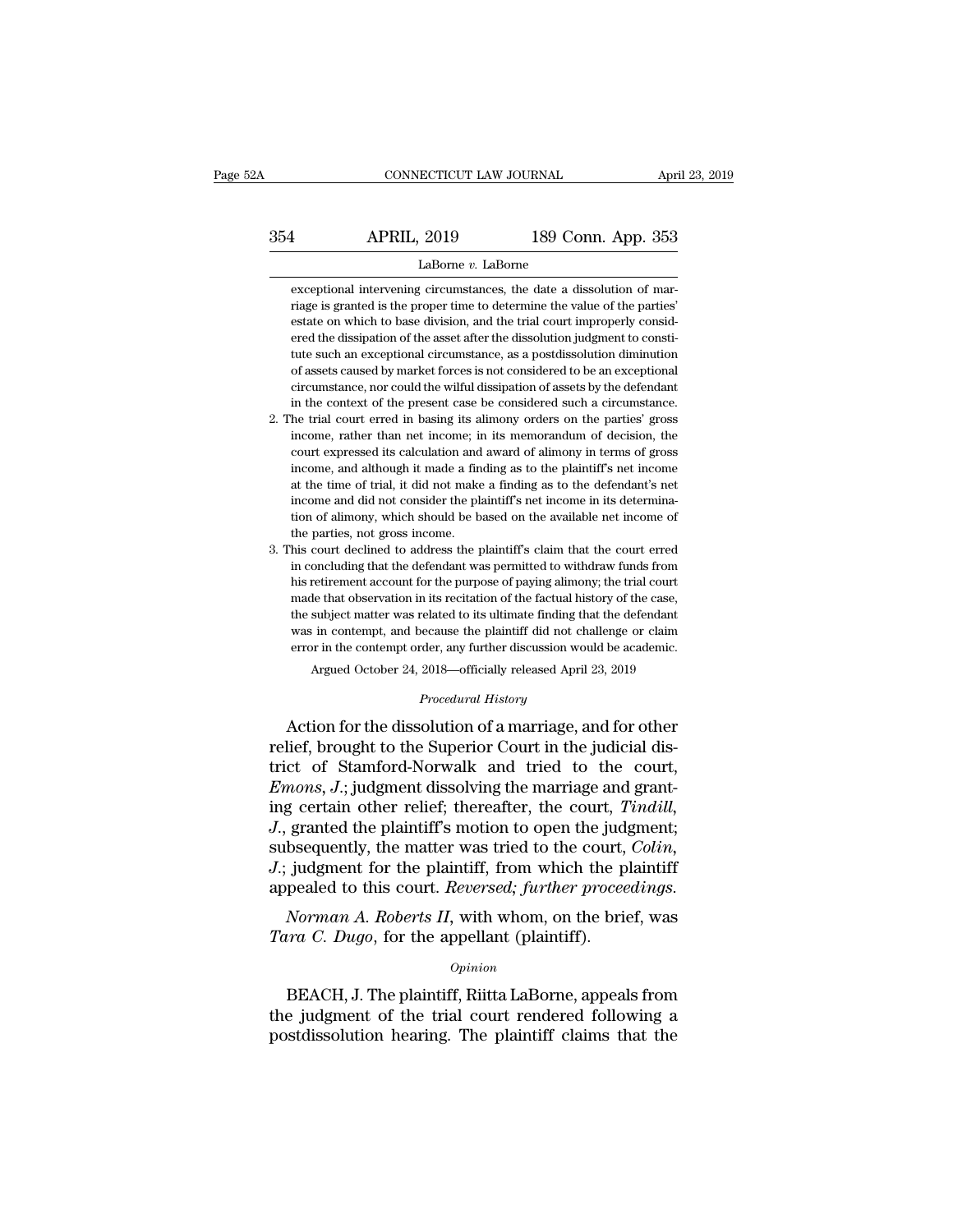exceptional intervening circumstances, the date a dissolution of marriage is granted is the proper time to determine the value of the parties' estate on which to base division, and the trial court improperly considered the dissipation of the asset after the dissolution judgment to constitute such an exceptional circumstance, as a postdissolution diminution of assets caused by market forces is not considered to be an exceptional circumstance, nor could the wilful dissipation of assets by the defendant in the context of the present case be considered such a circumstance.

2. The trial court erred in basing its alimony orders on the parties' gross income, rather than net income; in its memorandum of decision, the court expressed its calculation and award of alimony in terms of gross income, and although it made a finding as to the plaintiff's net income at the time of trial, it did not make a finding as to the defendant's net income and did not consider the plaintiff's net income in its determination of alimony, which should be based on the available net income of the parties, not gross income.

3. This court declined to address the plaintiff's claim that the court erred in concluding that the defendant was permitted to withdraw funds from his retirement account for the purpose of paying alimony; the trial court made that observation in its recitation of the factual history of the case, the subject matter was related to its ultimate finding that the defendant was in contempt, and because the plaintiff did not challenge or claim error in the contempt order, any further discussion would be academic.

Argued October 24, 2018—officially released April 23, 2019

*Procedural History*

Action for the dissolution of a marriage, and for other relief, brought to the Superior Court in the judicial district of Stamford-Norwalk and tried to the court, *Emons*, *J.*; judgment dissolving the marriage and granting certain other relief; thereafter, the court, *Tindill*, *J.*, granted the plaintiff's motion to open the judgment; subsequently, the matter was tried to the court, *Colin*, *J.*; judgment for the plaintiff, from which the plaintiff appealed to this court. *Reversed; further proceedings.*

*Norman A. Roberts II*, with whom, on the brief, was *Tara C. Dugo*, for the appellant (plaintiff).

*Opinion*

BEACH, J. The plaintiff, Riitta LaBorne, appeals from the judgment of the trial court rendered following a postdissolution hearing. The plaintiff claims that the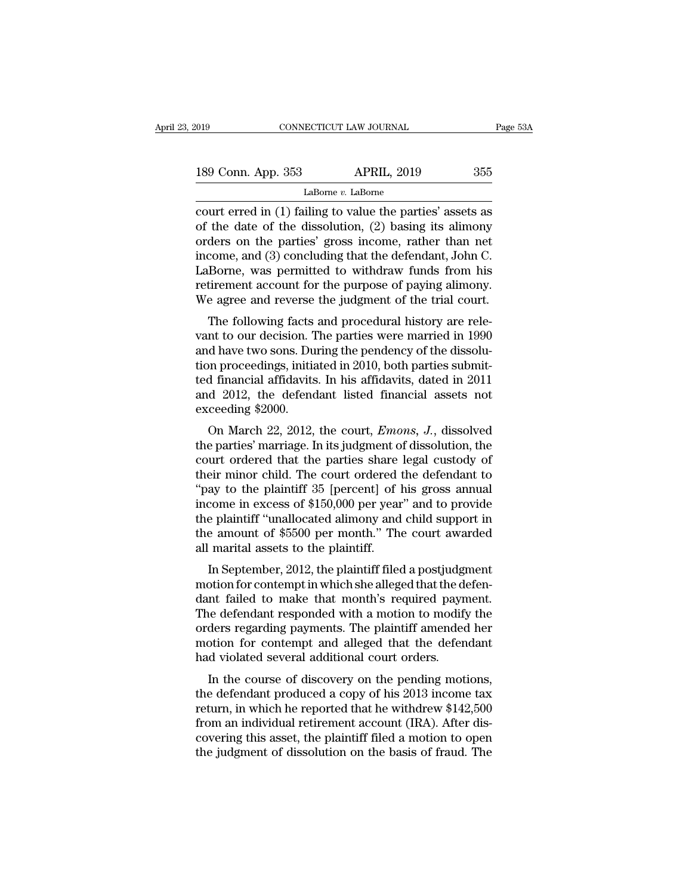court erred in (1) failing to value the parties' assets as of the date of the dissolution, (2) basing its alimony orders on the parties' gross income, rather than net income, and (3) concluding that the defendant, John C. LaBorne, was permitted to withdraw funds from his retirement account for the purpose of paying alimony. We agree and reverse the judgment of the trial court.

The following facts and procedural history are relevant to our decision. The parties were married in 1990 and have two sons. During the pendency of the dissolution proceedings, initiated in 2010, both parties submitted financial affidavits. In his affidavits, dated in 2011 and 2012, the defendant listed financial assets not exceeding $2000.

On March 22, 2012, the court, *Emons, J.*, dissolved the parties' marriage. In its judgment of dissolution, the court ordered that the parties share legal custody of their minor child. The court ordered the defendant to "pay to the plaintiff 35 [percent] of his gross annual income in excess of $150,000 per year" and to provide the plaintiff "unallocated alimony and child support in the amount of $5500 per month." The court awarded all marital assets to the plaintiff.

In September, 2012, the plaintiff filed a postjudgment motion for contempt in which she alleged that the defendant failed to make that month's required payment. The defendant responded with a motion to modify the orders regarding payments. The plaintiff amended her motion for contempt and alleged that the defendant had violated several additional court orders.

In the course of discovery on the pending motions, the defendant produced a copy of his 2013 income tax return, in which he reported that he withdrew $142,500 from an individual retirement account (IRA). After discovering this asset, the plaintiff filed a motion to open the judgment of dissolution on the basis of fraud. The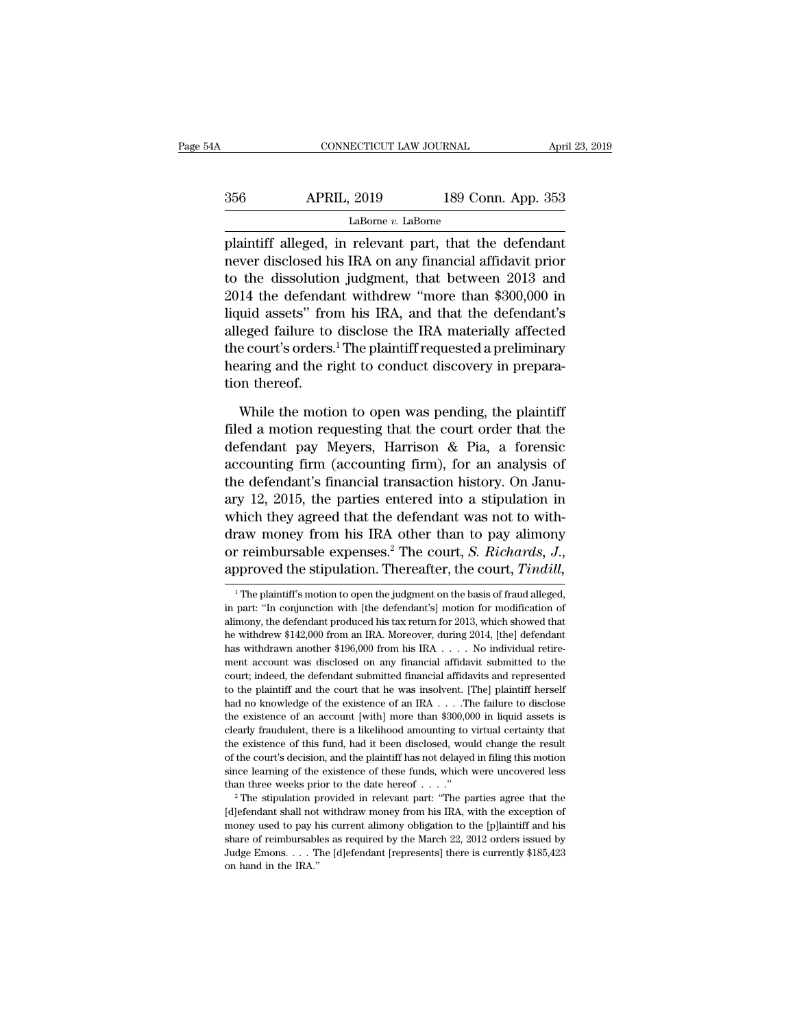plaintiff alleged, in relevant part, that the defendant never disclosed his IRA on any financial affidavit prior to the dissolution judgment, that between 2013 and 2014 the defendant withdrew "more than $300,000 in liquid assets" from his IRA, and that the defendant's alleged failure to disclose the IRA materially affected the court's orders.[1] The plaintiff requested a preliminary hearing and the right to conduct discovery in preparation thereof.

While the motion to open was pending, the plaintiff filed a motion requesting that the court order that the defendant pay Meyers, Harrison & Pia, a forensic accounting firm (accounting firm), for an analysis of the defendant's financial transaction history. On January 12, 2015, the parties entered into a stipulation in which they agreed that the defendant was not to withdraw money from his IRA other than to pay alimony or reimbursable expenses.[2] The court, *S. Richards, J.*, approved the stipulation. Thereafter, the court, *Tindill*,

---

[1] The plaintiff's motion to open the judgment on the basis of fraud alleged, in part: "In conjunction with [the defendant's] motion for modification of alimony, the defendant produced his tax return for 2013, which showed that he withdrew $142,000 from an IRA. Moreover, during 2014, [the] defendant has withdrawn another $196,000 from his IRA . . . . No individual retirement account was disclosed on any financial affidavit submitted to the court; indeed, the defendant submitted financial affidavits and represented to the plaintiff and the court that he was insolvent. [The] plaintiff herself had no knowledge of the existence of an IRA . . . .The failure to disclose the existence of an account [with] more than $300,000 in liquid assets is clearly fraudulent, there is a likelihood amounting to virtual certainty that the existence of this fund, had it been disclosed, would change the result of the court's decision, and the plaintiff has not delayed in filing this motion since learning of the existence of these funds, which were uncovered less than three weeks prior to the date hereof . . . ."

[2] The stipulation provided in relevant part: "The parties agree that the [d]efendant shall not withdraw money from his IRA, with the exception of money used to pay his current alimony obligation to the [p]laintiff and his share of reimbursables as required by the March 22, 2012 orders issued by Judge Emons. . . . The [d]efendant [represents] there is currently $185,423 on hand in the IRA."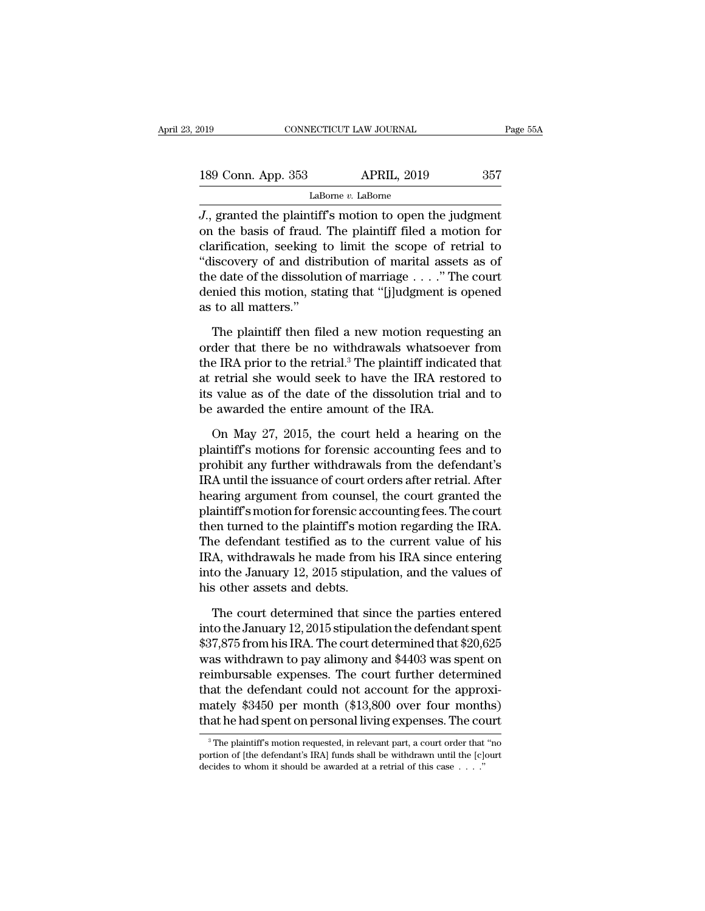*J.*, granted the plaintiff's motion to open the judgment on the basis of fraud. The plaintiff filed a motion for clarification, seeking to limit the scope of retrial to "discovery of and distribution of marital assets as of the date of the dissolution of marriage . . . ." The court denied this motion, stating that "[j]udgment is opened as to all matters."

The plaintiff then filed a new motion requesting an order that there be no withdrawals whatsoever from the IRA prior to the retrial.[3] The plaintiff indicated that at retrial she would seek to have the IRA restored to its value as of the date of the dissolution trial and to be awarded the entire amount of the IRA.

On May 27, 2015, the court held a hearing on the plaintiff's motions for forensic accounting fees and to prohibit any further withdrawals from the defendant's IRA until the issuance of court orders after retrial. After hearing argument from counsel, the court granted the plaintiff's motion for forensic accounting fees. The court then turned to the plaintiff's motion regarding the IRA. The defendant testified as to the current value of his IRA, withdrawals he made from his IRA since entering into the January 12, 2015 stipulation, and the values of his other assets and debts.

The court determined that since the parties entered into the January 12, 2015 stipulation the defendant spent $37,875 from his IRA. The court determined that $20,625 was withdrawn to pay alimony and $4403 was spent on reimbursable expenses. The court further determined that the defendant could not account for the approximately $3450 per month ($13,800 over four months) that he had spent on personal living expenses. The court

[3] The plaintiff's motion requested, in relevant part, a court order that "no portion of [the defendant's IRA] funds shall be withdrawn until the [c]ourt decides to whom it should be awarded at a retrial of this case . . . ."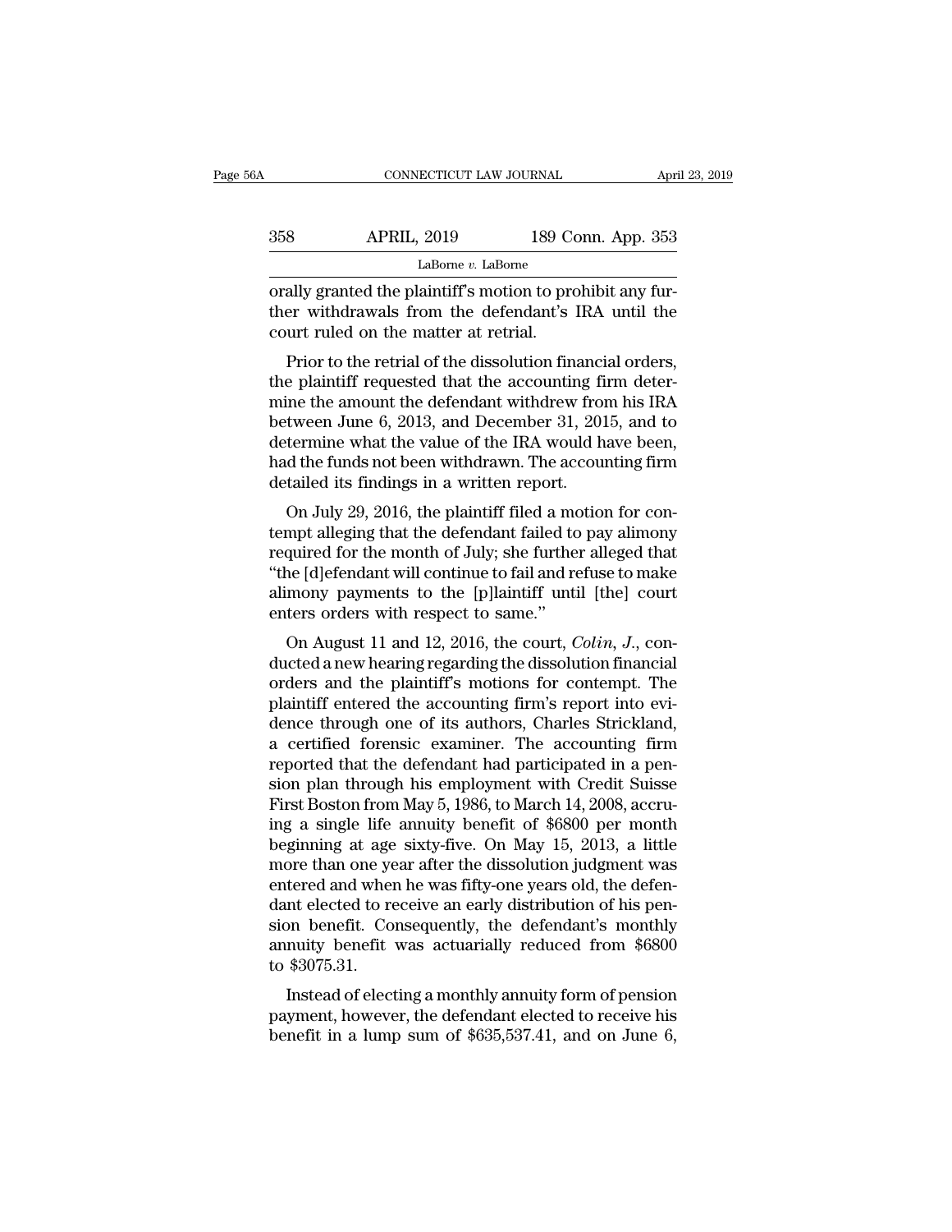orally granted the plaintiff's motion to prohibit any further withdrawals from the defendant's IRA until the court ruled on the matter at retrial.

Prior to the retrial of the dissolution financial orders, the plaintiff requested that the accounting firm determine the amount the defendant withdrew from his IRA between June 6, 2013, and December 31, 2015, and to determine what the value of the IRA would have been, had the funds not been withdrawn. The accounting firm detailed its findings in a written report.

On July 29, 2016, the plaintiff filed a motion for contempt alleging that the defendant failed to pay alimony required for the month of July; she further alleged that "the [d]efendant will continue to fail and refuse to make alimony payments to the [p]laintiff until [the] court enters orders with respect to same."

On August 11 and 12, 2016, the court, *Colin, J.*, conducted a new hearing regarding the dissolution financial orders and the plaintiff's motions for contempt. The plaintiff entered the accounting firm's report into evidence through one of its authors, Charles Strickland, a certified forensic examiner. The accounting firm reported that the defendant had participated in a pension plan through his employment with Credit Suisse First Boston from May 5, 1986, to March 14, 2008, accruing a single life annuity benefit of $6800 per month beginning at age sixty-five. On May 15, 2013, a little more than one year after the dissolution judgment was entered and when he was fifty-one years old, the defendant elected to receive an early distribution of his pension benefit. Consequently, the defendant's monthly annuity benefit was actuarially reduced from $6800 to $3075.31.

Instead of electing a monthly annuity form of pension payment, however, the defendant elected to receive his benefit in a lump sum of $635,537.41, and on June 6,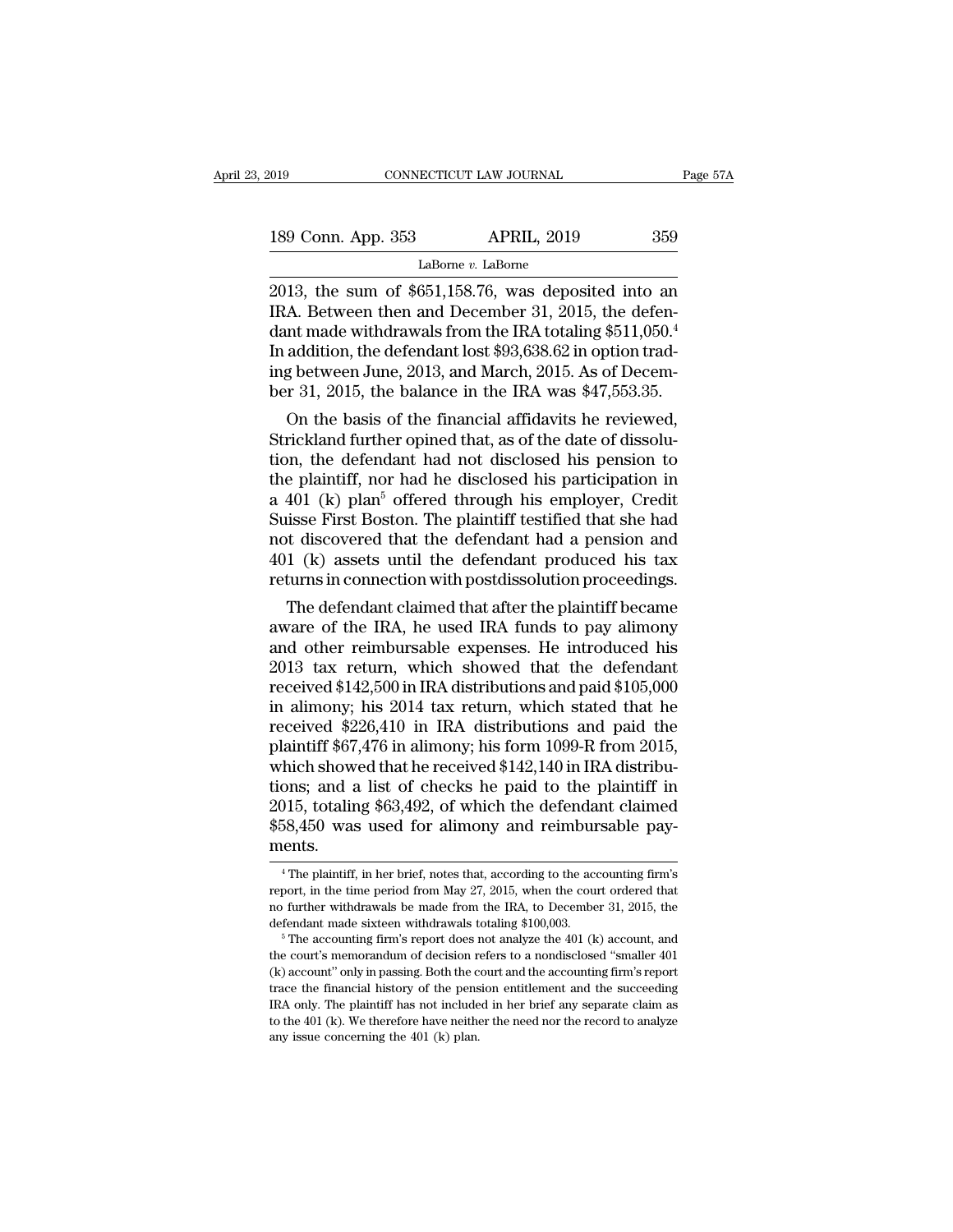2013, the sum of $651,158.76, was deposited into an IRA. Between then and December 31, 2015, the defendant made withdrawals from the IRA totaling $511,050.[4] In addition, the defendant lost $93,638.62 in option trading between June, 2013, and March, 2015. As of December 31, 2015, the balance in the IRA was $47,553.35.

On the basis of the financial affidavits he reviewed, Strickland further opined that, as of the date of dissolution, the defendant had not disclosed his pension to the plaintiff, nor had he disclosed his participation in a 401 (k) plan[5] offered through his employer, Credit Suisse First Boston. The plaintiff testified that she had not discovered that the defendant had a pension and 401 (k) assets until the defendant produced his tax returns in connection with postdissolution proceedings.

The defendant claimed that after the plaintiff became aware of the IRA, he used IRA funds to pay alimony and other reimbursable expenses. He introduced his 2013 tax return, which showed that the defendant received $142,500 in IRA distributions and paid $105,000 in alimony; his 2014 tax return, which stated that he received $226,410 in IRA distributions and paid the plaintiff $67,476 in alimony; his form 1099-R from 2015, which showed that he received $142,140 in IRA distributions; and a list of checks he paid to the plaintiff in 2015, totaling $63,492, of which the defendant claimed $58,450 was used for alimony and reimbursable payments.

---

[4] The plaintiff, in her brief, notes that, according to the accounting firm's report, in the time period from May 27, 2015, when the court ordered that no further withdrawals be made from the IRA, to December 31, 2015, the defendant made sixteen withdrawals totaling $100,003.

[5] The accounting firm's report does not analyze the 401 (k) account, and the court's memorandum of decision refers to a nondisclosed "smaller 401 (k) account" only in passing. Both the court and the accounting firm's report trace the financial history of the pension entitlement and the succeeding IRA only. The plaintiff has not included in her brief any separate claim as to the 401 (k). We therefore have neither the need nor the record to analyze any issue concerning the 401 (k) plan.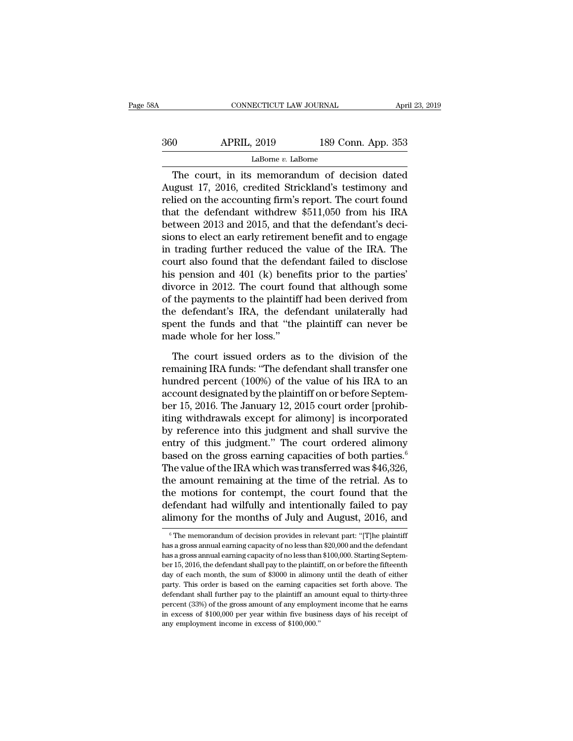The court, in its memorandum of decision dated August 17, 2016, credited Strickland's testimony and relied on the accounting firm's report. The court found that the defendant withdrew $511,050 from his IRA between 2013 and 2015, and that the defendant's decisions to elect an early retirement benefit and to engage in trading further reduced the value of the IRA. The court also found that the defendant failed to disclose his pension and 401 (k) benefits prior to the parties' divorce in 2012. The court found that although some of the payments to the plaintiff had been derived from the defendant's IRA, the defendant unilaterally had spent the funds and that "the plaintiff can never be made whole for her loss."

The court issued orders as to the division of the remaining IRA funds: "The defendant shall transfer one hundred percent (100%) of the value of his IRA to an account designated by the plaintiff on or before September 15, 2016. The January 12, 2015 court order [prohibiting withdrawals except for alimony] is incorporated by reference into this judgment and shall survive the entry of this judgment." The court ordered alimony based on the gross earning capacities of both parties.[6] The value of the IRA which was transferred was $46,326, the amount remaining at the time of the retrial. As to the motions for contempt, the court found that the defendant had wilfully and intentionally failed to pay alimony for the months of July and August, 2016, and

[6] The memorandum of decision provides in relevant part: "[T]he plaintiff has a gross annual earning capacity of no less than $20,000 and the defendant has a gross annual earning capacity of no less than $100,000. Starting September 15, 2016, the defendant shall pay to the plaintiff, on or before the fifteenth day of each month, the sum of $3000 in alimony until the death of either party. This order is based on the earning capacities set forth above. The defendant shall further pay to the plaintiff an amount equal to thirty-three percent (33%) of the gross amount of any employment income that he earns in excess of $100,000 per year within five business days of his receipt of any employment income in excess of $100,000."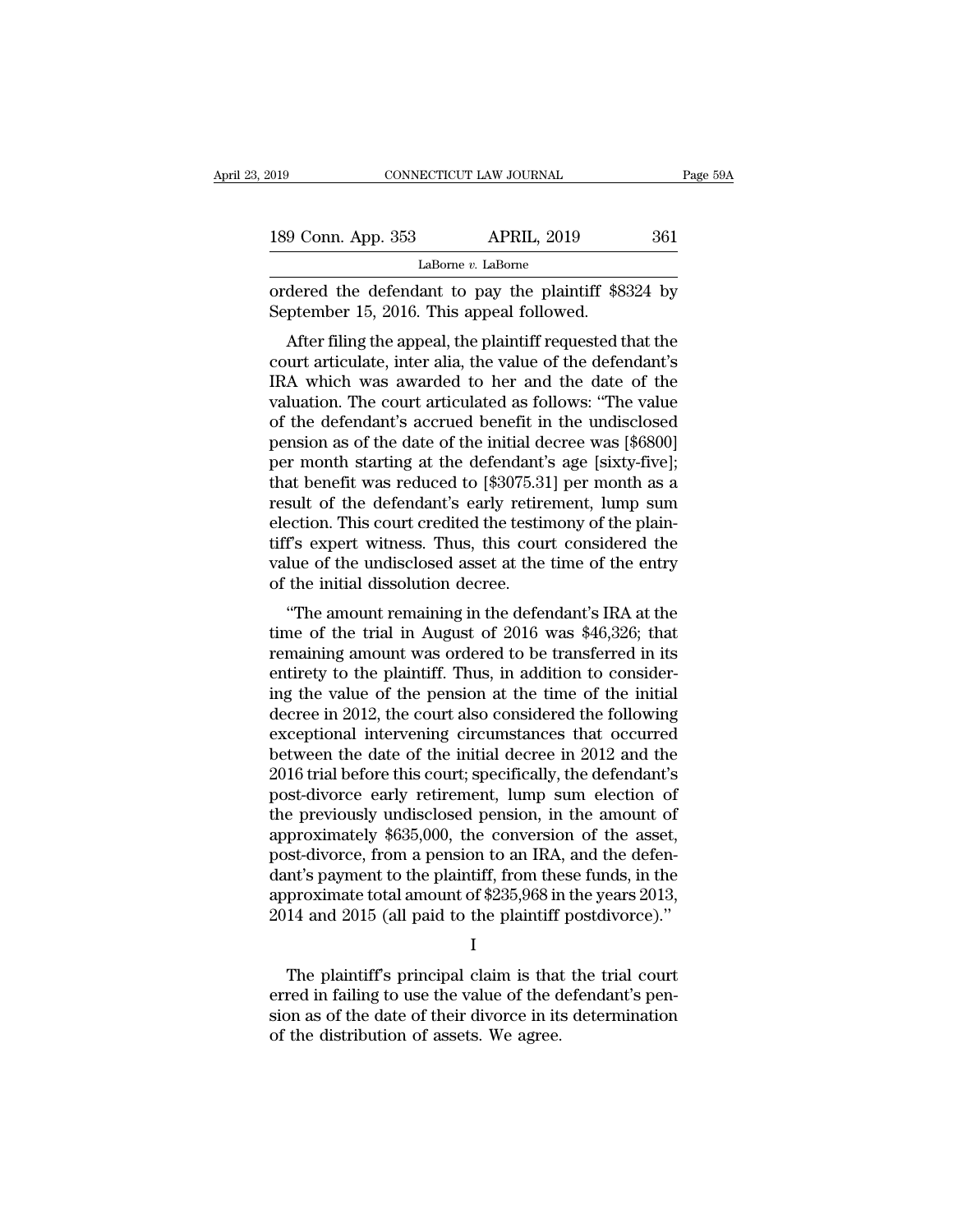ordered the defendant to pay the plaintiff $8324 by September 15, 2016. This appeal followed.

After filing the appeal, the plaintiff requested that the court articulate, inter alia, the value of the defendant's IRA which was awarded to her and the date of the valuation. The court articulated as follows: "The value of the defendant's accrued benefit in the undisclosed pension as of the date of the initial decree was [$6800] per month starting at the defendant's age [sixty-five]; that benefit was reduced to [$3075.31] per month as a result of the defendant's early retirement, lump sum election. This court credited the testimony of the plaintiff's expert witness. Thus, this court considered the value of the undisclosed asset at the time of the entry of the initial dissolution decree.

"The amount remaining in the defendant's IRA at the time of the trial in August of 2016 was $46,326; that remaining amount was ordered to be transferred in its entirety to the plaintiff. Thus, in addition to considering the value of the pension at the time of the initial decree in 2012, the court also considered the following exceptional intervening circumstances that occurred between the date of the initial decree in 2012 and the 2016 trial before this court; specifically, the defendant's post-divorce early retirement, lump sum election of the previously undisclosed pension, in the amount of approximately $635,000, the conversion of the asset, post-divorce, from a pension to an IRA, and the defendant's payment to the plaintiff, from these funds, in the approximate total amount of $235,968 in the years 2013, 2014 and 2015 (all paid to the plaintiff postdivorce)."

## I

The plaintiff's principal claim is that the trial court erred in failing to use the value of the defendant's pension as of the date of their divorce in its determination of the distribution of assets. We agree.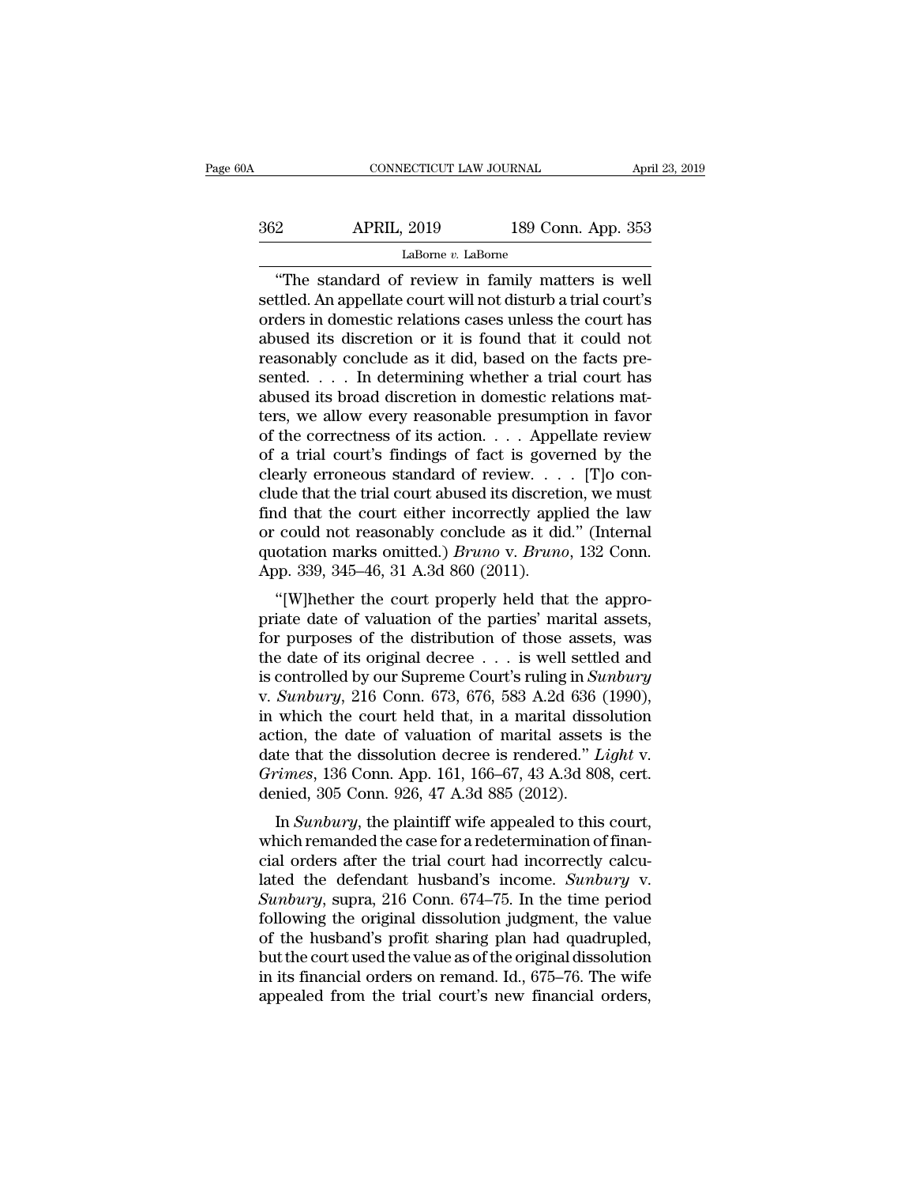"The standard of review in family matters is well settled. An appellate court will not disturb a trial court's orders in domestic relations cases unless the court has abused its discretion or it is found that it could not reasonably conclude as it did, based on the facts presented. . . . In determining whether a trial court has abused its broad discretion in domestic relations matters, we allow every reasonable presumption in favor of the correctness of its action. . . . Appellate review of a trial court's findings of fact is governed by the clearly erroneous standard of review. . . . [T]o conclude that the trial court abused its discretion, we must find that the court either incorrectly applied the law or could not reasonably conclude as it did." (Internal quotation marks omitted.) *Bruno* v. *Bruno*, 132 Conn. App. 339, 345–46, 31 A.3d 860 (2011).

"[W]hether the court properly held that the appropriate date of valuation of the parties' marital assets, for purposes of the distribution of those assets, was the date of its original decree . . . is well settled and is controlled by our Supreme Court's ruling in *Sunbury* v. *Sunbury*, 216 Conn. 673, 676, 583 A.2d 636 (1990), in which the court held that, in a marital dissolution action, the date of valuation of marital assets is the date that the dissolution decree is rendered." *Light* v. *Grimes*, 136 Conn. App. 161, 166–67, 43 A.3d 808, cert. denied, 305 Conn. 926, 47 A.3d 885 (2012).

In *Sunbury*, the plaintiff wife appealed to this court, which remanded the case for a redetermination of financial orders after the trial court had incorrectly calculated the defendant husband's income. *Sunbury* v. *Sunbury*, supra, 216 Conn. 674–75. In the time period following the original dissolution judgment, the value of the husband's profit sharing plan had quadrupled, but the court used the value as of the original dissolution in its financial orders on remand. Id., 675–76. The wife appealed from the trial court's new financial orders,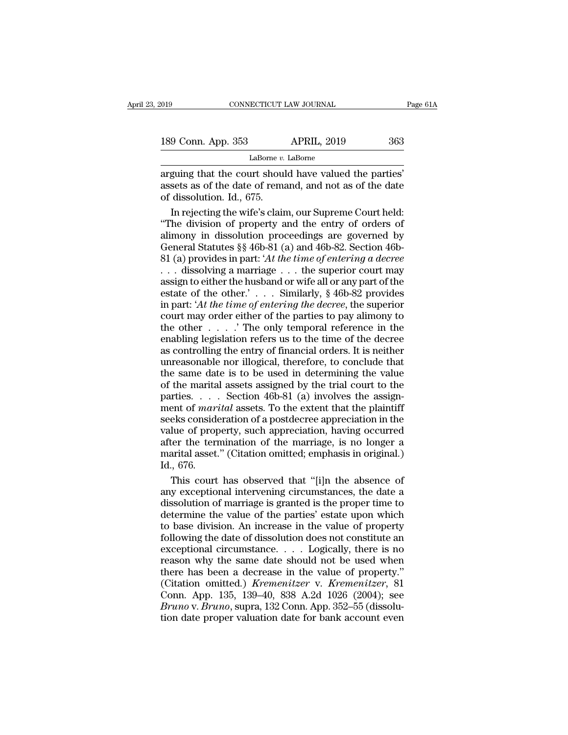arguing that the court should have valued the parties' assets as of the date of remand, and not as of the date of dissolution. Id., 675.

In rejecting the wife's claim, our Supreme Court held: "The division of property and the entry of orders of alimony in dissolution proceedings are governed by General Statutes §§ 46b-81 (a) and 46b-82. Section 46b-81 (a) provides in part: '*At the time of entering a decree* . . . dissolving a marriage . . . the superior court may assign to either the husband or wife all or any part of the estate of the other.' . . . Similarly, § 46b-82 provides in part: '*At the time of entering the decree*, the superior court may order either of the parties to pay alimony to the other . . . .' The only temporal reference in the enabling legislation refers us to the time of the decree as controlling the entry of financial orders. It is neither unreasonable nor illogical, therefore, to conclude that the same date is to be used in determining the value of the marital assets assigned by the trial court to the parties. . . . Section 46b-81 (a) involves the assignment of *marital* assets. To the extent that the plaintiff seeks consideration of a postdecree appreciation in the value of property, such appreciation, having occurred after the termination of the marriage, is no longer a marital asset." (Citation omitted; emphasis in original.) Id., 676.

This court has observed that "[i]n the absence of any exceptional intervening circumstances, the date a dissolution of marriage is granted is the proper time to determine the value of the parties' estate upon which to base division. An increase in the value of property following the date of dissolution does not constitute an exceptional circumstance. . . . Logically, there is no reason why the same date should not be used when there has been a decrease in the value of property." (Citation omitted.) *Kremenitzer* v. *Kremenitzer*, 81 Conn. App. 135, 139–40, 838 A.2d 1026 (2004); see *Bruno* v. *Bruno*, supra, 132 Conn. App. 352–55 (dissolution date proper valuation date for bank account even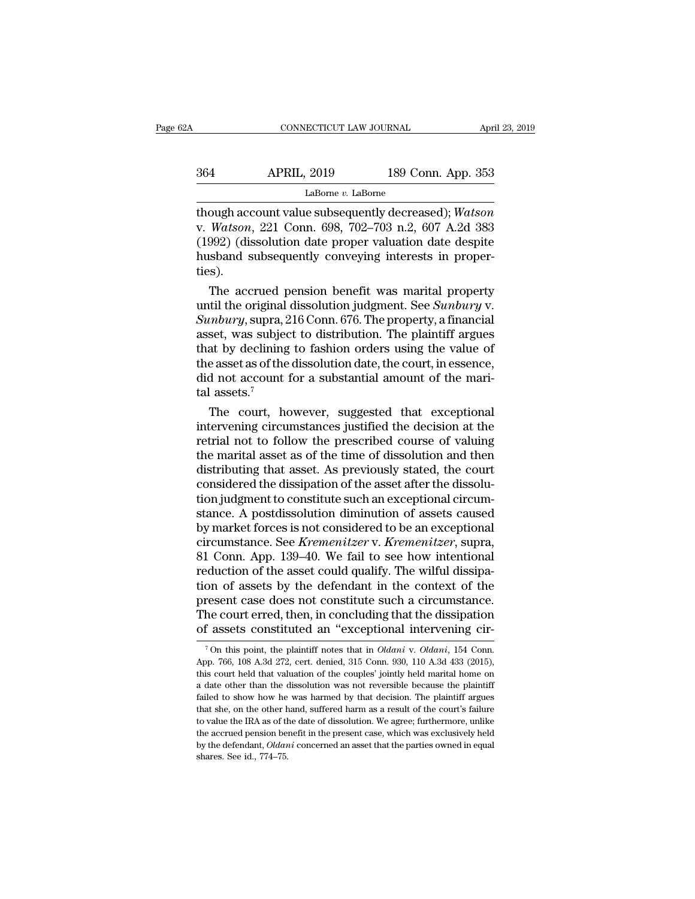though account value subsequently decreased); *Watson* v. *Watson*, 221 Conn. 698, 702–703 n.2, 607 A.2d 383 (1992) (dissolution date proper valuation date despite husband subsequently conveying interests in properties).

The accrued pension benefit was marital property until the original dissolution judgment. See *Sunbury* v. *Sunbury*, supra, 216 Conn. 676. The property, a financial asset, was subject to distribution. The plaintiff argues that by declining to fashion orders using the value of the asset as of the dissolution date, the court, in essence, did not account for a substantial amount of the marital assets.[7]

The court, however, suggested that exceptional intervening circumstances justified the decision at the retrial not to follow the prescribed course of valuing the marital asset as of the time of dissolution and then distributing that asset. As previously stated, the court considered the dissipation of the asset after the dissolution judgment to constitute such an exceptional circumstance. A postdissolution diminution of assets caused by market forces is not considered to be an exceptional circumstance. See *Kremenitzer* v. *Kremenitzer*, supra, 81 Conn. App. 139–40. We fail to see how intentional reduction of the asset could qualify. The wilful dissipation of assets by the defendant in the context of the present case does not constitute such a circumstance. The court erred, then, in concluding that the dissipation of assets constituted an "exceptional intervening cir-

[7] On this point, the plaintiff notes that in *Oldani* v. *Oldani*, 154 Conn. App. 766, 108 A.3d 272, cert. denied, 315 Conn. 930, 110 A.3d 433 (2015), this court held that valuation of the couples' jointly held marital home on a date other than the dissolution was not reversible because the plaintiff failed to show how he was harmed by that decision. The plaintiff argues that she, on the other hand, suffered harm as a result of the court's failure to value the IRA as of the date of dissolution. We agree; furthermore, unlike the accrued pension benefit in the present case, which was exclusively held by the defendant, *Oldani* concerned an asset that the parties owned in equal shares. See id., 774–75.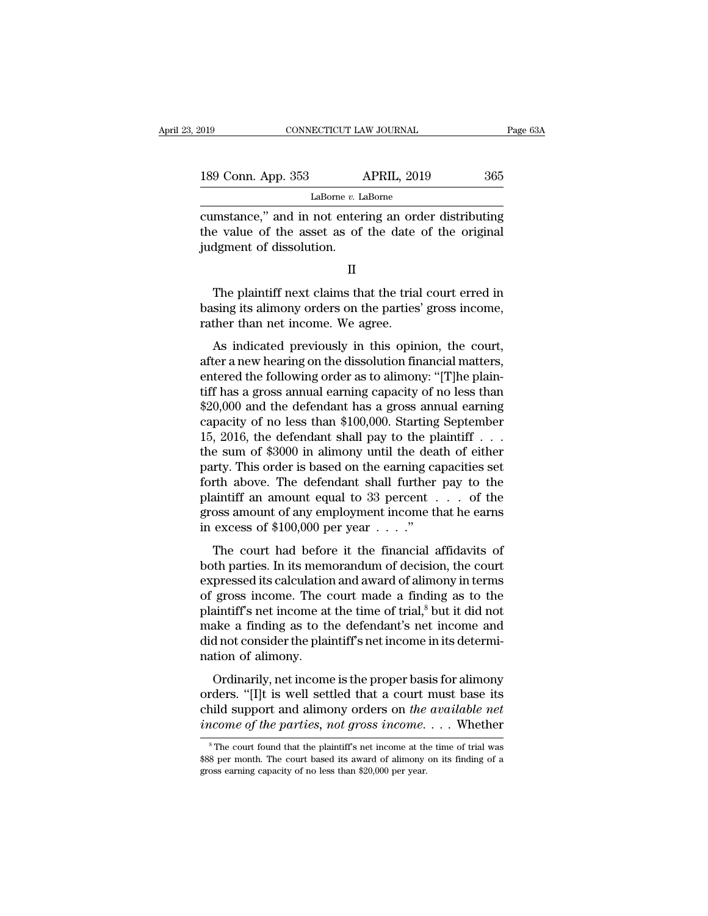cumstance," and in not entering an order distributing the value of the asset as of the date of the original judgment of dissolution.

II

The plaintiff next claims that the trial court erred in basing its alimony orders on the parties' gross income, rather than net income. We agree.

As indicated previously in this opinion, the court, after a new hearing on the dissolution financial matters, entered the following order as to alimony: "[T]he plaintiff has a gross annual earning capacity of no less than $20,000 and the defendant has a gross annual earning capacity of no less than $100,000. Starting September 15, 2016, the defendant shall pay to the plaintiff . . . the sum of $3000 in alimony until the death of either party. This order is based on the earning capacities set forth above. The defendant shall further pay to the plaintiff an amount equal to 33 percent . . . of the gross amount of any employment income that he earns in excess of $100,000 per year . . . ."

The court had before it the financial affidavits of both parties. In its memorandum of decision, the court expressed its calculation and award of alimony in terms of gross income. The court made a finding as to the plaintiff's net income at the time of trial,[8] but it did not make a finding as to the defendant's net income and did not consider the plaintiff's net income in its determination of alimony.

Ordinarily, net income is the proper basis for alimony orders. "[I]t is well settled that a court must base its child support and alimony orders on *the available net income of the parties, not gross income*. . . . Whether

[8] The court found that the plaintiff's net income at the time of trial was $88 per month. The court based its award of alimony on its finding of a gross earning capacity of no less than $20,000 per year.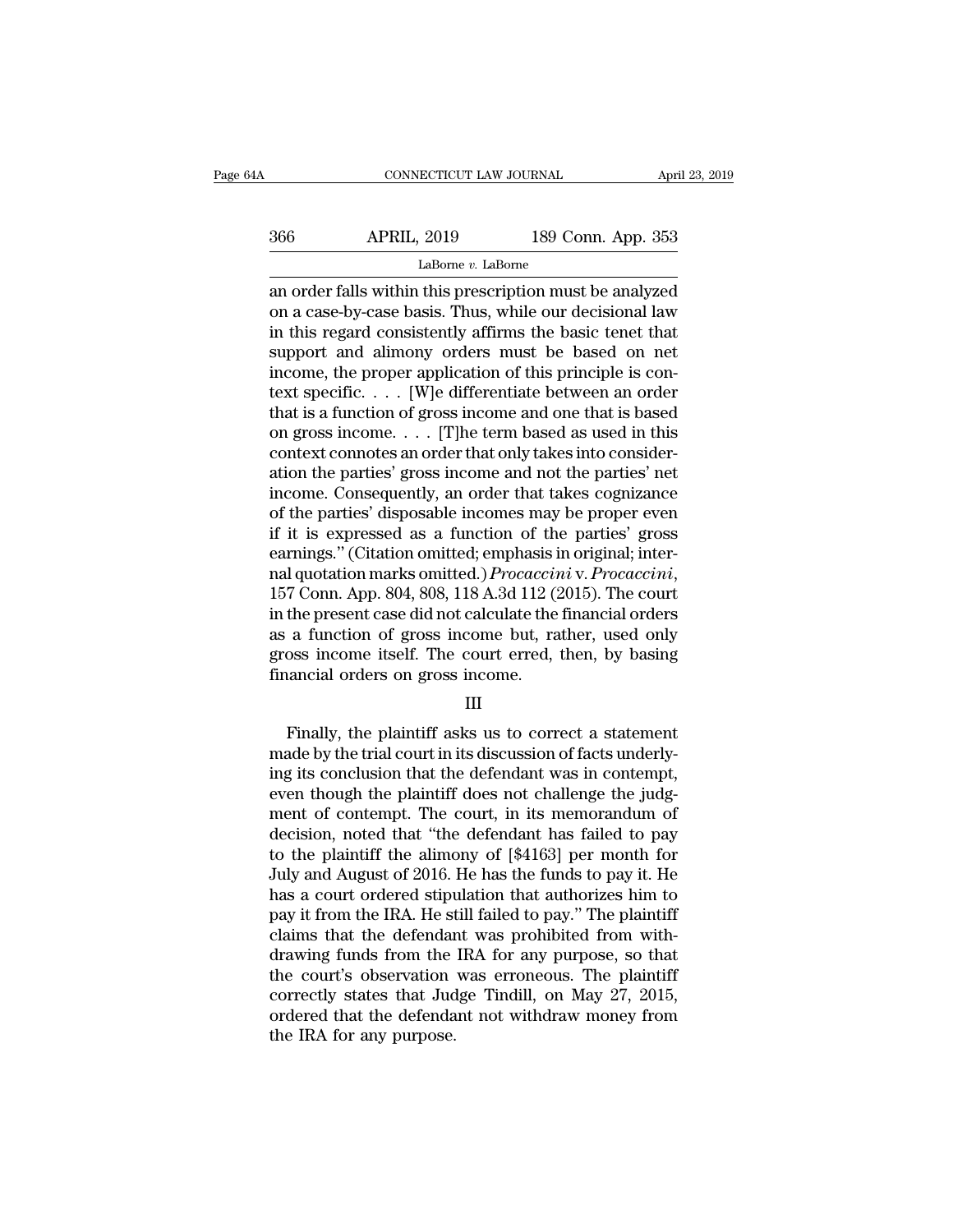an order falls within this prescription must be analyzed on a case-by-case basis. Thus, while our decisional law in this regard consistently affirms the basic tenet that support and alimony orders must be based on net income, the proper application of this principle is context specific. . . . [W]e differentiate between an order that is a function of gross income and one that is based on gross income. . . . [T]he term based as used in this context connotes an order that only takes into consideration the parties' gross income and not the parties' net income. Consequently, an order that takes cognizance of the parties' disposable incomes may be proper even if it is expressed as a function of the parties' gross earnings." (Citation omitted; emphasis in original; internal quotation marks omitted.) *Procaccini* v. *Procaccini*, 157 Conn. App. 804, 808, 118 A.3d 112 (2015). The court in the present case did not calculate the financial orders as a function of gross income but, rather, used only gross income itself. The court erred, then, by basing financial orders on gross income.

III

Finally, the plaintiff asks us to correct a statement made by the trial court in its discussion of facts underlying its conclusion that the defendant was in contempt, even though the plaintiff does not challenge the judgment of contempt. The court, in its memorandum of decision, noted that "the defendant has failed to pay to the plaintiff the alimony of [$4163] per month for July and August of 2016. He has the funds to pay it. He has a court ordered stipulation that authorizes him to pay it from the IRA. He still failed to pay." The plaintiff claims that the defendant was prohibited from withdrawing funds from the IRA for any purpose, so that the court's observation was erroneous. The plaintiff correctly states that Judge Tindill, on May 27, 2015, ordered that the defendant not withdraw money from the IRA for any purpose.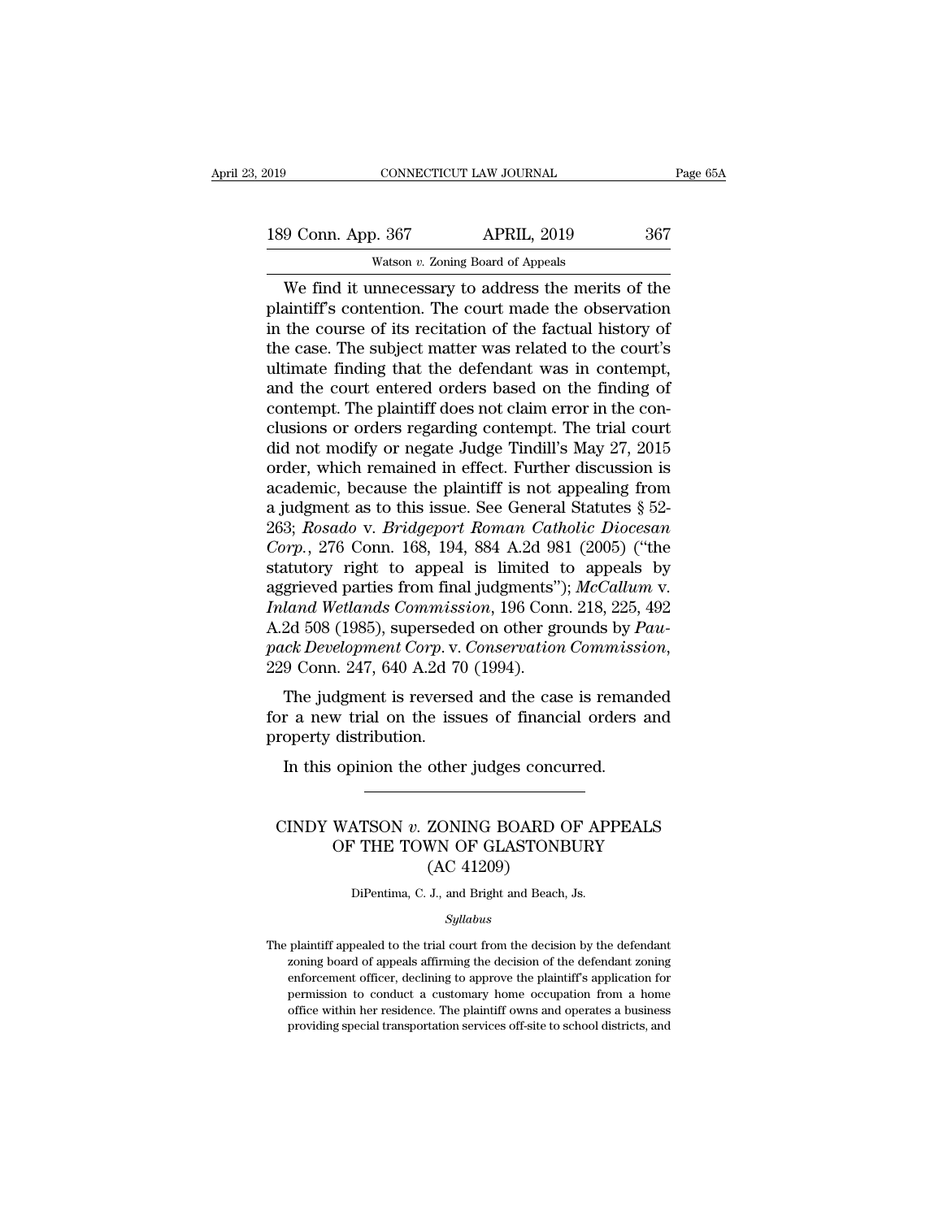We find it unnecessary to address the merits of the plaintiff's contention. The court made the observation in the course of its recitation of the factual history of the case. The subject matter was related to the court's ultimate finding that the defendant was in contempt, and the court entered orders based on the finding of contempt. The plaintiff does not claim error in the conclusions or orders regarding contempt. The trial court did not modify or negate Judge Tindill's May 27, 2015 order, which remained in effect. Further discussion is academic, because the plaintiff is not appealing from a judgment as to this issue. See General Statutes § 52-263; *Rosado* v. *Bridgeport Roman Catholic Diocesan Corp.*, 276 Conn. 168, 194, 884 A.2d 981 (2005) ("the statutory right to appeal is limited to appeals by aggrieved parties from final judgments"); *McCallum* v. *Inland Wetlands Commission*, 196 Conn. 218, 225, 492 A.2d 508 (1985), superseded on other grounds by *Paupack Development Corp.* v. *Conservation Commission*, 229 Conn. 247, 640 A.2d 70 (1994).

The judgment is reversed and the case is remanded for a new trial on the issues of financial orders and property distribution.

In this opinion the other judges concurred.

---

# CINDY WATSON *v.* ZONING BOARD OF APPEALS OF THE TOWN OF GLASTONBURY (AC 41209)

DiPentima, C. J., and Bright and Beach, Js.

*Syllabus*

The plaintiff appealed to the trial court from the decision by the defendant zoning board of appeals affirming the decision of the defendant zoning enforcement officer, declining to approve the plaintiff's application for permission to conduct a customary home occupation from a home office within her residence. The plaintiff owns and operates a business providing special transportation services off-site to school districts, and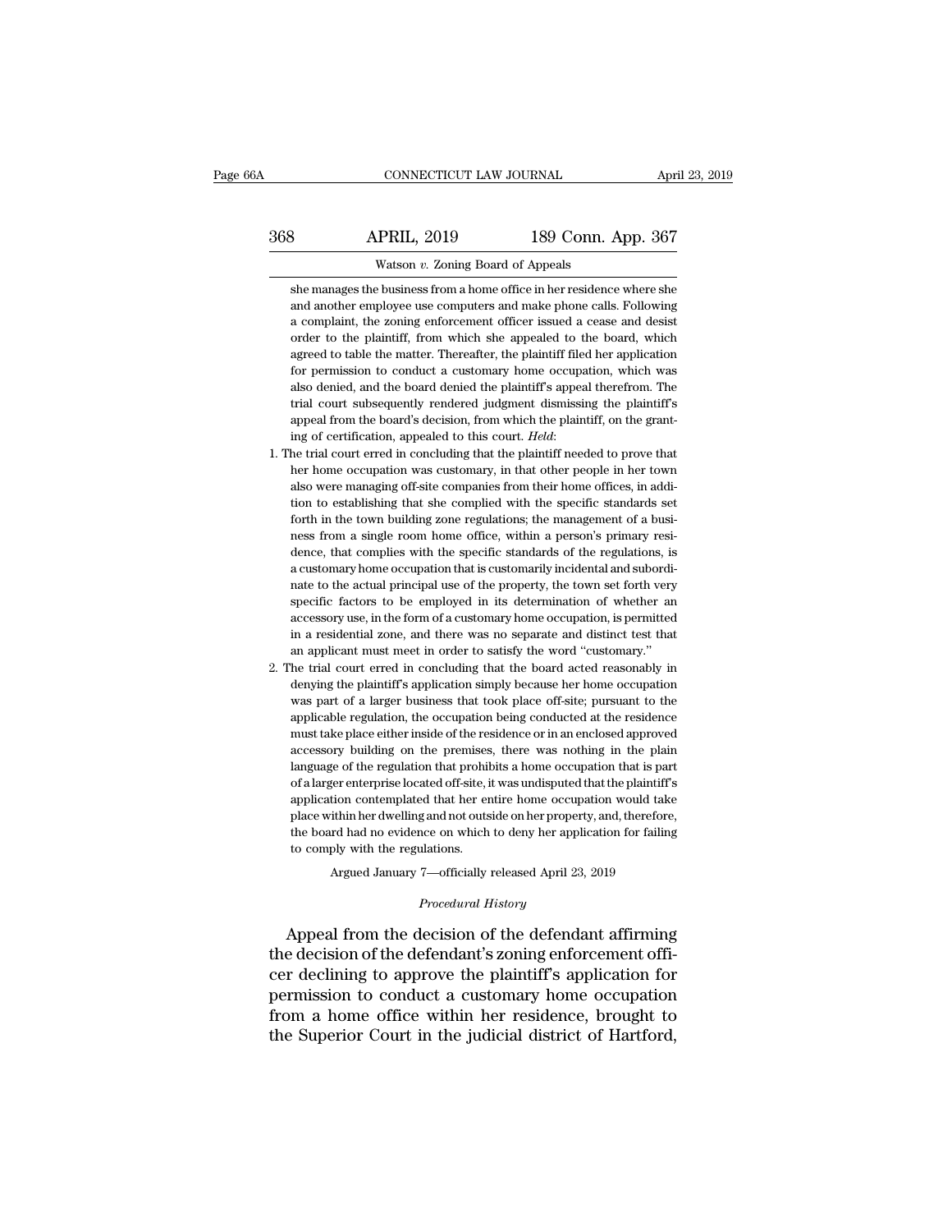she manages the business from a home office in her residence where she and another employee use computers and make phone calls. Following a complaint, the zoning enforcement officer issued a cease and desist order to the plaintiff, from which she appealed to the board, which agreed to table the matter. Thereafter, the plaintiff filed her application for permission to conduct a customary home occupation, which was also denied, and the board denied the plaintiff's appeal therefrom. The trial court subsequently rendered judgment dismissing the plaintiff's appeal from the board's decision, from which the plaintiff, on the granting of certification, appealed to this court. *Held*:

1. The trial court erred in concluding that the plaintiff needed to prove that her home occupation was customary, in that other people in her town also were managing off-site companies from their home offices, in addition to establishing that she complied with the specific standards set forth in the town building zone regulations; the management of a business from a single room home office, within a person's primary residence, that complies with the specific standards of the regulations, is a customary home occupation that is customarily incidental and subordinate to the actual principal use of the property, the town set forth very specific factors to be employed in its determination of whether an accessory use, in the form of a customary home occupation, is permitted in a residential zone, and there was no separate and distinct test that an applicant must meet in order to satisfy the word "customary."
2. The trial court erred in concluding that the board acted reasonably in denying the plaintiff's application simply because her home occupation was part of a larger business that took place off-site; pursuant to the applicable regulation, the occupation being conducted at the residence must take place either inside of the residence or in an enclosed approved accessory building on the premises, there was nothing in the plain language of the regulation that prohibits a home occupation that is part of a larger enterprise located off-site, it was undisputed that the plaintiff's application contemplated that her entire home occupation would take place within her dwelling and not outside on her property, and, therefore, the board had no evidence on which to deny her application for failing to comply with the regulations.

Argued January 7—officially released April 23, 2019

*Procedural History*

Appeal from the decision of the defendant affirming the decision of the defendant's zoning enforcement officer declining to approve the plaintiff's application for permission to conduct a customary home occupation from a home office within her residence, brought to the Superior Court in the judicial district of Hartford,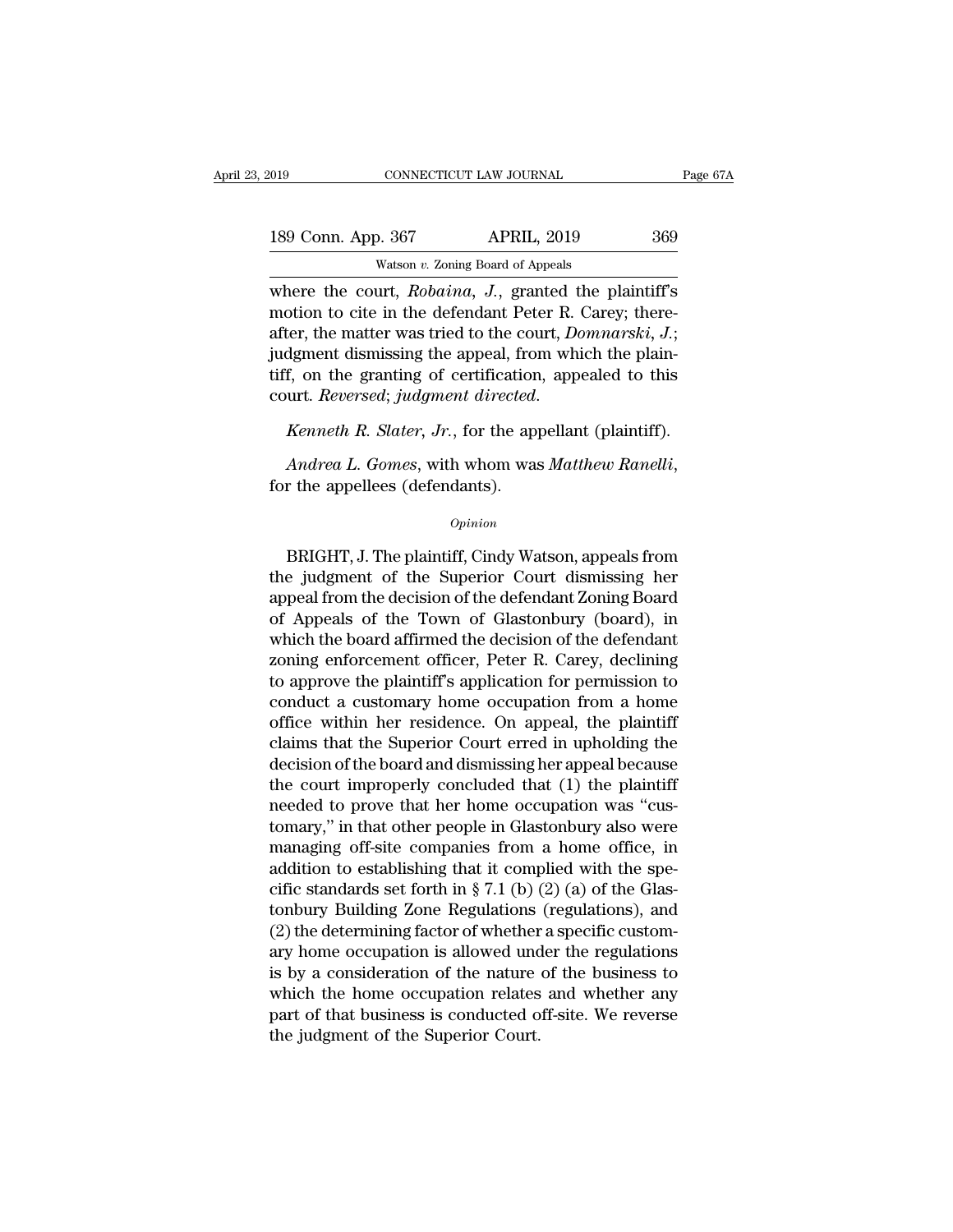where the court, *Robaina, J.*, granted the plaintiff's motion to cite in the defendant Peter R. Carey; thereafter, the matter was tried to the court, *Domnarski, J.*; judgment dismissing the appeal, from which the plaintiff, on the granting of certification, appealed to this court. *Reversed*; *judgment directed*.

*Kenneth R. Slater, Jr.*, for the appellant (plaintiff).

*Andrea L. Gomes*, with whom was *Matthew Ranelli*, for the appellees (defendants).

*Opinion*

BRIGHT, J. The plaintiff, Cindy Watson, appeals from the judgment of the Superior Court dismissing her appeal from the decision of the defendant Zoning Board of Appeals of the Town of Glastonbury (board), in which the board affirmed the decision of the defendant zoning enforcement officer, Peter R. Carey, declining to approve the plaintiff's application for permission to conduct a customary home occupation from a home office within her residence. On appeal, the plaintiff claims that the Superior Court erred in upholding the decision of the board and dismissing her appeal because the court improperly concluded that (1) the plaintiff needed to prove that her home occupation was "customary," in that other people in Glastonbury also were managing off-site companies from a home office, in addition to establishing that it complied with the specific standards set forth in § 7.1 (b) (2) (a) of the Glastonbury Building Zone Regulations (regulations), and (2) the determining factor of whether a specific customary home occupation is allowed under the regulations is by a consideration of the nature of the business to which the home occupation relates and whether any part of that business is conducted off-site. We reverse the judgment of the Superior Court.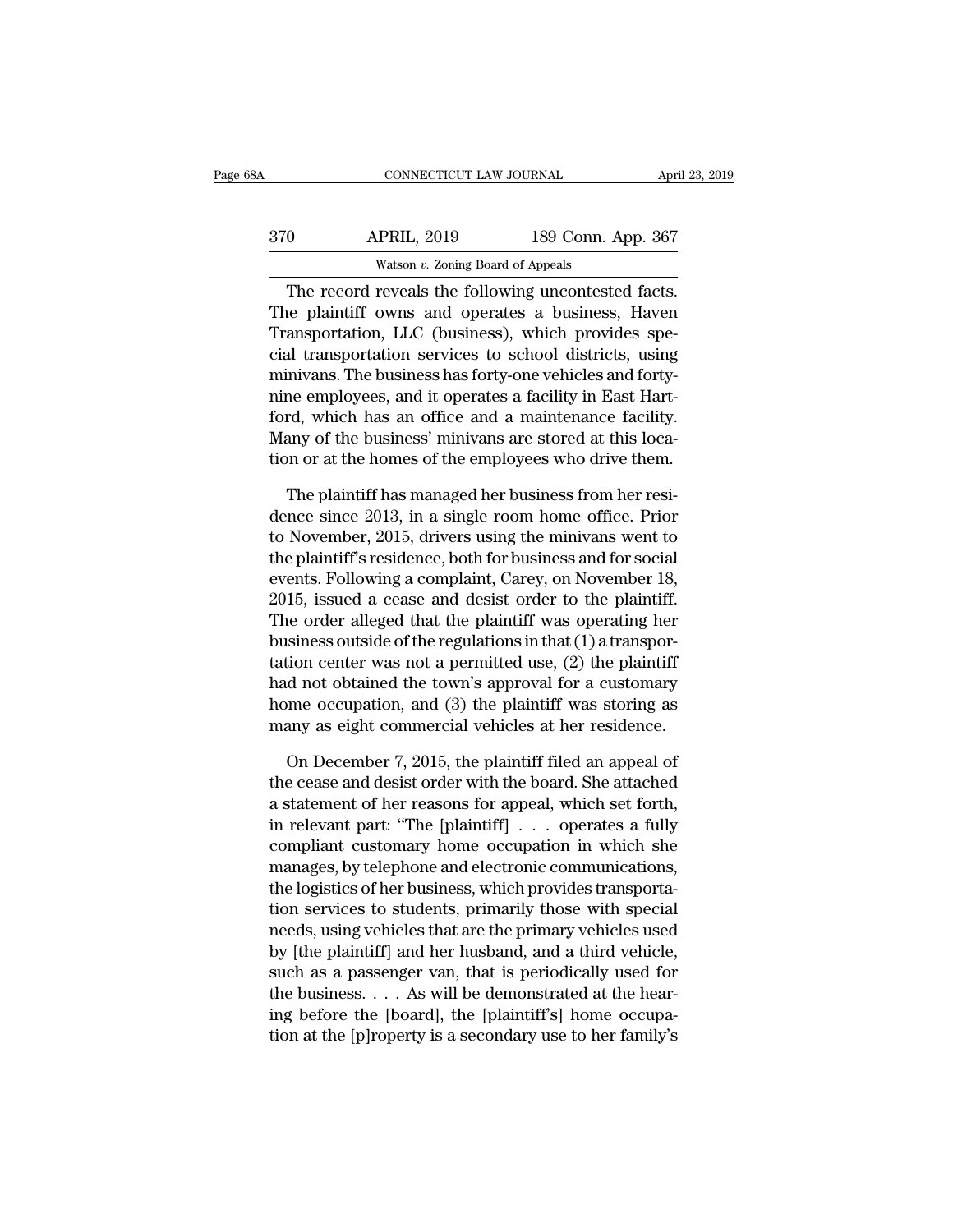The record reveals the following uncontested facts. The plaintiff owns and operates a business, Haven Transportation, LLC (business), which provides special transportation services to school districts, using minivans. The business has forty-one vehicles and forty-nine employees, and it operates a facility in East Hartford, which has an office and a maintenance facility. Many of the business' minivans are stored at this location or at the homes of the employees who drive them.

The plaintiff has managed her business from her residence since 2013, in a single room home office. Prior to November, 2015, drivers using the minivans went to the plaintiff's residence, both for business and for social events. Following a complaint, Carey, on November 18, 2015, issued a cease and desist order to the plaintiff. The order alleged that the plaintiff was operating her business outside of the regulations in that (1) a transportation center was not a permitted use, (2) the plaintiff had not obtained the town's approval for a customary home occupation, and (3) the plaintiff was storing as many as eight commercial vehicles at her residence.

On December 7, 2015, the plaintiff filed an appeal of the cease and desist order with the board. She attached a statement of her reasons for appeal, which set forth, in relevant part: "The [plaintiff] . . . operates a fully compliant customary home occupation in which she manages, by telephone and electronic communications, the logistics of her business, which provides transportation services to students, primarily those with special needs, using vehicles that are the primary vehicles used by [the plaintiff] and her husband, and a third vehicle, such as a passenger van, that is periodically used for the business. . . . As will be demonstrated at the hearing before the [board], the [plaintiff's] home occupation at the [p]roperty is a secondary use to her family's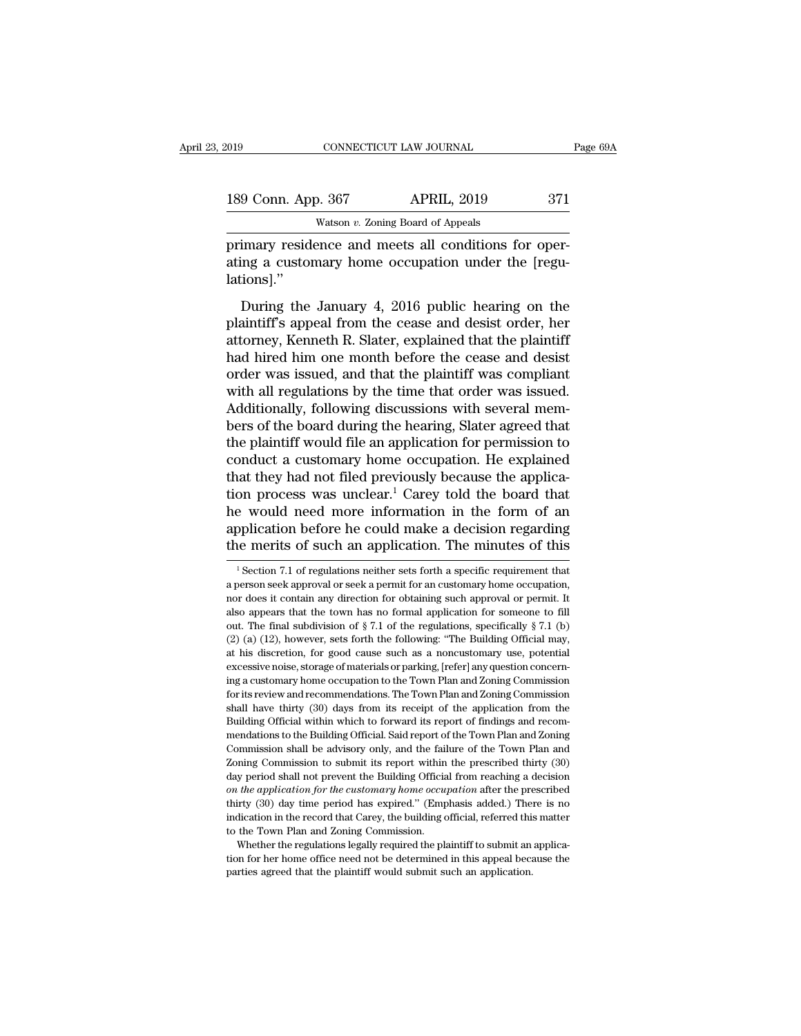primary residence and meets all conditions for operating a customary home occupation under the [regulations]."

During the January 4, 2016 public hearing on the plaintiff's appeal from the cease and desist order, her attorney, Kenneth R. Slater, explained that the plaintiff had hired him one month before the cease and desist order was issued, and that the plaintiff was compliant with all regulations by the time that order was issued. Additionally, following discussions with several members of the board during the hearing, Slater agreed that the plaintiff would file an application for permission to conduct a customary home occupation. He explained that they had not filed previously because the application process was unclear.[1] Carey told the board that he would need more information in the form of an application before he could make a decision regarding the merits of such an application. The minutes of this

[1] Section 7.1 of regulations neither sets forth a specific requirement that a person seek approval or seek a permit for an customary home occupation, nor does it contain any direction for obtaining such approval or permit. It also appears that the town has no formal application for someone to fill out. The final subdivision of § 7.1 of the regulations, specifically § 7.1 (b) (2) (a) (12), however, sets forth the following: "The Building Official may, at his discretion, for good cause such as a noncustomary use, potential excessive noise, storage of materials or parking, [refer] any question concerning a customary home occupation to the Town Plan and Zoning Commission for its review and recommendations. The Town Plan and Zoning Commission shall have thirty (30) days from its receipt of the application from the Building Official within which to forward its report of findings and recommendations to the Building Official. Said report of the Town Plan and Zoning Commission shall be advisory only, and the failure of the Town Plan and Zoning Commission to submit its report within the prescribed thirty (30) day period shall not prevent the Building Official from reaching a decision *on the application for the customary home occupation* after the prescribed thirty (30) day time period has expired." (Emphasis added.) There is no indication in the record that Carey, the building official, referred this matter to the Town Plan and Zoning Commission.

Whether the regulations legally required the plaintiff to submit an application for her home office need not be determined in this appeal because the parties agreed that the plaintiff would submit such an application.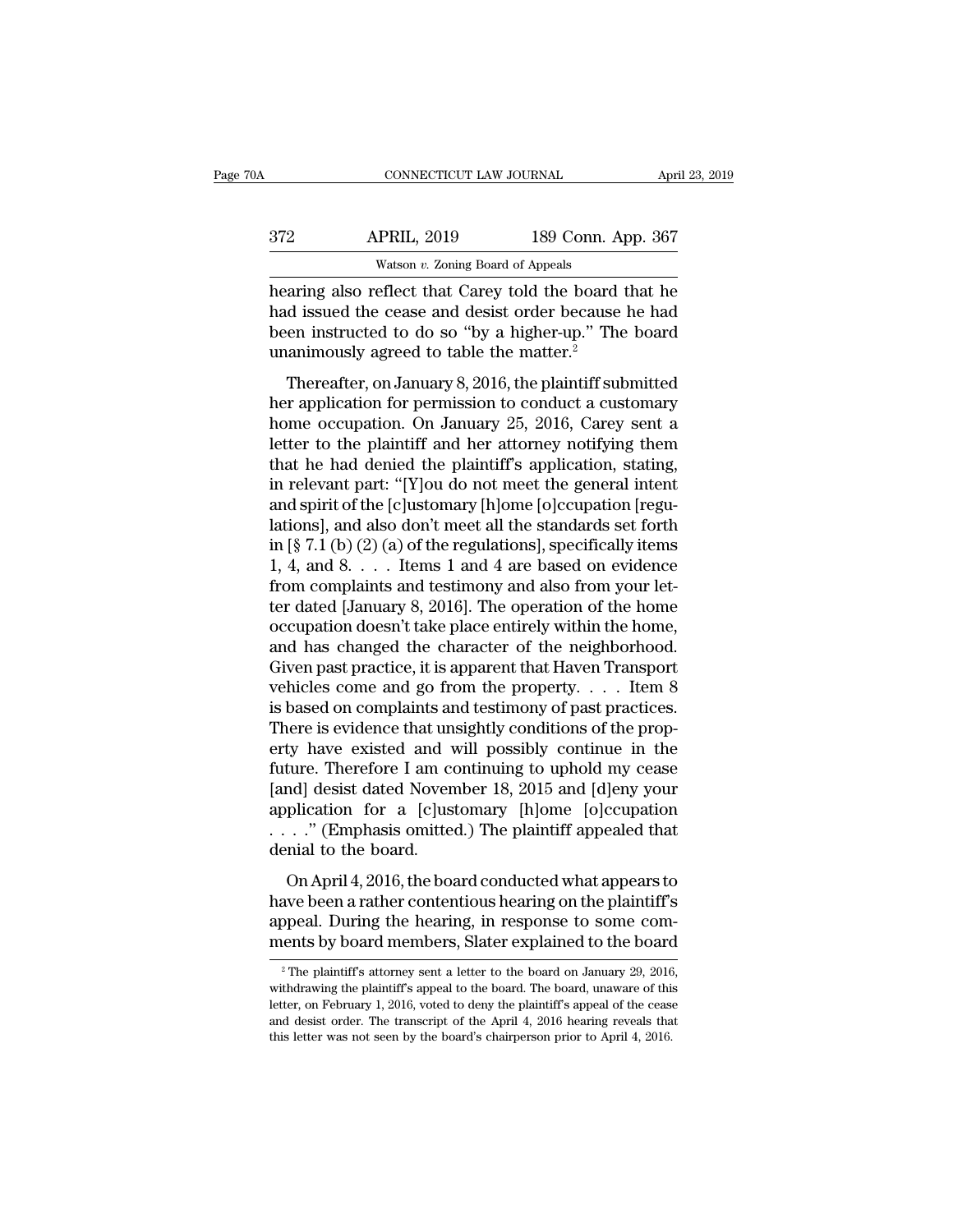hearing also reflect that Carey told the board that he had issued the cease and desist order because he had been instructed to do so "by a higher-up." The board unanimously agreed to table the matter.[2]

Thereafter, on January 8, 2016, the plaintiff submitted her application for permission to conduct a customary home occupation. On January 25, 2016, Carey sent a letter to the plaintiff and her attorney notifying them that he had denied the plaintiff's application, stating, in relevant part: "[Y]ou do not meet the general intent and spirit of the [c]ustomary [h]ome [o]ccupation [regulations], and also don't meet all the standards set forth in [§ 7.1 (b) (2) (a) of the regulations], specifically items 1, 4, and 8. . . . Items 1 and 4 are based on evidence from complaints and testimony and also from your letter dated [January 8, 2016]. The operation of the home occupation doesn't take place entirely within the home, and has changed the character of the neighborhood. Given past practice, it is apparent that Haven Transport vehicles come and go from the property. . . . Item 8 is based on complaints and testimony of past practices. There is evidence that unsightly conditions of the property have existed and will possibly continue in the future. Therefore I am continuing to uphold my cease [and] desist dated November 18, 2015 and [d]eny your application for a [c]ustomary [h]ome [o]ccupation . . . ." (Emphasis omitted.) The plaintiff appealed that denial to the board.

On April 4, 2016, the board conducted what appears to have been a rather contentious hearing on the plaintiff's appeal. During the hearing, in response to some comments by board members, Slater explained to the board

[2] The plaintiff's attorney sent a letter to the board on January 29, 2016, withdrawing the plaintiff's appeal to the board. The board, unaware of this letter, on February 1, 2016, voted to deny the plaintiff's appeal of the cease and desist order. The transcript of the April 4, 2016 hearing reveals that this letter was not seen by the board's chairperson prior to April 4, 2016.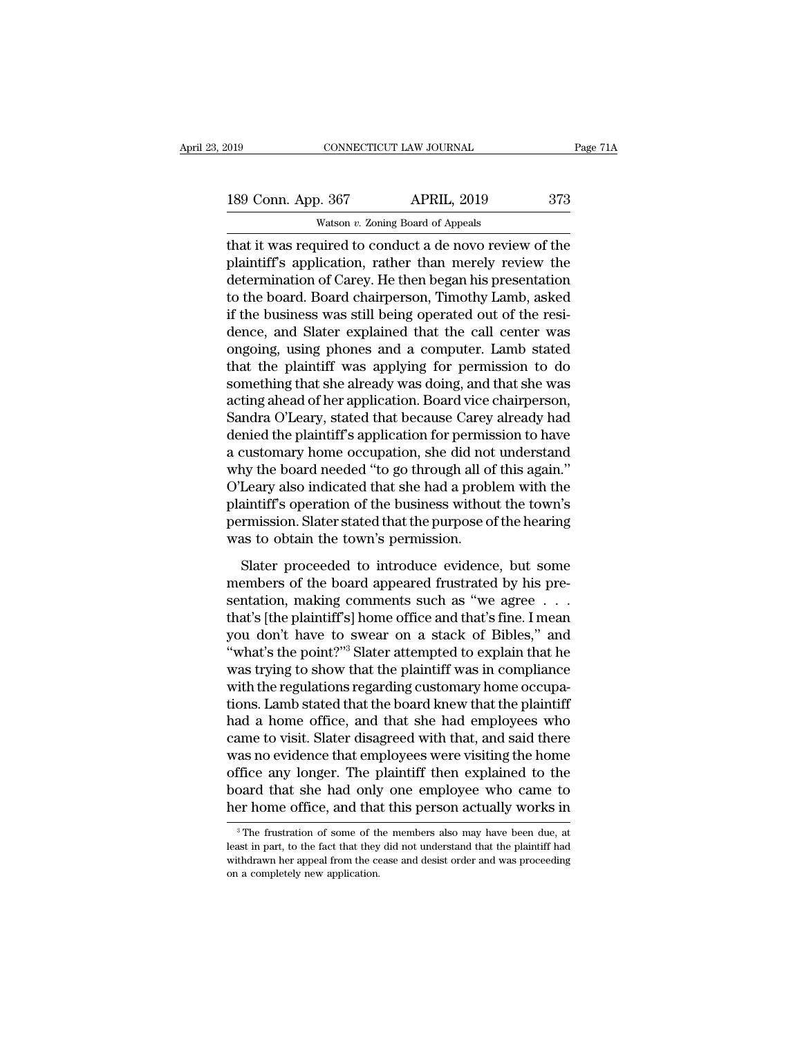that it was required to conduct a de novo review of the plaintiff's application, rather than merely review the determination of Carey. He then began his presentation to the board. Board chairperson, Timothy Lamb, asked if the business was still being operated out of the residence, and Slater explained that the call center was ongoing, using phones and a computer. Lamb stated that the plaintiff was applying for permission to do something that she already was doing, and that she was acting ahead of her application. Board vice chairperson, Sandra O'Leary, stated that because Carey already had denied the plaintiff's application for permission to have a customary home occupation, she did not understand why the board needed "to go through all of this again." O'Leary also indicated that she had a problem with the plaintiff's operation of the business without the town's permission. Slater stated that the purpose of the hearing was to obtain the town's permission.

Slater proceeded to introduce evidence, but some members of the board appeared frustrated by his presentation, making comments such as "we agree . . . that's [the plaintiff's] home office and that's fine. I mean you don't have to swear on a stack of Bibles," and "what's the point?"[3] Slater attempted to explain that he was trying to show that the plaintiff was in compliance with the regulations regarding customary home occupations. Lamb stated that the board knew that the plaintiff had a home office, and that she had employees who came to visit. Slater disagreed with that, and said there was no evidence that employees were visiting the home office any longer. The plaintiff then explained to the board that she had only one employee who came to her home office, and that this person actually works in

[3] The frustration of some of the members also may have been due, at least in part, to the fact that they did not understand that the plaintiff had withdrawn her appeal from the cease and desist order and was proceeding on a completely new application.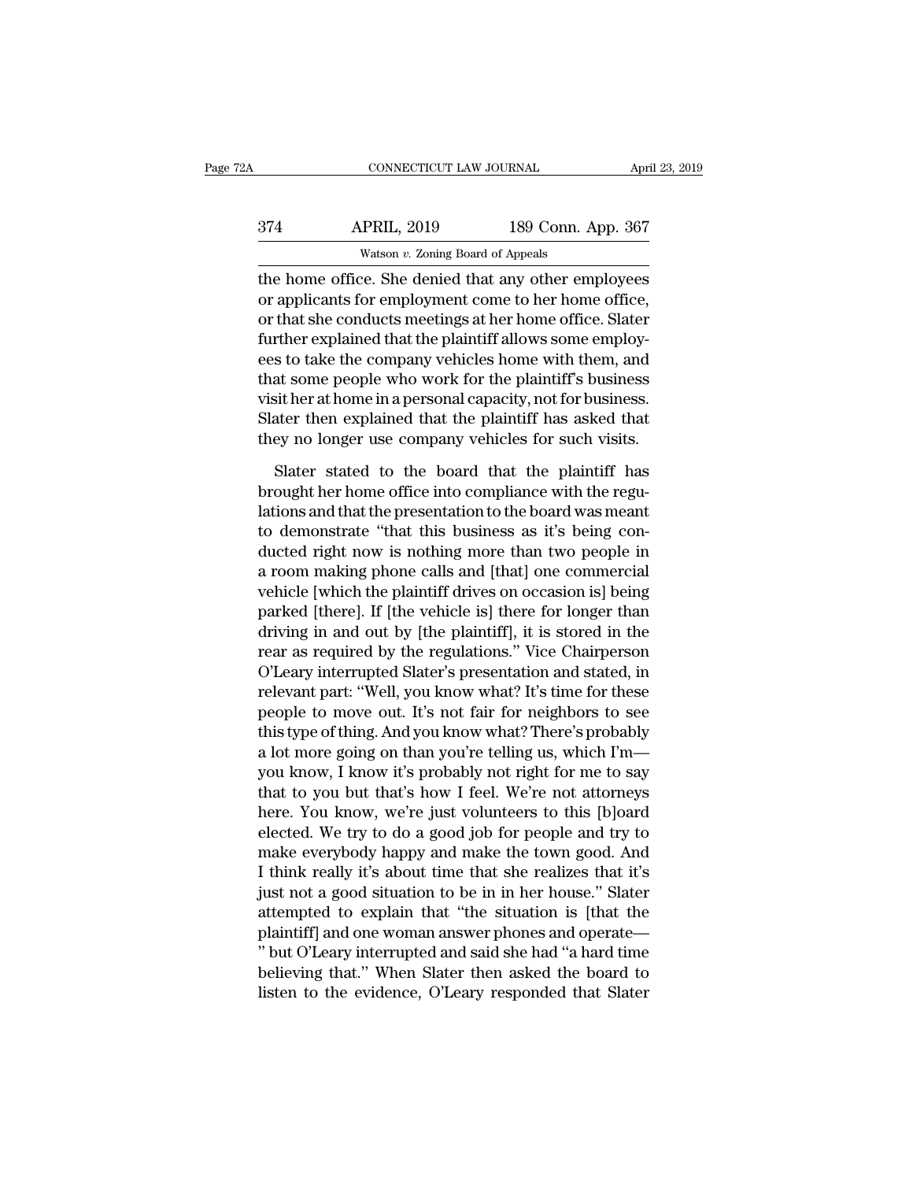the home office. She denied that any other employees or applicants for employment come to her home office, or that she conducts meetings at her home office. Slater further explained that the plaintiff allows some employees to take the company vehicles home with them, and that some people who work for the plaintiff's business visit her at home in a personal capacity, not for business. Slater then explained that the plaintiff has asked that they no longer use company vehicles for such visits.

Slater stated to the board that the plaintiff has brought her home office into compliance with the regulations and that the presentation to the board was meant to demonstrate "that this business as it's being conducted right now is nothing more than two people in a room making phone calls and [that] one commercial vehicle [which the plaintiff drives on occasion is] being parked [there]. If [the vehicle is] there for longer than driving in and out by [the plaintiff], it is stored in the rear as required by the regulations." Vice Chairperson O'Leary interrupted Slater's presentation and stated, in relevant part: "Well, you know what? It's time for these people to move out. It's not fair for neighbors to see this type of thing. And you know what? There's probably a lot more going on than you're telling us, which I'm— you know, I know it's probably not right for me to say that to you but that's how I feel. We're not attorneys here. You know, we're just volunteers to this [b]oard elected. We try to do a good job for people and try to make everybody happy and make the town good. And I think really it's about time that she realizes that it's just not a good situation to be in in her house." Slater attempted to explain that "the situation is [that the plaintiff] and one woman answer phones and operate— " but O'Leary interrupted and said she had "a hard time believing that." When Slater then asked the board to listen to the evidence, O'Leary responded that Slater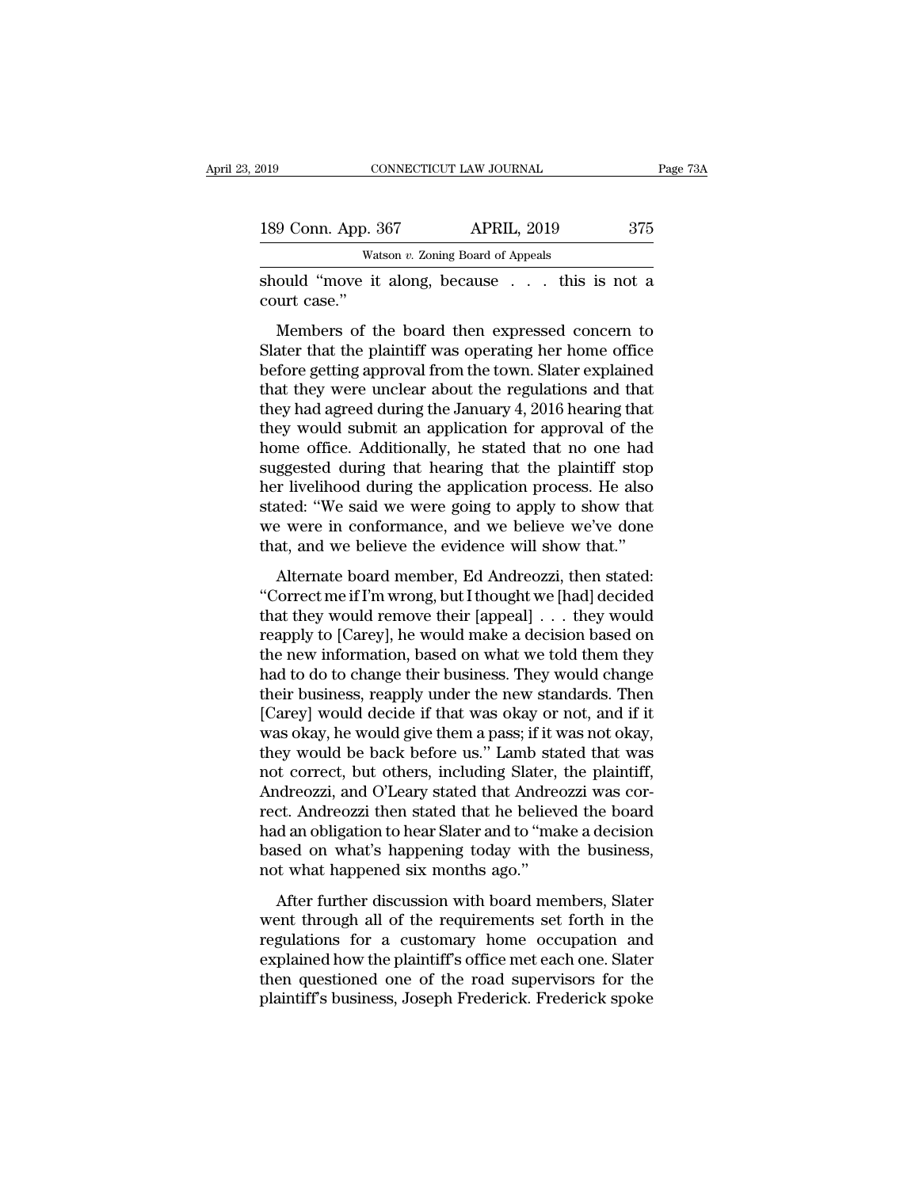should "move it along, because . . . this is not a court case."

Members of the board then expressed concern to Slater that the plaintiff was operating her home office before getting approval from the town. Slater explained that they were unclear about the regulations and that they had agreed during the January 4, 2016 hearing that they would submit an application for approval of the home office. Additionally, he stated that no one had suggested during that hearing that the plaintiff stop her livelihood during the application process. He also stated: "We said we were going to apply to show that we were in conformance, and we believe we've done that, and we believe the evidence will show that."

Alternate board member, Ed Andreozzi, then stated: "Correct me if I'm wrong, but I thought we [had] decided that they would remove their [appeal] . . . they would reapply to [Carey], he would make a decision based on the new information, based on what we told them they had to do to change their business. They would change their business, reapply under the new standards. Then [Carey] would decide if that was okay or not, and if it was okay, he would give them a pass; if it was not okay, they would be back before us." Lamb stated that was not correct, but others, including Slater, the plaintiff, Andreozzi, and O'Leary stated that Andreozzi was correct. Andreozzi then stated that he believed the board had an obligation to hear Slater and to "make a decision based on what's happening today with the business, not what happened six months ago."

After further discussion with board members, Slater went through all of the requirements set forth in the regulations for a customary home occupation and explained how the plaintiff's office met each one. Slater then questioned one of the road supervisors for the plaintiff's business, Joseph Frederick. Frederick spoke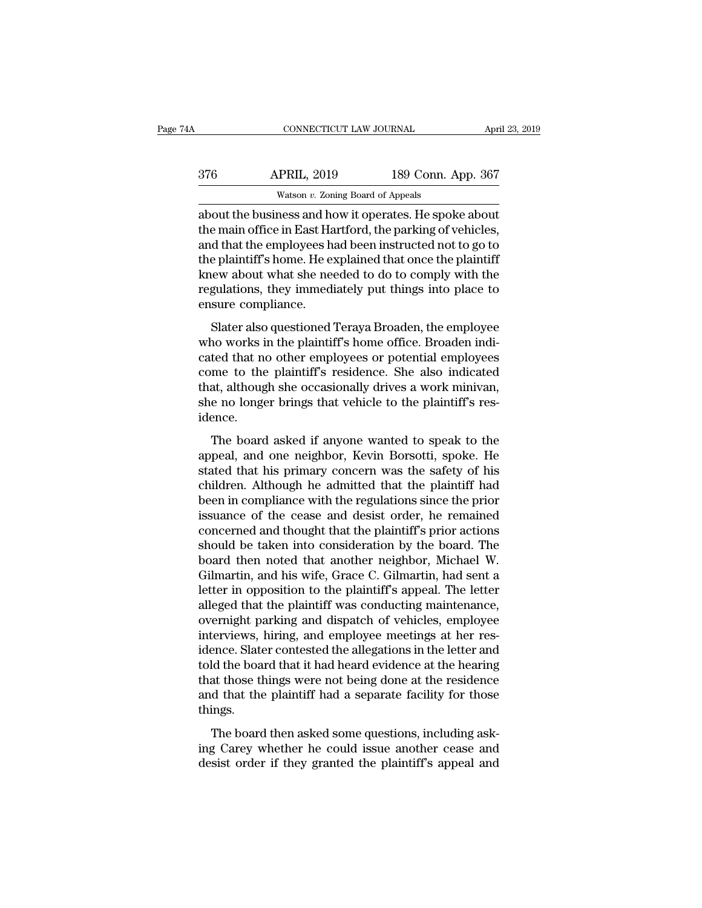about the business and how it operates. He spoke about the main office in East Hartford, the parking of vehicles, and that the employees had been instructed not to go to the plaintiff's home. He explained that once the plaintiff knew about what she needed to do to comply with the regulations, they immediately put things into place to ensure compliance.

Slater also questioned Teraya Broaden, the employee who works in the plaintiff's home office. Broaden indicated that no other employees or potential employees come to the plaintiff's residence. She also indicated that, although she occasionally drives a work minivan, she no longer brings that vehicle to the plaintiff's residence.

The board asked if anyone wanted to speak to the appeal, and one neighbor, Kevin Borsotti, spoke. He stated that his primary concern was the safety of his children. Although he admitted that the plaintiff had been in compliance with the regulations since the prior issuance of the cease and desist order, he remained concerned and thought that the plaintiff's prior actions should be taken into consideration by the board. The board then noted that another neighbor, Michael W. Gilmartin, and his wife, Grace C. Gilmartin, had sent a letter in opposition to the plaintiff's appeal. The letter alleged that the plaintiff was conducting maintenance, overnight parking and dispatch of vehicles, employee interviews, hiring, and employee meetings at her residence. Slater contested the allegations in the letter and told the board that it had heard evidence at the hearing that those things were not being done at the residence and that the plaintiff had a separate facility for those things.

The board then asked some questions, including asking Carey whether he could issue another cease and desist order if they granted the plaintiff's appeal and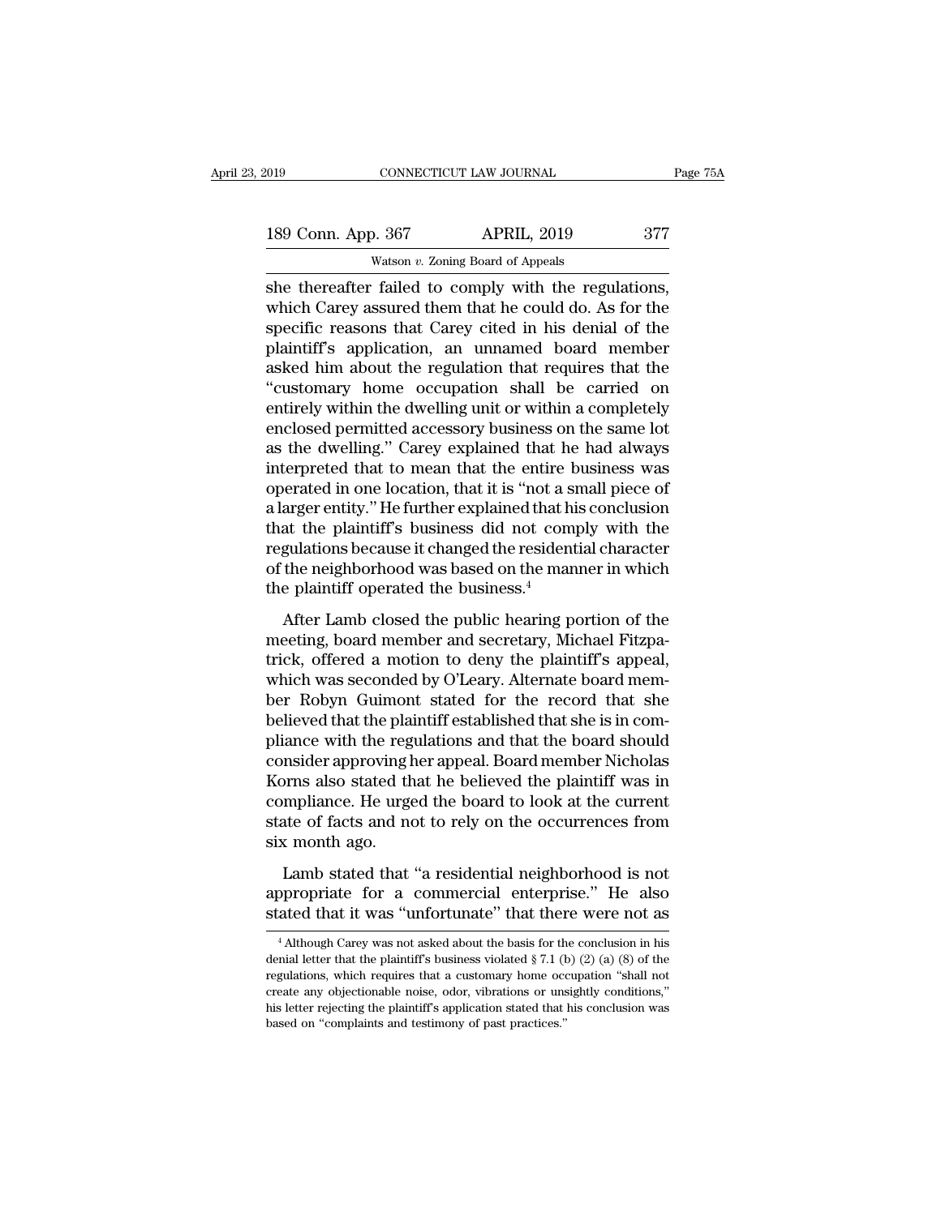she thereafter failed to comply with the regulations, which Carey assured them that he could do. As for the specific reasons that Carey cited in his denial of the plaintiff's application, an unnamed board member asked him about the regulation that requires that the "customary home occupation shall be carried on entirely within the dwelling unit or within a completely enclosed permitted accessory business on the same lot as the dwelling." Carey explained that he had always interpreted that to mean that the entire business was operated in one location, that it is "not a small piece of a larger entity." He further explained that his conclusion that the plaintiff's business did not comply with the regulations because it changed the residential character of the neighborhood was based on the manner in which the plaintiff operated the business.[4]

After Lamb closed the public hearing portion of the meeting, board member and secretary, Michael Fitzpatrick, offered a motion to deny the plaintiff's appeal, which was seconded by O'Leary. Alternate board member Robyn Guimont stated for the record that she believed that the plaintiff established that she is in compliance with the regulations and that the board should consider approving her appeal. Board member Nicholas Korns also stated that he believed the plaintiff was in compliance. He urged the board to look at the current state of facts and not to rely on the occurrences from six month ago.

Lamb stated that "a residential neighborhood is not appropriate for a commercial enterprise." He also stated that it was "unfortunate" that there were not as

[4] Although Carey was not asked about the basis for the conclusion in his denial letter that the plaintiff's business violated § 7.1 (b) (2) (a) (8) of the regulations, which requires that a customary home occupation "shall not create any objectionable noise, odor, vibrations or unsightly conditions," his letter rejecting the plaintiff's application stated that his conclusion was based on "complaints and testimony of past practices."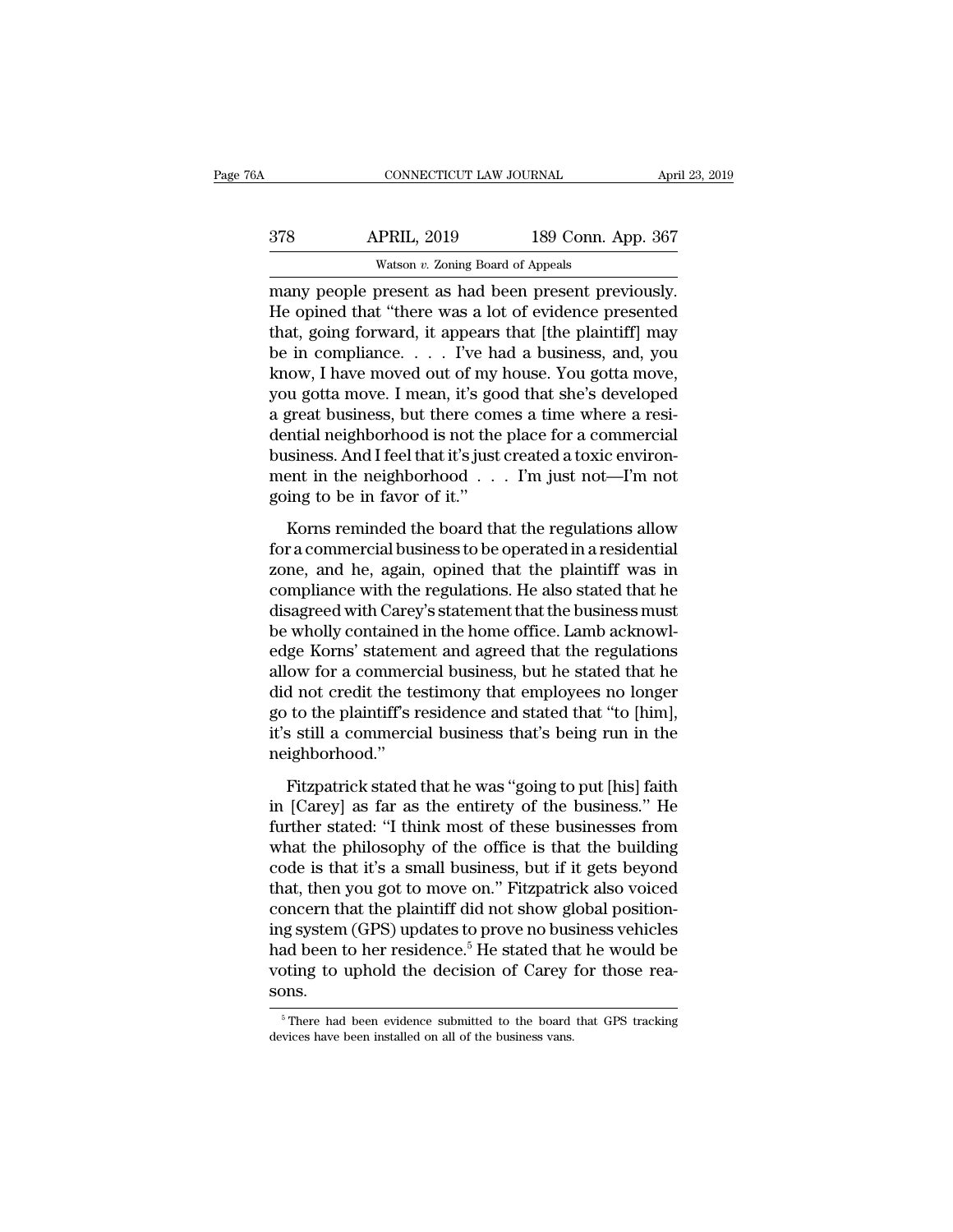many people present as had been present previously. He opined that "there was a lot of evidence presented that, going forward, it appears that [the plaintiff] may be in compliance. . . . I've had a business, and, you know, I have moved out of my house. You gotta move, you gotta move. I mean, it's good that she's developed a great business, but there comes a time where a residential neighborhood is not the place for a commercial business. And I feel that it's just created a toxic environment in the neighborhood . . . I'm just not—I'm not going to be in favor of it."

Korns reminded the board that the regulations allow for a commercial business to be operated in a residential zone, and he, again, opined that the plaintiff was in compliance with the regulations. He also stated that he disagreed with Carey's statement that the business must be wholly contained in the home office. Lamb acknowledge Korns' statement and agreed that the regulations allow for a commercial business, but he stated that he did not credit the testimony that employees no longer go to the plaintiff's residence and stated that "to [him], it's still a commercial business that's being run in the neighborhood."

Fitzpatrick stated that he was "going to put [his] faith in [Carey] as far as the entirety of the business." He further stated: "I think most of these businesses from what the philosophy of the office is that the building code is that it's a small business, but if it gets beyond that, then you got to move on." Fitzpatrick also voiced concern that the plaintiff did not show global positioning system (GPS) updates to prove no business vehicles had been to her residence.[5] He stated that he would be voting to uphold the decision of Carey for those reasons.

---

[5] There had been evidence submitted to the board that GPS tracking devices have been installed on all of the business vans.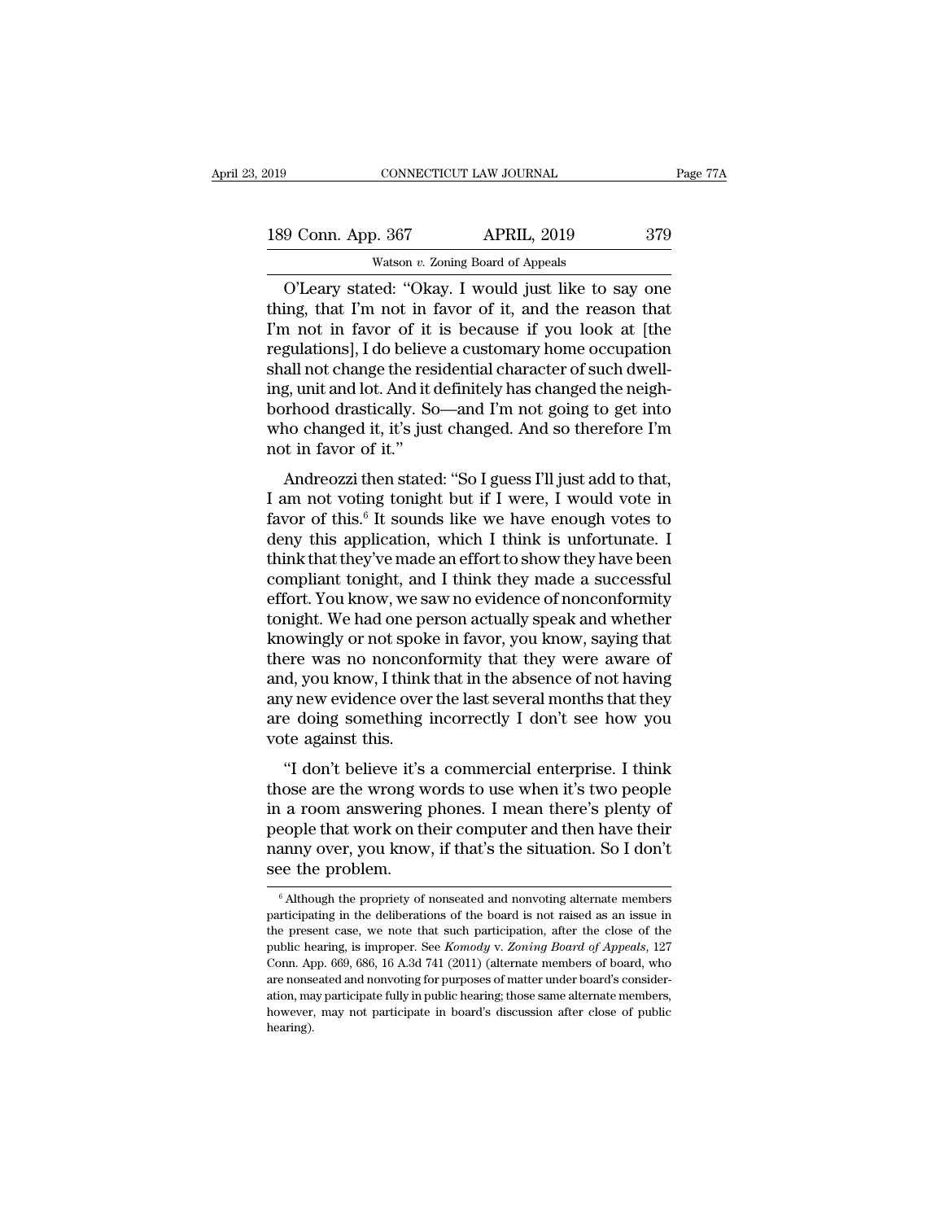O'Leary stated: "Okay. I would just like to say one thing, that I'm not in favor of it, and the reason that I'm not in favor of it is because if you look at [the regulations], I do believe a customary home occupation shall not change the residential character of such dwelling, unit and lot. And it definitely has changed the neighborhood drastically. So—and I'm not going to get into who changed it, it's just changed. And so therefore I'm not in favor of it."

Andreozzi then stated: "So I guess I'll just add to that, I am not voting tonight but if I were, I would vote in favor of this.[6] It sounds like we have enough votes to deny this application, which I think is unfortunate. I think that they've made an effort to show they have been compliant tonight, and I think they made a successful effort. You know, we saw no evidence of nonconformity tonight. We had one person actually speak and whether knowingly or not spoke in favor, you know, saying that there was no nonconformity that they were aware of and, you know, I think that in the absence of not having any new evidence over the last several months that they are doing something incorrectly I don't see how you vote against this.

"I don't believe it's a commercial enterprise. I think those are the wrong words to use when it's two people in a room answering phones. I mean there's plenty of people that work on their computer and then have their nanny over, you know, if that's the situation. So I don't see the problem.

---

[6] Although the propriety of nonseated and nonvoting alternate members participating in the deliberations of the board is not raised as an issue in the present case, we note that such participation, after the close of the public hearing, is improper. See *Komody* v. *Zoning Board of Appeals*, 127 Conn. App. 669, 686, 16 A.3d 741 (2011) (alternate members of board, who are nonseated and nonvoting for purposes of matter under board's consideration, may participate fully in public hearing; those same alternate members, however, may not participate in board's discussion after close of public hearing).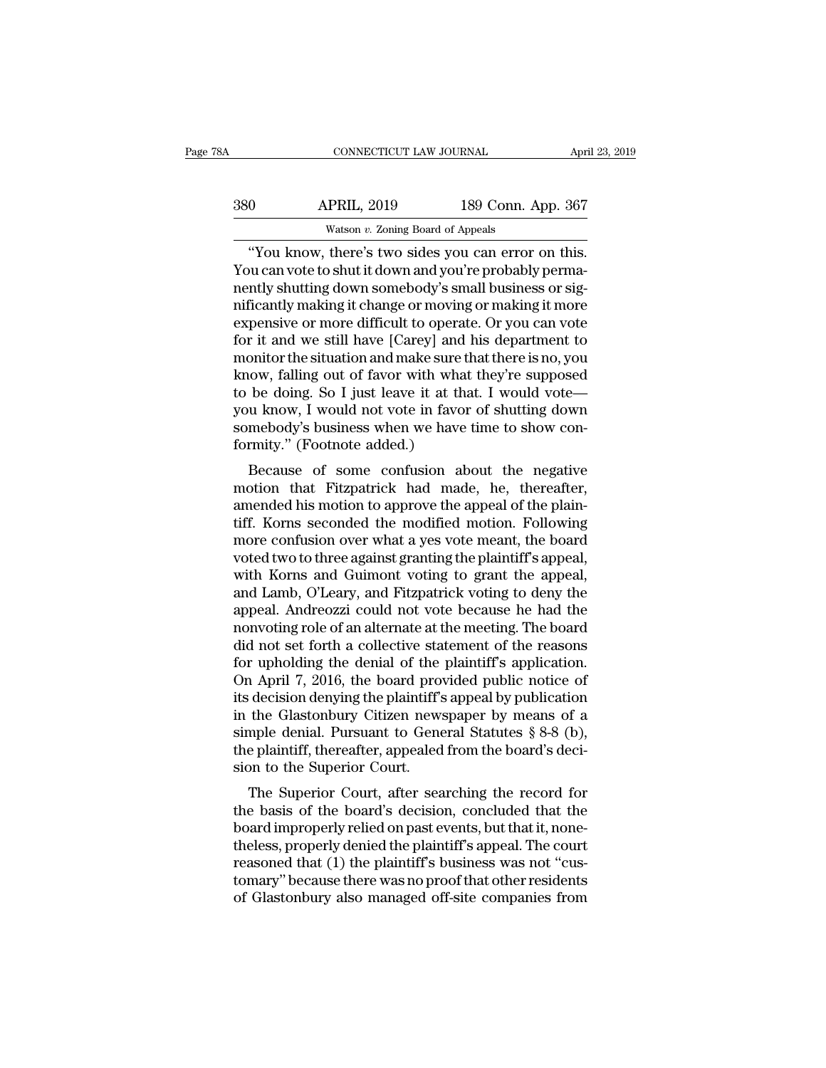"You know, there's two sides you can error on this. You can vote to shut it down and you're probably permanently shutting down somebody's small business or significantly making it change or moving or making it more expensive or more difficult to operate. Or you can vote for it and we still have [Carey] and his department to monitor the situation and make sure that there is no, you know, falling out of favor with what they're supposed to be doing. So I just leave it at that. I would vote— you know, I would not vote in favor of shutting down somebody's business when we have time to show conformity." (Footnote added.)

Because of some confusion about the negative motion that Fitzpatrick had made, he, thereafter, amended his motion to approve the appeal of the plaintiff. Korns seconded the modified motion. Following more confusion over what a yes vote meant, the board voted two to three against granting the plaintiff's appeal, with Korns and Guimont voting to grant the appeal, and Lamb, O'Leary, and Fitzpatrick voting to deny the appeal. Andreozzi could not vote because he had the nonvoting role of an alternate at the meeting. The board did not set forth a collective statement of the reasons for upholding the denial of the plaintiff's application. On April 7, 2016, the board provided public notice of its decision denying the plaintiff's appeal by publication in the Glastonbury Citizen newspaper by means of a simple denial. Pursuant to General Statutes § 8-8 (b), the plaintiff, thereafter, appealed from the board's decision to the Superior Court.

The Superior Court, after searching the record for the basis of the board's decision, concluded that the board improperly relied on past events, but that it, nonetheless, properly denied the plaintiff's appeal. The court reasoned that (1) the plaintiff's business was not "customary" because there was no proof that other residents of Glastonbury also managed off-site companies from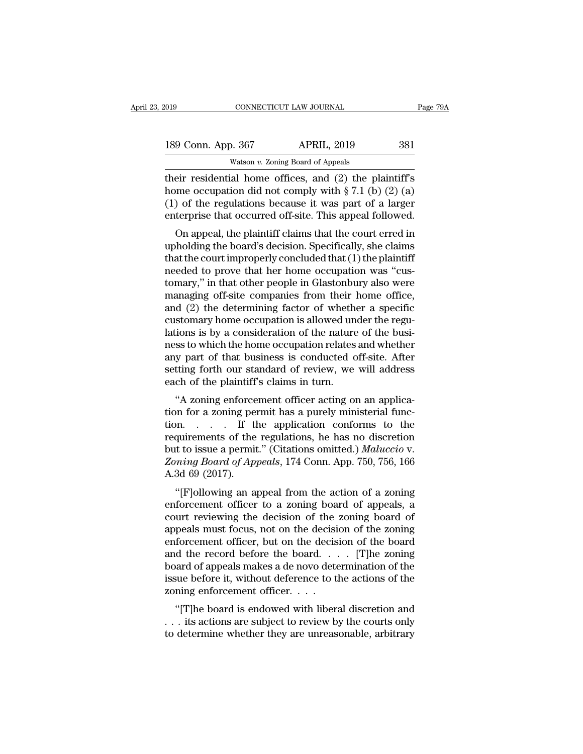their residential home offices, and (2) the plaintiff's home occupation did not comply with § 7.1 (b) (2) (a) (1) of the regulations because it was part of a larger enterprise that occurred off-site. This appeal followed.

On appeal, the plaintiff claims that the court erred in upholding the board's decision. Specifically, she claims that the court improperly concluded that (1) the plaintiff needed to prove that her home occupation was "customary," in that other people in Glastonbury also were managing off-site companies from their home office, and (2) the determining factor of whether a specific customary home occupation is allowed under the regulations is by a consideration of the nature of the business to which the home occupation relates and whether any part of that business is conducted off-site. After setting forth our standard of review, we will address each of the plaintiff's claims in turn.

"A zoning enforcement officer acting on an application for a zoning permit has a purely ministerial function. . . . If the application conforms to the requirements of the regulations, he has no discretion but to issue a permit." (Citations omitted.) *Maluccio* v. *Zoning Board of Appeals*, 174 Conn. App. 750, 756, 166 A.3d 69 (2017).

"[F]ollowing an appeal from the action of a zoning enforcement officer to a zoning board of appeals, a court reviewing the decision of the zoning board of appeals must focus, not on the decision of the zoning enforcement officer, but on the decision of the board and the record before the board. . . . [T]he zoning board of appeals makes a de novo determination of the issue before it, without deference to the actions of the zoning enforcement officer. . . .

"[T]he board is endowed with liberal discretion and . . . its actions are subject to review by the courts only to determine whether they are unreasonable, arbitrary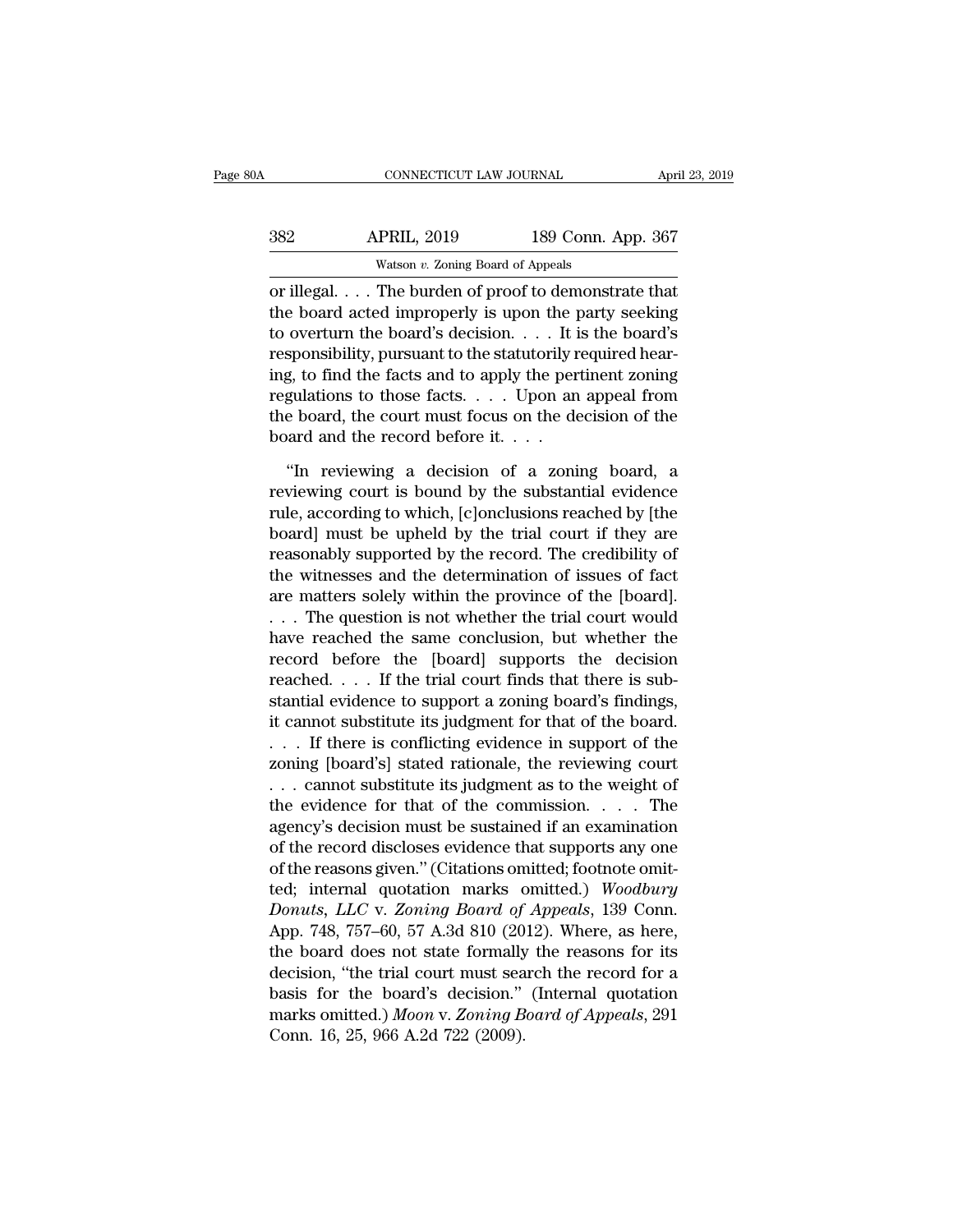or illegal. . . . The burden of proof to demonstrate that the board acted improperly is upon the party seeking to overturn the board's decision. . . . It is the board's responsibility, pursuant to the statutorily required hearing, to find the facts and to apply the pertinent zoning regulations to those facts. . . . Upon an appeal from the board, the court must focus on the decision of the board and the record before it. . . .

"In reviewing a decision of a zoning board, a reviewing court is bound by the substantial evidence rule, according to which, [c]onclusions reached by [the board] must be upheld by the trial court if they are reasonably supported by the record. The credibility of the witnesses and the determination of issues of fact are matters solely within the province of the [board]. . . . The question is not whether the trial court would have reached the same conclusion, but whether the record before the [board] supports the decision reached. . . . If the trial court finds that there is substantial evidence to support a zoning board's findings, it cannot substitute its judgment for that of the board. . . . If there is conflicting evidence in support of the zoning [board's] stated rationale, the reviewing court . . . cannot substitute its judgment as to the weight of the evidence for that of the commission. . . . The agency's decision must be sustained if an examination of the record discloses evidence that supports any one of the reasons given." (Citations omitted; footnote omitted; internal quotation marks omitted.) *Woodbury Donuts, LLC* v. *Zoning Board of Appeals*, 139 Conn. App. 748, 757–60, 57 A.3d 810 (2012). Where, as here, the board does not state formally the reasons for its decision, "the trial court must search the record for a basis for the board's decision." (Internal quotation marks omitted.) *Moon* v. *Zoning Board of Appeals*, 291 Conn. 16, 25, 966 A.2d 722 (2009).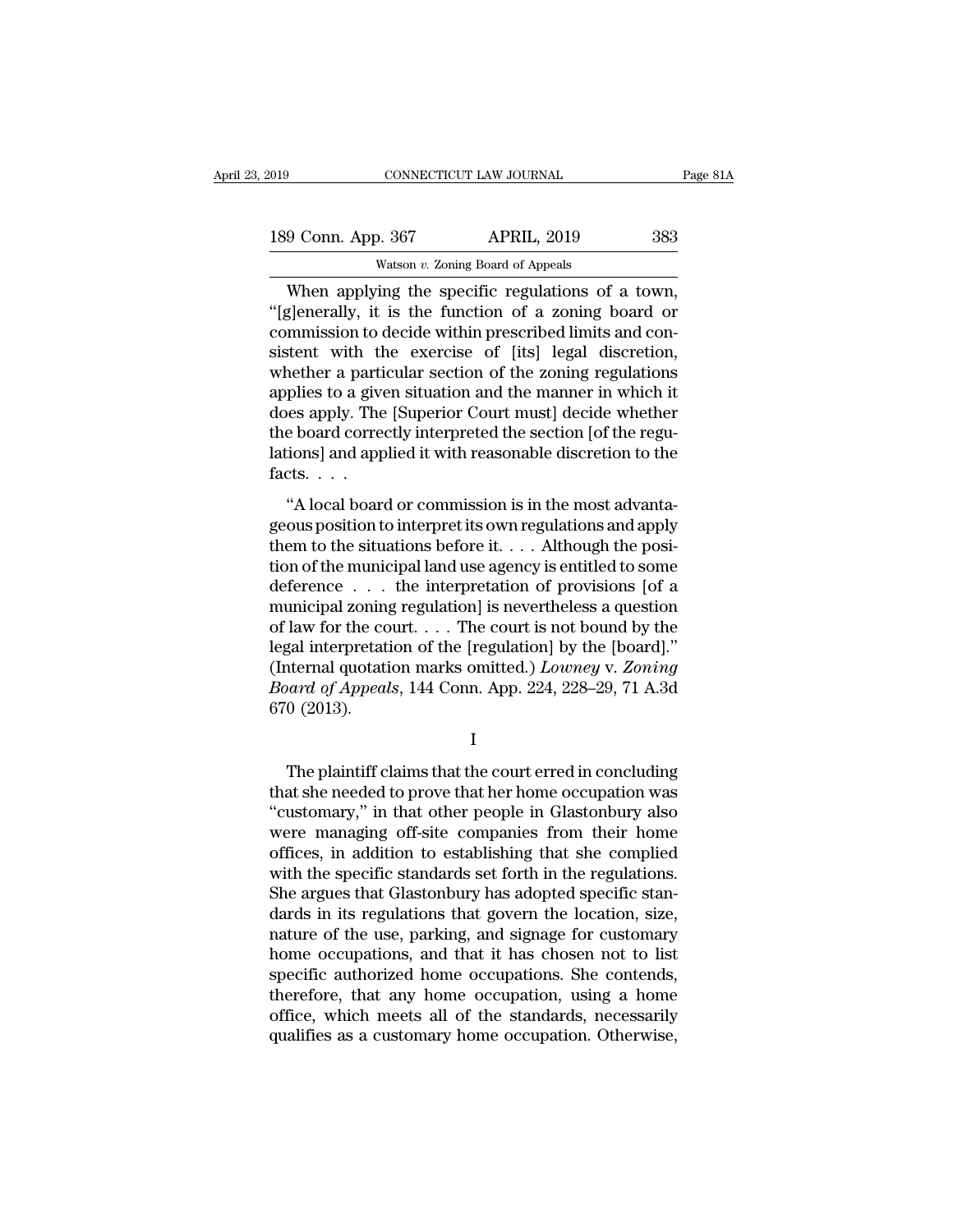When applying the specific regulations of a town, "[g]enerally, it is the function of a zoning board or commission to decide within prescribed limits and consistent with the exercise of [its] legal discretion, whether a particular section of the zoning regulations applies to a given situation and the manner in which it does apply. The [Superior Court must] decide whether the board correctly interpreted the section [of the regulations] and applied it with reasonable discretion to the facts. . . .

"A local board or commission is in the most advantageous position to interpret its own regulations and apply them to the situations before it. . . . Although the position of the municipal land use agency is entitled to some deference . . . the interpretation of provisions [of a municipal zoning regulation] is nevertheless a question of law for the court. . . . The court is not bound by the legal interpretation of the [regulation] by the [board]." (Internal quotation marks omitted.) *Lowney* v. *Zoning Board of Appeals*, 144 Conn. App. 224, 228–29, 71 A.3d 670 (2013).

I

The plaintiff claims that the court erred in concluding that she needed to prove that her home occupation was "customary," in that other people in Glastonbury also were managing off-site companies from their home offices, in addition to establishing that she complied with the specific standards set forth in the regulations. She argues that Glastonbury has adopted specific standards in its regulations that govern the location, size, nature of the use, parking, and signage for customary home occupations, and that it has chosen not to list specific authorized home occupations. She contends, therefore, that any home occupation, using a home office, which meets all of the standards, necessarily qualifies as a customary home occupation. Otherwise,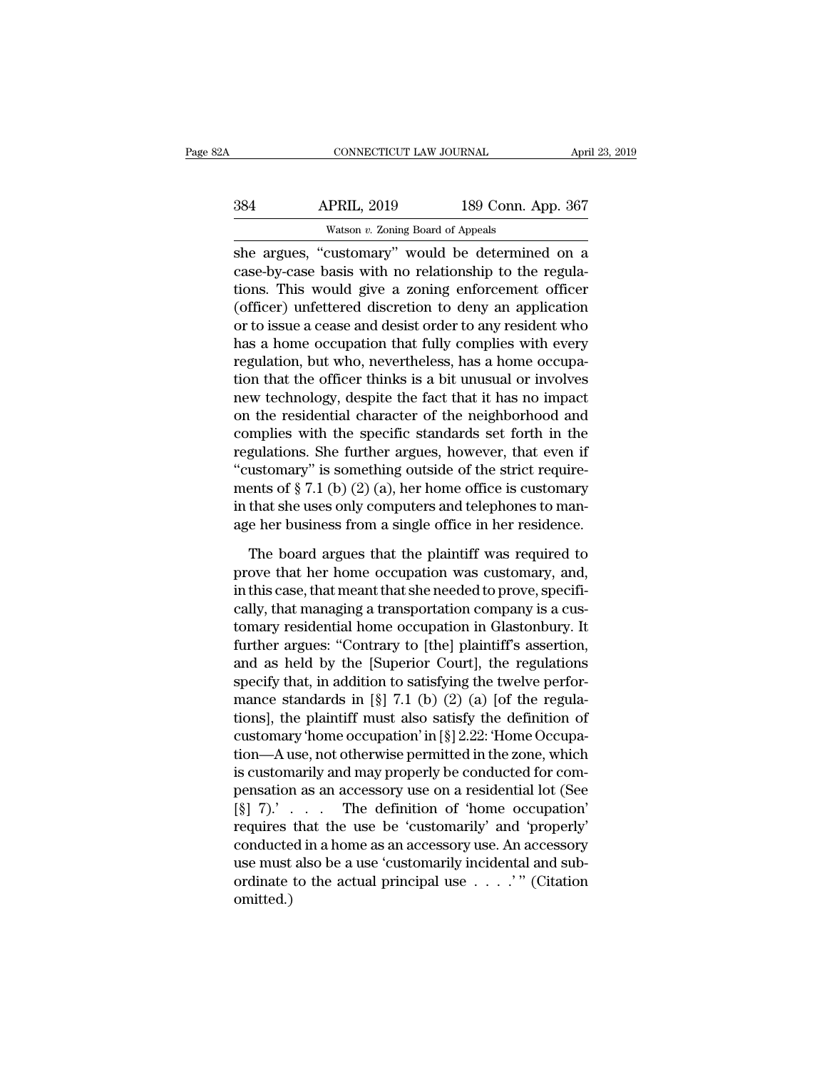she argues, "customary" would be determined on a case-by-case basis with no relationship to the regulations. This would give a zoning enforcement officer (officer) unfettered discretion to deny an application or to issue a cease and desist order to any resident who has a home occupation that fully complies with every regulation, but who, nevertheless, has a home occupation that the officer thinks is a bit unusual or involves new technology, despite the fact that it has no impact on the residential character of the neighborhood and complies with the specific standards set forth in the regulations. She further argues, however, that even if "customary" is something outside of the strict requirements of § 7.1 (b) (2) (a), her home office is customary in that she uses only computers and telephones to manage her business from a single office in her residence.

The board argues that the plaintiff was required to prove that her home occupation was customary, and, in this case, that meant that she needed to prove, specifically, that managing a transportation company is a customary residential home occupation in Glastonbury. It further argues: "Contrary to [the] plaintiff's assertion, and as held by the [Superior Court], the regulations specify that, in addition to satisfying the twelve performance standards in [§] 7.1 (b) (2) (a) [of the regulations], the plaintiff must also satisfy the definition of customary 'home occupation' in [§] 2.22: 'Home Occupation—A use, not otherwise permitted in the zone, which is customarily and may properly be conducted for compensation as an accessory use on a residential lot (See [§] 7).' . . . The definition of 'home occupation' requires that the use be 'customarily' and 'properly' conducted in a home as an accessory use. An accessory use must also be a use 'customarily incidental and subordinate to the actual principal use . . . .' " (Citation omitted.)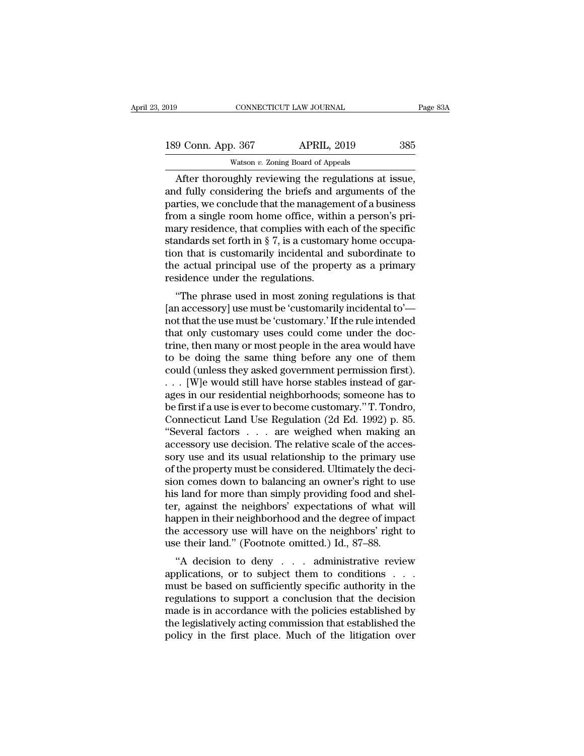After thoroughly reviewing the regulations at issue, and fully considering the briefs and arguments of the parties, we conclude that the management of a business from a single room home office, within a person's primary residence, that complies with each of the specific standards set forth in § 7, is a customary home occupation that is customarily incidental and subordinate to the actual principal use of the property as a primary residence under the regulations.

"The phrase used in most zoning regulations is that [an accessory] use must be 'customarily incidental to'—not that the use must be 'customary.' If the rule intended that only customary uses could come under the doctrine, then many or most people in the area would have to be doing the same thing before any one of them could (unless they asked government permission first). . . . [W]e would still have horse stables instead of garages in our residential neighborhoods; someone has to be first if a use is ever to become customary." T. Tondro, Connecticut Land Use Regulation (2d Ed. 1992) p. 85. "Several factors . . . are weighed when making an accessory use decision. The relative scale of the accessory use and its usual relationship to the primary use of the property must be considered. Ultimately the decision comes down to balancing an owner's right to use his land for more than simply providing food and shelter, against the neighbors' expectations of what will happen in their neighborhood and the degree of impact the accessory use will have on the neighbors' right to use their land." (Footnote omitted.) Id., 87–88.

"A decision to deny . . . administrative review applications, or to subject them to conditions . . . must be based on sufficiently specific authority in the regulations to support a conclusion that the decision made is in accordance with the policies established by the legislatively acting commission that established the policy in the first place. Much of the litigation over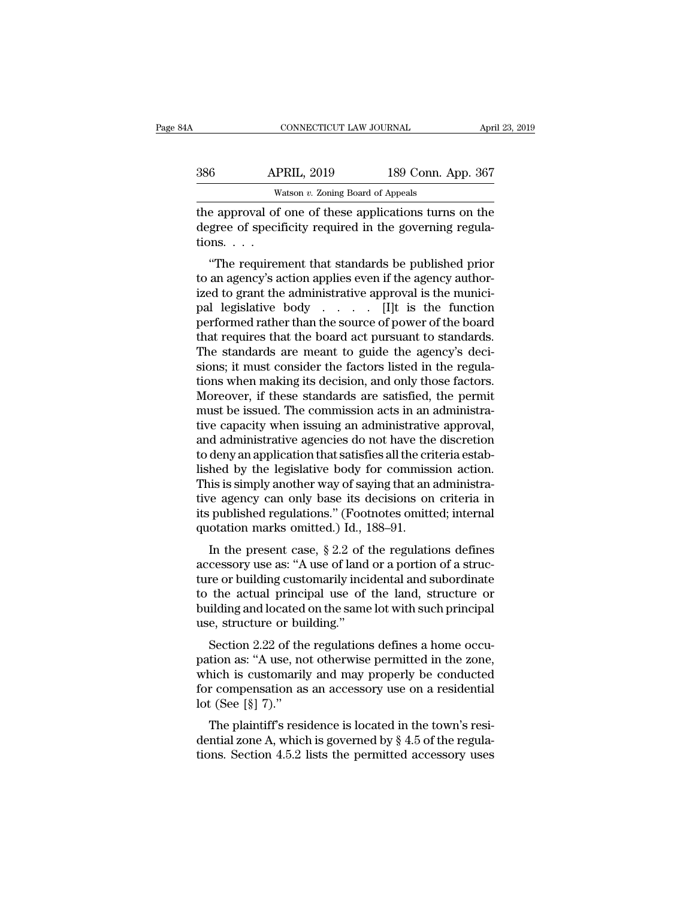the approval of one of these applications turns on the degree of specificity required in the governing regulations. . . .

"The requirement that standards be published prior to an agency's action applies even if the agency authorized to grant the administrative approval is the municipal legislative body . . . . [I]t is the function performed rather than the source of power of the board that requires that the board act pursuant to standards. The standards are meant to guide the agency's decisions; it must consider the factors listed in the regulations when making its decision, and only those factors. Moreover, if these standards are satisfied, the permit must be issued. The commission acts in an administrative capacity when issuing an administrative approval, and administrative agencies do not have the discretion to deny an application that satisfies all the criteria established by the legislative body for commission action. This is simply another way of saying that an administrative agency can only base its decisions on criteria in its published regulations." (Footnotes omitted; internal quotation marks omitted.) Id., 188–91.

In the present case, § 2.2 of the regulations defines accessory use as: "A use of land or a portion of a structure or building customarily incidental and subordinate to the actual principal use of the land, structure or building and located on the same lot with such principal use, structure or building."

Section 2.22 of the regulations defines a home occupation as: "A use, not otherwise permitted in the zone, which is customarily and may properly be conducted for compensation as an accessory use on a residential lot (See [§] 7)."

The plaintiff's residence is located in the town's residential zone A, which is governed by § 4.5 of the regulations. Section 4.5.2 lists the permitted accessory uses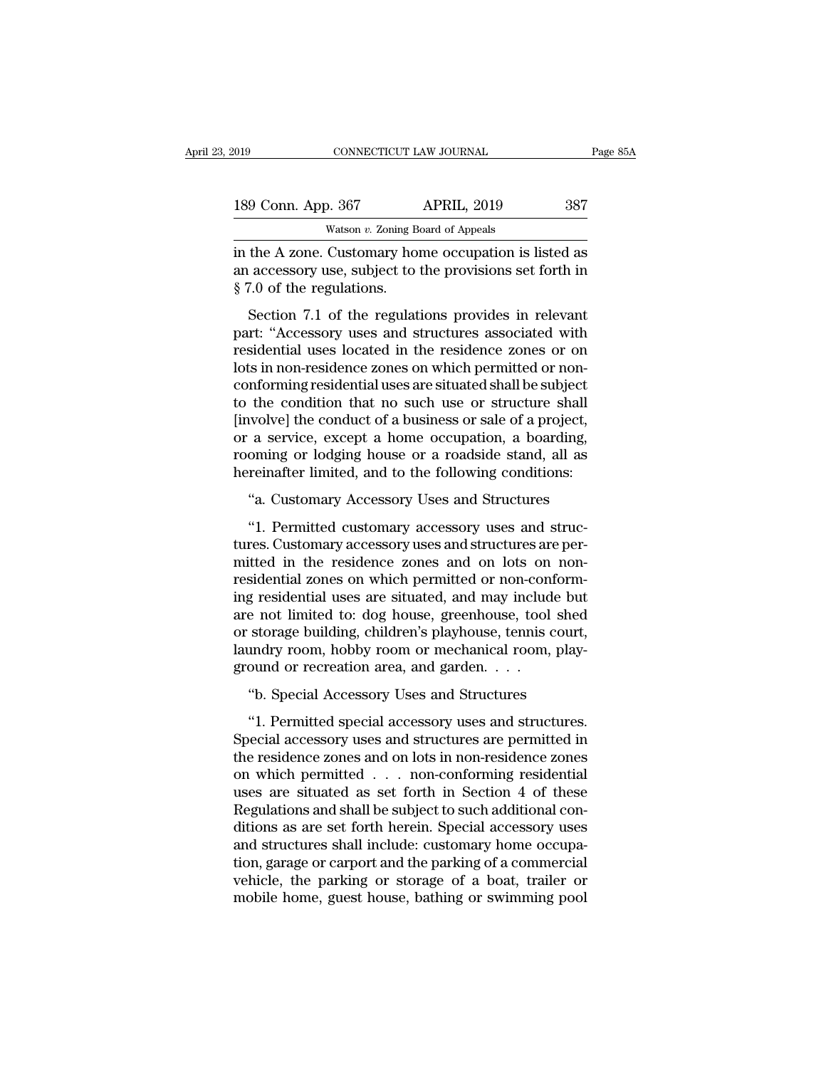in the A zone. Customary home occupation is listed as an accessory use, subject to the provisions set forth in § 7.0 of the regulations.

Section 7.1 of the regulations provides in relevant part: "Accessory uses and structures associated with residential uses located in the residence zones or on lots in non-residence zones on which permitted or non-conforming residential uses are situated shall be subject to the condition that no such use or structure shall [involve] the conduct of a business or sale of a project, or a service, except a home occupation, a boarding, rooming or lodging house or a roadside stand, all as hereinafter limited, and to the following conditions:

"a. Customary Accessory Uses and Structures

"1. Permitted customary accessory uses and structures. Customary accessory uses and structures are permitted in the residence zones and on lots on non-residential zones on which permitted or non-conforming residential uses are situated, and may include but are not limited to: dog house, greenhouse, tool shed or storage building, children's playhouse, tennis court, laundry room, hobby room or mechanical room, playground or recreation area, and garden. . . .

"b. Special Accessory Uses and Structures

"1. Permitted special accessory uses and structures. Special accessory uses and structures are permitted in the residence zones and on lots in non-residence zones on which permitted . . . non-conforming residential uses are situated as set forth in Section 4 of these Regulations and shall be subject to such additional conditions as are set forth herein. Special accessory uses and structures shall include: customary home occupation, garage or carport and the parking of a commercial vehicle, the parking or storage of a boat, trailer or mobile home, guest house, bathing or swimming pool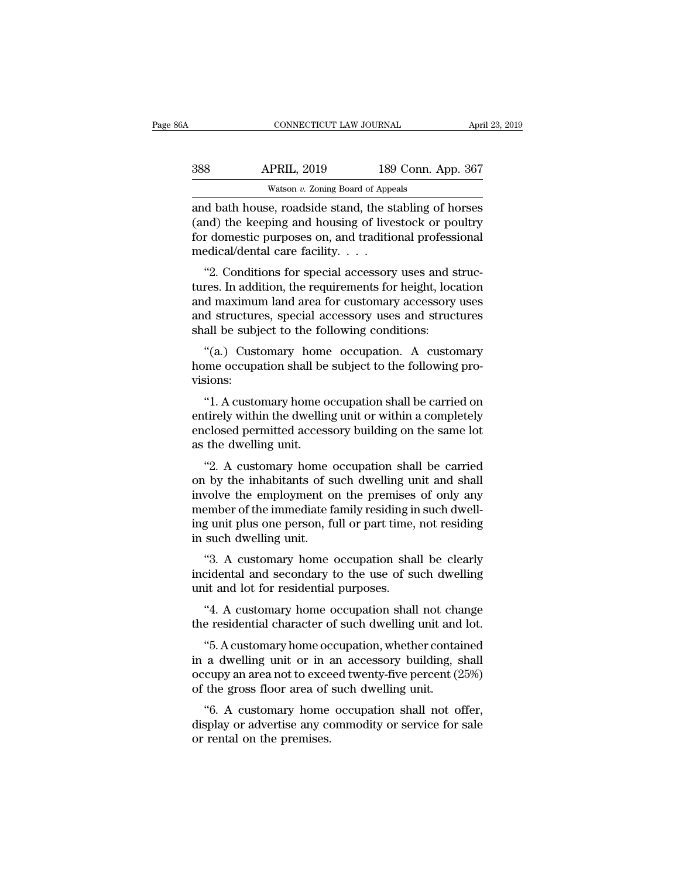and bath house, roadside stand, the stabling of horses (and) the keeping and housing of livestock or poultry for domestic purposes on, and traditional professional medical/dental care facility. . . .

"2. Conditions for special accessory uses and structures. In addition, the requirements for height, location and maximum land area for customary accessory uses and structures, special accessory uses and structures shall be subject to the following conditions:

"(a.) Customary home occupation. A customary home occupation shall be subject to the following provisions:

"1. A customary home occupation shall be carried on entirely within the dwelling unit or within a completely enclosed permitted accessory building on the same lot as the dwelling unit.

"2. A customary home occupation shall be carried on by the inhabitants of such dwelling unit and shall involve the employment on the premises of only any member of the immediate family residing in such dwelling unit plus one person, full or part time, not residing in such dwelling unit.

"3. A customary home occupation shall be clearly incidental and secondary to the use of such dwelling unit and lot for residential purposes.

"4. A customary home occupation shall not change the residential character of such dwelling unit and lot.

"5. A customary home occupation, whether contained in a dwelling unit or in an accessory building, shall occupy an area not to exceed twenty-five percent (25%) of the gross floor area of such dwelling unit.

"6. A customary home occupation shall not offer, display or advertise any commodity or service for sale or rental on the premises.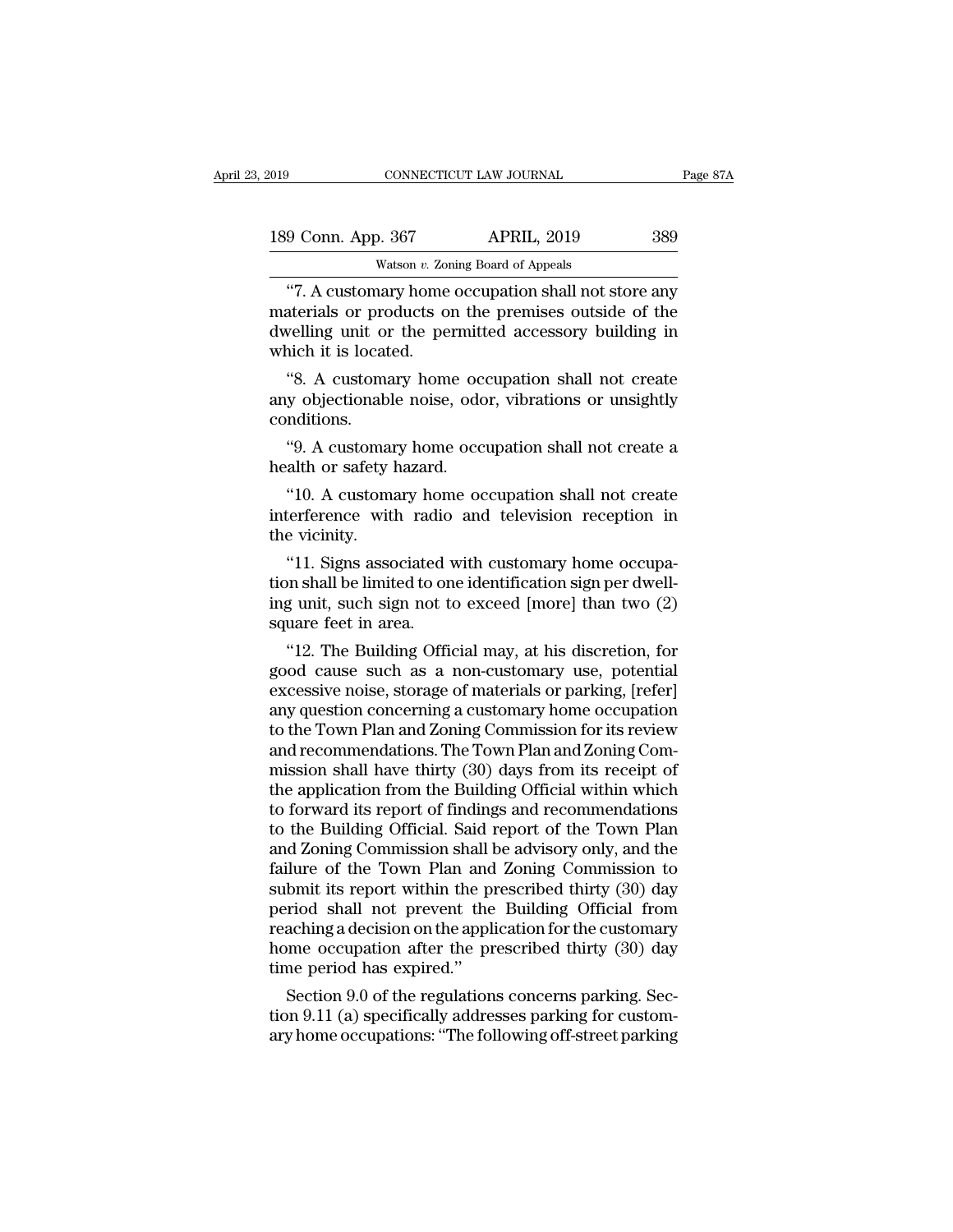"7. A customary home occupation shall not store any materials or products on the premises outside of the dwelling unit or the permitted accessory building in which it is located.

"8. A customary home occupation shall not create any objectionable noise, odor, vibrations or unsightly conditions.

"9. A customary home occupation shall not create a health or safety hazard.

"10. A customary home occupation shall not create interference with radio and television reception in the vicinity.

"11. Signs associated with customary home occupation shall be limited to one identification sign per dwelling unit, such sign not to exceed [more] than two (2) square feet in area.

"12. The Building Official may, at his discretion, for good cause such as a non-customary use, potential excessive noise, storage of materials or parking, [refer] any question concerning a customary home occupation to the Town Plan and Zoning Commission for its review and recommendations. The Town Plan and Zoning Commission shall have thirty (30) days from its receipt of the application from the Building Official within which to forward its report of findings and recommendations to the Building Official. Said report of the Town Plan and Zoning Commission shall be advisory only, and the failure of the Town Plan and Zoning Commission to submit its report within the prescribed thirty (30) day period shall not prevent the Building Official from reaching a decision on the application for the customary home occupation after the prescribed thirty (30) day time period has expired."

Section 9.0 of the regulations concerns parking. Section 9.11 (a) specifically addresses parking for customary home occupations: "The following off-street parking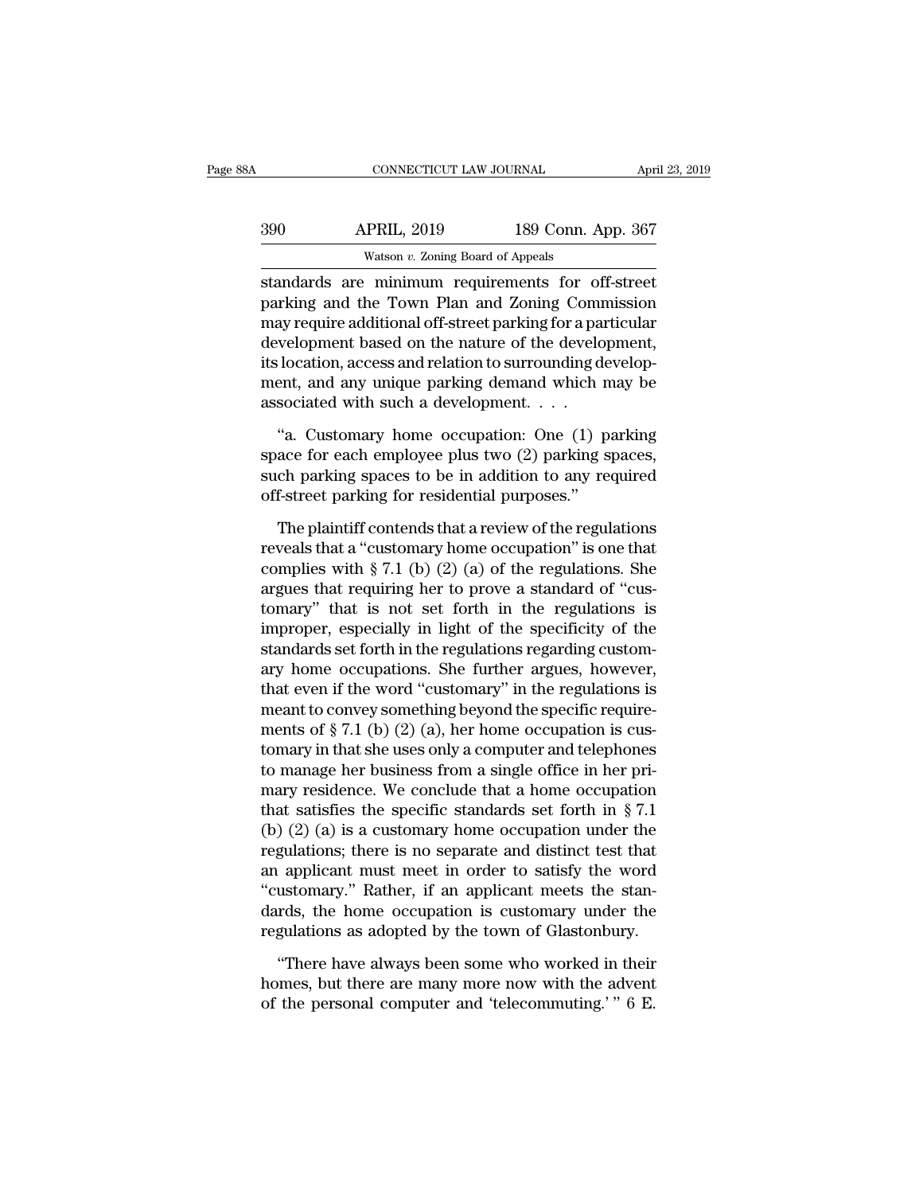standards are minimum requirements for off-street parking and the Town Plan and Zoning Commission may require additional off-street parking for a particular development based on the nature of the development, its location, access and relation to surrounding development, and any unique parking demand which may be associated with such a development. . . .

"a. Customary home occupation: One (1) parking space for each employee plus two (2) parking spaces, such parking spaces to be in addition to any required off-street parking for residential purposes."

The plaintiff contends that a review of the regulations reveals that a "customary home occupation" is one that complies with § 7.1 (b) (2) (a) of the regulations. She argues that requiring her to prove a standard of "customary" that is not set forth in the regulations is improper, especially in light of the specificity of the standards set forth in the regulations regarding customary home occupations. She further argues, however, that even if the word "customary" in the regulations is meant to convey something beyond the specific requirements of § 7.1 (b) (2) (a), her home occupation is customary in that she uses only a computer and telephones to manage her business from a single office in her primary residence. We conclude that a home occupation that satisfies the specific standards set forth in § 7.1 (b) (2) (a) is a customary home occupation under the regulations; there is no separate and distinct test that an applicant must meet in order to satisfy the word "customary." Rather, if an applicant meets the standards, the home occupation is customary under the regulations as adopted by the town of Glastonbury.

"There have always been some who worked in their homes, but there are many more now with the advent of the personal computer and 'telecommuting.' " 6 E.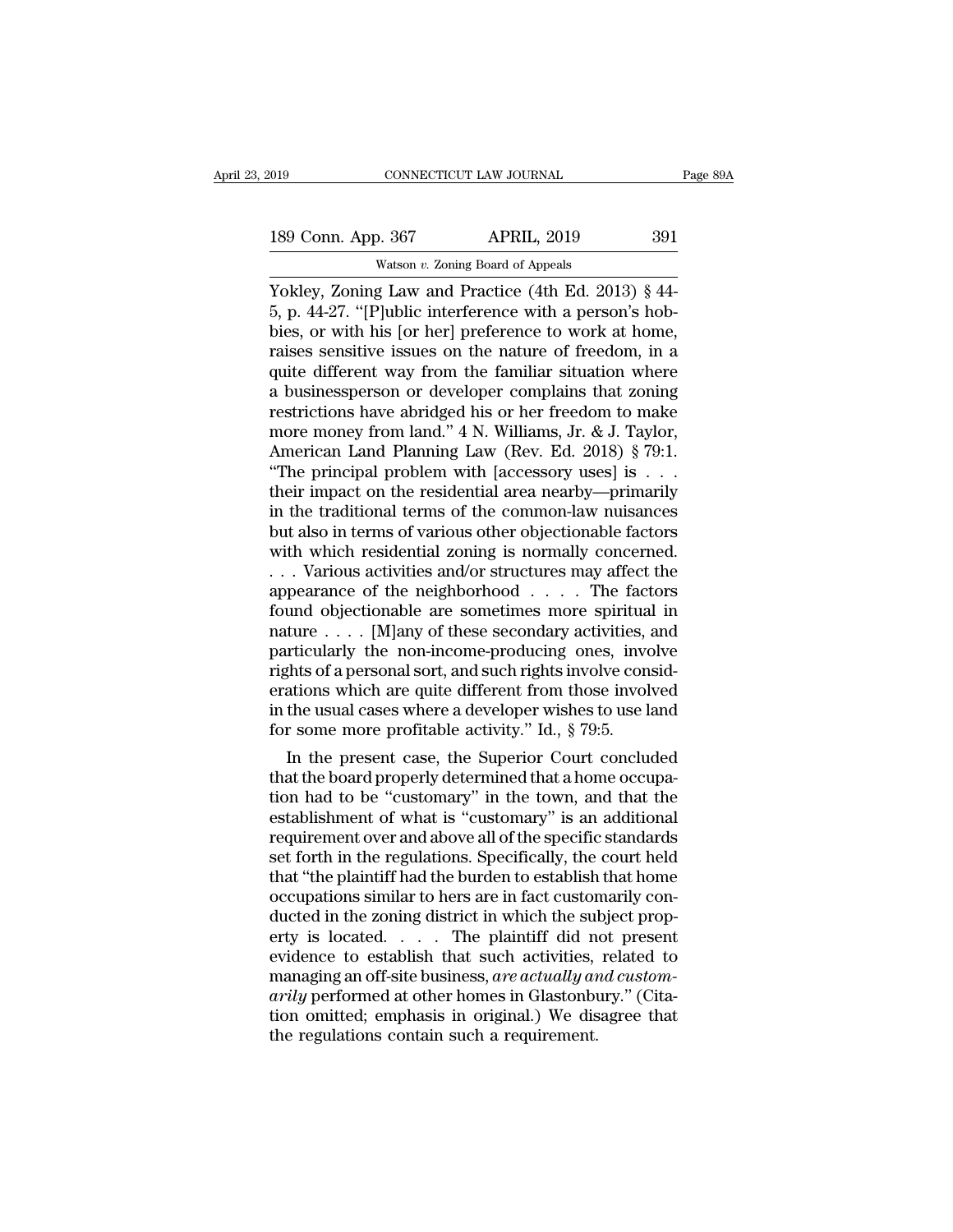Yokley, Zoning Law and Practice (4th Ed. 2013) § 44-5, p. 44-27. "[P]ublic interference with a person's hobbies, or with his [or her] preference to work at home, raises sensitive issues on the nature of freedom, in a quite different way from the familiar situation where a businessperson or developer complains that zoning restrictions have abridged his or her freedom to make more money from land." 4 N. Williams, Jr. & J. Taylor, American Land Planning Law (Rev. Ed. 2018) § 79:1. "The principal problem with [accessory uses] is . . . their impact on the residential area nearby—primarily in the traditional terms of the common-law nuisances but also in terms of various other objectionable factors with which residential zoning is normally concerned. . . . Various activities and/or structures may affect the appearance of the neighborhood . . . . The factors found objectionable are sometimes more spiritual in nature . . . . [M]any of these secondary activities, and particularly the non-income-producing ones, involve rights of a personal sort, and such rights involve considerations which are quite different from those involved in the usual cases where a developer wishes to use land for some more profitable activity." Id., § 79:5.

In the present case, the Superior Court concluded that the board properly determined that a home occupation had to be "customary" in the town, and that the establishment of what is "customary" is an additional requirement over and above all of the specific standards set forth in the regulations. Specifically, the court held that "the plaintiff had the burden to establish that home occupations similar to hers are in fact customarily conducted in the zoning district in which the subject property is located. . . . The plaintiff did not present evidence to establish that such activities, related to managing an off-site business, *are actually and customarily* performed at other homes in Glastonbury." (Citation omitted; emphasis in original.) We disagree that the regulations contain such a requirement.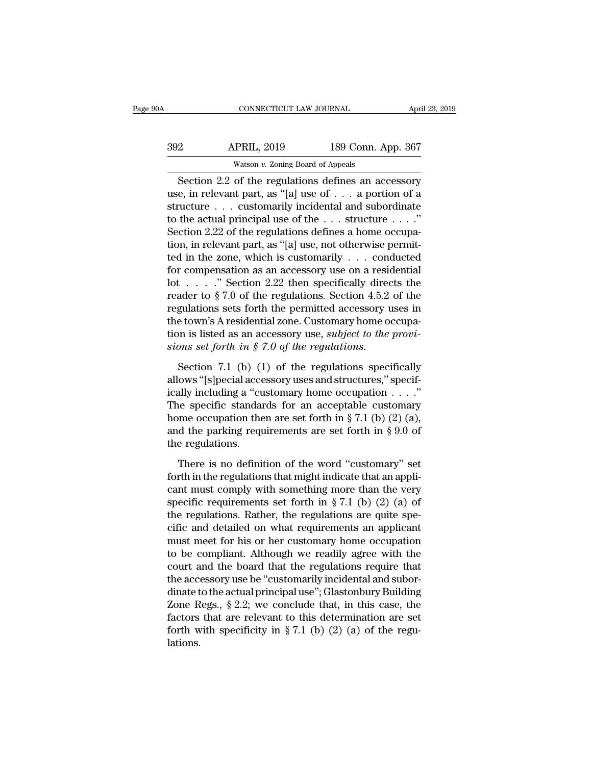Section 2.2 of the regulations defines an accessory use, in relevant part, as "[a] use of . . . a portion of a structure . . . customarily incidental and subordinate to the actual principal use of the . . . structure . . . ." Section 2.22 of the regulations defines a home occupation, in relevant part, as "[a] use, not otherwise permitted in the zone, which is customarily . . . conducted for compensation as an accessory use on a residential lot . . . ." Section 2.22 then specifically directs the reader to § 7.0 of the regulations. Section 4.5.2 of the regulations sets forth the permitted accessory uses in the town's A residential zone. Customary home occupation is listed as an accessory use, *subject to the provisions set forth in § 7.0 of the regulations*.

Section 7.1 (b) (1) of the regulations specifically allows "[s]pecial accessory uses and structures," specifically including a "customary home occupation . . . ." The specific standards for an acceptable customary home occupation then are set forth in § 7.1 (b) (2) (a), and the parking requirements are set forth in § 9.0 of the regulations.

There is no definition of the word "customary" set forth in the regulations that might indicate that an applicant must comply with something more than the very specific requirements set forth in § 7.1 (b) (2) (a) of the regulations. Rather, the regulations are quite specific and detailed on what requirements an applicant must meet for his or her customary home occupation to be compliant. Although we readily agree with the court and the board that the regulations require that the accessory use be "customarily incidental and subordinate to the actual principal use"; Glastonbury Building Zone Regs., § 2.2; we conclude that, in this case, the factors that are relevant to this determination are set forth with specificity in § 7.1 (b) (2) (a) of the regulations.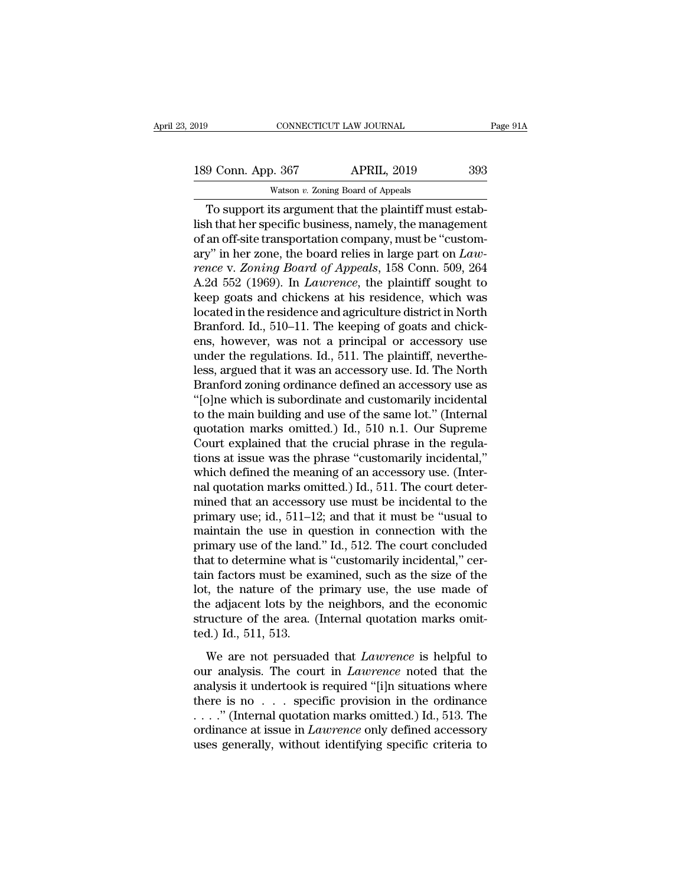To support its argument that the plaintiff must establish that her specific business, namely, the management of an off-site transportation company, must be "customary" in her zone, the board relies in large part on *Lawrence* v. *Zoning Board of Appeals*, 158 Conn. 509, 264 A.2d 552 (1969). In *Lawrence*, the plaintiff sought to keep goats and chickens at his residence, which was located in the residence and agriculture district in North Branford. Id., 510–11. The keeping of goats and chickens, however, was not a principal or accessory use under the regulations. Id., 511. The plaintiff, nevertheless, argued that it was an accessory use. Id. The North Branford zoning ordinance defined an accessory use as "[o]ne which is subordinate and customarily incidental to the main building and use of the same lot." (Internal quotation marks omitted.) Id., 510 n.1. Our Supreme Court explained that the crucial phrase in the regulations at issue was the phrase "customarily incidental," which defined the meaning of an accessory use. (Internal quotation marks omitted.) Id., 511. The court determined that an accessory use must be incidental to the primary use; id., 511–12; and that it must be "usual to maintain the use in question in connection with the primary use of the land." Id., 512. The court concluded that to determine what is "customarily incidental," certain factors must be examined, such as the size of the lot, the nature of the primary use, the use made of the adjacent lots by the neighbors, and the economic structure of the area. (Internal quotation marks omitted.) Id., 511, 513.

We are not persuaded that *Lawrence* is helpful to our analysis. The court in *Lawrence* noted that the analysis it undertook is required "[i]n situations where there is no . . . specific provision in the ordinance . . . ." (Internal quotation marks omitted.) Id., 513. The ordinance at issue in *Lawrence* only defined accessory uses generally, without identifying specific criteria to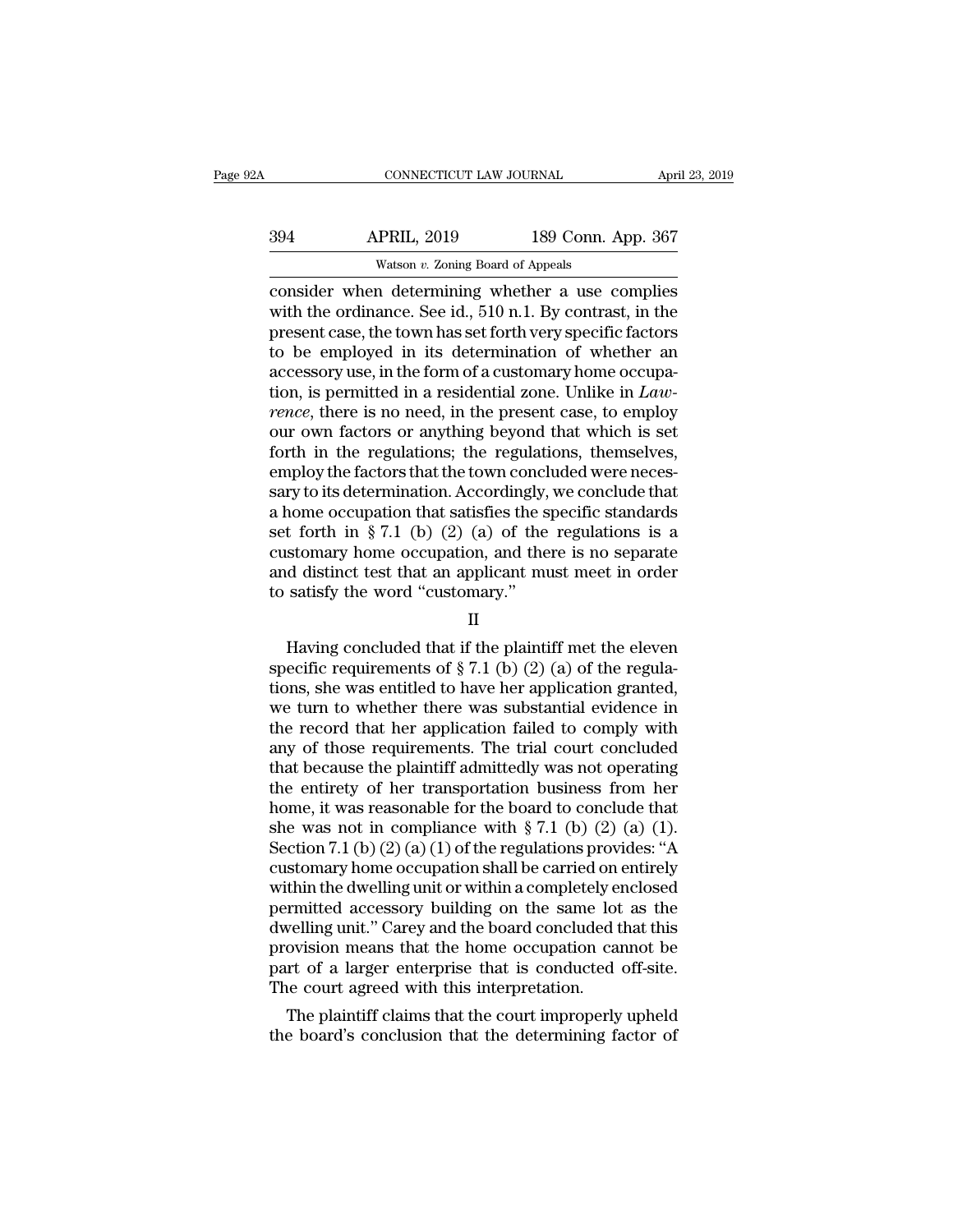consider when determining whether a use complies with the ordinance. See id., 510 n.1. By contrast, in the present case, the town has set forth very specific factors to be employed in its determination of whether an accessory use, in the form of a customary home occupation, is permitted in a residential zone. Unlike in *Lawrence*, there is no need, in the present case, to employ our own factors or anything beyond that which is set forth in the regulations; the regulations, themselves, employ the factors that the town concluded were necessary to its determination. Accordingly, we conclude that a home occupation that satisfies the specific standards set forth in § 7.1 (b) (2) (a) of the regulations is a customary home occupation, and there is no separate and distinct test that an applicant must meet in order to satisfy the word "customary."

II

Having concluded that if the plaintiff met the eleven specific requirements of § 7.1 (b) (2) (a) of the regulations, she was entitled to have her application granted, we turn to whether there was substantial evidence in the record that her application failed to comply with any of those requirements. The trial court concluded that because the plaintiff admittedly was not operating the entirety of her transportation business from her home, it was reasonable for the board to conclude that she was not in compliance with § 7.1 (b) (2) (a) (1). Section 7.1 (b) (2) (a) (1) of the regulations provides: "A customary home occupation shall be carried on entirely within the dwelling unit or within a completely enclosed permitted accessory building on the same lot as the dwelling unit." Carey and the board concluded that this provision means that the home occupation cannot be part of a larger enterprise that is conducted off-site. The court agreed with this interpretation.

The plaintiff claims that the court improperly upheld the board's conclusion that the determining factor of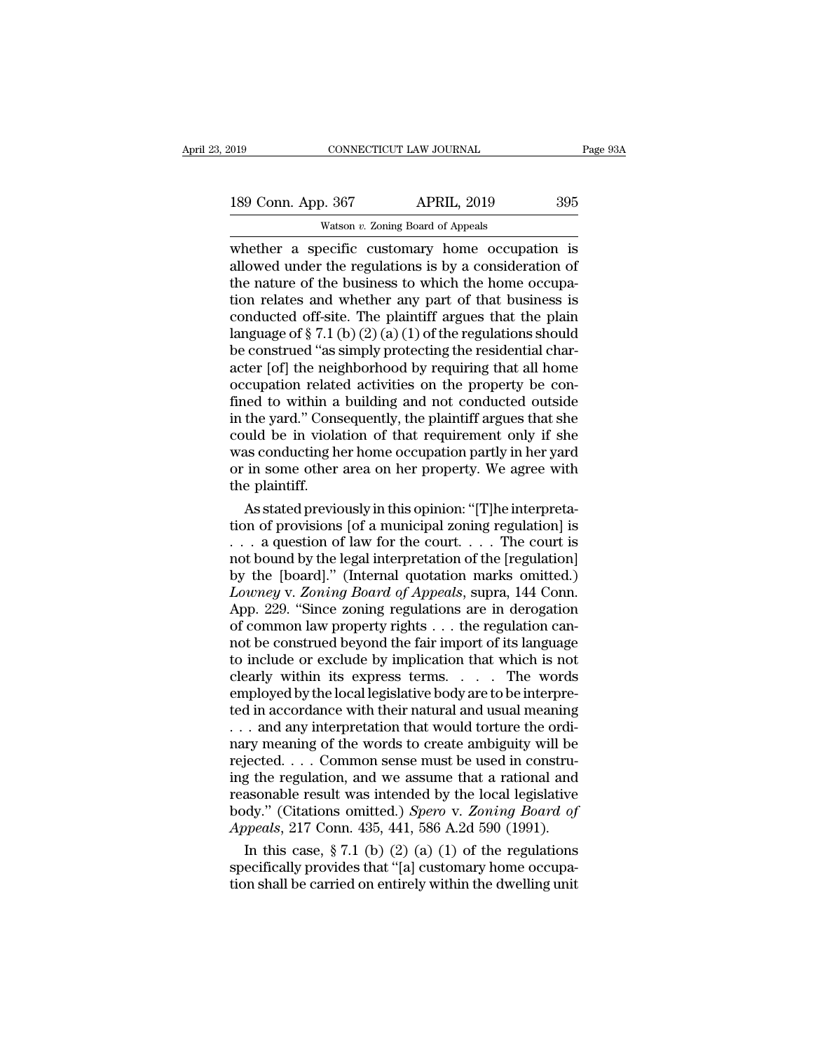whether a specific customary home occupation is allowed under the regulations is by a consideration of the nature of the business to which the home occupation relates and whether any part of that business is conducted off-site. The plaintiff argues that the plain language of § 7.1 (b) (2) (a) (1) of the regulations should be construed "as simply protecting the residential character [of] the neighborhood by requiring that all home occupation related activities on the property be confined to within a building and not conducted outside in the yard." Consequently, the plaintiff argues that she could be in violation of that requirement only if she was conducting her home occupation partly in her yard or in some other area on her property. We agree with the plaintiff.

As stated previously in this opinion: "[T]he interpretation of provisions [of a municipal zoning regulation] is . . . a question of law for the court. . . . The court is not bound by the legal interpretation of the [regulation] by the [board]." (Internal quotation marks omitted.) *Lowney* v. *Zoning Board of Appeals*, supra, 144 Conn. App. 229. "Since zoning regulations are in derogation of common law property rights . . . the regulation cannot be construed beyond the fair import of its language to include or exclude by implication that which is not clearly within its express terms. . . . The words employed by the local legislative body are to be interpreted in accordance with their natural and usual meaning . . . and any interpretation that would torture the ordinary meaning of the words to create ambiguity will be rejected. . . . Common sense must be used in construing the regulation, and we assume that a rational and reasonable result was intended by the local legislative body." (Citations omitted.) *Spero* v. *Zoning Board of Appeals*, 217 Conn. 435, 441, 586 A.2d 590 (1991).

In this case, § 7.1 (b) (2) (a) (1) of the regulations specifically provides that "[a] customary home occupation shall be carried on entirely within the dwelling unit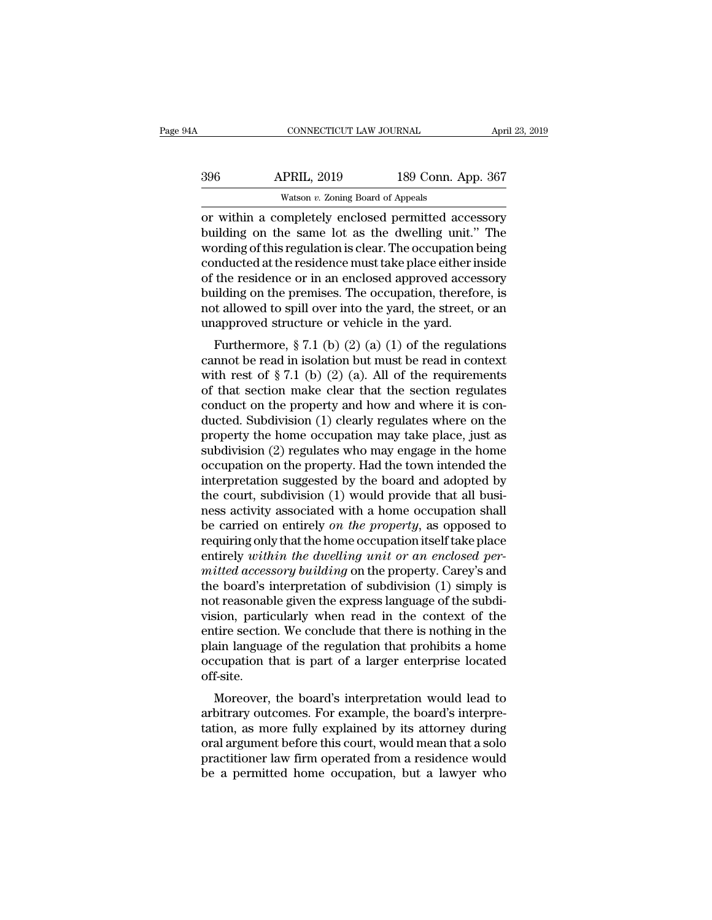or within a completely enclosed permitted accessory building on the same lot as the dwelling unit." The wording of this regulation is clear. The occupation being conducted at the residence must take place either inside of the residence or in an enclosed approved accessory building on the premises. The occupation, therefore, is not allowed to spill over into the yard, the street, or an unapproved structure or vehicle in the yard.

Furthermore, § 7.1 (b) (2) (a) (1) of the regulations cannot be read in isolation but must be read in context with rest of § 7.1 (b) (2) (a). All of the requirements of that section make clear that the section regulates conduct on the property and how and where it is conducted. Subdivision (1) clearly regulates where on the property the home occupation may take place, just as subdivision (2) regulates who may engage in the home occupation on the property. Had the town intended the interpretation suggested by the board and adopted by the court, subdivision (1) would provide that all business activity associated with a home occupation shall be carried on entirely *on the property*, as opposed to requiring only that the home occupation itself take place entirely *within the dwelling unit or an enclosed permitted accessory building* on the property. Carey's and the board's interpretation of subdivision (1) simply is not reasonable given the express language of the subdivision, particularly when read in the context of the entire section. We conclude that there is nothing in the plain language of the regulation that prohibits a home occupation that is part of a larger enterprise located off-site.

Moreover, the board's interpretation would lead to arbitrary outcomes. For example, the board's interpretation, as more fully explained by its attorney during oral argument before this court, would mean that a solo practitioner law firm operated from a residence would be a permitted home occupation, but a lawyer who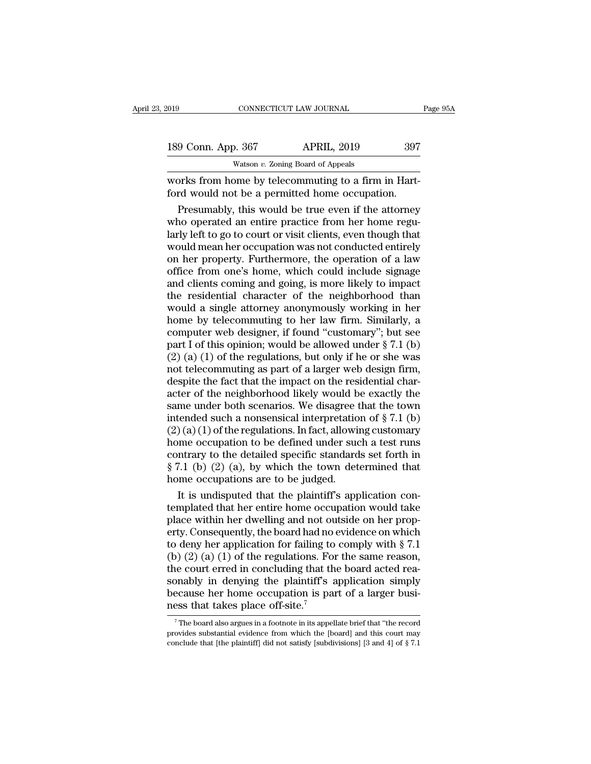works from home by telecommuting to a firm in Hartford would not be a permitted home occupation.

Presumably, this would be true even if the attorney who operated an entire practice from her home regularly left to go to court or visit clients, even though that would mean her occupation was not conducted entirely on her property. Furthermore, the operation of a law office from one's home, which could include signage and clients coming and going, is more likely to impact the residential character of the neighborhood than would a single attorney anonymously working in her home by telecommuting to her law firm. Similarly, a computer web designer, if found "customary"; but see part I of this opinion; would be allowed under § 7.1 (b) (2) (a) (1) of the regulations, but only if he or she was not telecommuting as part of a larger web design firm, despite the fact that the impact on the residential character of the neighborhood likely would be exactly the same under both scenarios. We disagree that the town intended such a nonsensical interpretation of § 7.1 (b) (2) (a) (1) of the regulations. In fact, allowing customary home occupation to be defined under such a test runs contrary to the detailed specific standards set forth in § 7.1 (b) (2) (a), by which the town determined that home occupations are to be judged.

It is undisputed that the plaintiff's application contemplated that her entire home occupation would take place within her dwelling and not outside on her property. Consequently, the board had no evidence on which to deny her application for failing to comply with § 7.1 (b) (2) (a) (1) of the regulations. For the same reason, the court erred in concluding that the board acted reasonably in denying the plaintiff's application simply because her home occupation is part of a larger business that takes place off-site.[7]

[7] The board also argues in a footnote in its appellate brief that "the record provides substantial evidence from which the [board] and this court may conclude that [the plaintiff] did not satisfy [subdivisions] [3 and 4] of § 7.1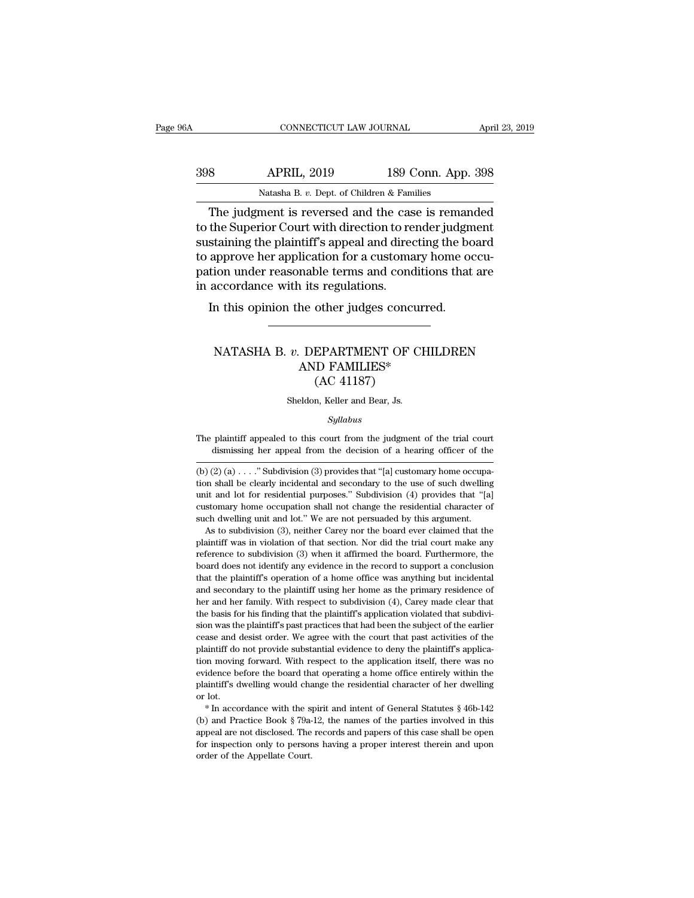The judgment is reversed and the case is remanded to the Superior Court with direction to render judgment sustaining the plaintiff's appeal and directing the board to approve her application for a customary home occupation under reasonable terms and conditions that are in accordance with its regulations.

In this opinion the other judges concurred.

---

# NATASHA B. *v.* DEPARTMENT OF CHILDREN AND FAMILIES*
## (AC 41187)

Sheldon, Keller and Bear, Js.

*Syllabus*

The plaintiff appealed to this court from the judgment of the trial court dismissing her appeal from the decision of a hearing officer of the

---

(b) (2) (a) . . . ." Subdivision (3) provides that "[a] customary home occupation shall be clearly incidental and secondary to the use of such dwelling unit and lot for residential purposes." Subdivision (4) provides that "[a] customary home occupation shall not change the residential character of such dwelling unit and lot." We are not persuaded by this argument.

As to subdivision (3), neither Carey nor the board ever claimed that the plaintiff was in violation of that section. Nor did the trial court make any reference to subdivision (3) when it affirmed the board. Furthermore, the board does not identify any evidence in the record to support a conclusion that the plaintiff's operation of a home office was anything but incidental and secondary to the plaintiff using her home as the primary residence of her and her family. With respect to subdivision (4), Carey made clear that the basis for his finding that the plaintiff's application violated that subdivision was the plaintiff's past practices that had been the subject of the earlier cease and desist order. We agree with the court that past activities of the plaintiff do not provide substantial evidence to deny the plaintiff's application moving forward. With respect to the application itself, there was no evidence before the board that operating a home office entirely within the plaintiff's dwelling would change the residential character of her dwelling or lot.

\* In accordance with the spirit and intent of General Statutes § 46b-142 (b) and Practice Book § 79a-12, the names of the parties involved in this appeal are not disclosed. The records and papers of this case shall be open for inspection only to persons having a proper interest therein and upon order of the Appellate Court.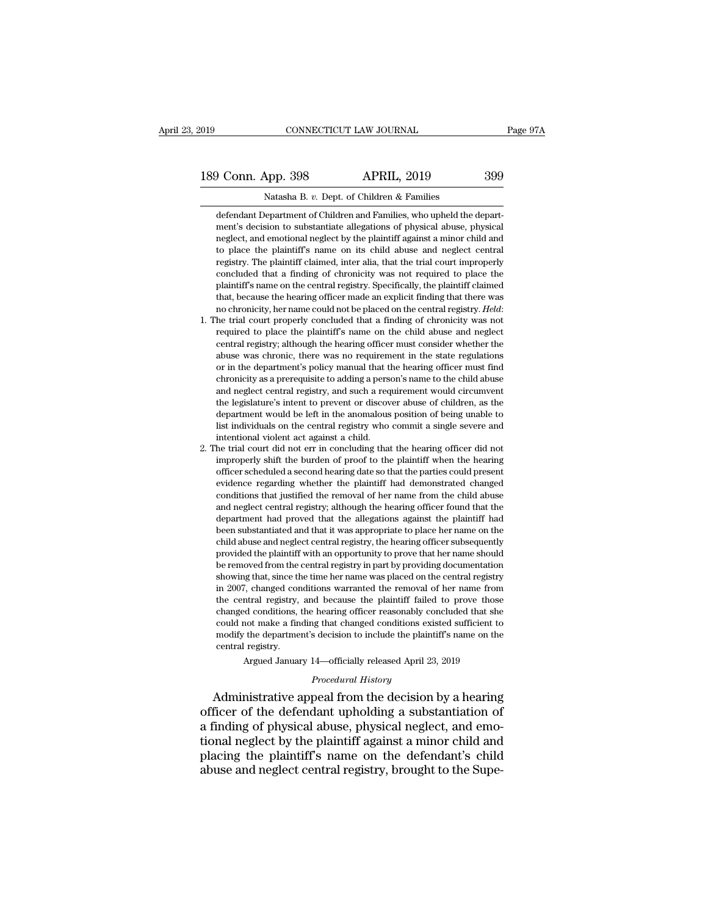defendant Department of Children and Families, who upheld the department's decision to substantiate allegations of physical abuse, physical neglect, and emotional neglect by the plaintiff against a minor child and to place the plaintiff's name on its child abuse and neglect central registry. The plaintiff claimed, inter alia, that the trial court improperly concluded that a finding of chronicity was not required to place the plaintiff's name on the central registry. Specifically, the plaintiff claimed that, because the hearing officer made an explicit finding that there was no chronicity, her name could not be placed on the central registry. *Held*:

1. The trial court properly concluded that a finding of chronicity was not required to place the plaintiff's name on the child abuse and neglect central registry; although the hearing officer must consider whether the abuse was chronic, there was no requirement in the state regulations or in the department's policy manual that the hearing officer must find chronicity as a prerequisite to adding a person's name to the child abuse and neglect central registry, and such a requirement would circumvent the legislature's intent to prevent or discover abuse of children, as the department would be left in the anomalous position of being unable to list individuals on the central registry who commit a single severe and intentional violent act against a child.

2. The trial court did not err in concluding that the hearing officer did not improperly shift the burden of proof to the plaintiff when the hearing officer scheduled a second hearing date so that the parties could present evidence regarding whether the plaintiff had demonstrated changed conditions that justified the removal of her name from the child abuse and neglect central registry; although the hearing officer found that the department had proved that the allegations against the plaintiff had been substantiated and that it was appropriate to place her name on the child abuse and neglect central registry, the hearing officer subsequently provided the plaintiff with an opportunity to prove that her name should be removed from the central registry in part by providing documentation showing that, since the time her name was placed on the central registry in 2007, changed conditions warranted the removal of her name from the central registry, and because the plaintiff failed to prove those changed conditions, the hearing officer reasonably concluded that she could not make a finding that changed conditions existed sufficient to modify the department's decision to include the plaintiff's name on the central registry.

Argued January 14—officially released April 23, 2019

*Procedural History*

Administrative appeal from the decision by a hearing officer of the defendant upholding a substantiation of a finding of physical abuse, physical neglect, and emotional neglect by the plaintiff against a minor child and placing the plaintiff's name on the defendant's child abuse and neglect central registry, brought to the Supe-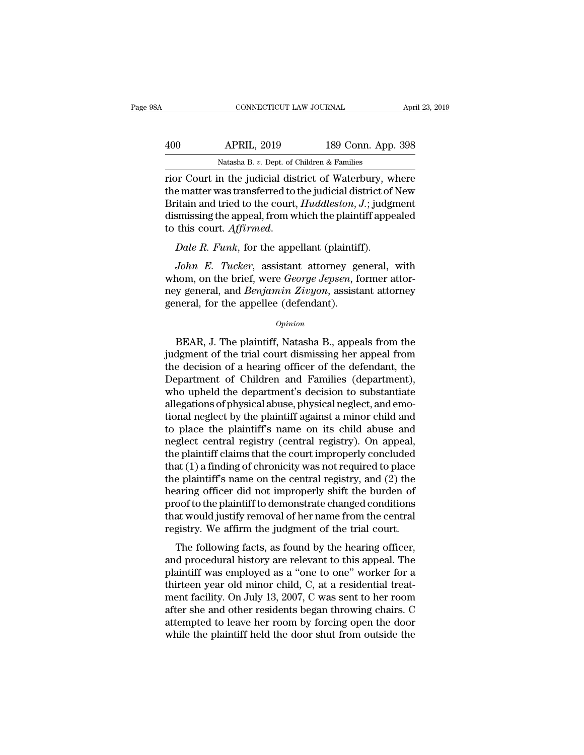rior Court in the judicial district of Waterbury, where the matter was transferred to the judicial district of New Britain and tried to the court, *Huddleston, J.*; judgment dismissing the appeal, from which the plaintiff appealed to this court. *Affirmed*.

*Dale R. Funk*, for the appellant (plaintiff).

*John E. Tucker*, assistant attorney general, with whom, on the brief, were *George Jepsen*, former attorney general, and *Benjamin Zivyon*, assistant attorney general, for the appellee (defendant).

*Opinion*

BEAR, J. The plaintiff, Natasha B., appeals from the judgment of the trial court dismissing her appeal from the decision of a hearing officer of the defendant, the Department of Children and Families (department), who upheld the department's decision to substantiate allegations of physical abuse, physical neglect, and emotional neglect by the plaintiff against a minor child and to place the plaintiff's name on its child abuse and neglect central registry (central registry). On appeal, the plaintiff claims that the court improperly concluded that (1) a finding of chronicity was not required to place the plaintiff's name on the central registry, and (2) the hearing officer did not improperly shift the burden of proof to the plaintiff to demonstrate changed conditions that would justify removal of her name from the central registry. We affirm the judgment of the trial court.

The following facts, as found by the hearing officer, and procedural history are relevant to this appeal. The plaintiff was employed as a "one to one" worker for a thirteen year old minor child, C, at a residential treatment facility. On July 13, 2007, C was sent to her room after she and other residents began throwing chairs. C attempted to leave her room by forcing open the door while the plaintiff held the door shut from outside the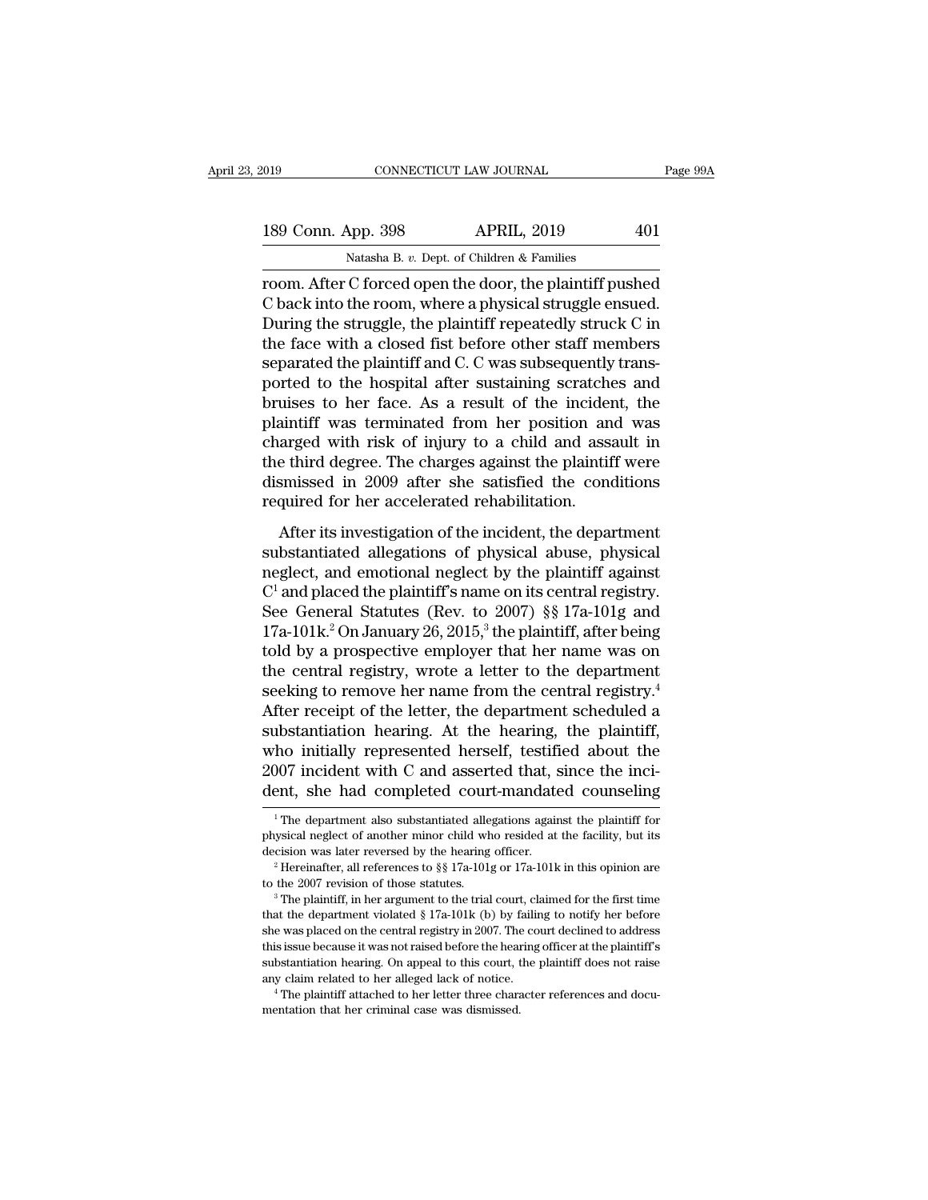room. After C forced open the door, the plaintiff pushed C back into the room, where a physical struggle ensued. During the struggle, the plaintiff repeatedly struck C in the face with a closed fist before other staff members separated the plaintiff and C. C was subsequently transported to the hospital after sustaining scratches and bruises to her face. As a result of the incident, the plaintiff was terminated from her position and was charged with risk of injury to a child and assault in the third degree. The charges against the plaintiff were dismissed in 2009 after she satisfied the conditions required for her accelerated rehabilitation.

After its investigation of the incident, the department substantiated allegations of physical abuse, physical neglect, and emotional neglect by the plaintiff against C[1] and placed the plaintiff's name on its central registry. See General Statutes (Rev. to 2007) §§ 17a-101g and 17a-101k.[2] On January 26, 2015,[3] the plaintiff, after being told by a prospective employer that her name was on the central registry, wrote a letter to the department seeking to remove her name from the central registry.[4] After receipt of the letter, the department scheduled a substantiation hearing. At the hearing, the plaintiff, who initially represented herself, testified about the 2007 incident with C and asserted that, since the incident, she had completed court-mandated counseling

[1] The department also substantiated allegations against the plaintiff for physical neglect of another minor child who resided at the facility, but its decision was later reversed by the hearing officer.

[2] Hereinafter, all references to §§ 17a-101g or 17a-101k in this opinion are to the 2007 revision of those statutes.

[3] The plaintiff, in her argument to the trial court, claimed for the first time that the department violated § 17a-101k (b) by failing to notify her before she was placed on the central registry in 2007. The court declined to address this issue because it was not raised before the hearing officer at the plaintiff's substantiation hearing. On appeal to this court, the plaintiff does not raise any claim related to her alleged lack of notice.

[4] The plaintiff attached to her letter three character references and documentation that her criminal case was dismissed.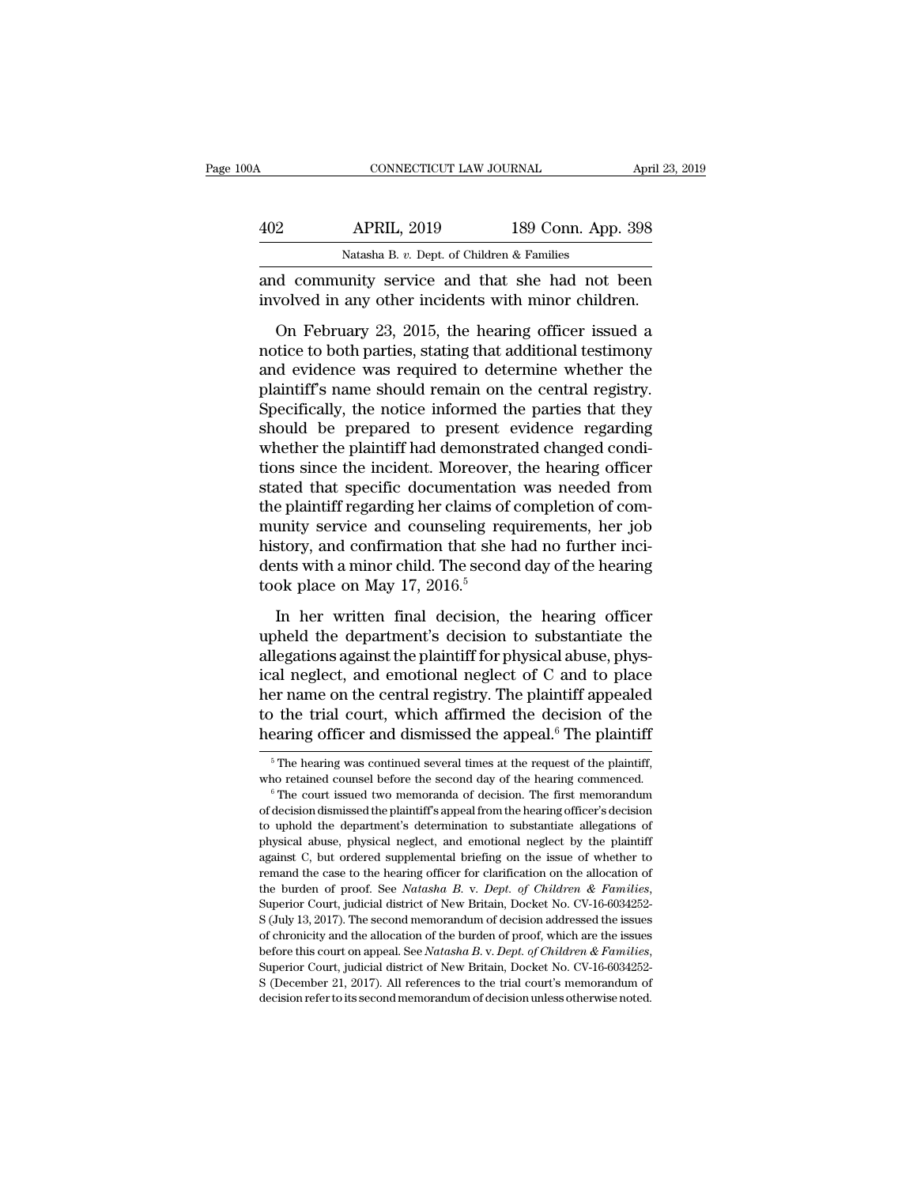and community service and that she had not been involved in any other incidents with minor children.

On February 23, 2015, the hearing officer issued a notice to both parties, stating that additional testimony and evidence was required to determine whether the plaintiff's name should remain on the central registry. Specifically, the notice informed the parties that they should be prepared to present evidence regarding whether the plaintiff had demonstrated changed conditions since the incident. Moreover, the hearing officer stated that specific documentation was needed from the plaintiff regarding her claims of completion of community service and counseling requirements, her job history, and confirmation that she had no further incidents with a minor child. The second day of the hearing took place on May 17, 2016.[5]

In her written final decision, the hearing officer upheld the department's decision to substantiate the allegations against the plaintiff for physical abuse, physical neglect, and emotional neglect of C and to place her name on the central registry. The plaintiff appealed to the trial court, which affirmed the decision of the hearing officer and dismissed the appeal.[6] The plaintiff

---

[5] The hearing was continued several times at the request of the plaintiff, who retained counsel before the second day of the hearing commenced.

[6] The court issued two memoranda of decision. The first memorandum of decision dismissed the plaintiff's appeal from the hearing officer's decision to uphold the department's determination to substantiate allegations of physical abuse, physical neglect, and emotional neglect by the plaintiff against C, but ordered supplemental briefing on the issue of whether to remand the case to the hearing officer for clarification on the allocation of the burden of proof. See *Natasha B.* v. *Dept. of Children & Families*, Superior Court, judicial district of New Britain, Docket No. CV-16-6034252-S (July 13, 2017). The second memorandum of decision addressed the issues of chronicity and the allocation of the burden of proof, which are the issues before this court on appeal. See *Natasha B.* v. *Dept. of Children & Families*, Superior Court, judicial district of New Britain, Docket No. CV-16-6034252-S (December 21, 2017). All references to the trial court's memorandum of decision refer to its second memorandum of decision unless otherwise noted.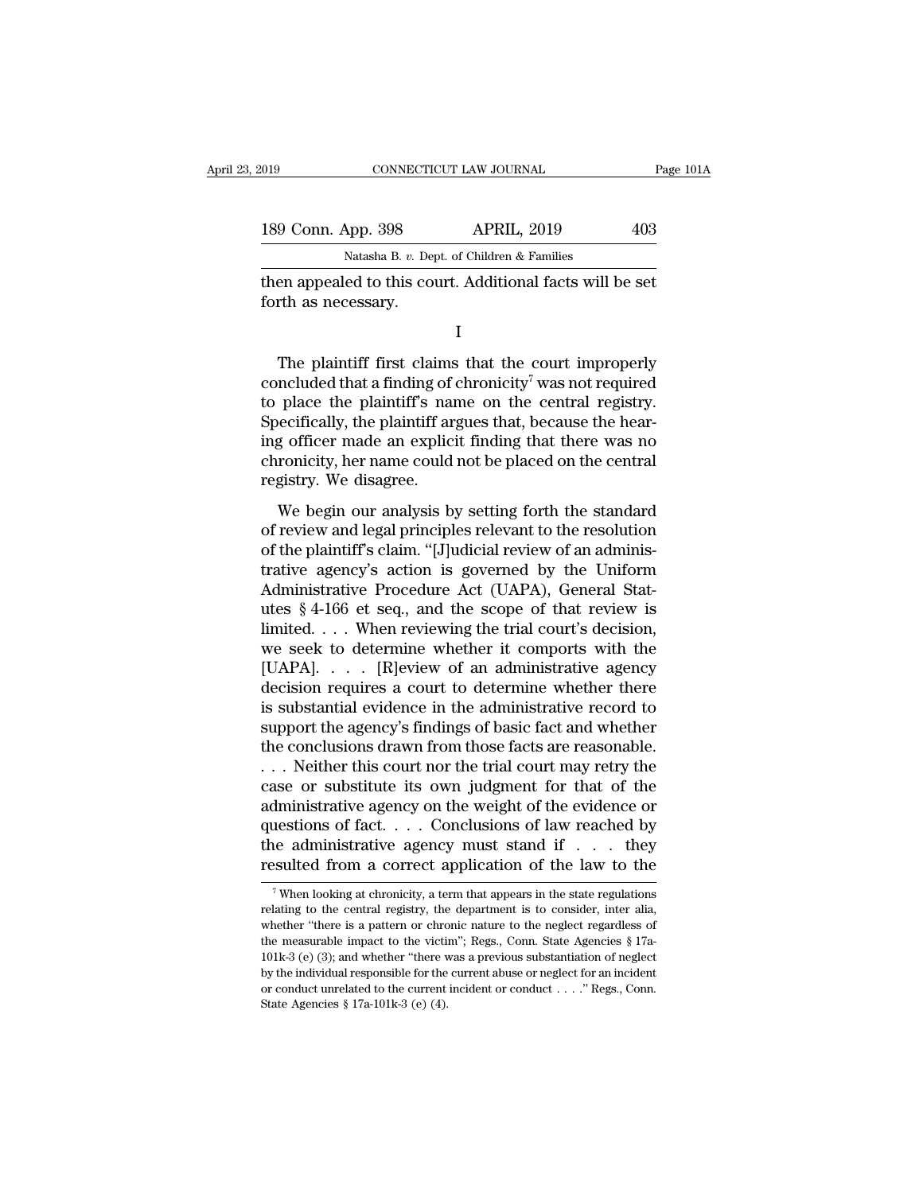then appealed to this court. Additional facts will be set forth as necessary.

I

The plaintiff first claims that the court improperly concluded that a finding of chronicity[7] was not required to place the plaintiff's name on the central registry. Specifically, the plaintiff argues that, because the hearing officer made an explicit finding that there was no chronicity, her name could not be placed on the central registry. We disagree.

We begin our analysis by setting forth the standard of review and legal principles relevant to the resolution of the plaintiff's claim. "[J]udicial review of an administrative agency's action is governed by the Uniform Administrative Procedure Act (UAPA), General Statutes § 4-166 et seq., and the scope of that review is limited. . . . When reviewing the trial court's decision, we seek to determine whether it comports with the [UAPA]. . . . [R]eview of an administrative agency decision requires a court to determine whether there is substantial evidence in the administrative record to support the agency's findings of basic fact and whether the conclusions drawn from those facts are reasonable. . . . Neither this court nor the trial court may retry the case or substitute its own judgment for that of the administrative agency on the weight of the evidence or questions of fact. . . . Conclusions of law reached by the administrative agency must stand if . . . they resulted from a correct application of the law to the

[7] When looking at chronicity, a term that appears in the state regulations relating to the central registry, the department is to consider, inter alia, whether "there is a pattern or chronic nature to the neglect regardless of the measurable impact to the victim"; Regs., Conn. State Agencies § 17a-101k-3 (e) (3); and whether "there was a previous substantiation of neglect by the individual responsible for the current abuse or neglect for an incident or conduct unrelated to the current incident or conduct . . . ." Regs., Conn. State Agencies § 17a-101k-3 (e) (4).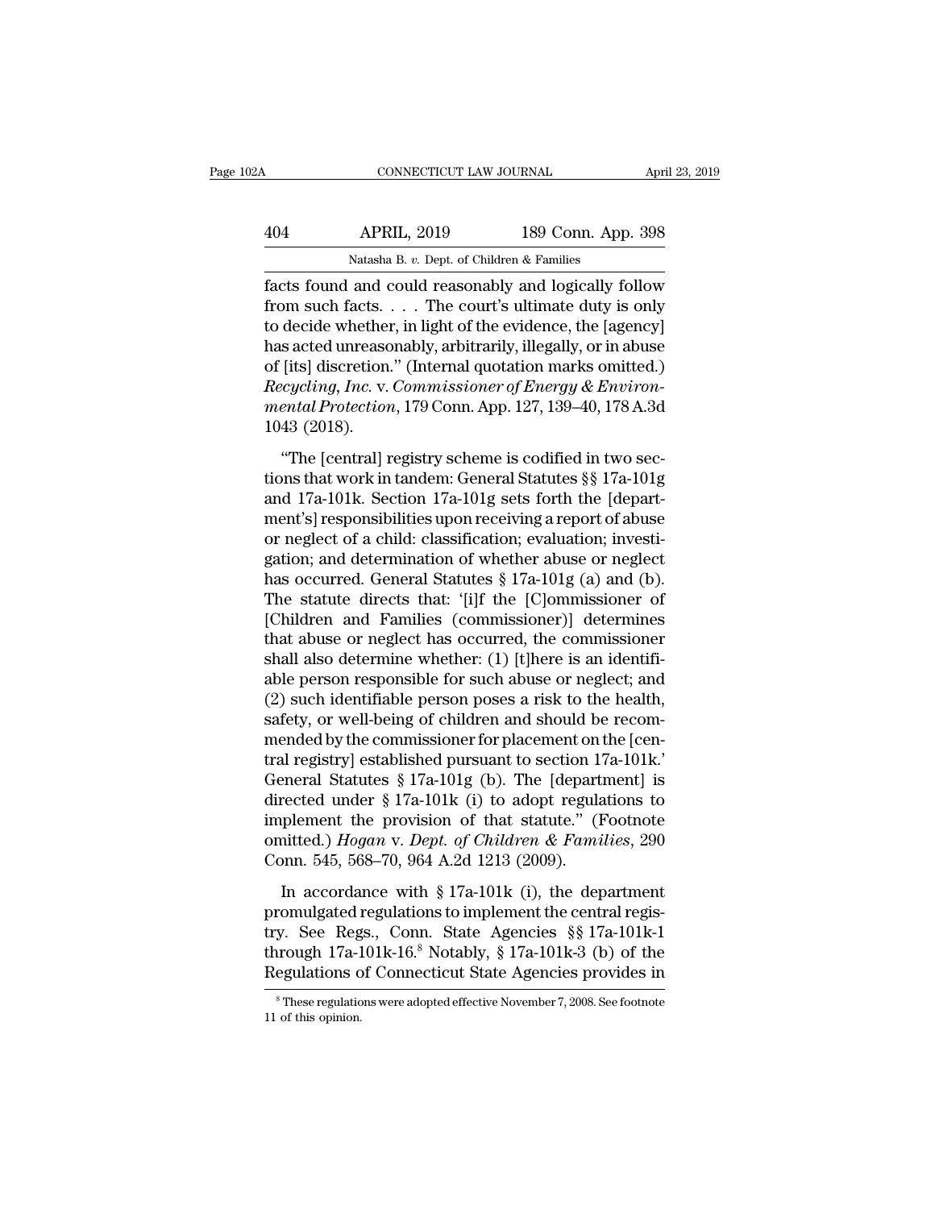facts found and could reasonably and logically follow from such facts. . . . The court's ultimate duty is only to decide whether, in light of the evidence, the [agency] has acted unreasonably, arbitrarily, illegally, or in abuse of [its] discretion." (Internal quotation marks omitted.) *Recycling, Inc.* v. *Commissioner of Energy & Environmental Protection*, 179 Conn. App. 127, 139–40, 178 A.3d 1043 (2018).

"The [central] registry scheme is codified in two sections that work in tandem: General Statutes §§ 17a-101g and 17a-101k. Section 17a-101g sets forth the [department's] responsibilities upon receiving a report of abuse or neglect of a child: classification; evaluation; investigation; and determination of whether abuse or neglect has occurred. General Statutes § 17a-101g (a) and (b). The statute directs that: '[i]f the [C]ommissioner of [Children and Families (commissioner)] determines that abuse or neglect has occurred, the commissioner shall also determine whether: (1) [t]here is an identifiable person responsible for such abuse or neglect; and (2) such identifiable person poses a risk to the health, safety, or well-being of children and should be recommended by the commissioner for placement on the [central registry] established pursuant to section 17a-101k.' General Statutes § 17a-101g (b). The [department] is directed under § 17a-101k (i) to adopt regulations to implement the provision of that statute." (Footnote omitted.) *Hogan* v. *Dept. of Children & Families*, 290 Conn. 545, 568–70, 964 A.2d 1213 (2009).

In accordance with § 17a-101k (i), the department promulgated regulations to implement the central registry. See Regs., Conn. State Agencies §§ 17a-101k-1 through 17a-101k-16.[8] Notably, § 17a-101k-3 (b) of the Regulations of Connecticut State Agencies provides in

[8] These regulations were adopted effective November 7, 2008. See footnote 11 of this opinion.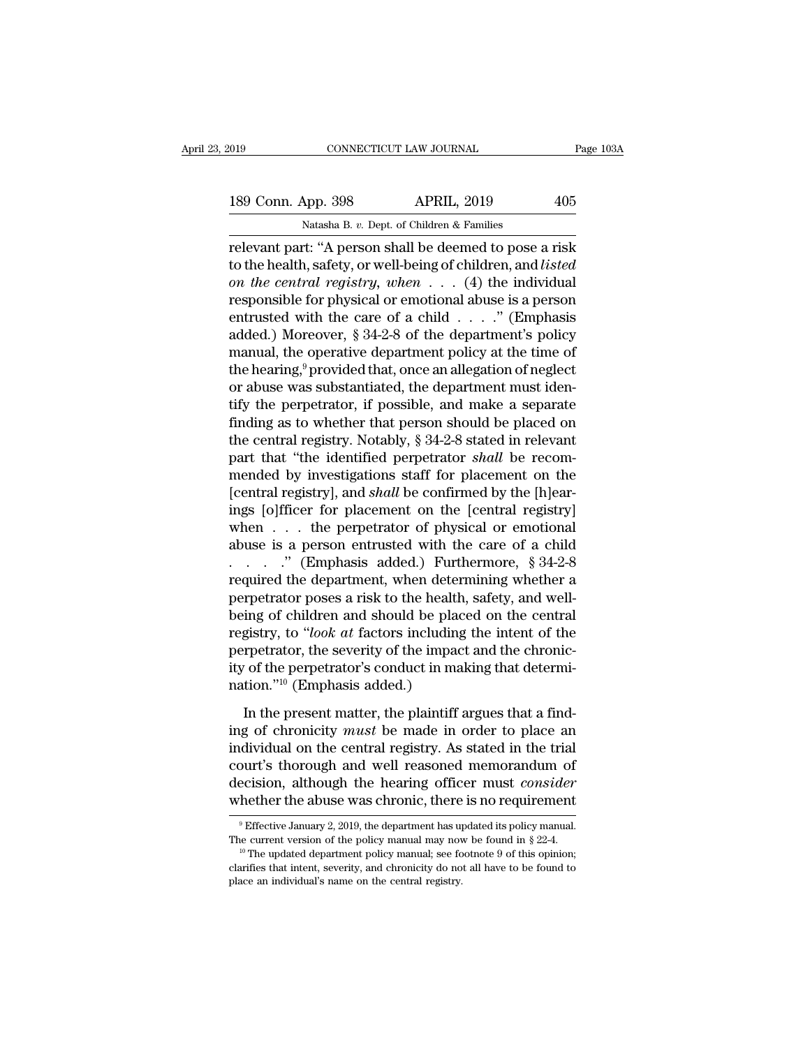relevant part: "A person shall be deemed to pose a risk to the health, safety, or well-being of children, and *listed on the central registry, when* . . . (4) the individual responsible for physical or emotional abuse is a person entrusted with the care of a child . . . ." (Emphasis added.) Moreover, § 34-2-8 of the department's policy manual, the operative department policy at the time of the hearing,[9] provided that, once an allegation of neglect or abuse was substantiated, the department must identify the perpetrator, if possible, and make a separate finding as to whether that person should be placed on the central registry. Notably, § 34-2-8 stated in relevant part that "the identified perpetrator *shall* be recommended by investigations staff for placement on the [central registry], and *shall* be confirmed by the [h]earings [o]fficer for placement on the [central registry] when . . . the perpetrator of physical or emotional abuse is a person entrusted with the care of a child . . . ." (Emphasis added.) Furthermore, § 34-2-8 required the department, when determining whether a perpetrator poses a risk to the health, safety, and well-being of children and should be placed on the central registry, to "*look at* factors including the intent of the perpetrator, the severity of the impact and the chronicity of the perpetrator's conduct in making that determination."[10] (Emphasis added.)

In the present matter, the plaintiff argues that a finding of chronicity *must* be made in order to place an individual on the central registry. As stated in the trial court's thorough and well reasoned memorandum of decision, although the hearing officer must *consider* whether the abuse was chronic, there is no requirement

---

[9] Effective January 2, 2019, the department has updated its policy manual. The current version of the policy manual may now be found in § 22-4.

[10] The updated department policy manual; see footnote 9 of this opinion; clarifies that intent, severity, and chronicity do not all have to be found to place an individual's name on the central registry.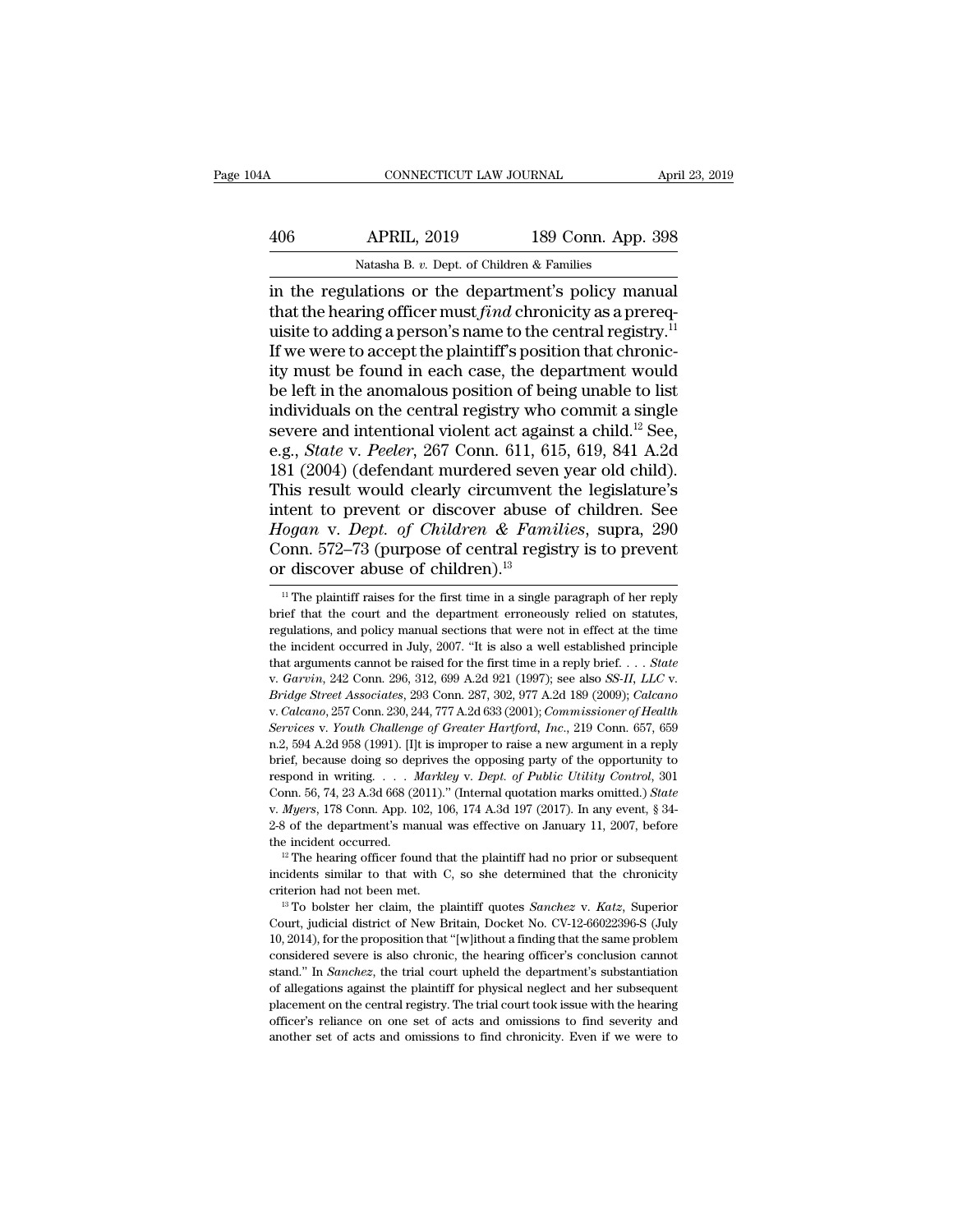in the regulations or the department's policy manual that the hearing officer must *find* chronicity as a prerequisite to adding a person's name to the central registry.[11] If we were to accept the plaintiff's position that chronicity must be found in each case, the department would be left in the anomalous position of being unable to list individuals on the central registry who commit a single severe and intentional violent act against a child.[12] See, e.g., *State* v. *Peeler*, 267 Conn. 611, 615, 619, 841 A.2d 181 (2004) (defendant murdered seven year old child). This result would clearly circumvent the legislature's intent to prevent or discover abuse of children. See *Hogan* v. *Dept. of Children & Families*, supra, 290 Conn. 572–73 (purpose of central registry is to prevent or discover abuse of children).[13]

[11] The plaintiff raises for the first time in a single paragraph of her reply brief that the court and the department erroneously relied on statutes, regulations, and policy manual sections that were not in effect at the time the incident occurred in July, 2007. "It is also a well established principle that arguments cannot be raised for the first time in a reply brief. . . . *State* v. *Garvin*, 242 Conn. 296, 312, 699 A.2d 921 (1997); see also *SS-II, LLC* v. *Bridge Street Associates*, 293 Conn. 287, 302, 977 A.2d 189 (2009); *Calcano* v. *Calcano*, 257 Conn. 230, 244, 777 A.2d 633 (2001); *Commissioner of Health Services* v. *Youth Challenge of Greater Hartford, Inc.*, 219 Conn. 657, 659 n.2, 594 A.2d 958 (1991). [I]t is improper to raise a new argument in a reply brief, because doing so deprives the opposing party of the opportunity to respond in writing. . . . *Markley* v. *Dept. of Public Utility Control*, 301 Conn. 56, 74, 23 A.3d 668 (2011)." (Internal quotation marks omitted.) *State* v. *Myers*, 178 Conn. App. 102, 106, 174 A.3d 197 (2017). In any event, § 34-2-8 of the department's manual was effective on January 11, 2007, before the incident occurred.

[12] The hearing officer found that the plaintiff had no prior or subsequent incidents similar to that with C, so she determined that the chronicity criterion had not been met.

[13] To bolster her claim, the plaintiff quotes *Sanchez* v. *Katz*, Superior Court, judicial district of New Britain, Docket No. CV-12-66022396-S (July 10, 2014), for the proposition that "[w]ithout a finding that the same problem considered severe is also chronic, the hearing officer's conclusion cannot stand." In *Sanchez*, the trial court upheld the department's substantiation of allegations against the plaintiff for physical neglect and her subsequent placement on the central registry. The trial court took issue with the hearing officer's reliance on one set of acts and omissions to find severity and another set of acts and omissions to find chronicity. Even if we were to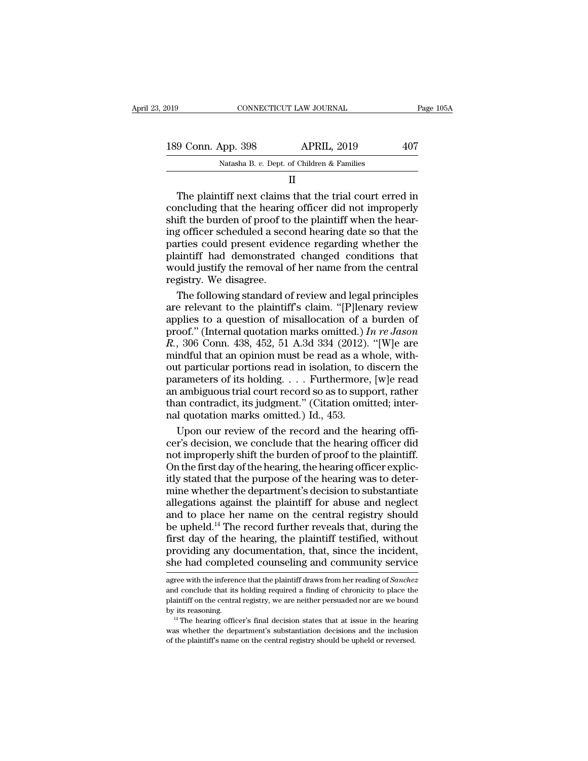## II

The plaintiff next claims that the trial court erred in concluding that the hearing officer did not improperly shift the burden of proof to the plaintiff when the hearing officer scheduled a second hearing date so that the parties could present evidence regarding whether the plaintiff had demonstrated changed conditions that would justify the removal of her name from the central registry. We disagree.

The following standard of review and legal principles are relevant to the plaintiff's claim. "[P]lenary review applies to a question of misallocation of a burden of proof." (Internal quotation marks omitted.) *In re Jason R.*, 306 Conn. 438, 452, 51 A.3d 334 (2012). "[W]e are mindful that an opinion must be read as a whole, without particular portions read in isolation, to discern the parameters of its holding. . . . Furthermore, [w]e read an ambiguous trial court record so as to support, rather than contradict, its judgment." (Citation omitted; internal quotation marks omitted.) Id., 453.

Upon our review of the record and the hearing officer's decision, we conclude that the hearing officer did not improperly shift the burden of proof to the plaintiff. On the first day of the hearing, the hearing officer explicitly stated that the purpose of the hearing was to determine whether the department's decision to substantiate allegations against the plaintiff for abuse and neglect and to place her name on the central registry should be upheld.[14] The record further reveals that, during the first day of the hearing, the plaintiff testified, without providing any documentation, that, since the incident, she had completed counseling and community service

---

agree with the inference that the plaintiff draws from her reading of *Sanchez* and conclude that its holding required a finding of chronicity to place the plaintiff on the central registry, we are neither persuaded nor are we bound by its reasoning.

[14] The hearing officer's final decision states that at issue in the hearing was whether the department's substantiation decisions and the inclusion of the plaintiff's name on the central registry should be upheld or reversed.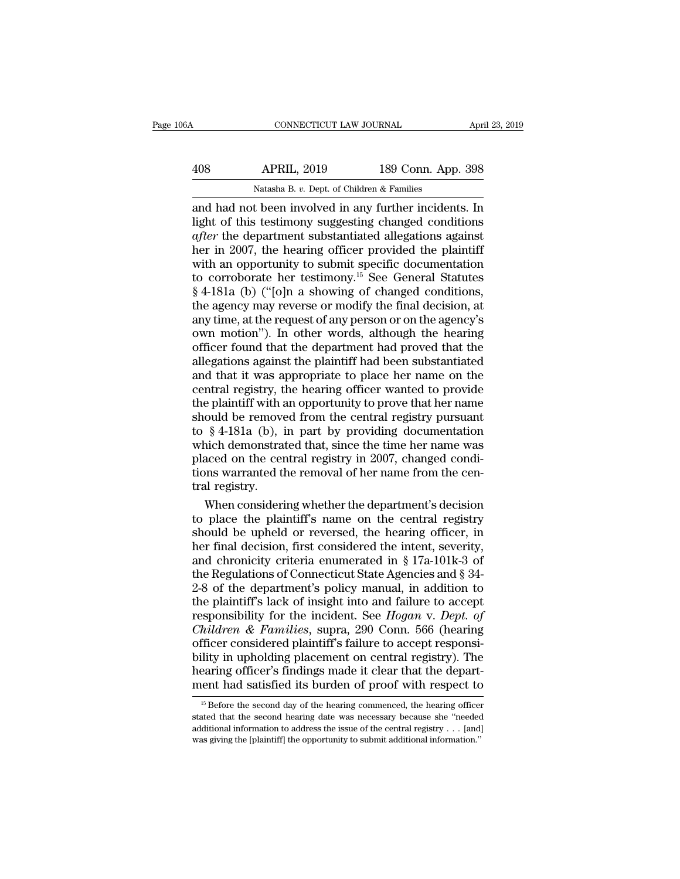and had not been involved in any further incidents. In light of this testimony suggesting changed conditions *after* the department substantiated allegations against her in 2007, the hearing officer provided the plaintiff with an opportunity to submit specific documentation to corroborate her testimony.[15] See General Statutes § 4-181a (b) ("[o]n a showing of changed conditions, the agency may reverse or modify the final decision, at any time, at the request of any person or on the agency's own motion"). In other words, although the hearing officer found that the department had proved that the allegations against the plaintiff had been substantiated and that it was appropriate to place her name on the central registry, the hearing officer wanted to provide the plaintiff with an opportunity to prove that her name should be removed from the central registry pursuant to § 4-181a (b), in part by providing documentation which demonstrated that, since the time her name was placed on the central registry in 2007, changed conditions warranted the removal of her name from the central registry.

When considering whether the department's decision to place the plaintiff's name on the central registry should be upheld or reversed, the hearing officer, in her final decision, first considered the intent, severity, and chronicity criteria enumerated in § 17a-101k-3 of the Regulations of Connecticut State Agencies and § 34-2-8 of the department's policy manual, in addition to the plaintiff's lack of insight into and failure to accept responsibility for the incident. See *Hogan* v. *Dept. of Children & Families*, supra, 290 Conn. 566 (hearing officer considered plaintiff's failure to accept responsibility in upholding placement on central registry). The hearing officer's findings made it clear that the department had satisfied its burden of proof with respect to

[15] Before the second day of the hearing commenced, the hearing officer stated that the second hearing date was necessary because she "needed additional information to address the issue of the central registry . . . [and] was giving the [plaintiff] the opportunity to submit additional information."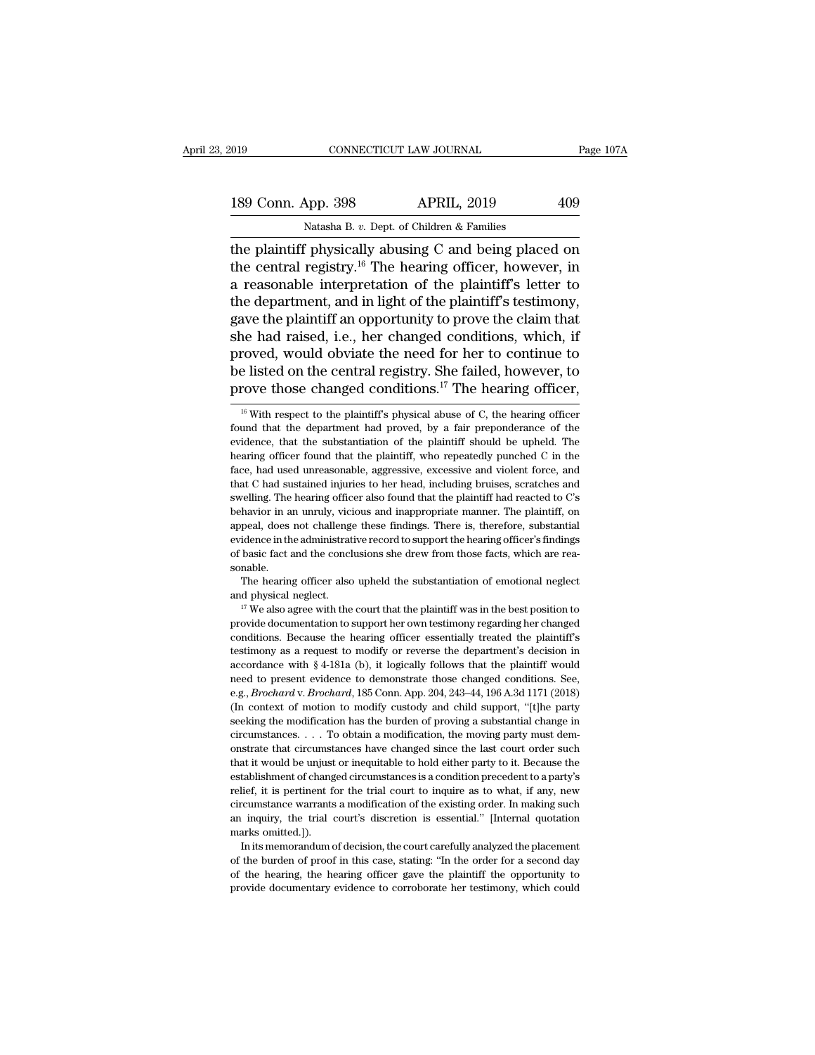the plaintiff physically abusing C and being placed on the central registry.[16] The hearing officer, however, in a reasonable interpretation of the plaintiff's letter to the department, and in light of the plaintiff's testimony, gave the plaintiff an opportunity to prove the claim that she had raised, i.e., her changed conditions, which, if proved, would obviate the need for her to continue to be listed on the central registry. She failed, however, to prove those changed conditions.[17] The hearing officer,

[16] With respect to the plaintiff's physical abuse of C, the hearing officer found that the department had proved, by a fair preponderance of the evidence, that the substantiation of the plaintiff should be upheld. The hearing officer found that the plaintiff, who repeatedly punched C in the face, had used unreasonable, aggressive, excessive and violent force, and that C had sustained injuries to her head, including bruises, scratches and swelling. The hearing officer also found that the plaintiff had reacted to C's behavior in an unruly, vicious and inappropriate manner. The plaintiff, on appeal, does not challenge these findings. There is, therefore, substantial evidence in the administrative record to support the hearing officer's findings of basic fact and the conclusions she drew from those facts, which are reasonable.

The hearing officer also upheld the substantiation of emotional neglect and physical neglect.

[17] We also agree with the court that the plaintiff was in the best position to provide documentation to support her own testimony regarding her changed conditions. Because the hearing officer essentially treated the plaintiff's testimony as a request to modify or reverse the department's decision in accordance with § 4-181a (b), it logically follows that the plaintiff would need to present evidence to demonstrate those changed conditions. See, e.g., *Brochard* v. *Brochard*, 185 Conn. App. 204, 243–44, 196 A.3d 1171 (2018) (In context of motion to modify custody and child support, "[t]he party seeking the modification has the burden of proving a substantial change in circumstances. . . . To obtain a modification, the moving party must demonstrate that circumstances have changed since the last court order such that it would be unjust or inequitable to hold either party to it. Because the establishment of changed circumstances is a condition precedent to a party's relief, it is pertinent for the trial court to inquire as to what, if any, new circumstance warrants a modification of the existing order. In making such an inquiry, the trial court's discretion is essential." [Internal quotation marks omitted.]).

In its memorandum of decision, the court carefully analyzed the placement of the burden of proof in this case, stating: "In the order for a second day of the hearing, the hearing officer gave the plaintiff the opportunity to provide documentary evidence to corroborate her testimony, which could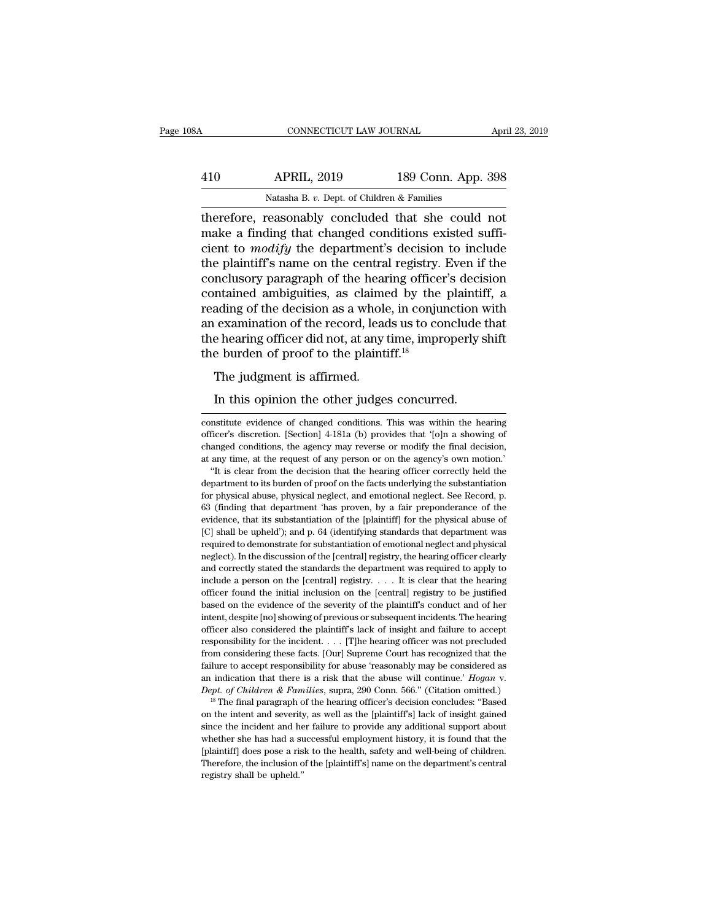therefore, reasonably concluded that she could not make a finding that changed conditions existed sufficient to *modify* the department's decision to include the plaintiff's name on the central registry. Even if the conclusory paragraph of the hearing officer's decision contained ambiguities, as claimed by the plaintiff, a reading of the decision as a whole, in conjunction with an examination of the record, leads us to conclude that the hearing officer did not, at any time, improperly shift the burden of proof to the plaintiff.[18]

The judgment is affirmed.

In this opinion the other judges concurred.

---

constitute evidence of changed conditions. This was within the hearing officer's discretion. [Section] 4-181a (b) provides that '[o]n a showing of changed conditions, the agency may reverse or modify the final decision, at any time, at the request of any person or on the agency's own motion.'

"It is clear from the decision that the hearing officer correctly held the department to its burden of proof on the facts underlying the substantiation for physical abuse, physical neglect, and emotional neglect. See Record, p. 63 (finding that department 'has proven, by a fair preponderance of the evidence, that its substantiation of the [plaintiff] for the physical abuse of [C] shall be upheld'); and p. 64 (identifying standards that department was required to demonstrate for substantiation of emotional neglect and physical neglect). In the discussion of the [central] registry, the hearing officer clearly and correctly stated the standards the department was required to apply to include a person on the [central] registry. . . . It is clear that the hearing officer found the initial inclusion on the [central] registry to be justified based on the evidence of the severity of the plaintiff's conduct and of her intent, despite [no] showing of previous or subsequent incidents. The hearing officer also considered the plaintiff's lack of insight and failure to accept responsibility for the incident. . . . [T]he hearing officer was not precluded from considering these facts. [Our] Supreme Court has recognized that the failure to accept responsibility for abuse 'reasonably may be considered as an indication that there is a risk that the abuse will continue.' *Hogan* v. *Dept. of Children & Families*, supra, 290 Conn. 566." (Citation omitted.)

[18] The final paragraph of the hearing officer's decision concludes: "Based on the intent and severity, as well as the [plaintiff's] lack of insight gained since the incident and her failure to provide any additional support about whether she has had a successful employment history, it is found that the [plaintiff] does pose a risk to the health, safety and well-being of children. Therefore, the inclusion of the [plaintiff's] name on the department's central registry shall be upheld."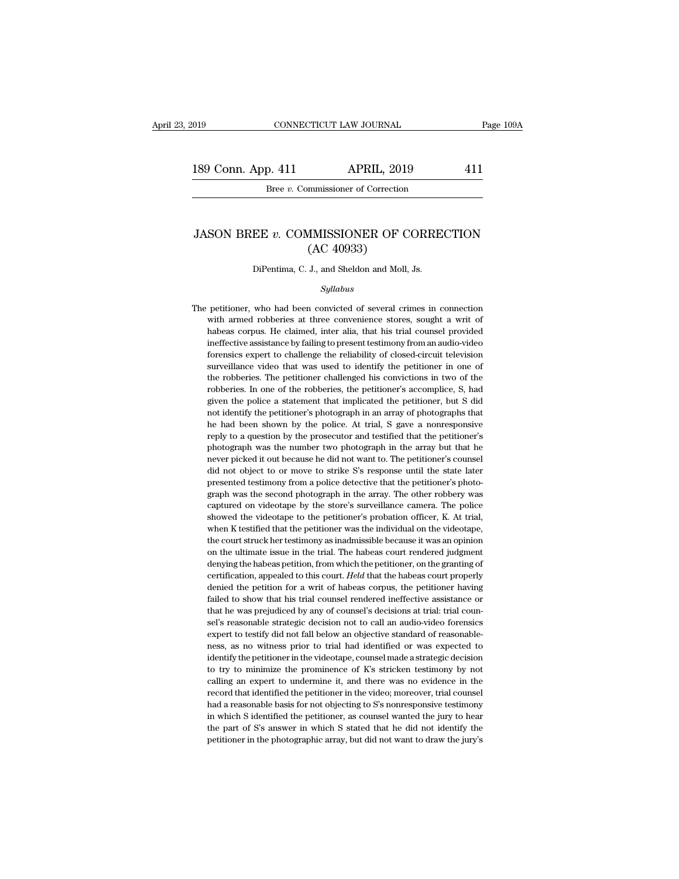# JASON BREE *v.* COMMISSIONER OF CORRECTION (AC 40933)

DiPentima, C. J., and Sheldon and Moll, Js.

*Syllabus*

The petitioner, who had been convicted of several crimes in connection with armed robberies at three convenience stores, sought a writ of habeas corpus. He claimed, inter alia, that his trial counsel provided ineffective assistance by failing to present testimony from an audio-video forensics expert to challenge the reliability of closed-circuit television surveillance video that was used to identify the petitioner in one of the robberies. The petitioner challenged his convictions in two of the robberies. In one of the robberies, the petitioner's accomplice, S, had given the police a statement that implicated the petitioner, but S did not identify the petitioner's photograph in an array of photographs that he had been shown by the police. At trial, S gave a nonresponsive reply to a question by the prosecutor and testified that the petitioner's photograph was the number two photograph in the array but that he never picked it out because he did not want to. The petitioner's counsel did not object to or move to strike S's response until the state later presented testimony from a police detective that the petitioner's photograph was the second photograph in the array. The other robbery was captured on videotape by the store's surveillance camera. The police showed the videotape to the petitioner's probation officer, K. At trial, when K testified that the petitioner was the individual on the videotape, the court struck her testimony as inadmissible because it was an opinion on the ultimate issue in the trial. The habeas court rendered judgment denying the habeas petition, from which the petitioner, on the granting of certification, appealed to this court. *Held* that the habeas court properly denied the petition for a writ of habeas corpus, the petitioner having failed to show that his trial counsel rendered ineffective assistance or that he was prejudiced by any of counsel's decisions at trial: trial counsel's reasonable strategic decision not to call an audio-video forensics expert to testify did not fall below an objective standard of reasonableness, as no witness prior to trial had identified or was expected to identify the petitioner in the videotape, counsel made a strategic decision to try to minimize the prominence of K's stricken testimony by not calling an expert to undermine it, and there was no evidence in the record that identified the petitioner in the video; moreover, trial counsel had a reasonable basis for not objecting to S's nonresponsive testimony in which S identified the petitioner, as counsel wanted the jury to hear the part of S's answer in which S stated that he did not identify the petitioner in the photographic array, but did not want to draw the jury's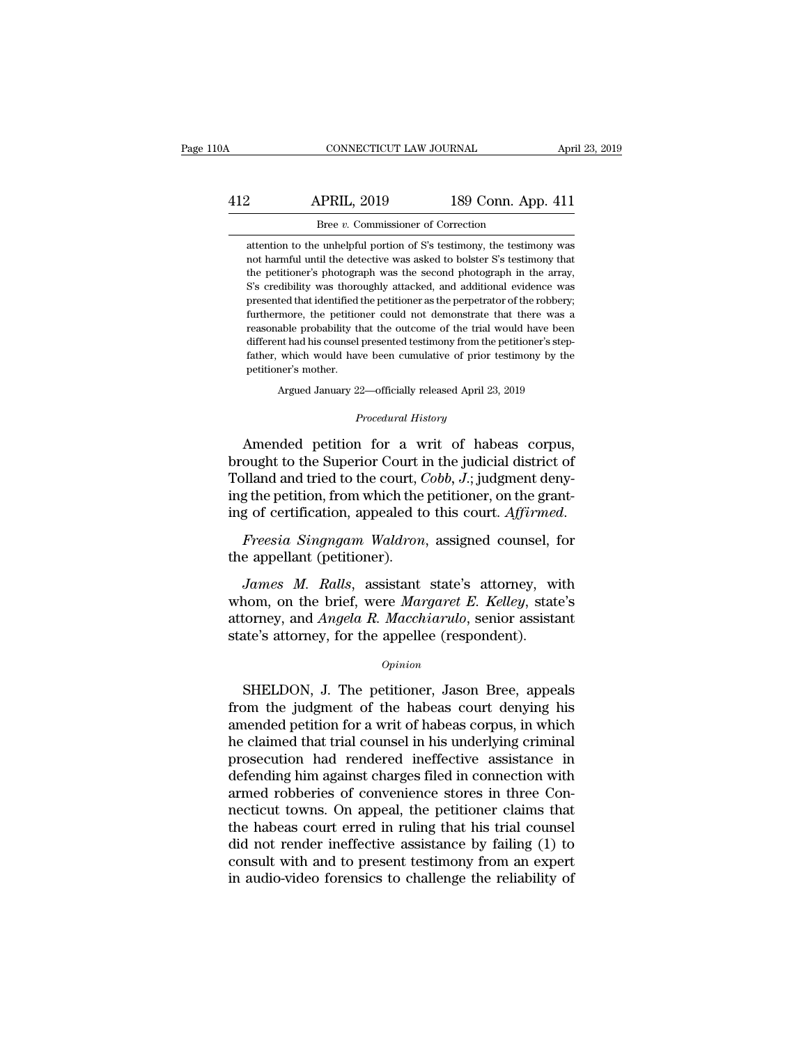attention to the unhelpful portion of S's testimony, the testimony was not harmful until the detective was asked to bolster S's testimony that the petitioner's photograph was the second photograph in the array, S's credibility was thoroughly attacked, and additional evidence was presented that identified the petitioner as the perpetrator of the robbery; furthermore, the petitioner could not demonstrate that there was a reasonable probability that the outcome of the trial would have been different had his counsel presented testimony from the petitioner's stepfather, which would have been cumulative of prior testimony by the petitioner's mother.

Argued January 22—officially released April 23, 2019

*Procedural History*

Amended petition for a writ of habeas corpus, brought to the Superior Court in the judicial district of Tolland and tried to the court, *Cobb, J.*; judgment denying the petition, from which the petitioner, on the granting of certification, appealed to this court. *Affirmed.*

*Freesia Singngam Waldron*, assigned counsel, for the appellant (petitioner).

*James M. Ralls*, assistant state's attorney, with whom, on the brief, were *Margaret E. Kelley*, state's attorney, and *Angela R. Macchiarulo*, senior assistant state's attorney, for the appellee (respondent).

*Opinion*

SHELDON, J. The petitioner, Jason Bree, appeals from the judgment of the habeas court denying his amended petition for a writ of habeas corpus, in which he claimed that trial counsel in his underlying criminal prosecution had rendered ineffective assistance in defending him against charges filed in connection with armed robberies of convenience stores in three Connecticut towns. On appeal, the petitioner claims that the habeas court erred in ruling that his trial counsel did not render ineffective assistance by failing (1) to consult with and to present testimony from an expert in audio-video forensics to challenge the reliability of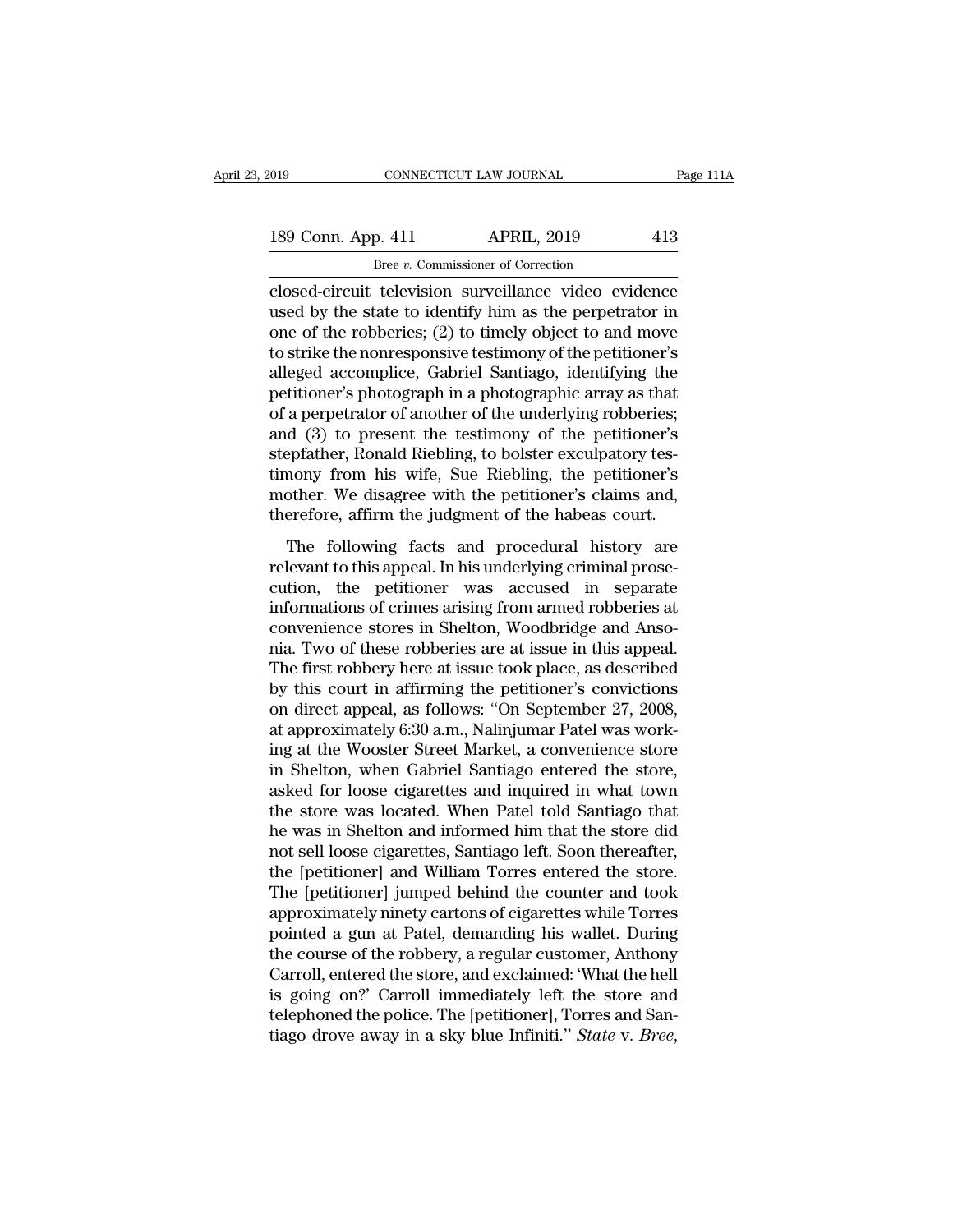closed-circuit television surveillance video evidence used by the state to identify him as the perpetrator in one of the robberies; (2) to timely object to and move to strike the nonresponsive testimony of the petitioner's alleged accomplice, Gabriel Santiago, identifying the petitioner's photograph in a photographic array as that of a perpetrator of another of the underlying robberies; and (3) to present the testimony of the petitioner's stepfather, Ronald Riebling, to bolster exculpatory testimony from his wife, Sue Riebling, the petitioner's mother. We disagree with the petitioner's claims and, therefore, affirm the judgment of the habeas court.

The following facts and procedural history are relevant to this appeal. In his underlying criminal prosecution, the petitioner was accused in separate informations of crimes arising from armed robberies at convenience stores in Shelton, Woodbridge and Ansonia. Two of these robberies are at issue in this appeal. The first robbery here at issue took place, as described by this court in affirming the petitioner's convictions on direct appeal, as follows: "On September 27, 2008, at approximately 6:30 a.m., Nalinjumar Patel was working at the Wooster Street Market, a convenience store in Shelton, when Gabriel Santiago entered the store, asked for loose cigarettes and inquired in what town the store was located. When Patel told Santiago that he was in Shelton and informed him that the store did not sell loose cigarettes, Santiago left. Soon thereafter, the [petitioner] and William Torres entered the store. The [petitioner] jumped behind the counter and took approximately ninety cartons of cigarettes while Torres pointed a gun at Patel, demanding his wallet. During the course of the robbery, a regular customer, Anthony Carroll, entered the store, and exclaimed: 'What the hell is going on?' Carroll immediately left the store and telephoned the police. The [petitioner], Torres and Santiago drove away in a sky blue Infiniti." *State* v. *Bree*,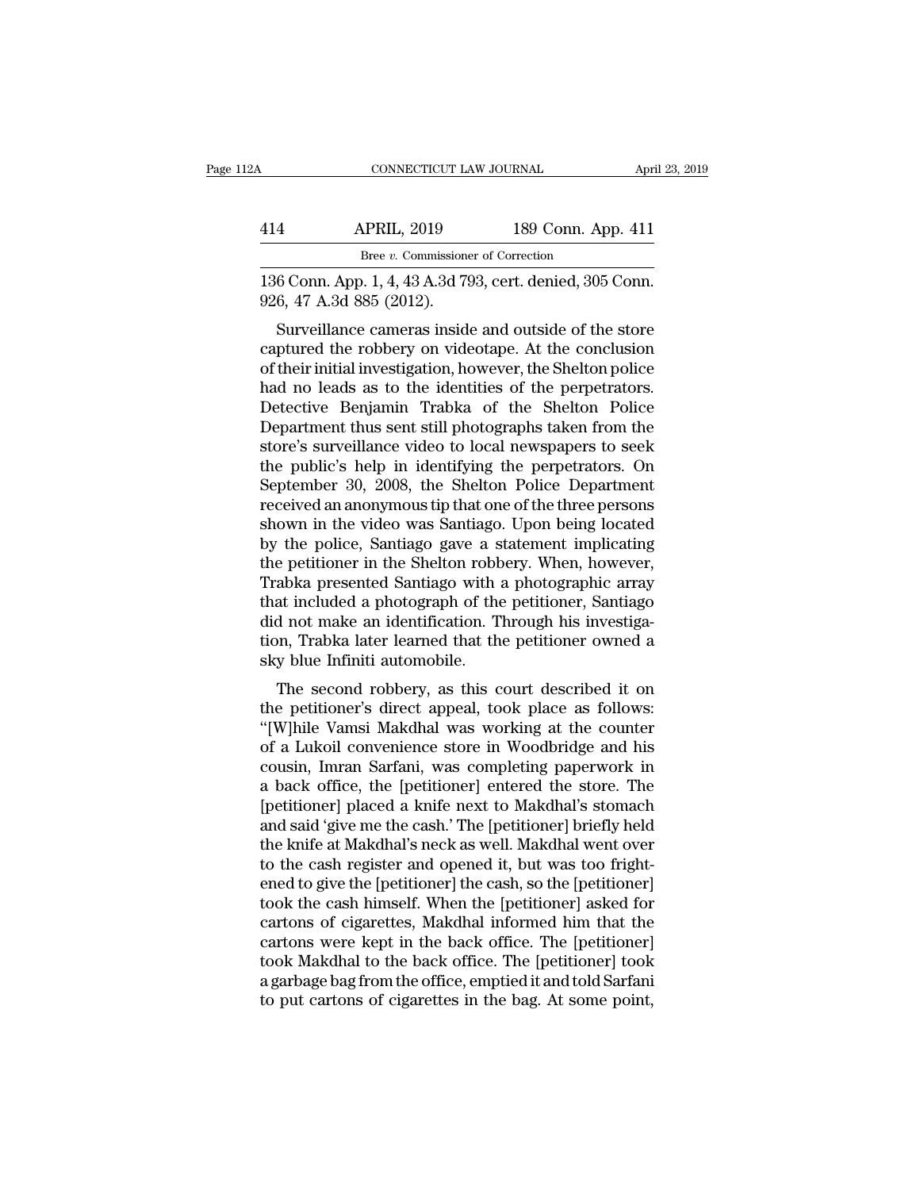136 Conn. App. 1, 4, 43 A.3d 793, cert. denied, 305 Conn. 926, 47 A.3d 885 (2012).

Surveillance cameras inside and outside of the store captured the robbery on videotape. At the conclusion of their initial investigation, however, the Shelton police had no leads as to the identities of the perpetrators. Detective Benjamin Trabka of the Shelton Police Department thus sent still photographs taken from the store's surveillance video to local newspapers to seek the public's help in identifying the perpetrators. On September 30, 2008, the Shelton Police Department received an anonymous tip that one of the three persons shown in the video was Santiago. Upon being located by the police, Santiago gave a statement implicating the petitioner in the Shelton robbery. When, however, Trabka presented Santiago with a photographic array that included a photograph of the petitioner, Santiago did not make an identification. Through his investigation, Trabka later learned that the petitioner owned a sky blue Infiniti automobile.

The second robbery, as this court described it on the petitioner's direct appeal, took place as follows: "[W]hile Vamsi Makdhal was working at the counter of a Lukoil convenience store in Woodbridge and his cousin, Imran Sarfani, was completing paperwork in a back office, the [petitioner] entered the store. The [petitioner] placed a knife next to Makdhal's stomach and said 'give me the cash.' The [petitioner] briefly held the knife at Makdhal's neck as well. Makdhal went over to the cash register and opened it, but was too frightened to give the [petitioner] the cash, so the [petitioner] took the cash himself. When the [petitioner] asked for cartons of cigarettes, Makdhal informed him that the cartons were kept in the back office. The [petitioner] took Makdhal to the back office. The [petitioner] took a garbage bag from the office, emptied it and told Sarfani to put cartons of cigarettes in the bag. At some point,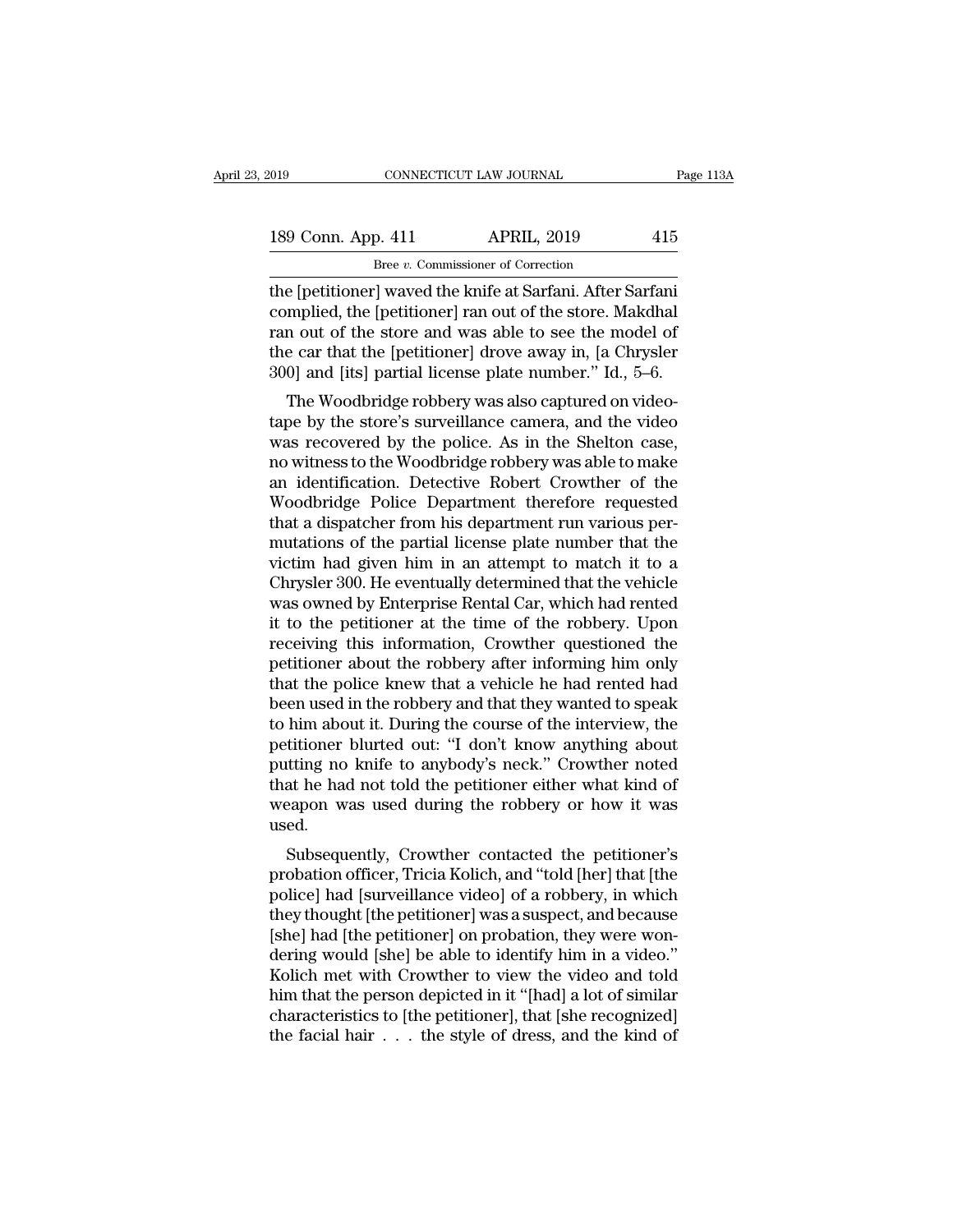the [petitioner] waved the knife at Sarfani. After Sarfani complied, the [petitioner] ran out of the store. Makdhal ran out of the store and was able to see the model of the car that the [petitioner] drove away in, [a Chrysler 300] and [its] partial license plate number." Id., 5–6.

The Woodbridge robbery was also captured on videotape by the store's surveillance camera, and the video was recovered by the police. As in the Shelton case, no witness to the Woodbridge robbery was able to make an identification. Detective Robert Crowther of the Woodbridge Police Department therefore requested that a dispatcher from his department run various permutations of the partial license plate number that the victim had given him in an attempt to match it to a Chrysler 300. He eventually determined that the vehicle was owned by Enterprise Rental Car, which had rented it to the petitioner at the time of the robbery. Upon receiving this information, Crowther questioned the petitioner about the robbery after informing him only that the police knew that a vehicle he had rented had been used in the robbery and that they wanted to speak to him about it. During the course of the interview, the petitioner blurted out: "I don't know anything about putting no knife to anybody's neck." Crowther noted that he had not told the petitioner either what kind of weapon was used during the robbery or how it was used.

Subsequently, Crowther contacted the petitioner's probation officer, Tricia Kolich, and "told [her] that [the police] had [surveillance video] of a robbery, in which they thought [the petitioner] was a suspect, and because [she] had [the petitioner] on probation, they were wondering would [she] be able to identify him in a video." Kolich met with Crowther to view the video and told him that the person depicted in it "[had] a lot of similar characteristics to [the petitioner], that [she recognized] the facial hair . . . the style of dress, and the kind of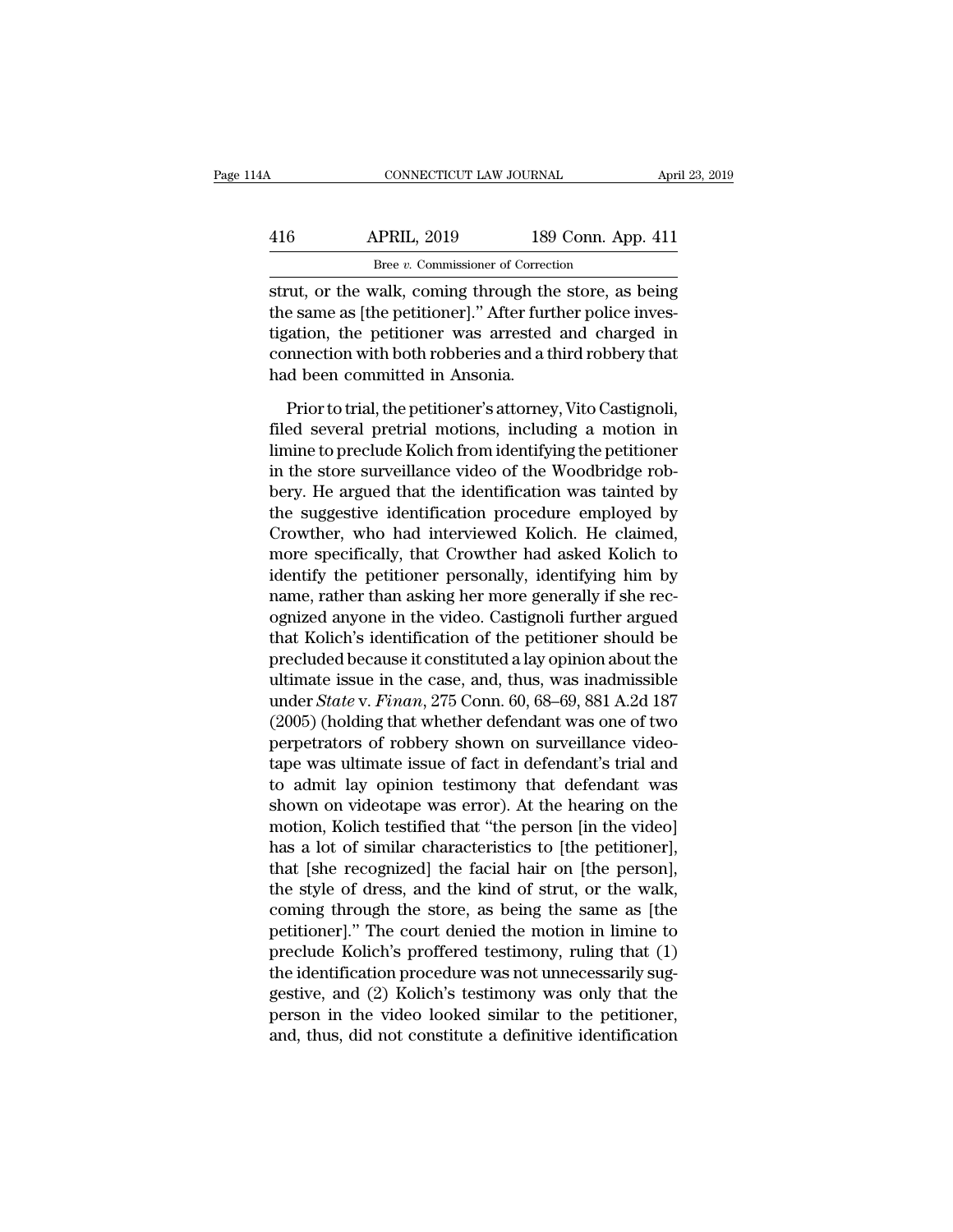strut, or the walk, coming through the store, as being the same as [the petitioner].'' After further police investigation, the petitioner was arrested and charged in connection with both robberies and a third robbery that had been committed in Ansonia.

Prior to trial, the petitioner's attorney, Vito Castignoli, filed several pretrial motions, including a motion in limine to preclude Kolich from identifying the petitioner in the store surveillance video of the Woodbridge robbery. He argued that the identification was tainted by the suggestive identification procedure employed by Crowther, who had interviewed Kolich. He claimed, more specifically, that Crowther had asked Kolich to identify the petitioner personally, identifying him by name, rather than asking her more generally if she recognized anyone in the video. Castignoli further argued that Kolich's identification of the petitioner should be precluded because it constituted a lay opinion about the ultimate issue in the case, and, thus, was inadmissible under *State* v. *Finan*, 275 Conn. 60, 68–69, 881 A.2d 187 (2005) (holding that whether defendant was one of two perpetrators of robbery shown on surveillance videotape was ultimate issue of fact in defendant's trial and to admit lay opinion testimony that defendant was shown on videotape was error). At the hearing on the motion, Kolich testified that ''the person [in the video] has a lot of similar characteristics to [the petitioner], that [she recognized] the facial hair on [the person], the style of dress, and the kind of strut, or the walk, coming through the store, as being the same as [the petitioner].'' The court denied the motion in limine to preclude Kolich's proffered testimony, ruling that (1) the identification procedure was not unnecessarily suggestive, and (2) Kolich's testimony was only that the person in the video looked similar to the petitioner, and, thus, did not constitute a definitive identification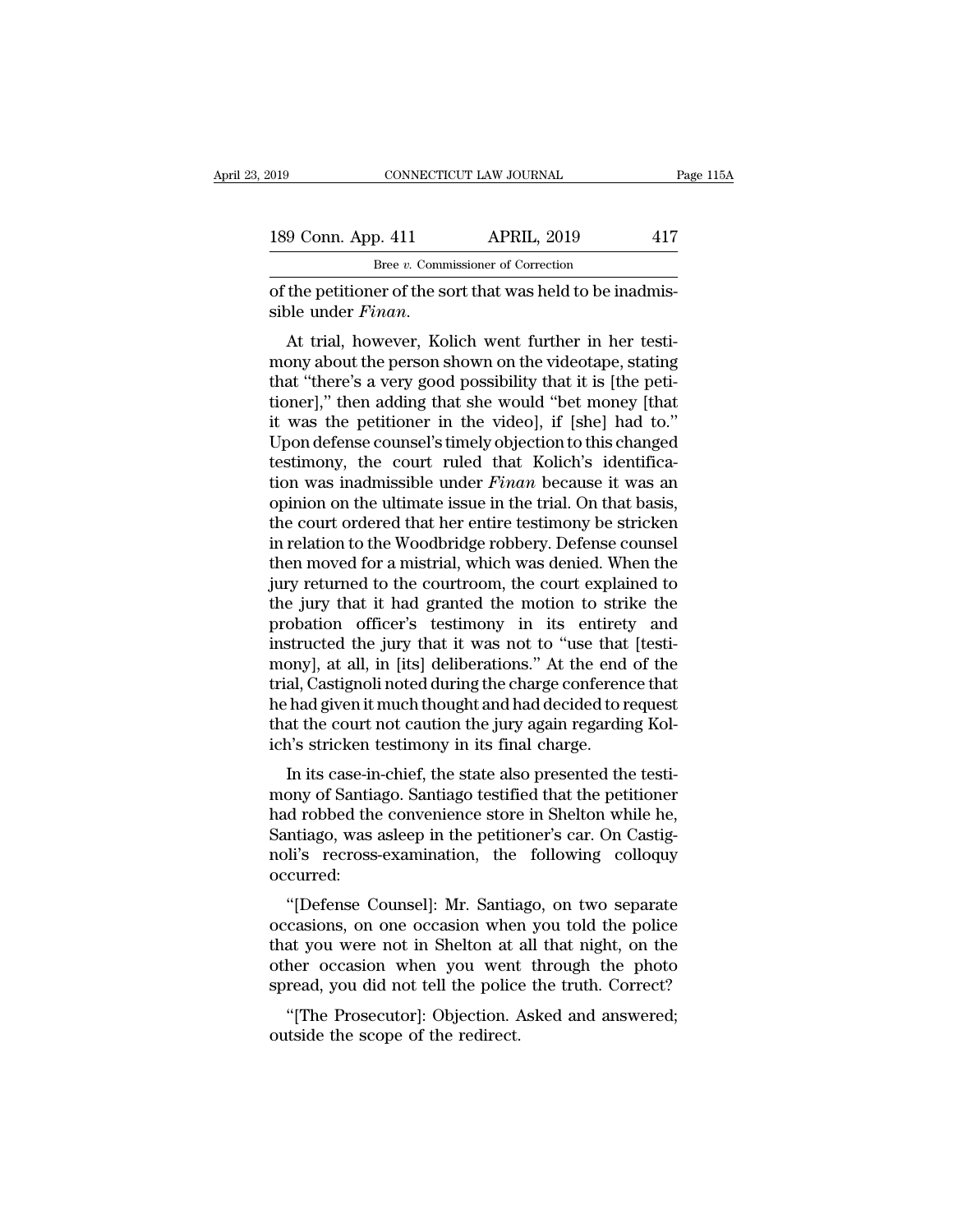of the petitioner of the sort that was held to be inadmissible under *Finan*.

At trial, however, Kolich went further in her testimony about the person shown on the videotape, stating that "there's a very good possibility that it is [the petitioner]," then adding that she would "bet money [that it was the petitioner in the video], if [she] had to." Upon defense counsel's timely objection to this changed testimony, the court ruled that Kolich's identification was inadmissible under *Finan* because it was an opinion on the ultimate issue in the trial. On that basis, the court ordered that her entire testimony be stricken in relation to the Woodbridge robbery. Defense counsel then moved for a mistrial, which was denied. When the jury returned to the courtroom, the court explained to the jury that it had granted the motion to strike the probation officer's testimony in its entirety and instructed the jury that it was not to "use that [testimony], at all, in [its] deliberations." At the end of the trial, Castignoli noted during the charge conference that he had given it much thought and had decided to request that the court not caution the jury again regarding Kolich's stricken testimony in its final charge.

In its case-in-chief, the state also presented the testimony of Santiago. Santiago testified that the petitioner had robbed the convenience store in Shelton while he, Santiago, was asleep in the petitioner's car. On Castignoli's recross-examination, the following colloquy occurred:

"[Defense Counsel]: Mr. Santiago, on two separate occasions, on one occasion when you told the police that you were not in Shelton at all that night, on the other occasion when you went through the photo spread, you did not tell the police the truth. Correct?

"[The Prosecutor]: Objection. Asked and answered; outside the scope of the redirect.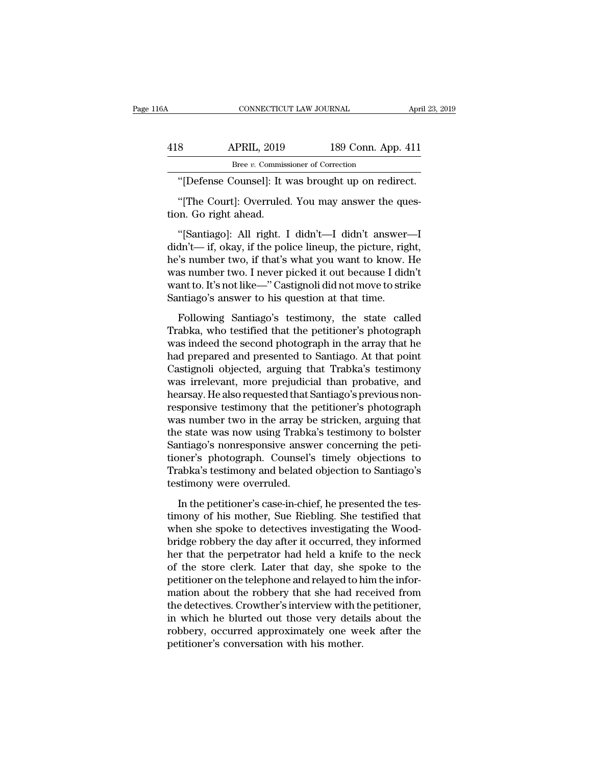"[Defense Counsel]: It was brought up on redirect.

"[The Court]: Overruled. You may answer the question. Go right ahead.

"[Santiago]: All right. I didn't—I didn't answer—I didn't— if, okay, if the police lineup, the picture, right, he's number two, if that's what you want to know. He was number two. I never picked it out because I didn't want to. It's not like—" Castignoli did not move to strike Santiago's answer to his question at that time.

Following Santiago's testimony, the state called Trabka, who testified that the petitioner's photograph was indeed the second photograph in the array that he had prepared and presented to Santiago. At that point Castignoli objected, arguing that Trabka's testimony was irrelevant, more prejudicial than probative, and hearsay. He also requested that Santiago's previous nonresponsive testimony that the petitioner's photograph was number two in the array be stricken, arguing that the state was now using Trabka's testimony to bolster Santiago's nonresponsive answer concerning the petitioner's photograph. Counsel's timely objections to Trabka's testimony and belated objection to Santiago's testimony were overruled.

In the petitioner's case-in-chief, he presented the testimony of his mother, Sue Riebling. She testified that when she spoke to detectives investigating the Woodbridge robbery the day after it occurred, they informed her that the perpetrator had held a knife to the neck of the store clerk. Later that day, she spoke to the petitioner on the telephone and relayed to him the information about the robbery that she had received from the detectives. Crowther's interview with the petitioner, in which he blurted out those very details about the robbery, occurred approximately one week after the petitioner's conversation with his mother.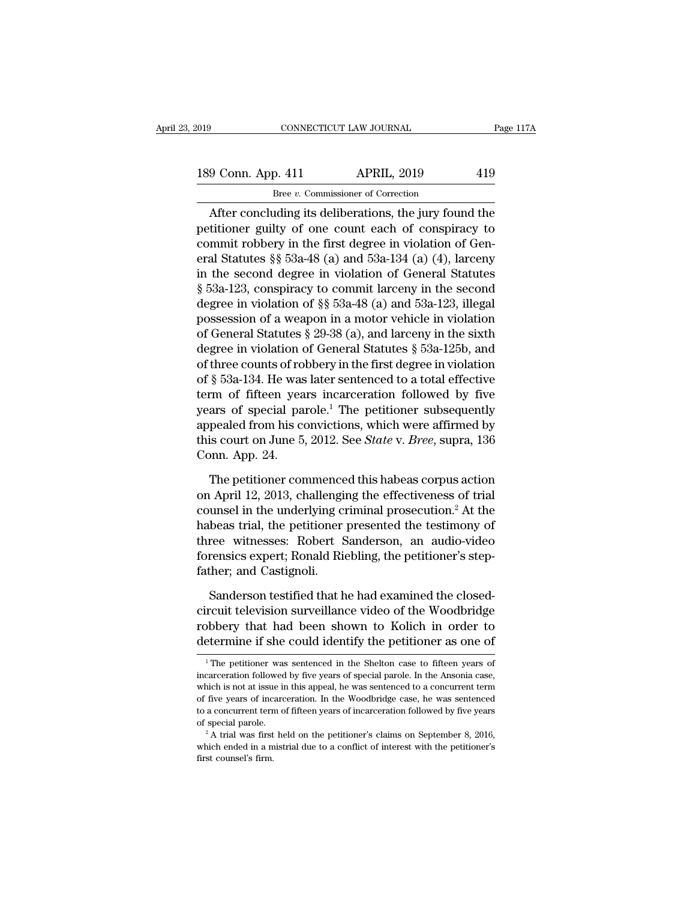After concluding its deliberations, the jury found the petitioner guilty of one count each of conspiracy to commit robbery in the first degree in violation of General Statutes §§ 53a-48 (a) and 53a-134 (a) (4), larceny in the second degree in violation of General Statutes § 53a-123, conspiracy to commit larceny in the second degree in violation of §§ 53a-48 (a) and 53a-123, illegal possession of a weapon in a motor vehicle in violation of General Statutes § 29-38 (a), and larceny in the sixth degree in violation of General Statutes § 53a-125b, and of three counts of robbery in the first degree in violation of § 53a-134. He was later sentenced to a total effective term of fifteen years incarceration followed by five years of special parole.[1] The petitioner subsequently appealed from his convictions, which were affirmed by this court on June 5, 2012. See *State* v. *Bree*, supra, 136 Conn. App. 24.

The petitioner commenced this habeas corpus action on April 12, 2013, challenging the effectiveness of trial counsel in the underlying criminal prosecution.[2] At the habeas trial, the petitioner presented the testimony of three witnesses: Robert Sanderson, an audio-video forensics expert; Ronald Riebling, the petitioner's stepfather; and Castignoli.

Sanderson testified that he had examined the closed-circuit television surveillance video of the Woodbridge robbery that had been shown to Kolich in order to determine if she could identify the petitioner as one of

[1] The petitioner was sentenced in the Shelton case to fifteen years of incarceration followed by five years of special parole. In the Ansonia case, which is not at issue in this appeal, he was sentenced to a concurrent term of five years of incarceration. In the Woodbridge case, he was sentenced to a concurrent term of fifteen years of incarceration followed by five years of special parole.

[2] A trial was first held on the petitioner's claims on September 8, 2016, which ended in a mistrial due to a conflict of interest with the petitioner's first counsel's firm.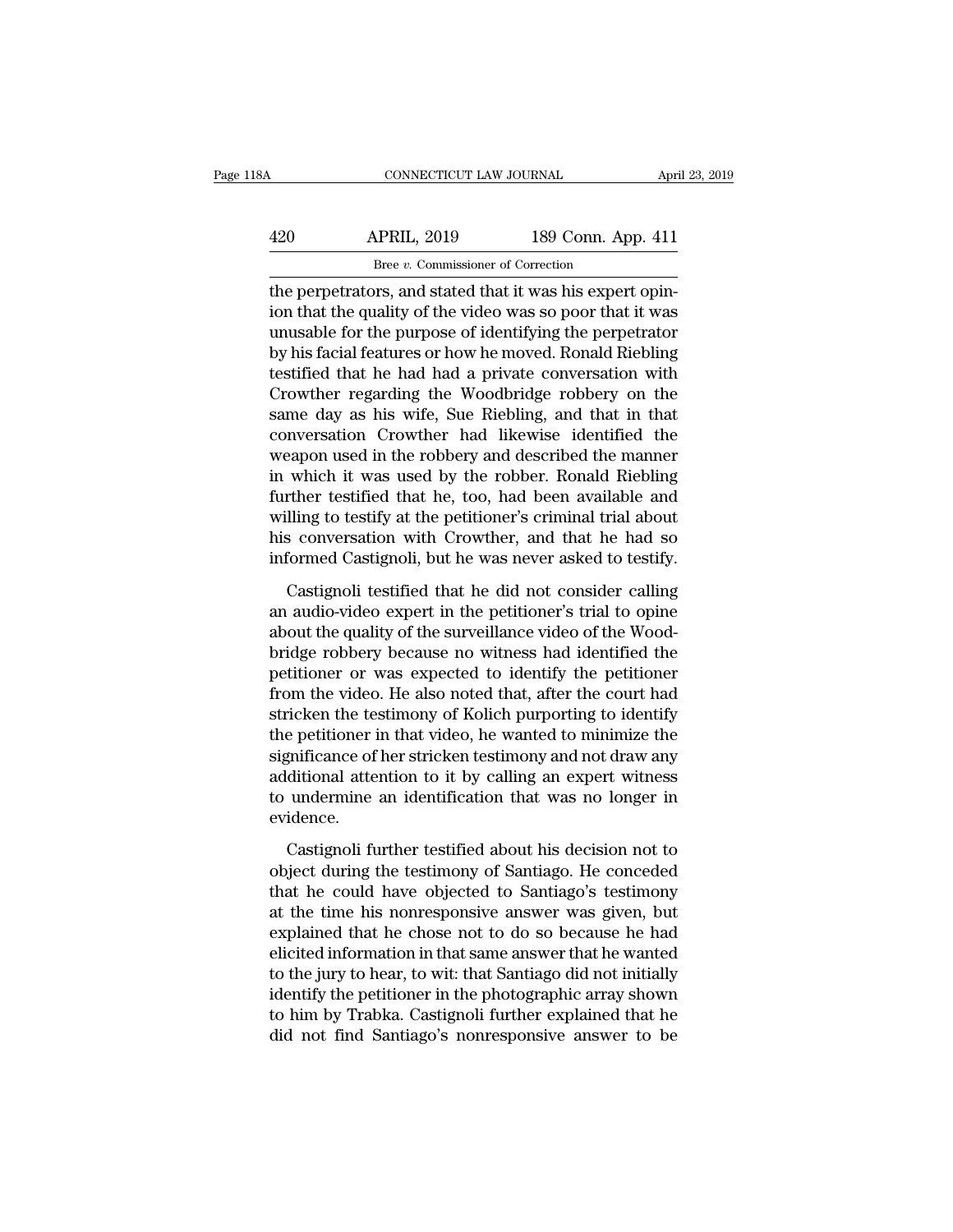the perpetrators, and stated that it was his expert opinion that the quality of the video was so poor that it was unusable for the purpose of identifying the perpetrator by his facial features or how he moved. Ronald Riebling testified that he had had a private conversation with Crowther regarding the Woodbridge robbery on the same day as his wife, Sue Riebling, and that in that conversation Crowther had likewise identified the weapon used in the robbery and described the manner in which it was used by the robber. Ronald Riebling further testified that he, too, had been available and willing to testify at the petitioner's criminal trial about his conversation with Crowther, and that he had so informed Castignoli, but he was never asked to testify.

Castignoli testified that he did not consider calling an audio-video expert in the petitioner's trial to opine about the quality of the surveillance video of the Woodbridge robbery because no witness had identified the petitioner or was expected to identify the petitioner from the video. He also noted that, after the court had stricken the testimony of Kolich purporting to identify the petitioner in that video, he wanted to minimize the significance of her stricken testimony and not draw any additional attention to it by calling an expert witness to undermine an identification that was no longer in evidence.

Castignoli further testified about his decision not to object during the testimony of Santiago. He conceded that he could have objected to Santiago's testimony at the time his nonresponsive answer was given, but explained that he chose not to do so because he had elicited information in that same answer that he wanted to the jury to hear, to wit: that Santiago did not initially identify the petitioner in the photographic array shown to him by Trabka. Castignoli further explained that he did not find Santiago's nonresponsive answer to be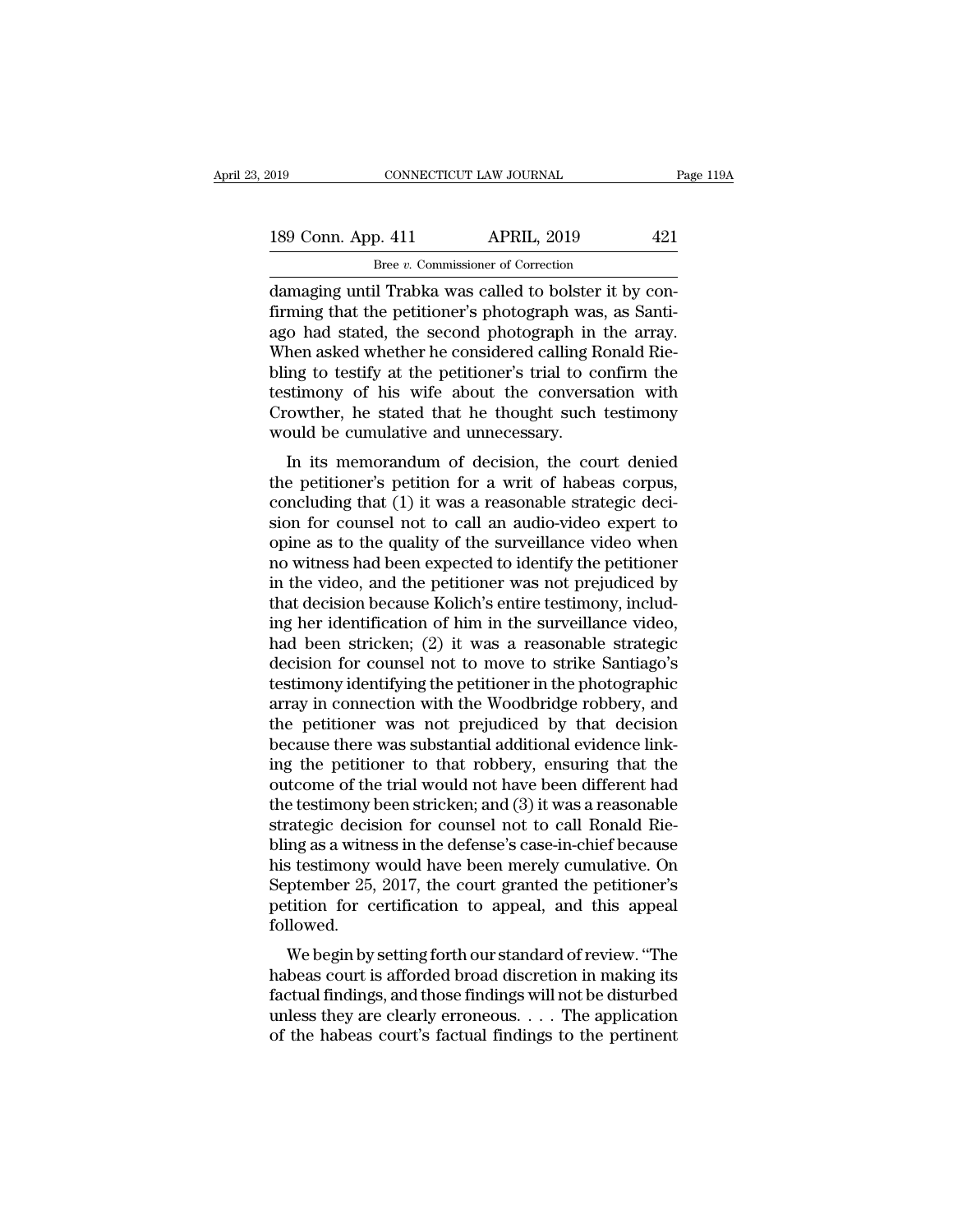damaging until Trabka was called to bolster it by confirming that the petitioner's photograph was, as Santiago had stated, the second photograph in the array. When asked whether he considered calling Ronald Riebling to testify at the petitioner's trial to confirm the testimony of his wife about the conversation with Crowther, he stated that he thought such testimony would be cumulative and unnecessary.

In its memorandum of decision, the court denied the petitioner's petition for a writ of habeas corpus, concluding that (1) it was a reasonable strategic decision for counsel not to call an audio-video expert to opine as to the quality of the surveillance video when no witness had been expected to identify the petitioner in the video, and the petitioner was not prejudiced by that decision because Kolich's entire testimony, including her identification of him in the surveillance video, had been stricken; (2) it was a reasonable strategic decision for counsel not to move to strike Santiago's testimony identifying the petitioner in the photographic array in connection with the Woodbridge robbery, and the petitioner was not prejudiced by that decision because there was substantial additional evidence linking the petitioner to that robbery, ensuring that the outcome of the trial would not have been different had the testimony been stricken; and (3) it was a reasonable strategic decision for counsel not to call Ronald Riebling as a witness in the defense's case-in-chief because his testimony would have been merely cumulative. On September 25, 2017, the court granted the petitioner's petition for certification to appeal, and this appeal followed.

We begin by setting forth our standard of review. "The habeas court is afforded broad discretion in making its factual findings, and those findings will not be disturbed unless they are clearly erroneous. . . . The application of the habeas court's factual findings to the pertinent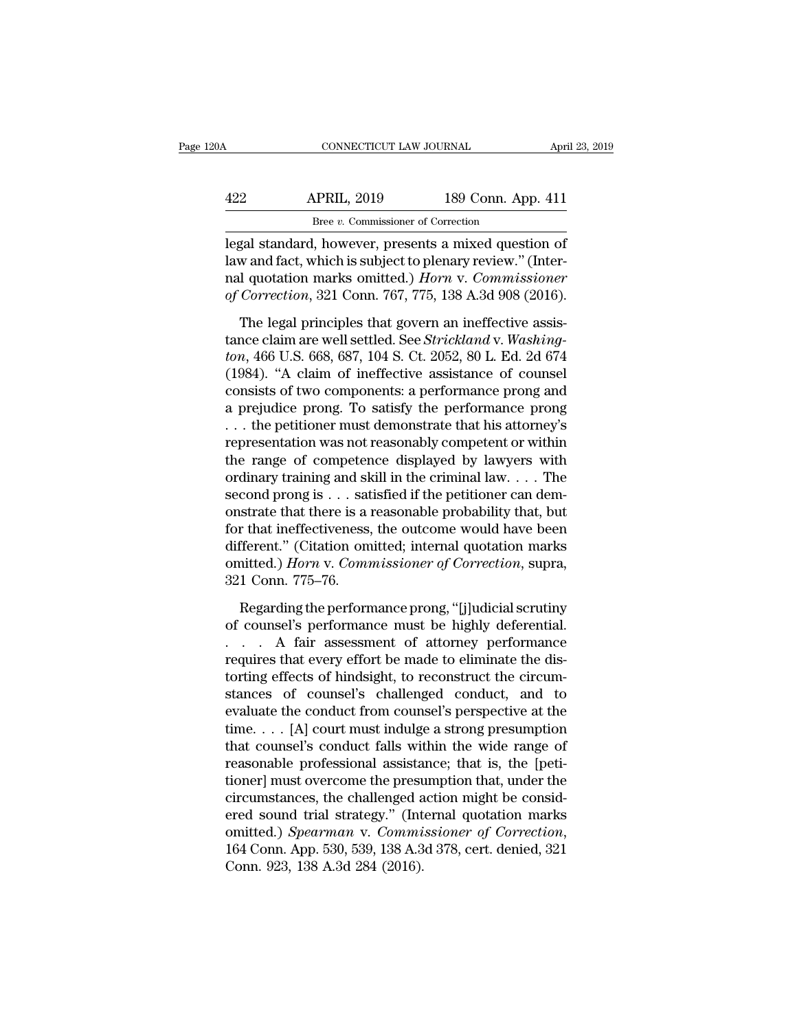legal standard, however, presents a mixed question of law and fact, which is subject to plenary review." (Internal quotation marks omitted.) *Horn* v. *Commissioner of Correction*, 321 Conn. 767, 775, 138 A.3d 908 (2016).

The legal principles that govern an ineffective assistance claim are well settled. See *Strickland* v. *Washington*, 466 U.S. 668, 687, 104 S. Ct. 2052, 80 L. Ed. 2d 674 (1984). "A claim of ineffective assistance of counsel consists of two components: a performance prong and a prejudice prong. To satisfy the performance prong . . . the petitioner must demonstrate that his attorney's representation was not reasonably competent or within the range of competence displayed by lawyers with ordinary training and skill in the criminal law. . . . The second prong is . . . satisfied if the petitioner can demonstrate that there is a reasonable probability that, but for that ineffectiveness, the outcome would have been different." (Citation omitted; internal quotation marks omitted.) *Horn* v. *Commissioner of Correction*, supra, 321 Conn. 775–76.

Regarding the performance prong, "[j]udicial scrutiny of counsel's performance must be highly deferential. . . . A fair assessment of attorney performance requires that every effort be made to eliminate the distorting effects of hindsight, to reconstruct the circumstances of counsel's challenged conduct, and to evaluate the conduct from counsel's perspective at the time. . . . [A] court must indulge a strong presumption that counsel's conduct falls within the wide range of reasonable professional assistance; that is, the [petitioner] must overcome the presumption that, under the circumstances, the challenged action might be considered sound trial strategy." (Internal quotation marks omitted.) *Spearman* v. *Commissioner of Correction*, 164 Conn. App. 530, 539, 138 A.3d 378, cert. denied, 321 Conn. 923, 138 A.3d 284 (2016).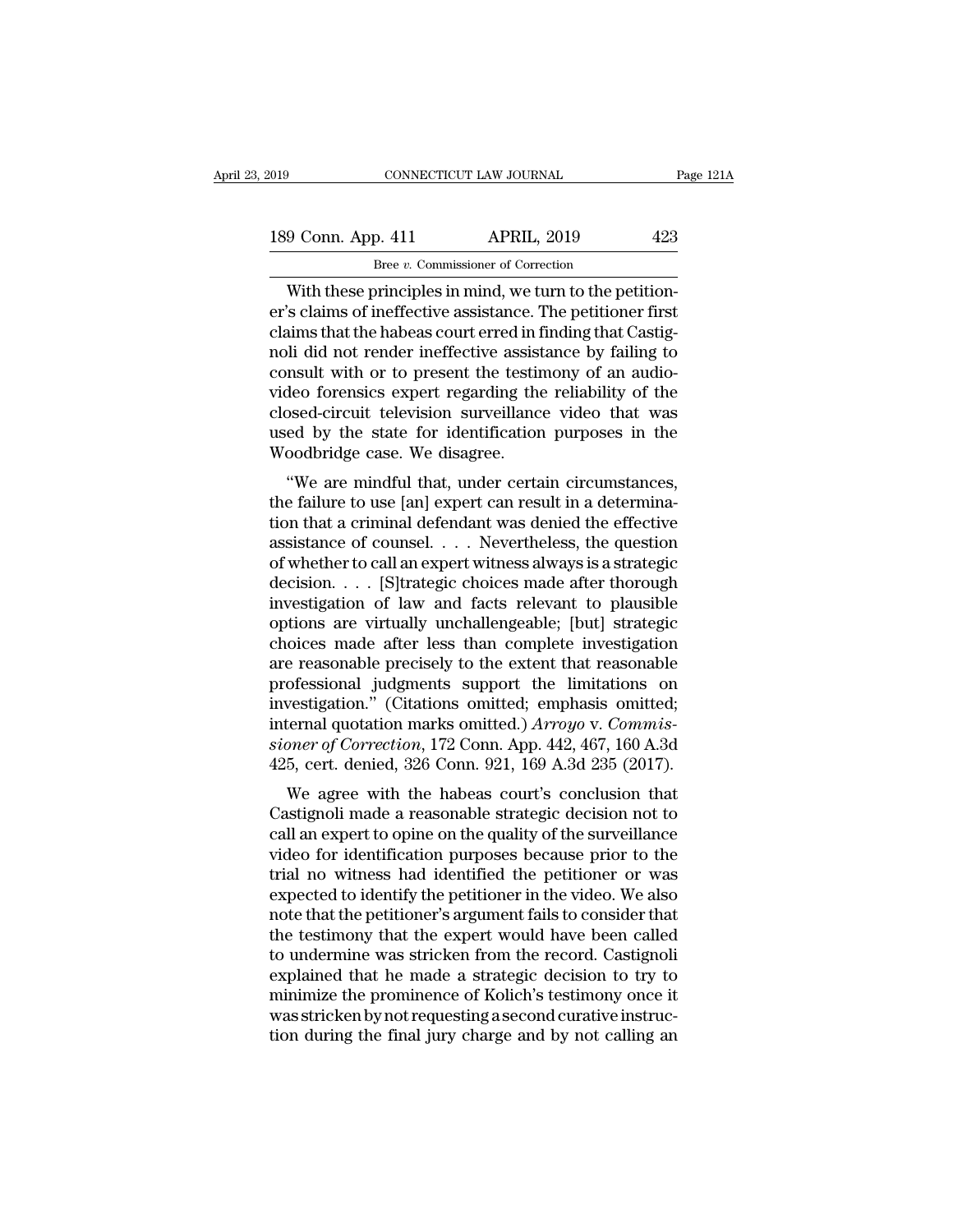With these principles in mind, we turn to the petitioner's claims of ineffective assistance. The petitioner first claims that the habeas court erred in finding that Castignoli did not render ineffective assistance by failing to consult with or to present the testimony of an audio-video forensics expert regarding the reliability of the closed-circuit television surveillance video that was used by the state for identification purposes in the Woodbridge case. We disagree.

"We are mindful that, under certain circumstances, the failure to use [an] expert can result in a determination that a criminal defendant was denied the effective assistance of counsel. . . . Nevertheless, the question of whether to call an expert witness always is a strategic decision. . . . [S]trategic choices made after thorough investigation of law and facts relevant to plausible options are virtually unchallengeable; [but] strategic choices made after less than complete investigation are reasonable precisely to the extent that reasonable professional judgments support the limitations on investigation." (Citations omitted; emphasis omitted; internal quotation marks omitted.) *Arroyo* v. *Commissioner of Correction*, 172 Conn. App. 442, 467, 160 A.3d 425, cert. denied, 326 Conn. 921, 169 A.3d 235 (2017).

We agree with the habeas court's conclusion that Castignoli made a reasonable strategic decision not to call an expert to opine on the quality of the surveillance video for identification purposes because prior to the trial no witness had identified the petitioner or was expected to identify the petitioner in the video. We also note that the petitioner's argument fails to consider that the testimony that the expert would have been called to undermine was stricken from the record. Castignoli explained that he made a strategic decision to try to minimize the prominence of Kolich's testimony once it was stricken by not requesting a second curative instruction during the final jury charge and by not calling an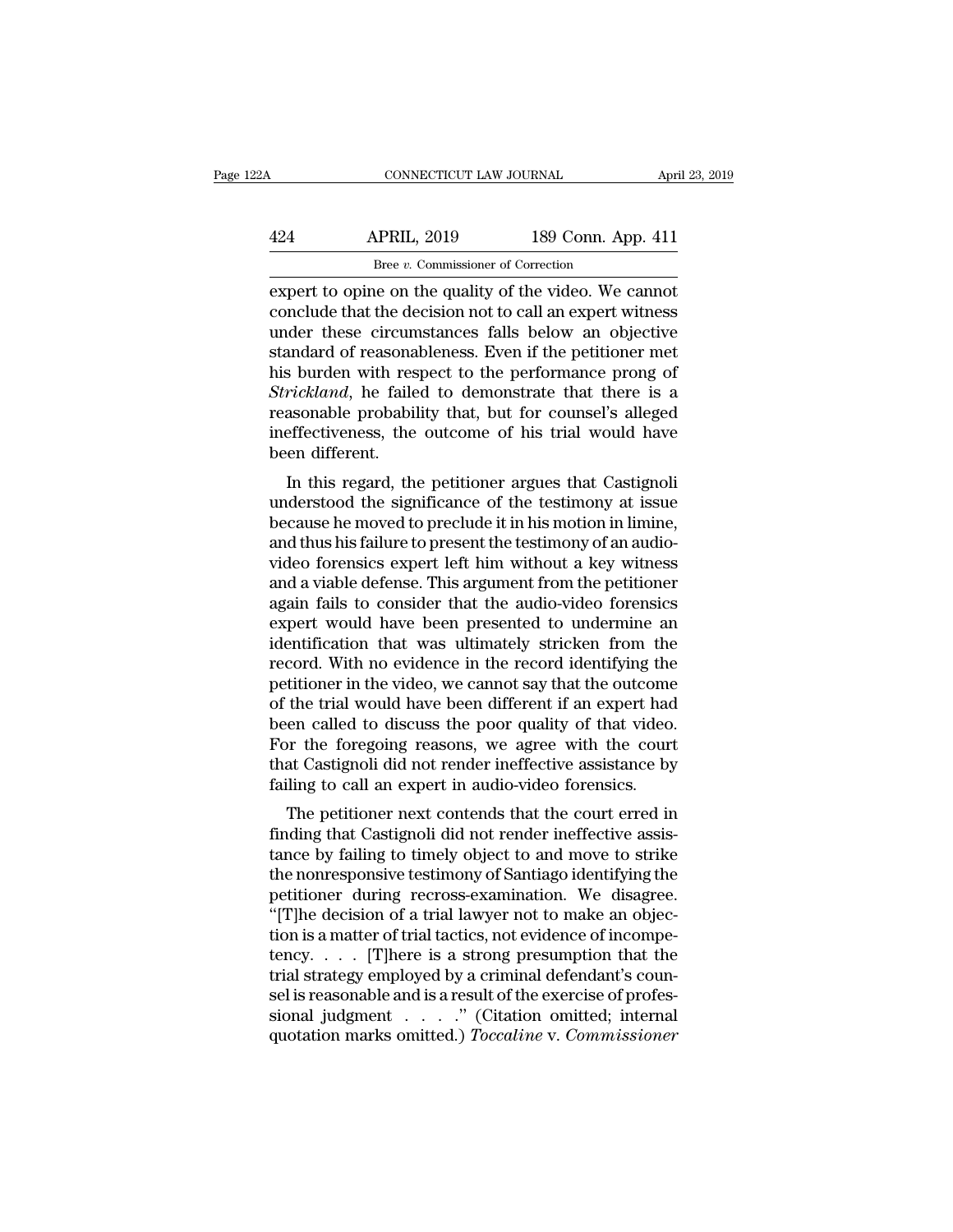expert to opine on the quality of the video. We cannot conclude that the decision not to call an expert witness under these circumstances falls below an objective standard of reasonableness. Even if the petitioner met his burden with respect to the performance prong of *Strickland*, he failed to demonstrate that there is a reasonable probability that, but for counsel's alleged ineffectiveness, the outcome of his trial would have been different.

In this regard, the petitioner argues that Castignoli understood the significance of the testimony at issue because he moved to preclude it in his motion in limine, and thus his failure to present the testimony of an audio-video forensics expert left him without a key witness and a viable defense. This argument from the petitioner again fails to consider that the audio-video forensics expert would have been presented to undermine an identification that was ultimately stricken from the record. With no evidence in the record identifying the petitioner in the video, we cannot say that the outcome of the trial would have been different if an expert had been called to discuss the poor quality of that video. For the foregoing reasons, we agree with the court that Castignoli did not render ineffective assistance by failing to call an expert in audio-video forensics.

The petitioner next contends that the court erred in finding that Castignoli did not render ineffective assistance by failing to timely object to and move to strike the nonresponsive testimony of Santiago identifying the petitioner during recross-examination. We disagree. "[T]he decision of a trial lawyer not to make an objection is a matter of trial tactics, not evidence of incompetency. . . . [T]here is a strong presumption that the trial strategy employed by a criminal defendant's counsel is reasonable and is a result of the exercise of professional judgment . . . ." (Citation omitted; internal quotation marks omitted.) *Toccaline* v. *Commissioner*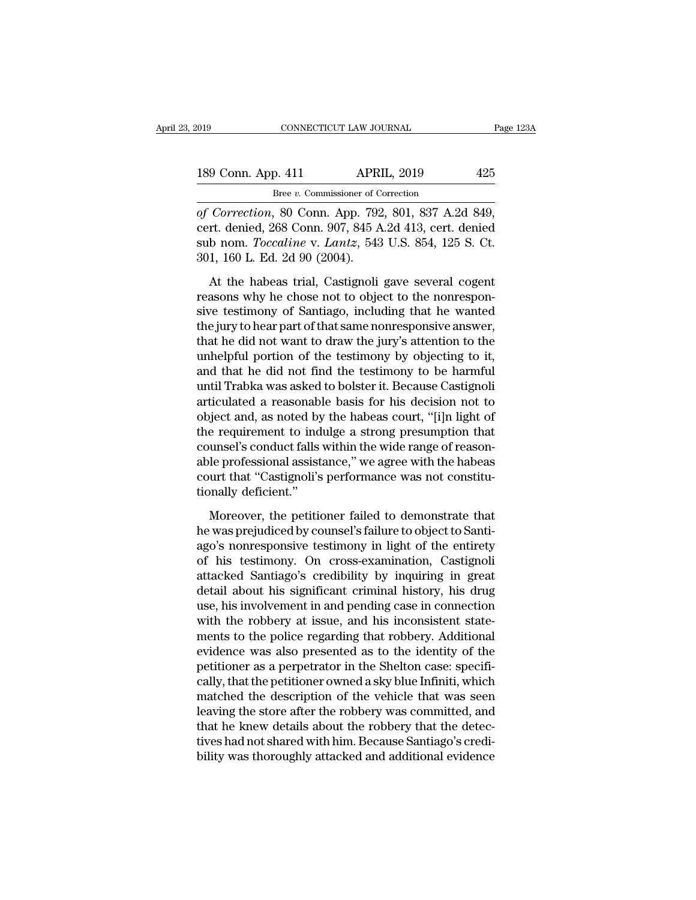*of Correction*, 80 Conn. App. 792, 801, 837 A.2d 849, cert. denied, 268 Conn. 907, 845 A.2d 413, cert. denied sub nom. *Toccaline* v. *Lantz*, 543 U.S. 854, 125 S. Ct. 301, 160 L. Ed. 2d 90 (2004).

At the habeas trial, Castignoli gave several cogent reasons why he chose not to object to the nonresponsive testimony of Santiago, including that he wanted the jury to hear part of that same nonresponsive answer, that he did not want to draw the jury's attention to the unhelpful portion of the testimony by objecting to it, and that he did not find the testimony to be harmful until Trabka was asked to bolster it. Because Castignoli articulated a reasonable basis for his decision not to object and, as noted by the habeas court, "[i]n light of the requirement to indulge a strong presumption that counsel's conduct falls within the wide range of reasonable professional assistance," we agree with the habeas court that "Castignoli's performance was not constitutionally deficient."

Moreover, the petitioner failed to demonstrate that he was prejudiced by counsel's failure to object to Santiago's nonresponsive testimony in light of the entirety of his testimony. On cross-examination, Castignoli attacked Santiago's credibility by inquiring in great detail about his significant criminal history, his drug use, his involvement in and pending case in connection with the robbery at issue, and his inconsistent statements to the police regarding that robbery. Additional evidence was also presented as to the identity of the petitioner as a perpetrator in the Shelton case: specifically, that the petitioner owned a sky blue Infiniti, which matched the description of the vehicle that was seen leaving the store after the robbery was committed, and that he knew details about the robbery that the detectives had not shared with him. Because Santiago's credibility was thoroughly attacked and additional evidence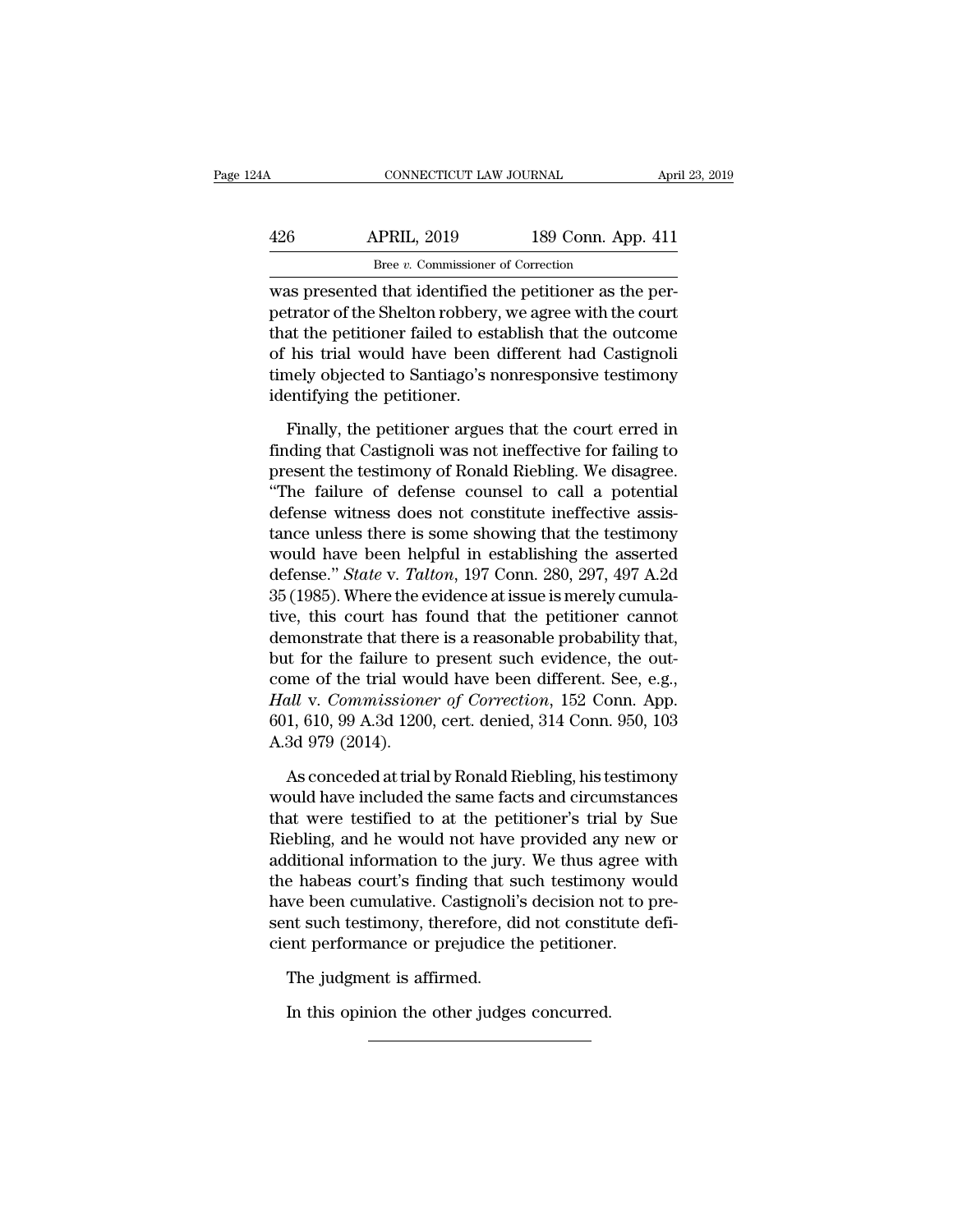was presented that identified the petitioner as the perpetrator of the Shelton robbery, we agree with the court that the petitioner failed to establish that the outcome of his trial would have been different had Castignoli timely objected to Santiago's nonresponsive testimony identifying the petitioner.

Finally, the petitioner argues that the court erred in finding that Castignoli was not ineffective for failing to present the testimony of Ronald Riebling. We disagree. "The failure of defense counsel to call a potential defense witness does not constitute ineffective assistance unless there is some showing that the testimony would have been helpful in establishing the asserted defense." *State* v. *Talton*, 197 Conn. 280, 297, 497 A.2d 35 (1985). Where the evidence at issue is merely cumulative, this court has found that the petitioner cannot demonstrate that there is a reasonable probability that, but for the failure to present such evidence, the outcome of the trial would have been different. See, e.g., *Hall* v. *Commissioner of Correction*, 152 Conn. App. 601, 610, 99 A.3d 1200, cert. denied, 314 Conn. 950, 103 A.3d 979 (2014).

As conceded at trial by Ronald Riebling, his testimony would have included the same facts and circumstances that were testified to at the petitioner's trial by Sue Riebling, and he would not have provided any new or additional information to the jury. We thus agree with the habeas court's finding that such testimony would have been cumulative. Castignoli's decision not to present such testimony, therefore, did not constitute deficient performance or prejudice the petitioner.

The judgment is affirmed.

In this opinion the other judges concurred.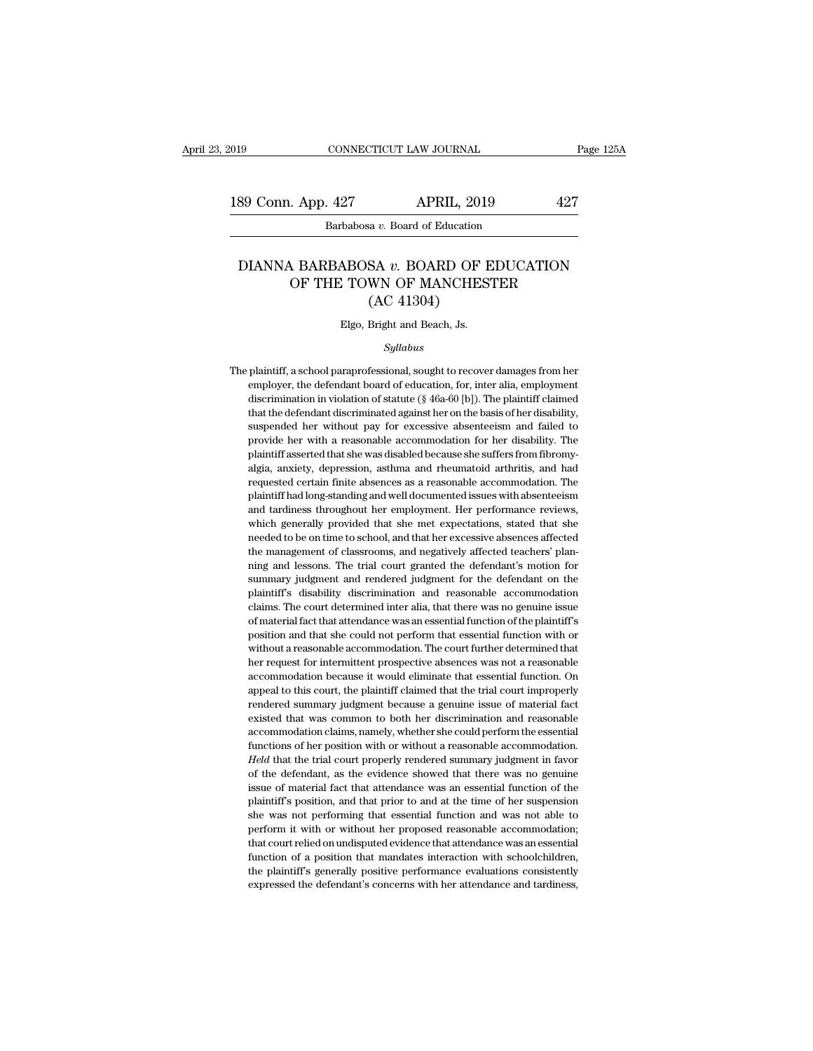# DIANNA BARBABOSA *v.* BOARD OF EDUCATION OF THE TOWN OF MANCHESTER

(AC 41304)

Elgo, Bright and Beach, Js.

*Syllabus*

The plaintiff, a school paraprofessional, sought to recover damages from her employer, the defendant board of education, for, inter alia, employment discrimination in violation of statute (§ 46a-60 [b]). The plaintiff claimed that the defendant discriminated against her on the basis of her disability, suspended her without pay for excessive absenteeism and failed to provide her with a reasonable accommodation for her disability. The plaintiff asserted that she was disabled because she suffers from fibromyalgia, anxiety, depression, asthma and rheumatoid arthritis, and had requested certain finite absences as a reasonable accommodation. The plaintiff had long-standing and well documented issues with absenteeism and tardiness throughout her employment. Her performance reviews, which generally provided that she met expectations, stated that she needed to be on time to school, and that her excessive absences affected the management of classrooms, and negatively affected teachers' planning and lessons. The trial court granted the defendant's motion for summary judgment and rendered judgment for the defendant on the plaintiff's disability discrimination and reasonable accommodation claims. The court determined inter alia, that there was no genuine issue of material fact that attendance was an essential function of the plaintiff's position and that she could not perform that essential function with or without a reasonable accommodation. The court further determined that her request for intermittent prospective absences was not a reasonable accommodation because it would eliminate that essential function. On appeal to this court, the plaintiff claimed that the trial court improperly rendered summary judgment because a genuine issue of material fact existed that was common to both her discrimination and reasonable accommodation claims, namely, whether she could perform the essential functions of her position with or without a reasonable accommodation. *Held* that the trial court properly rendered summary judgment in favor of the defendant, as the evidence showed that there was no genuine issue of material fact that attendance was an essential function of the plaintiff's position, and that prior to and at the time of her suspension she was not performing that essential function and was not able to perform it with or without her proposed reasonable accommodation; that court relied on undisputed evidence that attendance was an essential function of a position that mandates interaction with schoolchildren, the plaintiff's generally positive performance evaluations consistently expressed the defendant's concerns with her attendance and tardiness,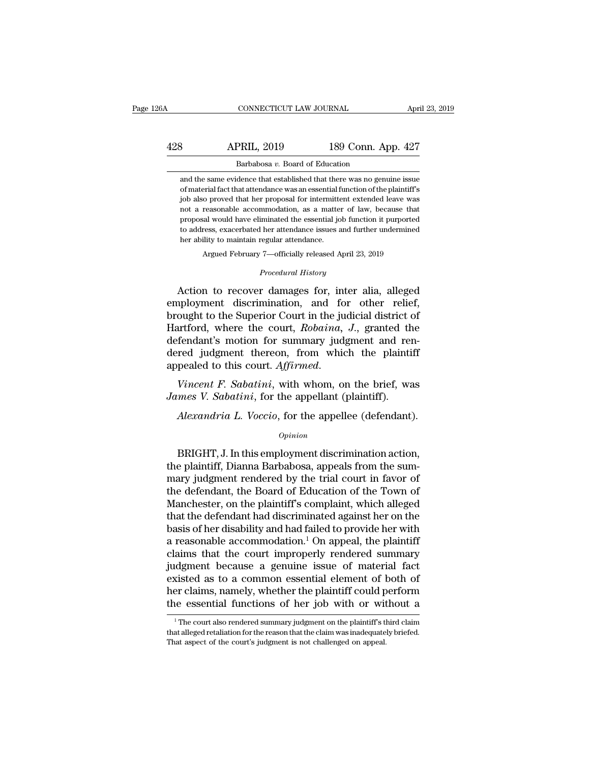and the same evidence that established that there was no genuine issue of material fact that attendance was an essential function of the plaintiff's job also proved that her proposal for intermittent extended leave was not a reasonable accommodation, as a matter of law, because that proposal would have eliminated the essential job function it purported to address, exacerbated her attendance issues and further undermined her ability to maintain regular attendance.

Argued February 7—officially released April 23, 2019

*Procedural History*

Action to recover damages for, inter alia, alleged employment discrimination, and for other relief, brought to the Superior Court in the judicial district of Hartford, where the court, *Robaina*, *J.*, granted the defendant's motion for summary judgment and rendered judgment thereon, from which the plaintiff appealed to this court. *Affirmed.*

*Vincent F. Sabatini*, with whom, on the brief, was *James V. Sabatini*, for the appellant (plaintiff).

*Alexandria L. Voccio*, for the appellee (defendant).

*Opinion*

BRIGHT, J. In this employment discrimination action, the plaintiff, Dianna Barbabosa, appeals from the summary judgment rendered by the trial court in favor of the defendant, the Board of Education of the Town of Manchester, on the plaintiff's complaint, which alleged that the defendant had discriminated against her on the basis of her disability and had failed to provide her with a reasonable accommodation.[1] On appeal, the plaintiff claims that the court improperly rendered summary judgment because a genuine issue of material fact existed as to a common essential element of both of her claims, namely, whether the plaintiff could perform the essential functions of her job with or without a

[1] The court also rendered summary judgment on the plaintiff's third claim that alleged retaliation for the reason that the claim was inadequately briefed. That aspect of the court's judgment is not challenged on appeal.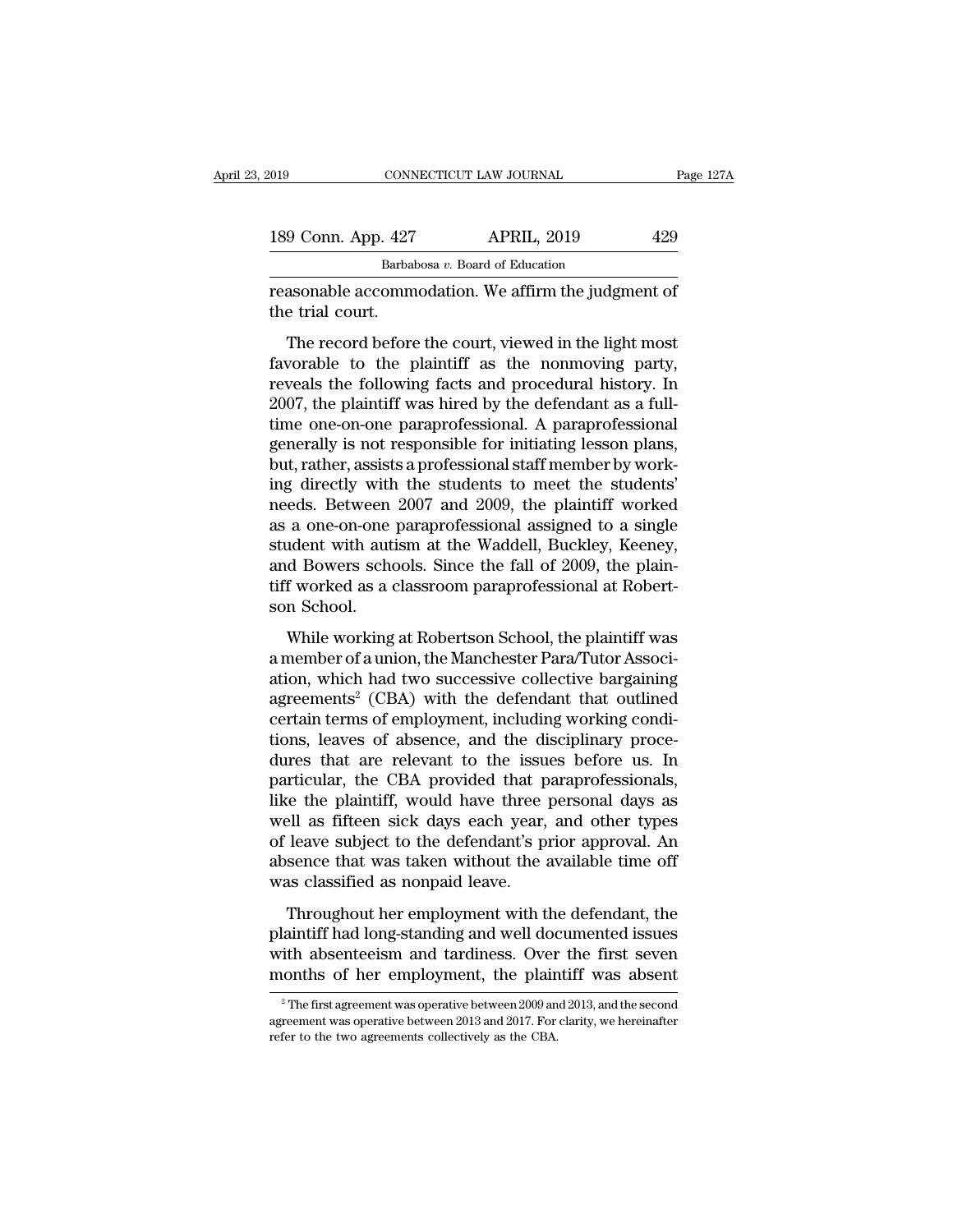reasonable accommodation. We affirm the judgment of the trial court.

The record before the court, viewed in the light most favorable to the plaintiff as the nonmoving party, reveals the following facts and procedural history. In 2007, the plaintiff was hired by the defendant as a full-time one-on-one paraprofessional. A paraprofessional generally is not responsible for initiating lesson plans, but, rather, assists a professional staff member by working directly with the students to meet the students' needs. Between 2007 and 2009, the plaintiff worked as a one-on-one paraprofessional assigned to a single student with autism at the Waddell, Buckley, Keeney, and Bowers schools. Since the fall of 2009, the plaintiff worked as a classroom paraprofessional at Robertson School.

While working at Robertson School, the plaintiff was a member of a union, the Manchester Para/Tutor Association, which had two successive collective bargaining agreements[2] (CBA) with the defendant that outlined certain terms of employment, including working conditions, leaves of absence, and the disciplinary procedures that are relevant to the issues before us. In particular, the CBA provided that paraprofessionals, like the plaintiff, would have three personal days as well as fifteen sick days each year, and other types of leave subject to the defendant's prior approval. An absence that was taken without the available time off was classified as nonpaid leave.

Throughout her employment with the defendant, the plaintiff had long-standing and well documented issues with absenteeism and tardiness. Over the first seven months of her employment, the plaintiff was absent

[2] The first agreement was operative between 2009 and 2013, and the second agreement was operative between 2013 and 2017. For clarity, we hereinafter refer to the two agreements collectively as the CBA.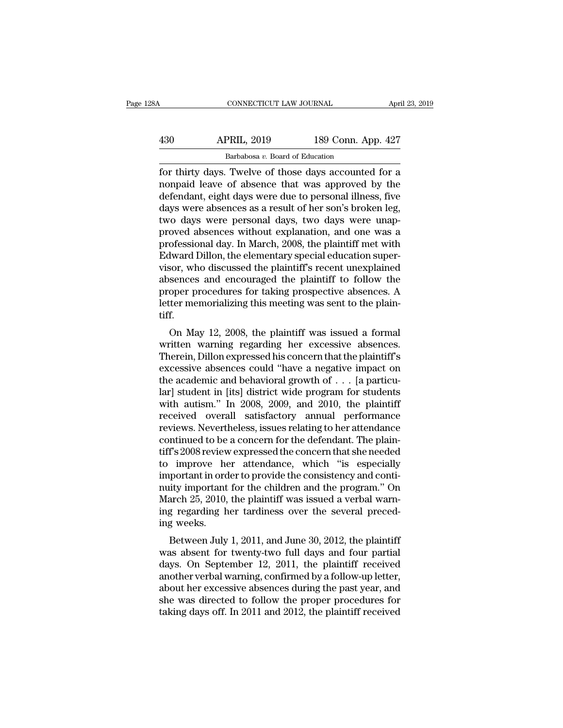for thirty days. Twelve of those days accounted for a nonpaid leave of absence that was approved by the defendant, eight days were due to personal illness, five days were absences as a result of her son's broken leg, two days were personal days, two days were unapproved absences without explanation, and one was a professional day. In March, 2008, the plaintiff met with Edward Dillon, the elementary special education supervisor, who discussed the plaintiff's recent unexplained absences and encouraged the plaintiff to follow the proper procedures for taking prospective absences. A letter memorializing this meeting was sent to the plaintiff.

On May 12, 2008, the plaintiff was issued a formal written warning regarding her excessive absences. Therein, Dillon expressed his concern that the plaintiff's excessive absences could "have a negative impact on the academic and behavioral growth of . . . [a particular] student in [its] district wide program for students with autism." In 2008, 2009, and 2010, the plaintiff received overall satisfactory annual performance reviews. Nevertheless, issues relating to her attendance continued to be a concern for the defendant. The plaintiff's 2008 review expressed the concern that she needed to improve her attendance, which "is especially important in order to provide the consistency and continuity important for the children and the program." On March 25, 2010, the plaintiff was issued a verbal warning regarding her tardiness over the several preceding weeks.

Between July 1, 2011, and June 30, 2012, the plaintiff was absent for twenty-two full days and four partial days. On September 12, 2011, the plaintiff received another verbal warning, confirmed by a follow-up letter, about her excessive absences during the past year, and she was directed to follow the proper procedures for taking days off. In 2011 and 2012, the plaintiff received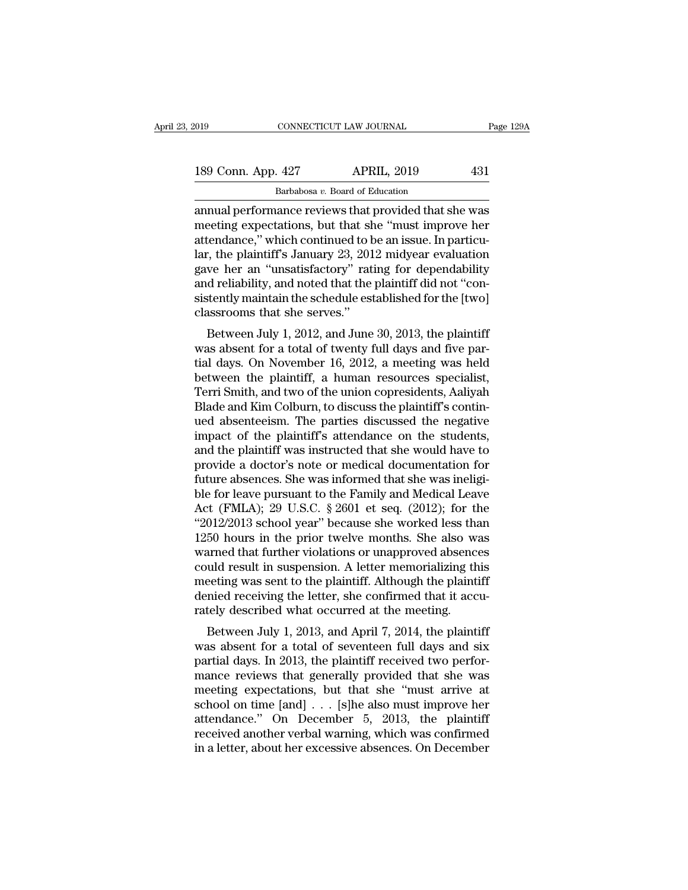annual performance reviews that provided that she was meeting expectations, but that she "must improve her attendance," which continued to be an issue. In particular, the plaintiff's January 23, 2012 midyear evaluation gave her an "unsatisfactory" rating for dependability and reliability, and noted that the plaintiff did not "consistently maintain the schedule established for the [two] classrooms that she serves."

Between July 1, 2012, and June 30, 2013, the plaintiff was absent for a total of twenty full days and five partial days. On November 16, 2012, a meeting was held between the plaintiff, a human resources specialist, Terri Smith, and two of the union copresidents, Aaliyah Blade and Kim Colburn, to discuss the plaintiff's continued absenteeism. The parties discussed the negative impact of the plaintiff's attendance on the students, and the plaintiff was instructed that she would have to provide a doctor's note or medical documentation for future absences. She was informed that she was ineligible for leave pursuant to the Family and Medical Leave Act (FMLA); 29 U.S.C. § 2601 et seq. (2012); for the "2012/2013 school year" because she worked less than 1250 hours in the prior twelve months. She also was warned that further violations or unapproved absences could result in suspension. A letter memorializing this meeting was sent to the plaintiff. Although the plaintiff denied receiving the letter, she confirmed that it accurately described what occurred at the meeting.

Between July 1, 2013, and April 7, 2014, the plaintiff was absent for a total of seventeen full days and six partial days. In 2013, the plaintiff received two performance reviews that generally provided that she was meeting expectations, but that she "must arrive at school on time [and] . . . [s]he also must improve her attendance." On December 5, 2013, the plaintiff received another verbal warning, which was confirmed in a letter, about her excessive absences. On December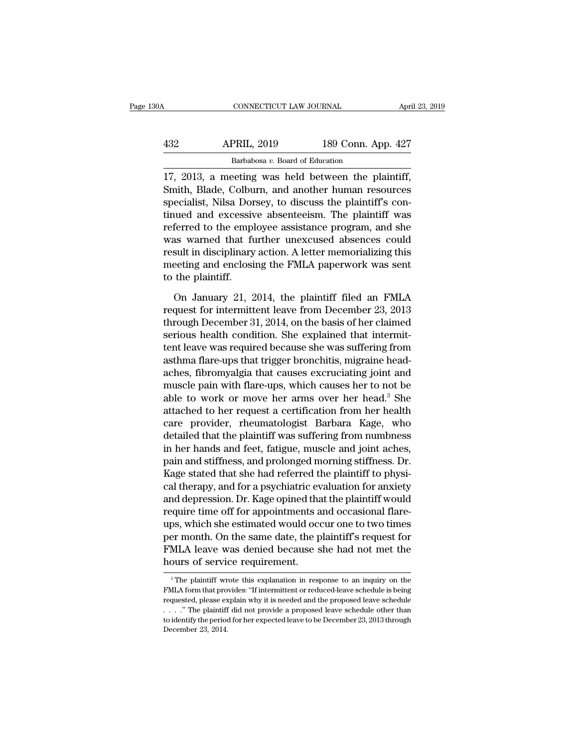17, 2013, a meeting was held between the plaintiff, Smith, Blade, Colburn, and another human resources specialist, Nilsa Dorsey, to discuss the plaintiff's continued and excessive absenteeism. The plaintiff was referred to the employee assistance program, and she was warned that further unexcused absences could result in disciplinary action. A letter memorializing this meeting and enclosing the FMLA paperwork was sent to the plaintiff.

On January 21, 2014, the plaintiff filed an FMLA request for intermittent leave from December 23, 2013 through December 31, 2014, on the basis of her claimed serious health condition. She explained that intermittent leave was required because she was suffering from asthma flare-ups that trigger bronchitis, migraine headaches, fibromyalgia that causes excruciating joint and muscle pain with flare-ups, which causes her to not be able to work or move her arms over her head.[3] She attached to her request a certification from her health care provider, rheumatologist Barbara Kage, who detailed that the plaintiff was suffering from numbness in her hands and feet, fatigue, muscle and joint aches, pain and stiffness, and prolonged morning stiffness. Dr. Kage stated that she had referred the plaintiff to physical therapy, and for a psychiatric evaluation for anxiety and depression. Dr. Kage opined that the plaintiff would require time off for appointments and occasional flare-ups, which she estimated would occur one to two times per month. On the same date, the plaintiff's request for FMLA leave was denied because she had not met the hours of service requirement.

[3] The plaintiff wrote this explanation in response to an inquiry on the FMLA form that provides: "If intermittent or reduced-leave schedule is being requested, please explain why it is needed and the proposed leave schedule . . . ." The plaintiff did not provide a proposed leave schedule other than to identify the period for her expected leave to be December 23, 2013 through December 23, 2014.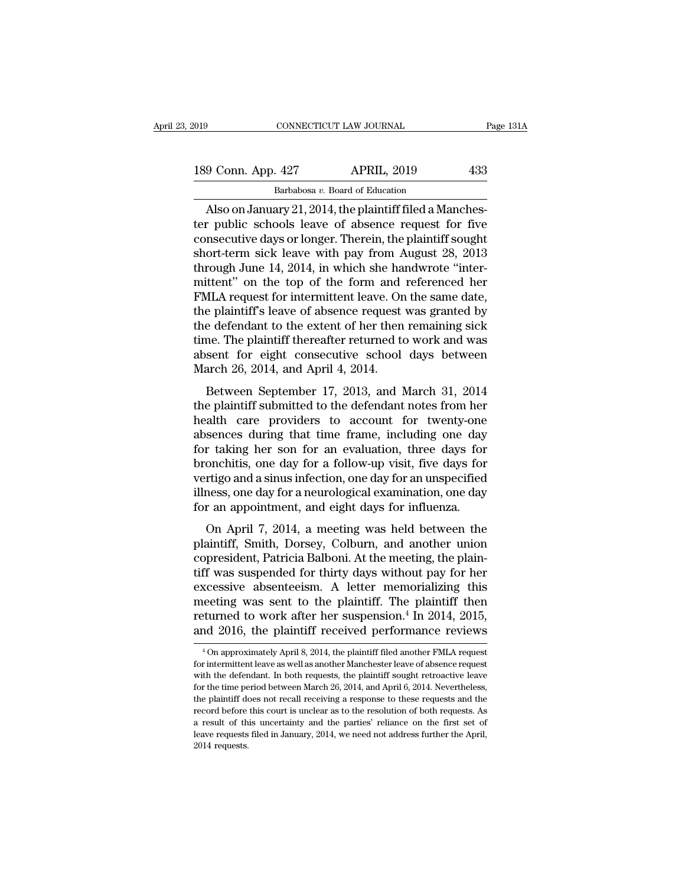Also on January 21, 2014, the plaintiff filed a Manchester public schools leave of absence request for five consecutive days or longer. Therein, the plaintiff sought short-term sick leave with pay from August 28, 2013 through June 14, 2014, in which she handwrote "intermittent" on the top of the form and referenced her FMLA request for intermittent leave. On the same date, the plaintiff's leave of absence request was granted by the defendant to the extent of her then remaining sick time. The plaintiff thereafter returned to work and was absent for eight consecutive school days between March 26, 2014, and April 4, 2014.

Between September 17, 2013, and March 31, 2014 the plaintiff submitted to the defendant notes from her health care providers to account for twenty-one absences during that time frame, including one day for taking her son for an evaluation, three days for bronchitis, one day for a follow-up visit, five days for vertigo and a sinus infection, one day for an unspecified illness, one day for a neurological examination, one day for an appointment, and eight days for influenza.

On April 7, 2014, a meeting was held between the plaintiff, Smith, Dorsey, Colburn, and another union copresident, Patricia Balboni. At the meeting, the plaintiff was suspended for thirty days without pay for her excessive absenteeism. A letter memorializing this meeting was sent to the plaintiff. The plaintiff then returned to work after her suspension.[4] In 2014, 2015, and 2016, the plaintiff received performance reviews

[4] On approximately April 8, 2014, the plaintiff filed another FMLA request for intermittent leave as well as another Manchester leave of absence request with the defendant. In both requests, the plaintiff sought retroactive leave for the time period between March 26, 2014, and April 6, 2014. Nevertheless, the plaintiff does not recall receiving a response to these requests and the record before this court is unclear as to the resolution of both requests. As a result of this uncertainty and the parties' reliance on the first set of leave requests filed in January, 2014, we need not address further the April, 2014 requests.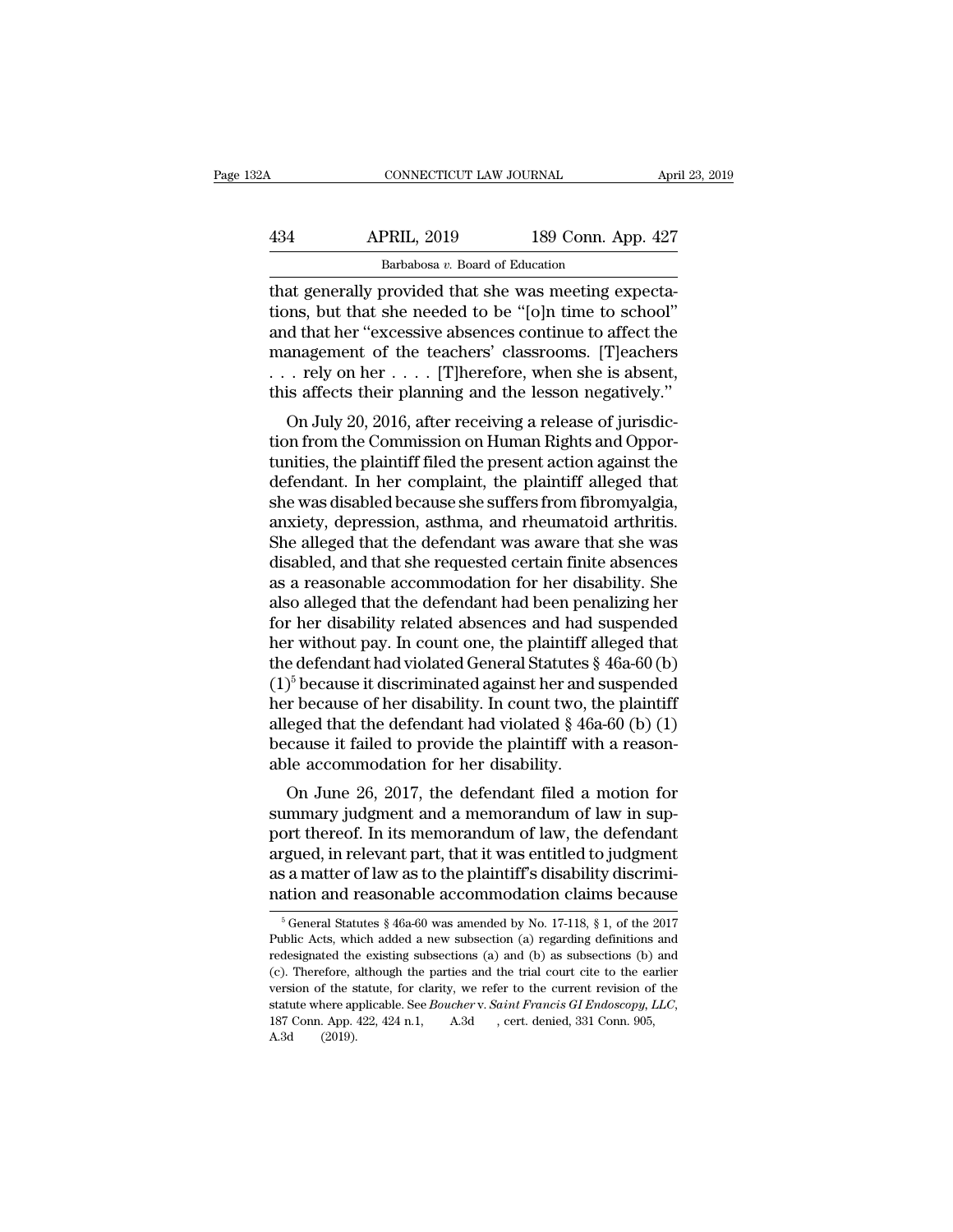that generally provided that she was meeting expectations, but that she needed to be "[o]n time to school" and that her "excessive absences continue to affect the management of the teachers' classrooms. [T]eachers . . . rely on her . . . . [T]herefore, when she is absent, this affects their planning and the lesson negatively."

On July 20, 2016, after receiving a release of jurisdiction from the Commission on Human Rights and Opportunities, the plaintiff filed the present action against the defendant. In her complaint, the plaintiff alleged that she was disabled because she suffers from fibromyalgia, anxiety, depression, asthma, and rheumatoid arthritis. She alleged that the defendant was aware that she was disabled, and that she requested certain finite absences as a reasonable accommodation for her disability. She also alleged that the defendant had been penalizing her for her disability related absences and had suspended her without pay. In count one, the plaintiff alleged that the defendant had violated General Statutes § 46a-60 (b) (1)[5] because it discriminated against her and suspended her because of her disability. In count two, the plaintiff alleged that the defendant had violated § 46a-60 (b) (1) because it failed to provide the plaintiff with a reasonable accommodation for her disability.

On June 26, 2017, the defendant filed a motion for summary judgment and a memorandum of law in support thereof. In its memorandum of law, the defendant argued, in relevant part, that it was entitled to judgment as a matter of law as to the plaintiff's disability discrimination and reasonable accommodation claims because

[5] General Statutes § 46a-60 was amended by No. 17-118, § 1, of the 2017 Public Acts, which added a new subsection (a) regarding definitions and redesignated the existing subsections (a) and (b) as subsections (b) and (c). Therefore, although the parties and the trial court cite to the earlier version of the statute, for clarity, we refer to the current revision of the statute where applicable. See *Boucher* v. *Saint Francis GI Endoscopy, LLC*, 187 Conn. App. 422, 424 n.1, A.3d , cert. denied, 331 Conn. 905, A.3d (2019).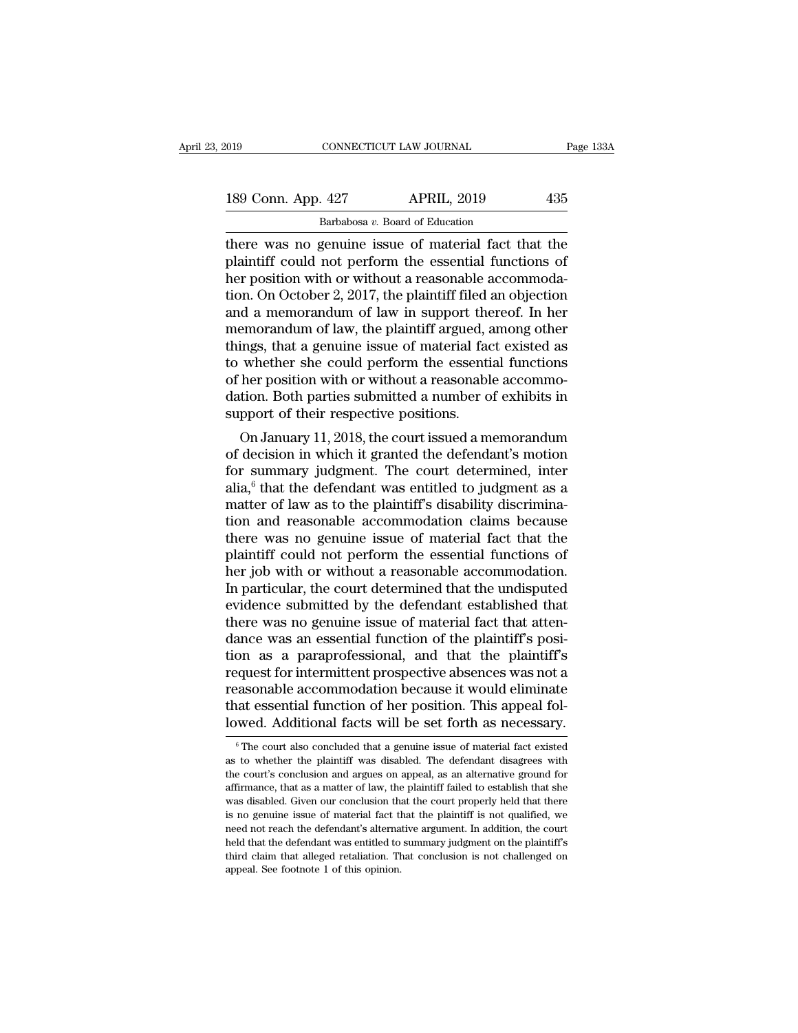there was no genuine issue of material fact that the plaintiff could not perform the essential functions of her position with or without a reasonable accommodation. On October 2, 2017, the plaintiff filed an objection and a memorandum of law in support thereof. In her memorandum of law, the plaintiff argued, among other things, that a genuine issue of material fact existed as to whether she could perform the essential functions of her position with or without a reasonable accommodation. Both parties submitted a number of exhibits in support of their respective positions.

On January 11, 2018, the court issued a memorandum of decision in which it granted the defendant's motion for summary judgment. The court determined, inter alia,[6] that the defendant was entitled to judgment as a matter of law as to the plaintiff's disability discrimination and reasonable accommodation claims because there was no genuine issue of material fact that the plaintiff could not perform the essential functions of her job with or without a reasonable accommodation. In particular, the court determined that the undisputed evidence submitted by the defendant established that there was no genuine issue of material fact that attendance was an essential function of the plaintiff's position as a paraprofessional, and that the plaintiff's request for intermittent prospective absences was not a reasonable accommodation because it would eliminate that essential function of her position. This appeal followed. Additional facts will be set forth as necessary.

[6] The court also concluded that a genuine issue of material fact existed as to whether the plaintiff was disabled. The defendant disagrees with the court's conclusion and argues on appeal, as an alternative ground for affirmance, that as a matter of law, the plaintiff failed to establish that she was disabled. Given our conclusion that the court properly held that there is no genuine issue of material fact that the plaintiff is not qualified, we need not reach the defendant's alternative argument. In addition, the court held that the defendant was entitled to summary judgment on the plaintiff's third claim that alleged retaliation. That conclusion is not challenged on appeal. See footnote 1 of this opinion.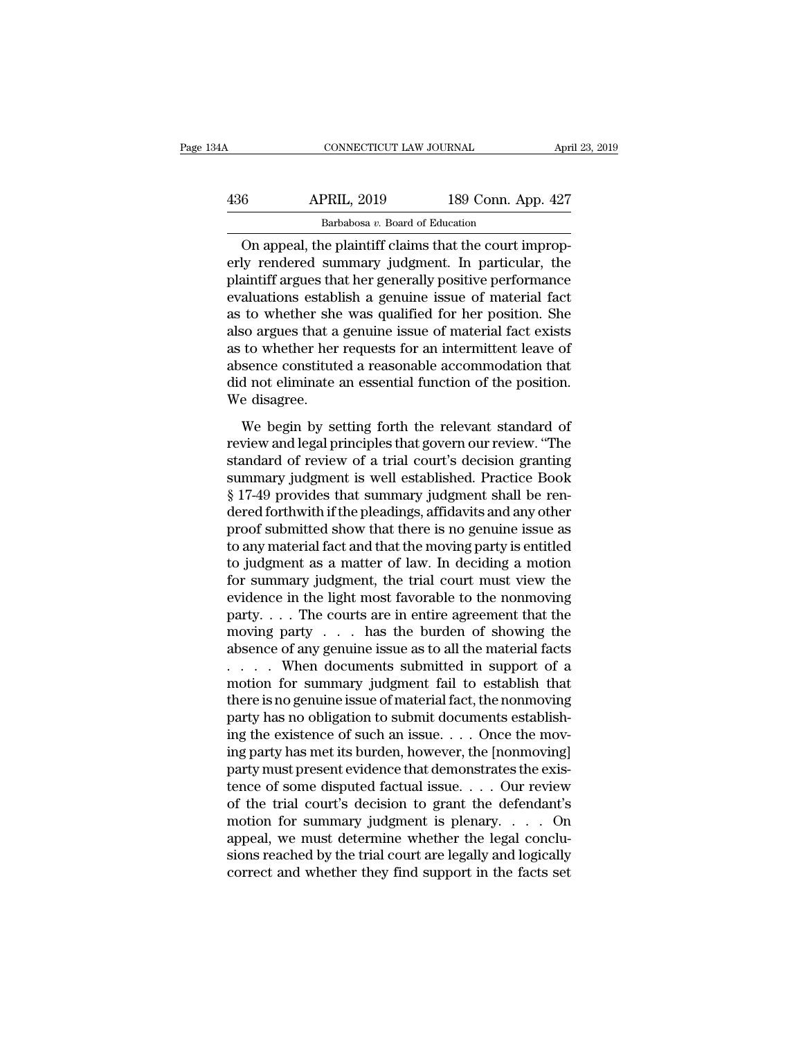On appeal, the plaintiff claims that the court improperly rendered summary judgment. In particular, the plaintiff argues that her generally positive performance evaluations establish a genuine issue of material fact as to whether she was qualified for her position. She also argues that a genuine issue of material fact exists as to whether her requests for an intermittent leave of absence constituted a reasonable accommodation that did not eliminate an essential function of the position. We disagree.

We begin by setting forth the relevant standard of review and legal principles that govern our review. "The standard of review of a trial court's decision granting summary judgment is well established. Practice Book § 17-49 provides that summary judgment shall be rendered forthwith if the pleadings, affidavits and any other proof submitted show that there is no genuine issue as to any material fact and that the moving party is entitled to judgment as a matter of law. In deciding a motion for summary judgment, the trial court must view the evidence in the light most favorable to the nonmoving party. . . . The courts are in entire agreement that the moving party . . . has the burden of showing the absence of any genuine issue as to all the material facts . . . . When documents submitted in support of a motion for summary judgment fail to establish that there is no genuine issue of material fact, the nonmoving party has no obligation to submit documents establishing the existence of such an issue. . . . Once the moving party has met its burden, however, the [nonmoving] party must present evidence that demonstrates the existence of some disputed factual issue. . . . Our review of the trial court's decision to grant the defendant's motion for summary judgment is plenary. . . . On appeal, we must determine whether the legal conclusions reached by the trial court are legally and logically correct and whether they find support in the facts set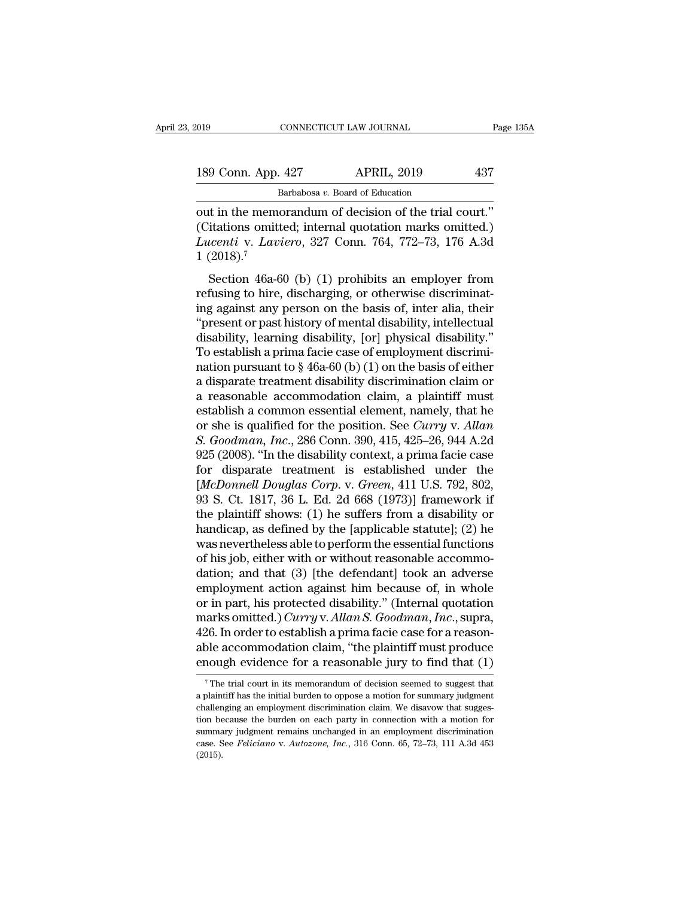out in the memorandum of decision of the trial court." (Citations omitted; internal quotation marks omitted.) *Lucenti* v. *Laviero*, 327 Conn. 764, 772–73, 176 A.3d 1 (2018).[7]

Section 46a-60 (b) (1) prohibits an employer from refusing to hire, discharging, or otherwise discriminating against any person on the basis of, inter alia, their "present or past history of mental disability, intellectual disability, learning disability, [or] physical disability." To establish a prima facie case of employment discrimination pursuant to § 46a-60 (b) (1) on the basis of either a disparate treatment disability discrimination claim or a reasonable accommodation claim, a plaintiff must establish a common essential element, namely, that he or she is qualified for the position. See *Curry* v. *Allan S. Goodman, Inc.*, 286 Conn. 390, 415, 425–26, 944 A.2d 925 (2008). "In the disability context, a prima facie case for disparate treatment is established under the [*McDonnell Douglas Corp.* v. *Green*, 411 U.S. 792, 802, 93 S. Ct. 1817, 36 L. Ed. 2d 668 (1973)] framework if the plaintiff shows: (1) he suffers from a disability or handicap, as defined by the [applicable statute]; (2) he was nevertheless able to perform the essential functions of his job, either with or without reasonable accommodation; and that (3) [the defendant] took an adverse employment action against him because of, in whole or in part, his protected disability." (Internal quotation marks omitted.) *Curry* v. *Allan S. Goodman, Inc.*, supra, 426. In order to establish a prima facie case for a reasonable accommodation claim, "the plaintiff must produce enough evidence for a reasonable jury to find that (1)

[7] The trial court in its memorandum of decision seemed to suggest that a plaintiff has the initial burden to oppose a motion for summary judgment challenging an employment discrimination claim. We disavow that suggestion because the burden on each party in connection with a motion for summary judgment remains unchanged in an employment discrimination case. See *Feliciano* v. *Autozone, Inc.*, 316 Conn. 65, 72–73, 111 A.3d 453 (2015).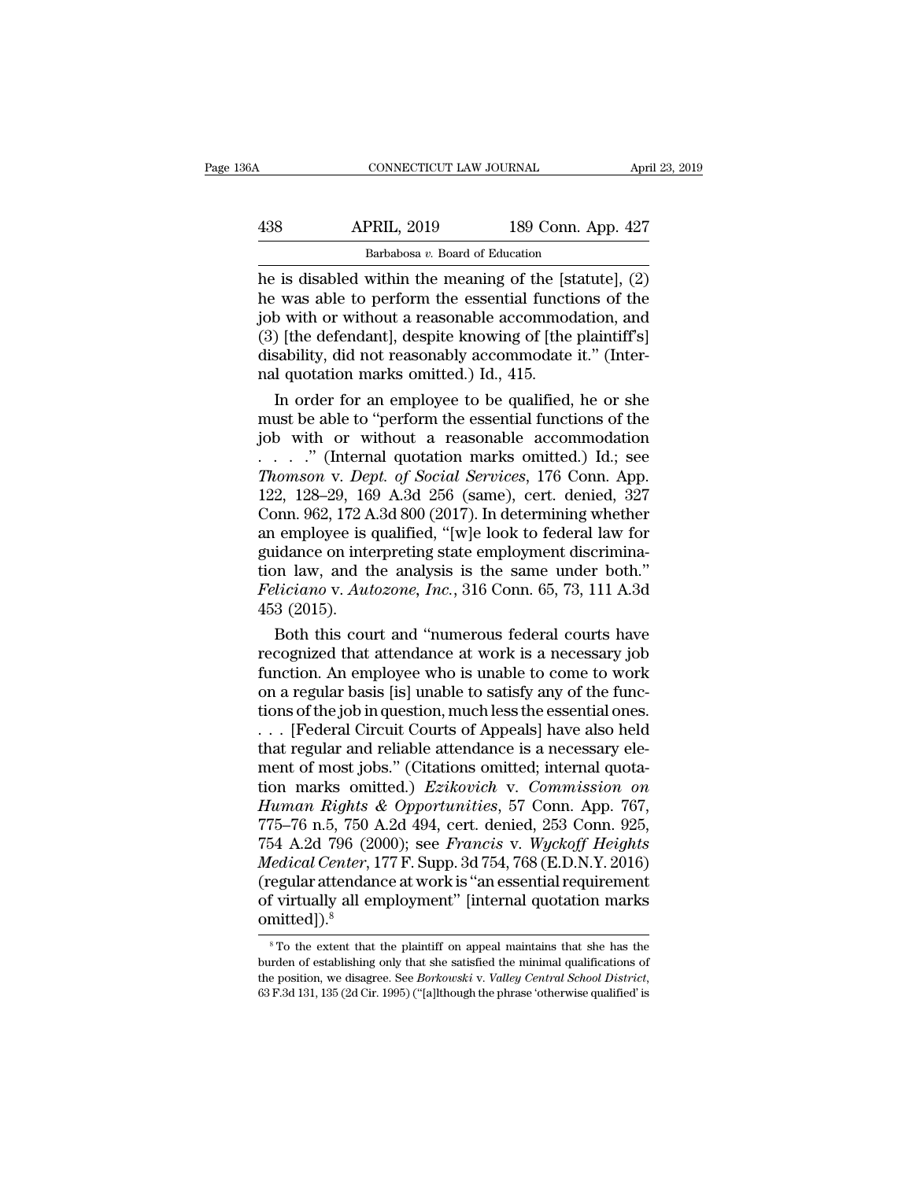he is disabled within the meaning of the [statute], (2) he was able to perform the essential functions of the job with or without a reasonable accommodation, and (3) [the defendant], despite knowing of [the plaintiff's] disability, did not reasonably accommodate it." (Internal quotation marks omitted.) Id., 415.

In order for an employee to be qualified, he or she must be able to "perform the essential functions of the job with or without a reasonable accommodation . . . ." (Internal quotation marks omitted.) Id.; see *Thomson* v. *Dept. of Social Services*, 176 Conn. App. 122, 128–29, 169 A.3d 256 (same), cert. denied, 327 Conn. 962, 172 A.3d 800 (2017). In determining whether an employee is qualified, "[w]e look to federal law for guidance on interpreting state employment discrimination law, and the analysis is the same under both." *Feliciano* v. *Autozone, Inc.*, 316 Conn. 65, 73, 111 A.3d 453 (2015).

Both this court and "numerous federal courts have recognized that attendance at work is a necessary job function. An employee who is unable to come to work on a regular basis [is] unable to satisfy any of the functions of the job in question, much less the essential ones. . . . [Federal Circuit Courts of Appeals] have also held that regular and reliable attendance is a necessary element of most jobs." (Citations omitted; internal quotation marks omitted.) *Ezikovich* v. *Commission on Human Rights & Opportunities*, 57 Conn. App. 767, 775–76 n.5, 750 A.2d 494, cert. denied, 253 Conn. 925, 754 A.2d 796 (2000); see *Francis* v. *Wyckoff Heights Medical Center*, 177 F. Supp. 3d 754, 768 (E.D.N.Y. 2016) (regular attendance at work is "an essential requirement of virtually all employment" [internal quotation marks omitted]).[8]

[8] To the extent that the plaintiff on appeal maintains that she has the burden of establishing only that she satisfied the minimal qualifications of the position, we disagree. See *Borkowski* v. *Valley Central School District*, 63 F.3d 131, 135 (2d Cir. 1995) ("[a]lthough the phrase 'otherwise qualified' is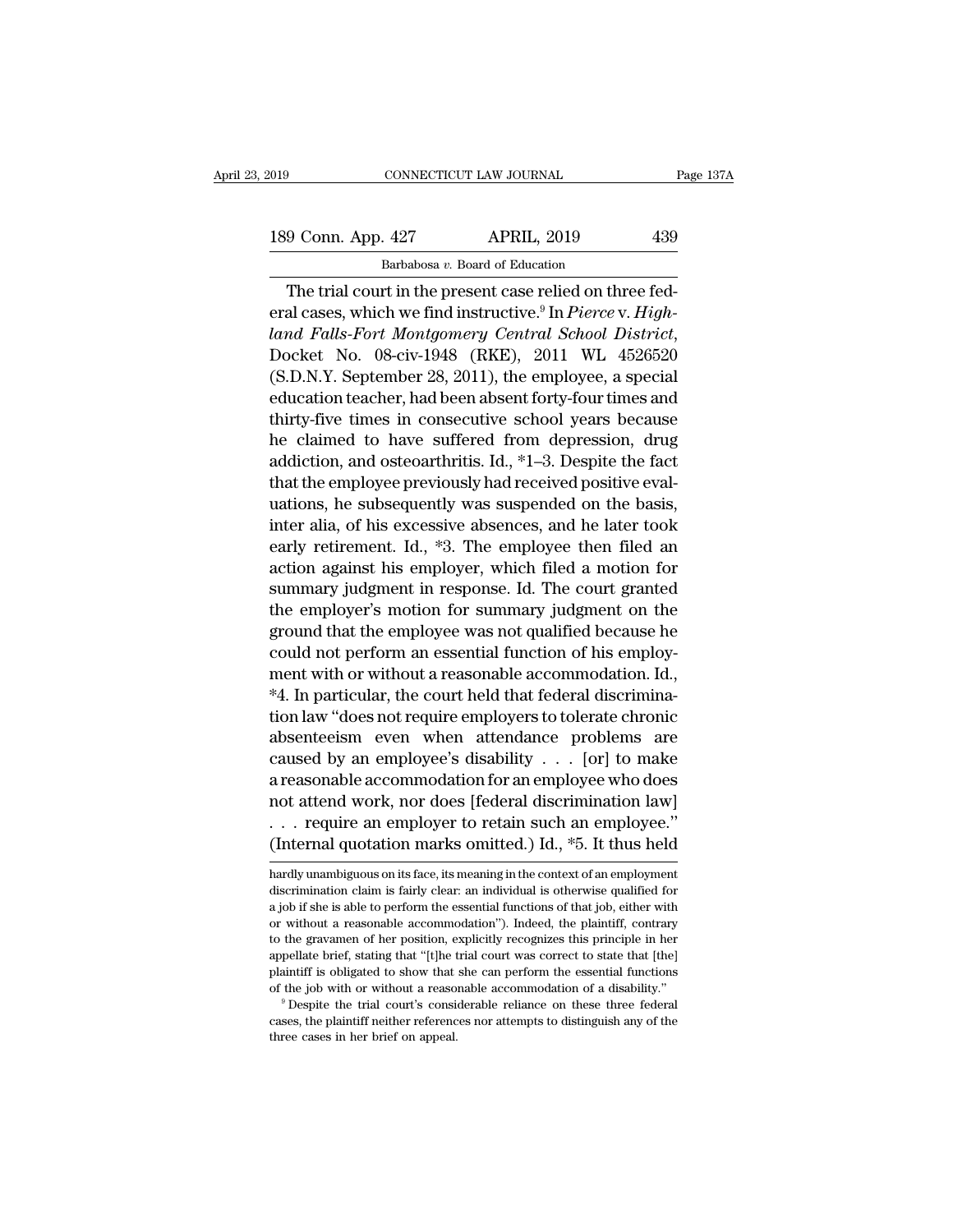The trial court in the present case relied on three federal cases, which we find instructive.[9] In *Pierce* v. *Highland Falls-Fort Montgomery Central School District*, Docket No. 08-civ-1948 (RKE), 2011 WL 4526520 (S.D.N.Y. September 28, 2011), the employee, a special education teacher, had been absent forty-four times and thirty-five times in consecutive school years because he claimed to have suffered from depression, drug addiction, and osteoarthritis. Id., *1–3. Despite the fact that the employee previously had received positive evaluations, he subsequently was suspended on the basis, inter alia, of his excessive absences, and he later took early retirement. Id., *3. The employee then filed an action against his employer, which filed a motion for summary judgment in response. Id. The court granted the employer's motion for summary judgment on the ground that the employee was not qualified because he could not perform an essential function of his employment with or without a reasonable accommodation. Id., *4. In particular, the court held that federal discrimination law "does not require employers to tolerate chronic absenteeism even when attendance problems are caused by an employee's disability . . . [or] to make a reasonable accommodation for an employee who does not attend work, nor does [federal discrimination law] . . . require an employer to retain such an employee." (Internal quotation marks omitted.) Id., *5. It thus held

hardly unambiguous on its face, its meaning in the context of an employment discrimination claim is fairly clear: an individual is otherwise qualified for a job if she is able to perform the essential functions of that job, either with or without a reasonable accommodation"). Indeed, the plaintiff, contrary to the gravamen of her position, explicitly recognizes this principle in her appellate brief, stating that "[t]he trial court was correct to state that [the] plaintiff is obligated to show that she can perform the essential functions of the job with or without a reasonable accommodation of a disability."

[9] Despite the trial court's considerable reliance on these three federal cases, the plaintiff neither references nor attempts to distinguish any of the three cases in her brief on appeal.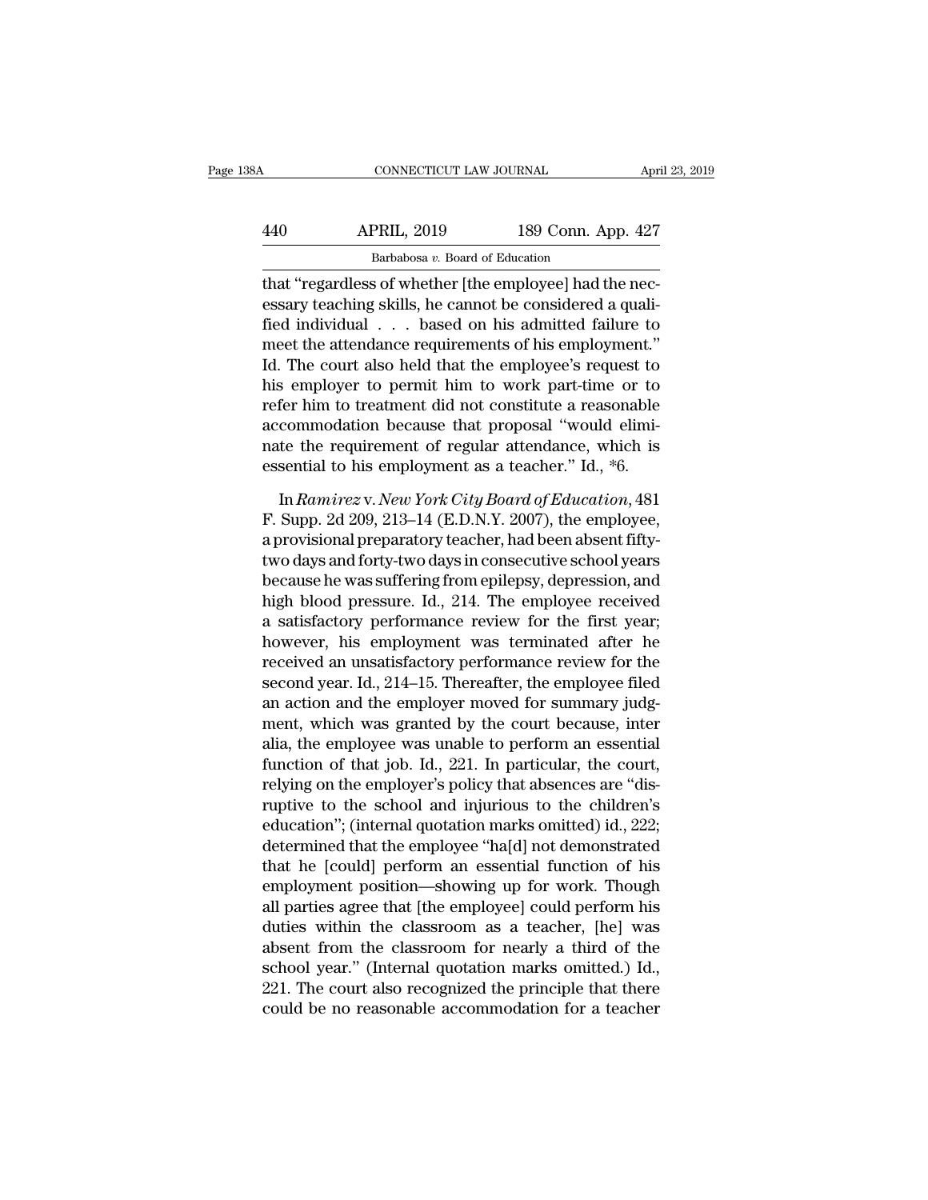that "regardless of whether [the employee] had the necessary teaching skills, he cannot be considered a qualified individual . . . based on his admitted failure to meet the attendance requirements of his employment." Id. The court also held that the employee's request to his employer to permit him to work part-time or to refer him to treatment did not constitute a reasonable accommodation because that proposal "would eliminate the requirement of regular attendance, which is essential to his employment as a teacher." Id., *6.

In *Ramirez* v. *New York City Board of Education*, 481 F. Supp. 2d 209, 213–14 (E.D.N.Y. 2007), the employee, a provisional preparatory teacher, had been absent fifty-two days and forty-two days in consecutive school years because he was suffering from epilepsy, depression, and high blood pressure. Id., 214. The employee received a satisfactory performance review for the first year; however, his employment was terminated after he received an unsatisfactory performance review for the second year. Id., 214–15. Thereafter, the employee filed an action and the employer moved for summary judgment, which was granted by the court because, inter alia, the employee was unable to perform an essential function of that job. Id., 221. In particular, the court, relying on the employer's policy that absences are "disruptive to the school and injurious to the children's education"; (internal quotation marks omitted) id., 222; determined that the employee "ha[d] not demonstrated that he [could] perform an essential function of his employment position—showing up for work. Though all parties agree that [the employee] could perform his duties within the classroom as a teacher, [he] was absent from the classroom for nearly a third of the school year." (Internal quotation marks omitted.) Id., 221. The court also recognized the principle that there could be no reasonable accommodation for a teacher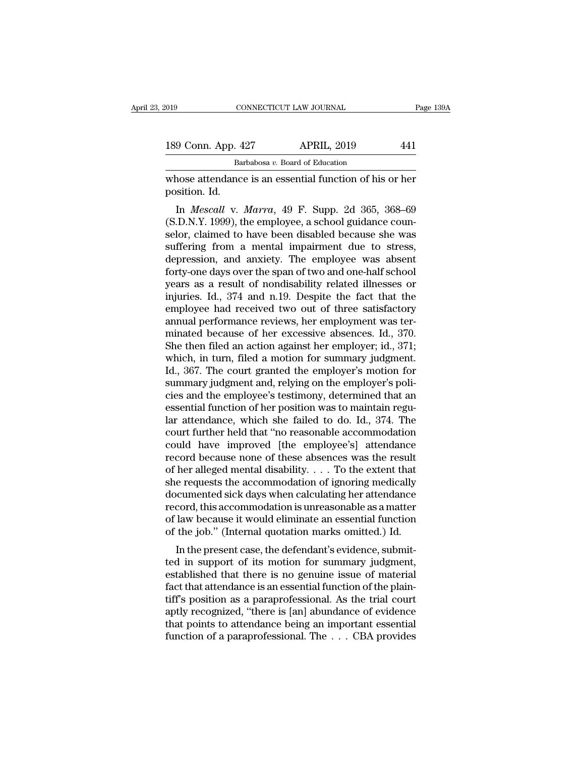whose attendance is an essential function of his or her position. Id.

In *Mescall* v. *Marra*, 49 F. Supp. 2d 365, 368–69 (S.D.N.Y. 1999), the employee, a school guidance counselor, claimed to have been disabled because she was suffering from a mental impairment due to stress, depression, and anxiety. The employee was absent forty-one days over the span of two and one-half school years as a result of nondisability related illnesses or injuries. Id., 374 and n.19. Despite the fact that the employee had received two out of three satisfactory annual performance reviews, her employment was terminated because of her excessive absences. Id., 370. She then filed an action against her employer; id., 371; which, in turn, filed a motion for summary judgment. Id., 367. The court granted the employer's motion for summary judgment and, relying on the employer's policies and the employee's testimony, determined that an essential function of her position was to maintain regular attendance, which she failed to do. Id., 374. The court further held that "no reasonable accommodation could have improved [the employee's] attendance record because none of these absences was the result of her alleged mental disability. . . . To the extent that she requests the accommodation of ignoring medically documented sick days when calculating her attendance record, this accommodation is unreasonable as a matter of law because it would eliminate an essential function of the job." (Internal quotation marks omitted.) Id.

In the present case, the defendant's evidence, submitted in support of its motion for summary judgment, established that there is no genuine issue of material fact that attendance is an essential function of the plaintiff's position as a paraprofessional. As the trial court aptly recognized, "there is [an] abundance of evidence that points to attendance being an important essential function of a paraprofessional. The . . . CBA provides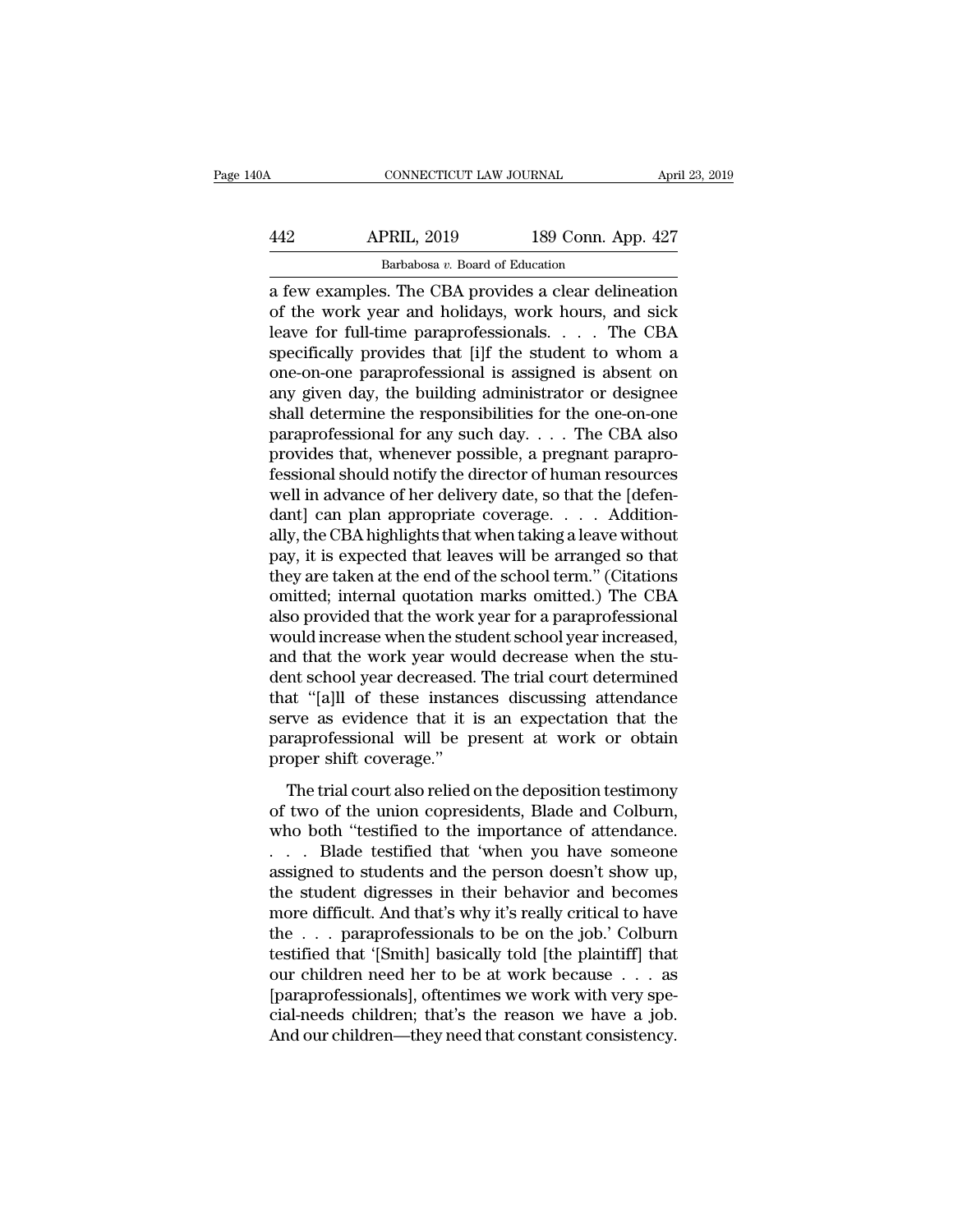a few examples. The CBA provides a clear delineation of the work year and holidays, work hours, and sick leave for full-time paraprofessionals. . . . The CBA specifically provides that [i]f the student to whom a one-on-one paraprofessional is assigned is absent on any given day, the building administrator or designee shall determine the responsibilities for the one-on-one paraprofessional for any such day. . . . The CBA also provides that, whenever possible, a pregnant paraprofessional should notify the director of human resources well in advance of her delivery date, so that the [defendant] can plan appropriate coverage. . . . Additionally, the CBA highlights that when taking a leave without pay, it is expected that leaves will be arranged so that they are taken at the end of the school term." (Citations omitted; internal quotation marks omitted.) The CBA also provided that the work year for a paraprofessional would increase when the student school year increased, and that the work year would decrease when the student school year decreased. The trial court determined that "[a]ll of these instances discussing attendance serve as evidence that it is an expectation that the paraprofessional will be present at work or obtain proper shift coverage."

The trial court also relied on the deposition testimony of two of the union copresidents, Blade and Colburn, who both "testified to the importance of attendance. . . . Blade testified that 'when you have someone assigned to students and the person doesn't show up, the student digresses in their behavior and becomes more difficult. And that's why it's really critical to have the . . . paraprofessionals to be on the job.' Colburn testified that '[Smith] basically told [the plaintiff] that our children need her to be at work because . . . as [paraprofessionals], oftentimes we work with very special-needs children; that's the reason we have a job. And our children—they need that constant consistency.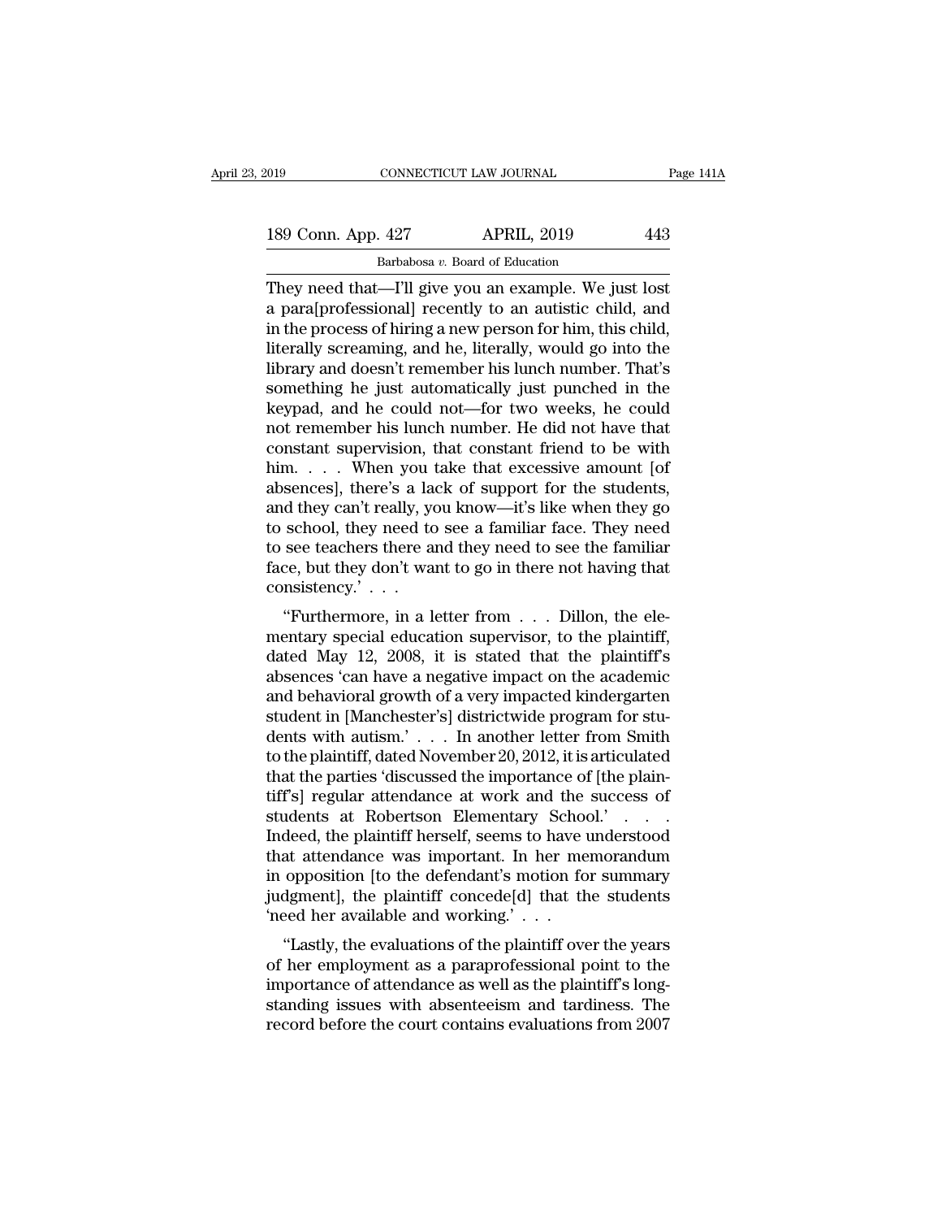They need that—I'll give you an example. We just lost a para[professional] recently to an autistic child, and in the process of hiring a new person for him, this child, literally screaming, and he, literally, would go into the library and doesn't remember his lunch number. That's something he just automatically just punched in the keypad, and he could not—for two weeks, he could not remember his lunch number. He did not have that constant supervision, that constant friend to be with him. . . . When you take that excessive amount [of absences], there's a lack of support for the students, and they can't really, you know—it's like when they go to school, they need to see a familiar face. They need to see teachers there and they need to see the familiar face, but they don't want to go in there not having that consistency.' . . .

"Furthermore, in a letter from . . . Dillon, the elementary special education supervisor, to the plaintiff, dated May 12, 2008, it is stated that the plaintiff's absences 'can have a negative impact on the academic and behavioral growth of a very impacted kindergarten student in [Manchester's] districtwide program for students with autism.' . . . In another letter from Smith to the plaintiff, dated November 20, 2012, it is articulated that the parties 'discussed the importance of [the plaintiff's] regular attendance at work and the success of students at Robertson Elementary School.' . . . Indeed, the plaintiff herself, seems to have understood that attendance was important. In her memorandum in opposition [to the defendant's motion for summary judgment], the plaintiff concede[d] that the students 'need her available and working.' . . .

"Lastly, the evaluations of the plaintiff over the years of her employment as a paraprofessional point to the importance of attendance as well as the plaintiff's longstanding issues with absenteeism and tardiness. The record before the court contains evaluations from 2007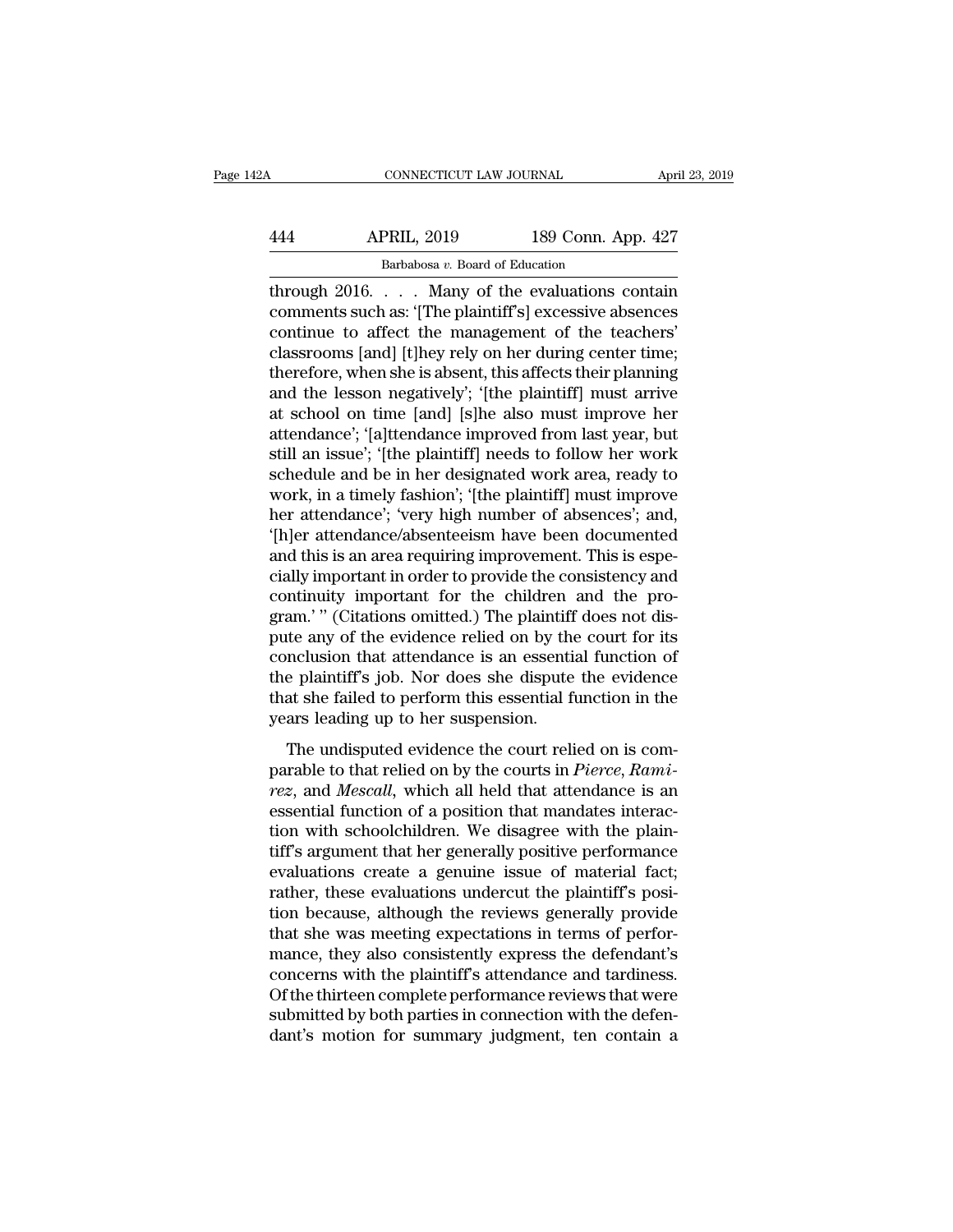through 2016. . . . Many of the evaluations contain comments such as: '[The plaintiff's] excessive absences continue to affect the management of the teachers' classrooms [and] [t]hey rely on her during center time; therefore, when she is absent, this affects their planning and the lesson negatively'; '[the plaintiff] must arrive at school on time [and] [s]he also must improve her attendance'; '[a]ttendance improved from last year, but still an issue'; '[the plaintiff] needs to follow her work schedule and be in her designated work area, ready to work, in a timely fashion'; '[the plaintiff] must improve her attendance'; 'very high number of absences'; and, '[h]er attendance/absenteeism have been documented and this is an area requiring improvement. This is especially important in order to provide the consistency and continuity important for the children and the program.' " (Citations omitted.) The plaintiff does not dispute any of the evidence relied on by the court for its conclusion that attendance is an essential function of the plaintiff's job. Nor does she dispute the evidence that she failed to perform this essential function in the years leading up to her suspension.

The undisputed evidence the court relied on is comparable to that relied on by the courts in *Pierce*, *Ramirez*, and *Mescall*, which all held that attendance is an essential function of a position that mandates interaction with schoolchildren. We disagree with the plaintiff's argument that her generally positive performance evaluations create a genuine issue of material fact; rather, these evaluations undercut the plaintiff's position because, although the reviews generally provide that she was meeting expectations in terms of performance, they also consistently express the defendant's concerns with the plaintiff's attendance and tardiness. Of the thirteen complete performance reviews that were submitted by both parties in connection with the defendant's motion for summary judgment, ten contain a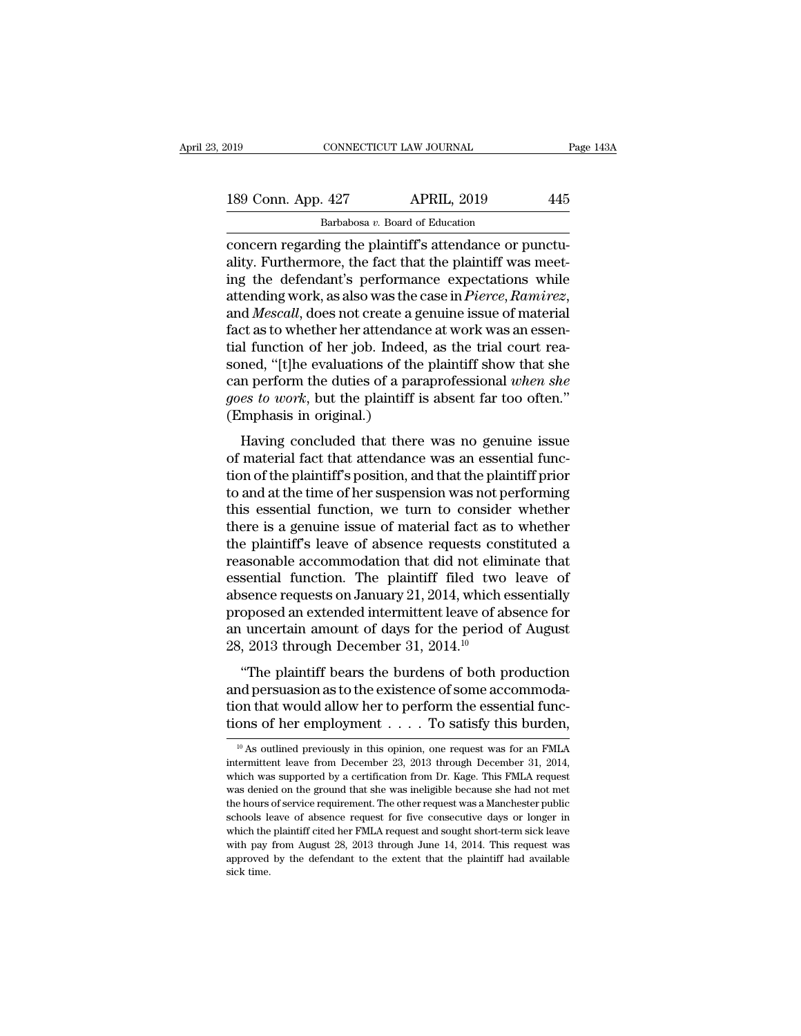concern regarding the plaintiff's attendance or punctuality. Furthermore, the fact that the plaintiff was meeting the defendant's performance expectations while attending work, as also was the case in *Pierce*, *Ramirez*, and *Mescall*, does not create a genuine issue of material fact as to whether her attendance at work was an essential function of her job. Indeed, as the trial court reasoned, "[t]he evaluations of the plaintiff show that she can perform the duties of a paraprofessional *when she goes to work*, but the plaintiff is absent far too often." (Emphasis in original.)

Having concluded that there was no genuine issue of material fact that attendance was an essential function of the plaintiff's position, and that the plaintiff prior to and at the time of her suspension was not performing this essential function, we turn to consider whether there is a genuine issue of material fact as to whether the plaintiff's leave of absence requests constituted a reasonable accommodation that did not eliminate that essential function. The plaintiff filed two leave of absence requests on January 21, 2014, which essentially proposed an extended intermittent leave of absence for an uncertain amount of days for the period of August 28, 2013 through December 31, 2014.[10]

"The plaintiff bears the burdens of both production and persuasion as to the existence of some accommodation that would allow her to perform the essential functions of her employment . . . . To satisfy this burden,

[10] As outlined previously in this opinion, one request was for an FMLA intermittent leave from December 23, 2013 through December 31, 2014, which was supported by a certification from Dr. Kage. This FMLA request was denied on the ground that she was ineligible because she had not met the hours of service requirement. The other request was a Manchester public schools leave of absence request for five consecutive days or longer in which the plaintiff cited her FMLA request and sought short-term sick leave with pay from August 28, 2013 through June 14, 2014. This request was approved by the defendant to the extent that the plaintiff had available sick time.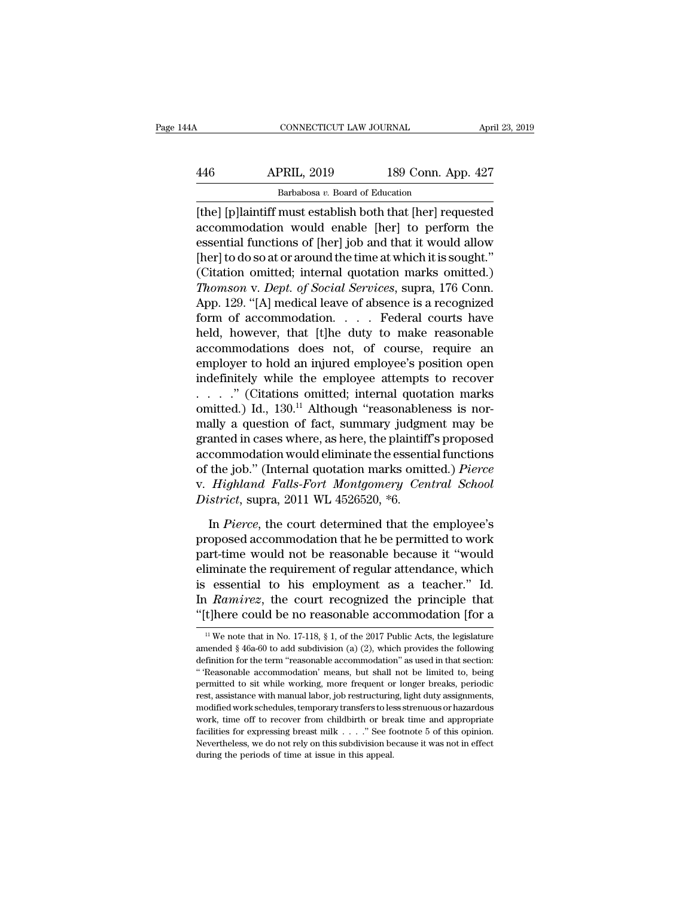[the] [p]laintiff must establish both that [her] requested accommodation would enable [her] to perform the essential functions of [her] job and that it would allow [her] to do so at or around the time at which it is sought." (Citation omitted; internal quotation marks omitted.) *Thomson* v. *Dept. of Social Services*, supra, 176 Conn. App. 129. "[A] medical leave of absence is a recognized form of accommodation. . . . Federal courts have held, however, that [t]he duty to make reasonable accommodations does not, of course, require an employer to hold an injured employee's position open indefinitely while the employee attempts to recover . . . ." (Citations omitted; internal quotation marks omitted.) Id., 130.[11] Although "reasonableness is normally a question of fact, summary judgment may be granted in cases where, as here, the plaintiff's proposed accommodation would eliminate the essential functions of the job." (Internal quotation marks omitted.) *Pierce* v. *Highland Falls-Fort Montgomery Central School District*, supra, 2011 WL 4526520, *6.

In *Pierce*, the court determined that the employee's proposed accommodation that he be permitted to work part-time would not be reasonable because it "would eliminate the requirement of regular attendance, which is essential to his employment as a teacher." Id. In *Ramirez*, the court recognized the principle that "[t]here could be no reasonable accommodation [for a

[11] We note that in No. 17-118, § 1, of the 2017 Public Acts, the legislature amended § 46a-60 to add subdivision (a) (2), which provides the following definition for the term "reasonable accommodation" as used in that section: "'Reasonable accommodation' means, but shall not be limited to, being permitted to sit while working, more frequent or longer breaks, periodic rest, assistance with manual labor, job restructuring, light duty assignments, modified work schedules, temporary transfers to less strenuous or hazardous work, time off to recover from childbirth or break time and appropriate facilities for expressing breast milk . . . ." See footnote 5 of this opinion. Nevertheless, we do not rely on this subdivision because it was not in effect during the periods of time at issue in this appeal.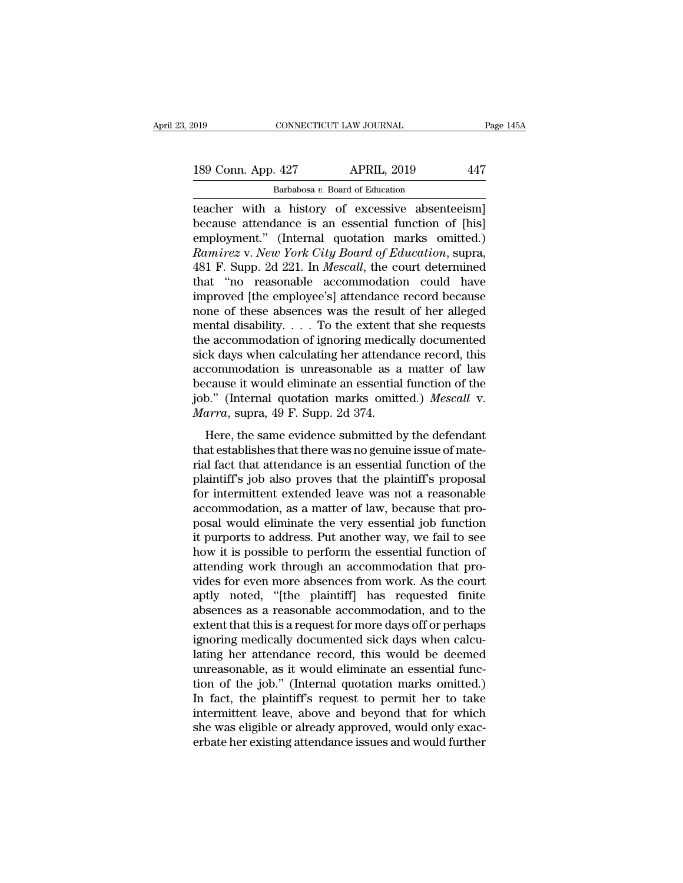teacher with a history of excessive absenteeism] because attendance is an essential function of [his] employment." (Internal quotation marks omitted.) *Ramirez* v. *New York City Board of Education*, supra, 481 F. Supp. 2d 221. In *Mescall*, the court determined that "no reasonable accommodation could have improved [the employee's] attendance record because none of these absences was the result of her alleged mental disability. . . . To the extent that she requests the accommodation of ignoring medically documented sick days when calculating her attendance record, this accommodation is unreasonable as a matter of law because it would eliminate an essential function of the job." (Internal quotation marks omitted.) *Mescall* v. *Marra*, supra, 49 F. Supp. 2d 374.

Here, the same evidence submitted by the defendant that establishes that there was no genuine issue of material fact that attendance is an essential function of the plaintiff's job also proves that the plaintiff's proposal for intermittent extended leave was not a reasonable accommodation, as a matter of law, because that proposal would eliminate the very essential job function it purports to address. Put another way, we fail to see how it is possible to perform the essential function of attending work through an accommodation that provides for even more absences from work. As the court aptly noted, "[the plaintiff] has requested finite absences as a reasonable accommodation, and to the extent that this is a request for more days off or perhaps ignoring medically documented sick days when calculating her attendance record, this would be deemed unreasonable, as it would eliminate an essential function of the job." (Internal quotation marks omitted.) In fact, the plaintiff's request to permit her to take intermittent leave, above and beyond that for which she was eligible or already approved, would only exacerbate her existing attendance issues and would further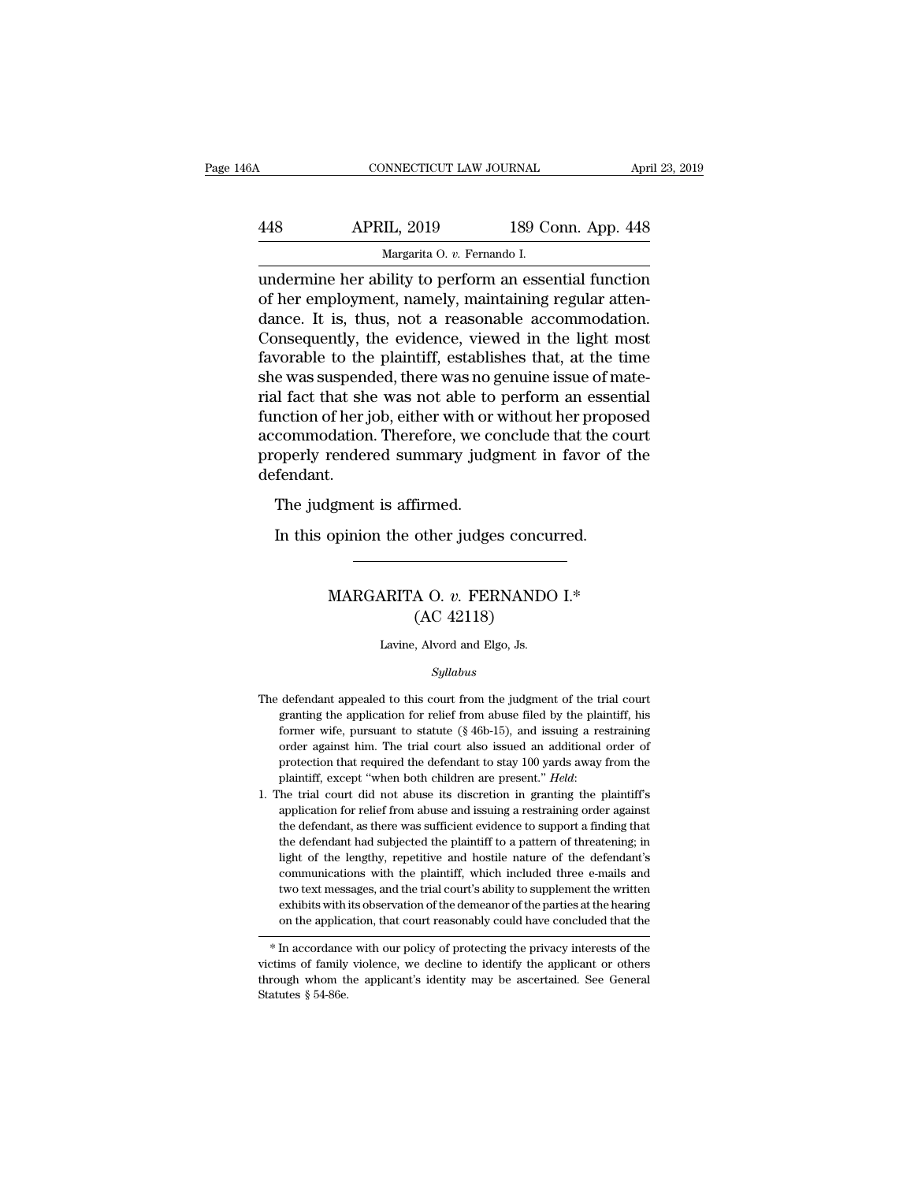undermine her ability to perform an essential function of her employment, namely, maintaining regular attendance. It is, thus, not a reasonable accommodation. Consequently, the evidence, viewed in the light most favorable to the plaintiff, establishes that, at the time she was suspended, there was no genuine issue of material fact that she was not able to perform an essential function of her job, either with or without her proposed accommodation. Therefore, we conclude that the court properly rendered summary judgment in favor of the defendant.

The judgment is affirmed.

In this opinion the other judges concurred.

---

# MARGARITA O. *v.* FERNANDO I.*
## (AC 42118)

Lavine, Alvord and Elgo, Js.

*Syllabus*

The defendant appealed to this court from the judgment of the trial court granting the application for relief from abuse filed by the plaintiff, his former wife, pursuant to statute (§ 46b-15), and issuing a restraining order against him. The trial court also issued an additional order of protection that required the defendant to stay 100 yards away from the plaintiff, except "when both children are present." *Held*:

1. The trial court did not abuse its discretion in granting the plaintiff's application for relief from abuse and issuing a restraining order against the defendant, as there was sufficient evidence to support a finding that the defendant had subjected the plaintiff to a pattern of threatening; in light of the lengthy, repetitive and hostile nature of the defendant's communications with the plaintiff, which included three e-mails and two text messages, and the trial court's ability to supplement the written exhibits with its observation of the demeanor of the parties at the hearing on the application, that court reasonably could have concluded that the

---

* In accordance with our policy of protecting the privacy interests of the victims of family violence, we decline to identify the applicant or others through whom the applicant's identity may be ascertained. See General Statutes § 54-86e.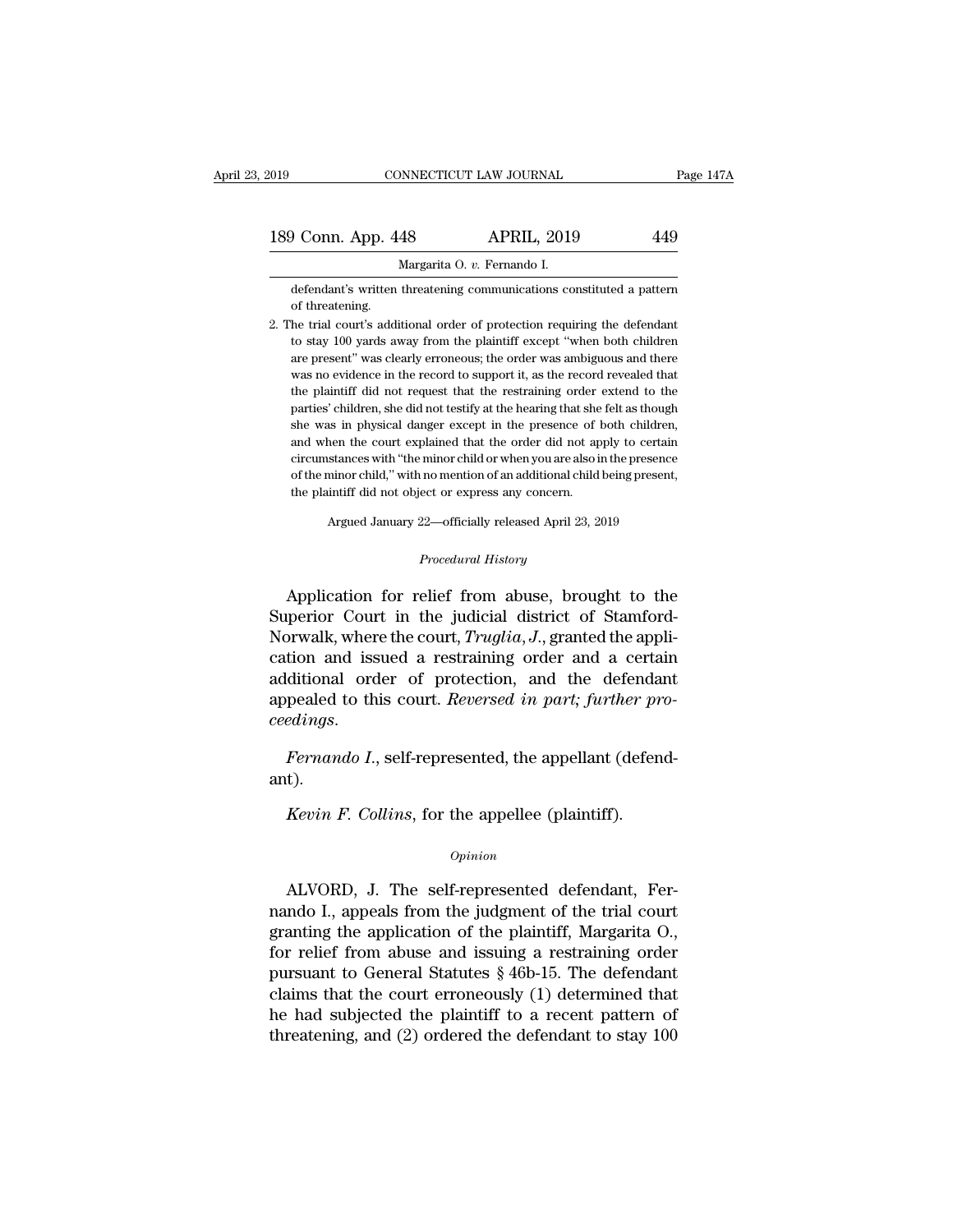defendant's written threatening communications constituted a pattern of threatening.

2. The trial court's additional order of protection requiring the defendant to stay 100 yards away from the plaintiff except "when both children are present" was clearly erroneous; the order was ambiguous and there was no evidence in the record to support it, as the record revealed that the plaintiff did not request that the restraining order extend to the parties' children, she did not testify at the hearing that she felt as though she was in physical danger except in the presence of both children, and when the court explained that the order did not apply to certain circumstances with "the minor child or when you are also in the presence of the minor child," with no mention of an additional child being present, the plaintiff did not object or express any concern.

Argued January 22—officially released April 23, 2019

*Procedural History*

Application for relief from abuse, brought to the Superior Court in the judicial district of Stamford-Norwalk, where the court, *Truglia, J.*, granted the application and issued a restraining order and a certain additional order of protection, and the defendant appealed to this court. *Reversed in part; further proceedings.*

*Fernando I.*, self-represented, the appellant (defendant).

*Kevin F. Collins*, for the appellee (plaintiff).

*Opinion*

ALVORD, J. The self-represented defendant, Fernando I., appeals from the judgment of the trial court granting the application of the plaintiff, Margarita O., for relief from abuse and issuing a restraining order pursuant to General Statutes § 46b-15. The defendant claims that the court erroneously (1) determined that he had subjected the plaintiff to a recent pattern of threatening, and (2) ordered the defendant to stay 100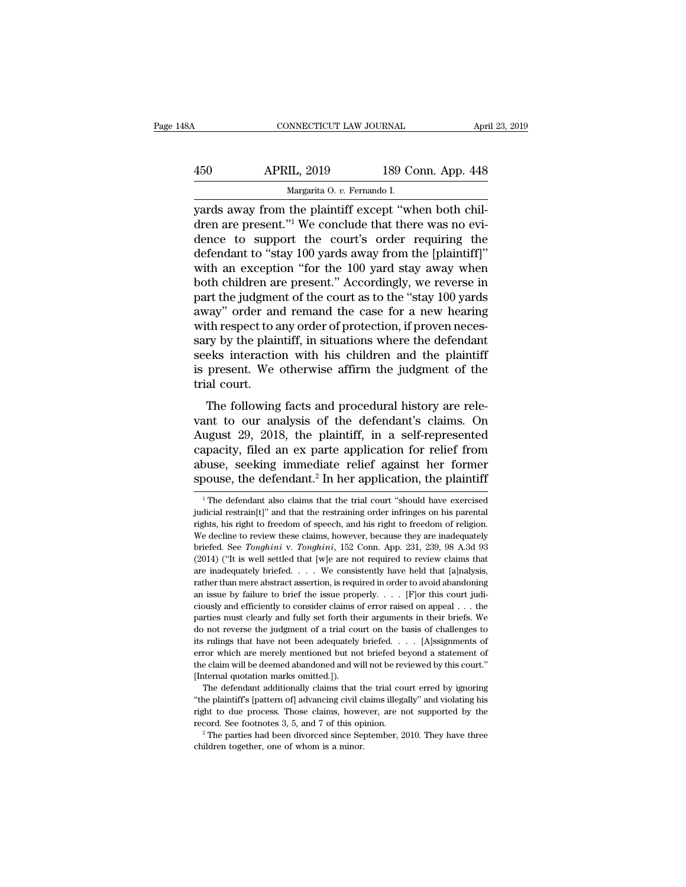yards away from the plaintiff except "when both children are present."[1] We conclude that there was no evidence to support the court's order requiring the defendant to "stay 100 yards away from the [plaintiff]" with an exception "for the 100 yard stay away when both children are present." Accordingly, we reverse in part the judgment of the court as to the "stay 100 yards away" order and remand the case for a new hearing with respect to any order of protection, if proven necessary by the plaintiff, in situations where the defendant seeks interaction with his children and the plaintiff is present. We otherwise affirm the judgment of the trial court.

The following facts and procedural history are relevant to our analysis of the defendant's claims. On August 29, 2018, the plaintiff, in a self-represented capacity, filed an ex parte application for relief from abuse, seeking immediate relief against her former spouse, the defendant.[2] In her application, the plaintiff

---

[1] The defendant also claims that the trial court "should have exercised judicial restrain[t]" and that the restraining order infringes on his parental rights, his right to freedom of speech, and his right to freedom of religion. We decline to review these claims, however, because they are inadequately briefed. See *Tonghini* v. *Tonghini*, 152 Conn. App. 231, 239, 98 A.3d 93 (2014) ("It is well settled that [w]e are not required to review claims that are inadequately briefed. . . . We consistently have held that [a]nalysis, rather than mere abstract assertion, is required in order to avoid abandoning an issue by failure to brief the issue properly. . . . [F]or this court judiciously and efficiently to consider claims of error raised on appeal . . . the parties must clearly and fully set forth their arguments in their briefs. We do not reverse the judgment of a trial court on the basis of challenges to its rulings that have not been adequately briefed. . . . [A]ssignments of error which are merely mentioned but not briefed beyond a statement of the claim will be deemed abandoned and will not be reviewed by this court." [Internal quotation marks omitted.]).

The defendant additionally claims that the trial court erred by ignoring "the plaintiff's [pattern of] advancing civil claims illegally" and violating his right to due process. Those claims, however, are not supported by the record. See footnotes 3, 5, and 7 of this opinion.

[2] The parties had been divorced since September, 2010. They have three children together, one of whom is a minor.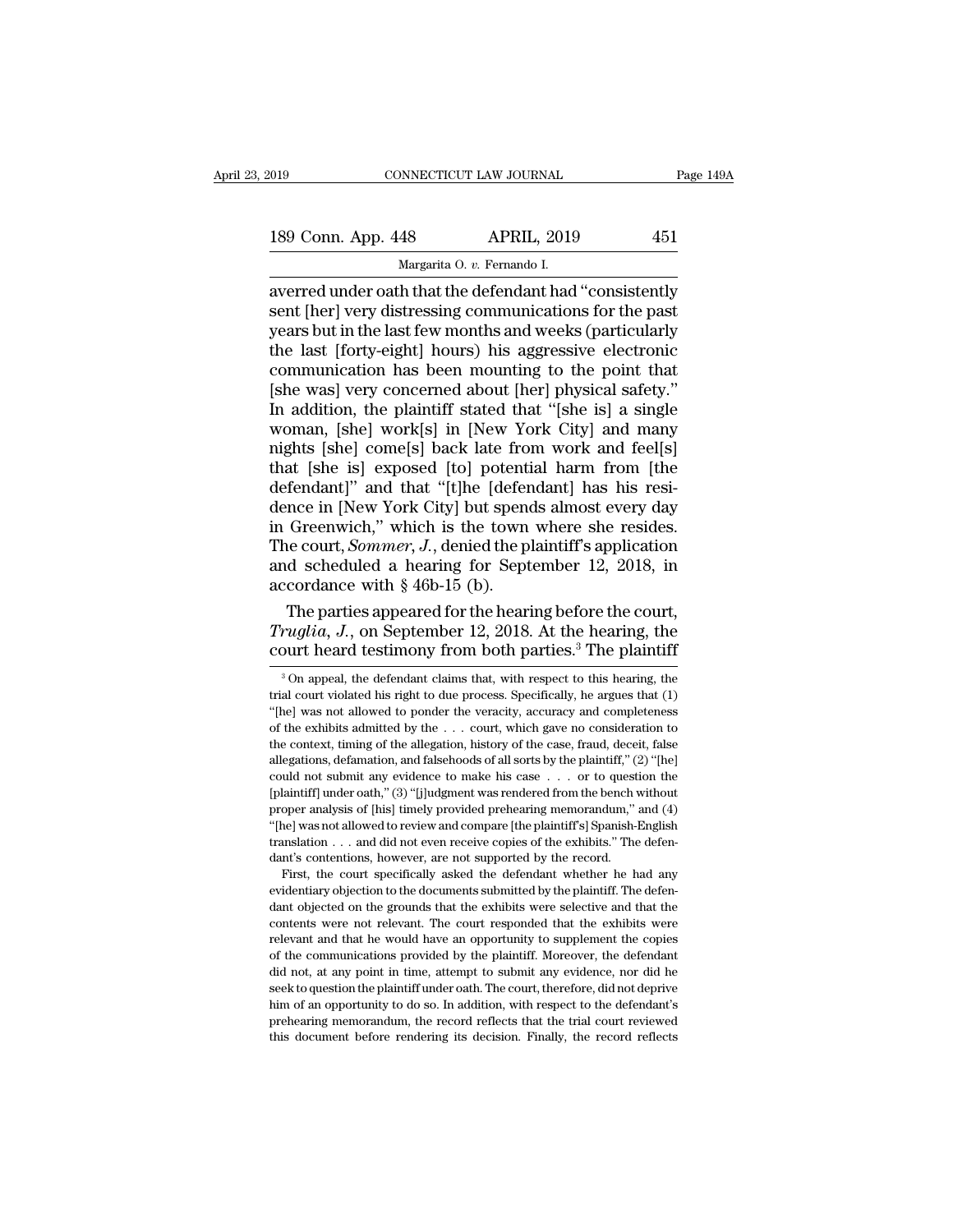averred under oath that the defendant had "consistently sent [her] very distressing communications for the past years but in the last few months and weeks (particularly the last [forty-eight] hours) his aggressive electronic communication has been mounting to the point that [she was] very concerned about [her] physical safety." In addition, the plaintiff stated that "[she is] a single woman, [she] work[s] in [New York City] and many nights [she] come[s] back late from work and feel[s] that [she is] exposed [to] potential harm from [the defendant]" and that "[t]he [defendant] has his residence in [New York City] but spends almost every day in Greenwich," which is the town where she resides. The court, *Sommer, J.*, denied the plaintiff's application and scheduled a hearing for September 12, 2018, in accordance with § 46b-15 (b).

The parties appeared for the hearing before the court, *Truglia, J.*, on September 12, 2018. At the hearing, the court heard testimony from both parties.[3] The plaintiff

---

[3] On appeal, the defendant claims that, with respect to this hearing, the trial court violated his right to due process. Specifically, he argues that (1) "[he] was not allowed to ponder the veracity, accuracy and completeness of the exhibits admitted by the . . . court, which gave no consideration to the context, timing of the allegation, history of the case, fraud, deceit, false allegations, defamation, and falsehoods of all sorts by the plaintiff," (2) "[he] could not submit any evidence to make his case . . . or to question the [plaintiff] under oath," (3) "[j]udgment was rendered from the bench without proper analysis of [his] timely provided prehearing memorandum," and (4) "[he] was not allowed to review and compare [the plaintiff's] Spanish-English translation . . . and did not even receive copies of the exhibits." The defendant's contentions, however, are not supported by the record.

First, the court specifically asked the defendant whether he had any evidentiary objection to the documents submitted by the plaintiff. The defendant objected on the grounds that the exhibits were selective and that the contents were not relevant. The court responded that the exhibits were relevant and that he would have an opportunity to supplement the copies of the communications provided by the plaintiff. Moreover, the defendant did not, at any point in time, attempt to submit any evidence, nor did he seek to question the plaintiff under oath. The court, therefore, did not deprive him of an opportunity to do so. In addition, with respect to the defendant's prehearing memorandum, the record reflects that the trial court reviewed this document before rendering its decision. Finally, the record reflects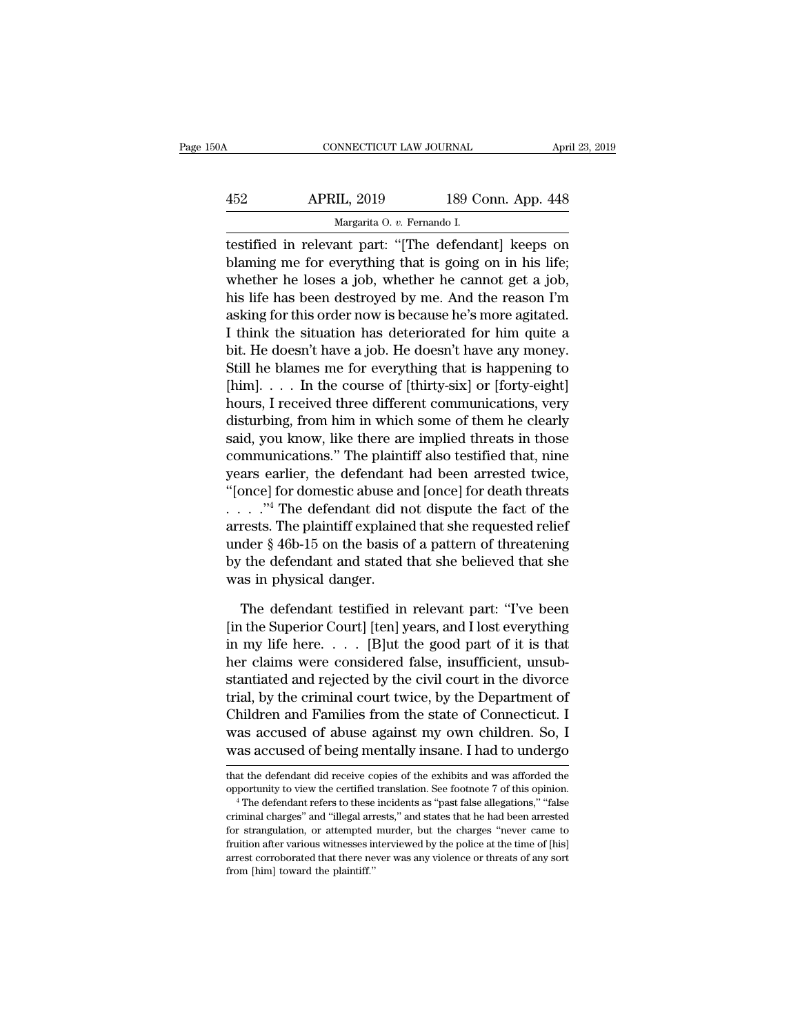testified in relevant part: "[The defendant] keeps on blaming me for everything that is going on in his life; whether he loses a job, whether he cannot get a job, his life has been destroyed by me. And the reason I'm asking for this order now is because he's more agitated. I think the situation has deteriorated for him quite a bit. He doesn't have a job. He doesn't have any money. Still he blames me for everything that is happening to [him]. . . . In the course of [thirty-six] or [forty-eight] hours, I received three different communications, very disturbing, from him in which some of them he clearly said, you know, like there are implied threats in those communications." The plaintiff also testified that, nine years earlier, the defendant had been arrested twice, "[once] for domestic abuse and [once] for death threats . . . ."[4] The defendant did not dispute the fact of the arrests. The plaintiff explained that she requested relief under § 46b-15 on the basis of a pattern of threatening by the defendant and stated that she believed that she was in physical danger.

The defendant testified in relevant part: "I've been [in the Superior Court] [ten] years, and I lost everything in my life here. . . . [B]ut the good part of it is that her claims were considered false, insufficient, unsubstantiated and rejected by the civil court in the divorce trial, by the criminal court twice, by the Department of Children and Families from the state of Connecticut. I was accused of abuse against my own children. So, I was accused of being mentally insane. I had to undergo

---

that the defendant did receive copies of the exhibits and was afforded the opportunity to view the certified translation. See footnote 7 of this opinion.

[4] The defendant refers to these incidents as "past false allegations," "false criminal charges" and "illegal arrests," and states that he had been arrested for strangulation, or attempted murder, but the charges "never came to fruition after various witnesses interviewed by the police at the time of [his] arrest corroborated that there never was any violence or threats of any sort from [him] toward the plaintiff."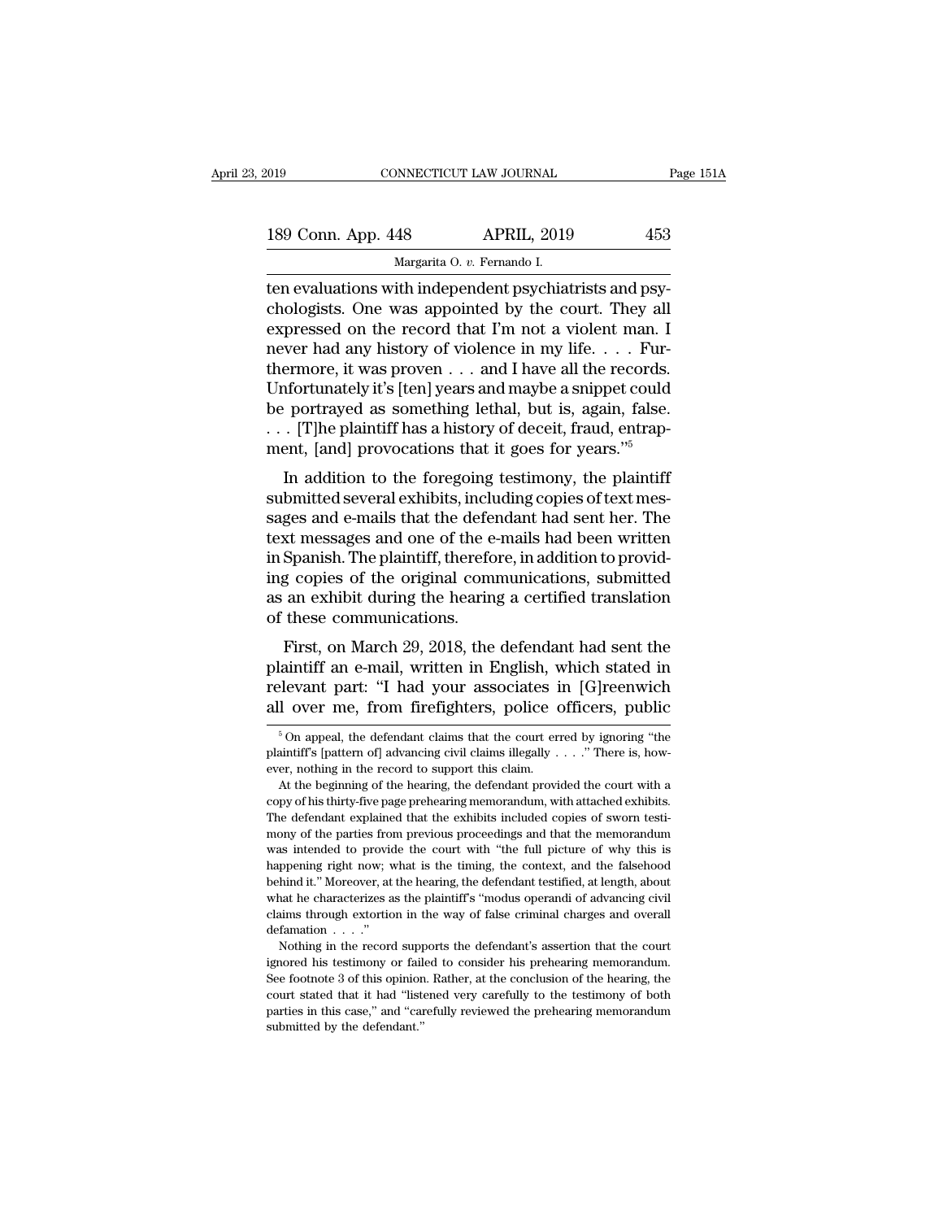ten evaluations with independent psychiatrists and psychologists. One was appointed by the court. They all expressed on the record that I'm not a violent man. I never had any history of violence in my life. . . . Furthermore, it was proven . . . and I have all the records. Unfortunately it's [ten] years and maybe a snippet could be portrayed as something lethal, but is, again, false. . . . [T]he plaintiff has a history of deceit, fraud, entrapment, [and] provocations that it goes for years."[5]

In addition to the foregoing testimony, the plaintiff submitted several exhibits, including copies of text messages and e-mails that the defendant had sent her. The text messages and one of the e-mails had been written in Spanish. The plaintiff, therefore, in addition to providing copies of the original communications, submitted as an exhibit during the hearing a certified translation of these communications.

First, on March 29, 2018, the defendant had sent the plaintiff an e-mail, written in English, which stated in relevant part: "I had your associates in [G]reenwich all over me, from firefighters, police officers, public

---

[5] On appeal, the defendant claims that the court erred by ignoring "the plaintiff's [pattern of] advancing civil claims illegally . . . ." There is, however, nothing in the record to support this claim.

At the beginning of the hearing, the defendant provided the court with a copy of his thirty-five page prehearing memorandum, with attached exhibits. The defendant explained that the exhibits included copies of sworn testimony of the parties from previous proceedings and that the memorandum was intended to provide the court with "the full picture of why this is happening right now; what is the timing, the context, and the falsehood behind it." Moreover, at the hearing, the defendant testified, at length, about what he characterizes as the plaintiff's "modus operandi of advancing civil claims through extortion in the way of false criminal charges and overall defamation . . . ."

Nothing in the record supports the defendant's assertion that the court ignored his testimony or failed to consider his prehearing memorandum. See footnote 3 of this opinion. Rather, at the conclusion of the hearing, the court stated that it had "listened very carefully to the testimony of both parties in this case," and "carefully reviewed the prehearing memorandum submitted by the defendant."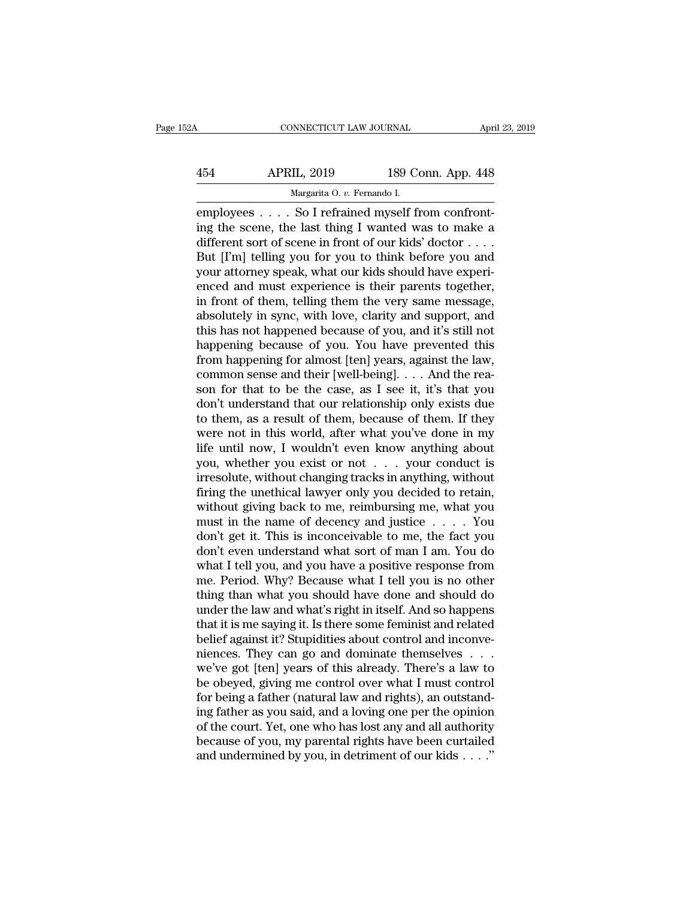employees . . . . So I refrained myself from confronting the scene, the last thing I wanted was to make a different sort of scene in front of our kids' doctor . . . . But [I'm] telling you for you to think before you and your attorney speak, what our kids should have experienced and must experience is their parents together, in front of them, telling them the very same message, absolutely in sync, with love, clarity and support, and this has not happened because of you, and it's still not happening because of you. You have prevented this from happening for almost [ten] years, against the law, common sense and their [well-being]. . . . And the reason for that to be the case, as I see it, it's that you don't understand that our relationship only exists due to them, as a result of them, because of them. If they were not in this world, after what you've done in my life until now, I wouldn't even know anything about you, whether you exist or not . . . your conduct is irresolute, without changing tracks in anything, without firing the unethical lawyer only you decided to retain, without giving back to me, reimbursing me, what you must in the name of decency and justice . . . . You don't get it. This is inconceivable to me, the fact you don't even understand what sort of man I am. You do what I tell you, and you have a positive response from me. Period. Why? Because what I tell you is no other thing than what you should have done and should do under the law and what's right in itself. And so happens that it is me saying it. Is there some feminist and related belief against it? Stupidities about control and inconveniences. They can go and dominate themselves . . . we've got [ten] years of this already. There's a law to be obeyed, giving me control over what I must control for being a father (natural law and rights), an outstanding father as you said, and a loving one per the opinion of the court. Yet, one who has lost any and all authority because of you, my parental rights have been curtailed and undermined by you, in detriment of our kids . . . ."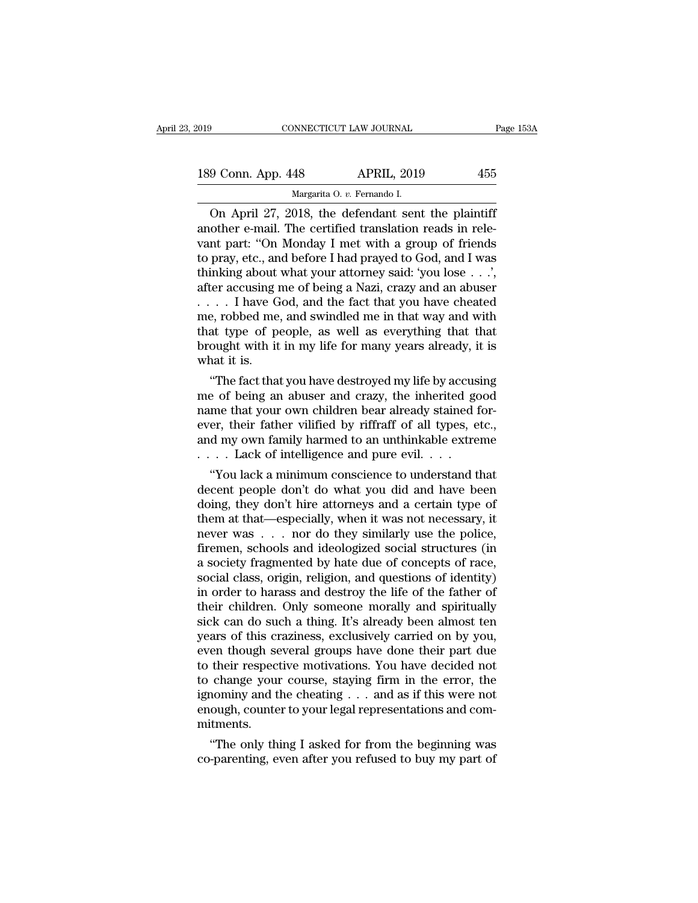On April 27, 2018, the defendant sent the plaintiff another e-mail. The certified translation reads in relevant part: "On Monday I met with a group of friends to pray, etc., and before I had prayed to God, and I was thinking about what your attorney said: 'you lose . . .', after accusing me of being a Nazi, crazy and an abuser . . . . I have God, and the fact that you have cheated me, robbed me, and swindled me in that way and with that type of people, as well as everything that that brought with it in my life for many years already, it is what it is.

"The fact that you have destroyed my life by accusing me of being an abuser and crazy, the inherited good name that your own children bear already stained forever, their father vilified by riffraff of all types, etc., and my own family harmed to an unthinkable extreme . . . . Lack of intelligence and pure evil. . . .

"You lack a minimum conscience to understand that decent people don't do what you did and have been doing, they don't hire attorneys and a certain type of them at that—especially, when it was not necessary, it never was . . . nor do they similarly use the police, firemen, schools and ideologized social structures (in a society fragmented by hate due of concepts of race, social class, origin, religion, and questions of identity) in order to harass and destroy the life of the father of their children. Only someone morally and spiritually sick can do such a thing. It's already been almost ten years of this craziness, exclusively carried on by you, even though several groups have done their part due to their respective motivations. You have decided not to change your course, staying firm in the error, the ignominy and the cheating . . . and as if this were not enough, counter to your legal representations and commitments.

"The only thing I asked for from the beginning was co-parenting, even after you refused to buy my part of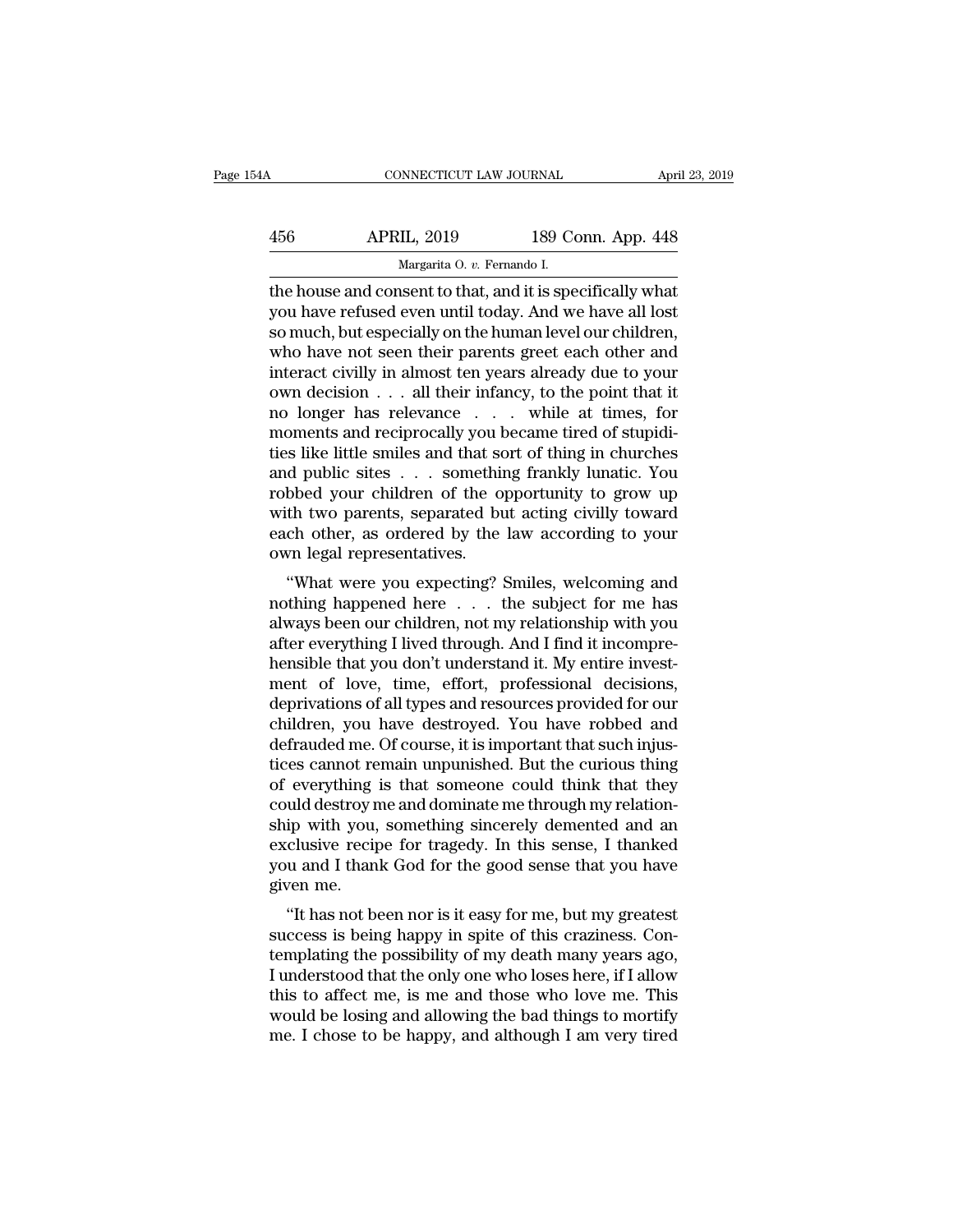the house and consent to that, and it is specifically what you have refused even until today. And we have all lost so much, but especially on the human level our children, who have not seen their parents greet each other and interact civilly in almost ten years already due to your own decision . . . all their infancy, to the point that it no longer has relevance . . . while at times, for moments and reciprocally you became tired of stupidities like little smiles and that sort of thing in churches and public sites . . . something frankly lunatic. You robbed your children of the opportunity to grow up with two parents, separated but acting civilly toward each other, as ordered by the law according to your own legal representatives.

"What were you expecting? Smiles, welcoming and nothing happened here . . . the subject for me has always been our children, not my relationship with you after everything I lived through. And I find it incomprehensible that you don't understand it. My entire investment of love, time, effort, professional decisions, deprivations of all types and resources provided for our children, you have destroyed. You have robbed and defrauded me. Of course, it is important that such injustices cannot remain unpunished. But the curious thing of everything is that someone could think that they could destroy me and dominate me through my relationship with you, something sincerely demented and an exclusive recipe for tragedy. In this sense, I thanked you and I thank God for the good sense that you have given me.

"It has not been nor is it easy for me, but my greatest success is being happy in spite of this craziness. Contemplating the possibility of my death many years ago, I understood that the only one who loses here, if I allow this to affect me, is me and those who love me. This would be losing and allowing the bad things to mortify me. I chose to be happy, and although I am very tired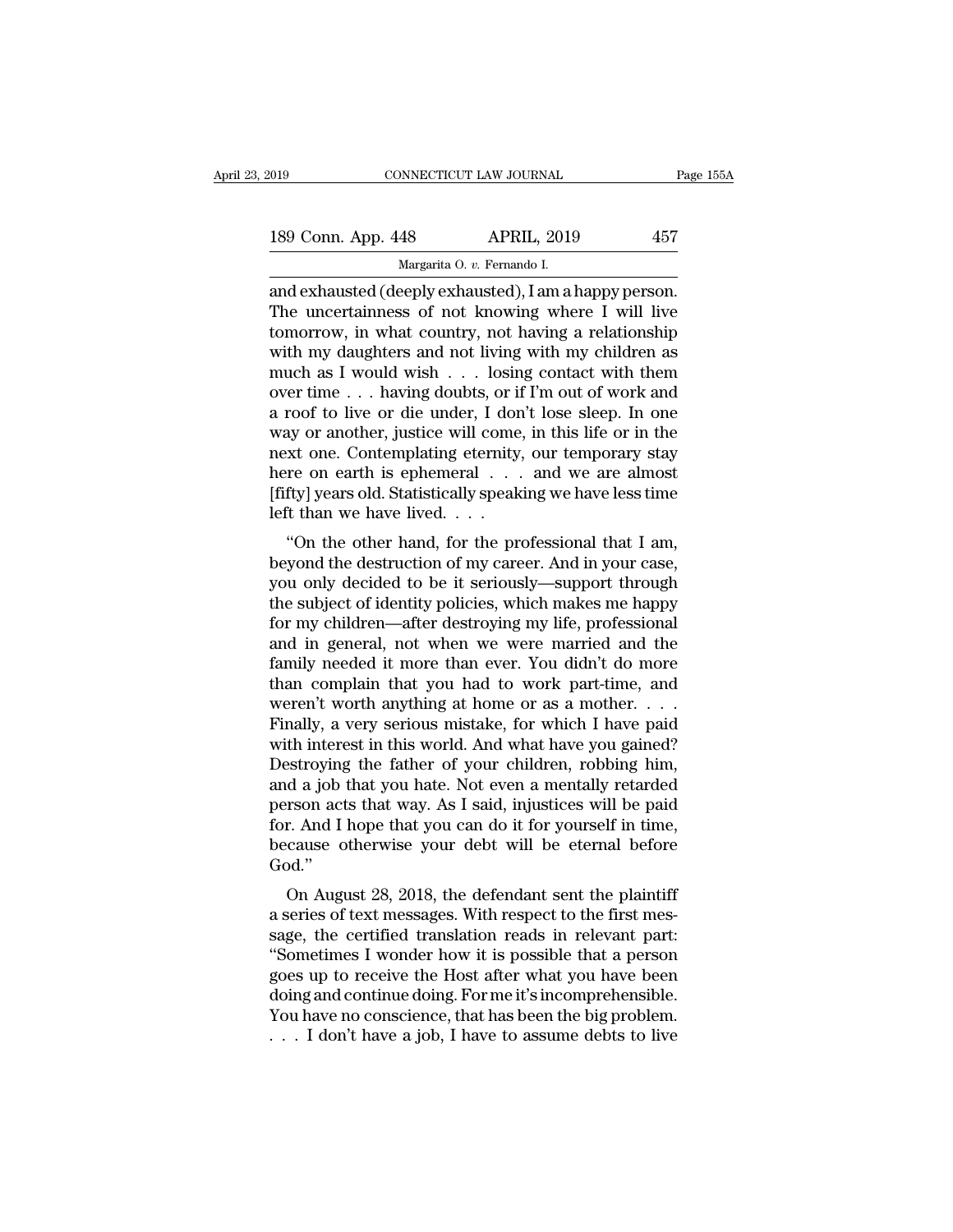and exhausted (deeply exhausted), I am a happy person. The uncertainness of not knowing where I will live tomorrow, in what country, not having a relationship with my daughters and not living with my children as much as I would wish . . . losing contact with them over time . . . having doubts, or if I'm out of work and a roof to live or die under, I don't lose sleep. In one way or another, justice will come, in this life or in the next one. Contemplating eternity, our temporary stay here on earth is ephemeral . . . and we are almost [fifty] years old. Statistically speaking we have less time left than we have lived. . . .

"On the other hand, for the professional that I am, beyond the destruction of my career. And in your case, you only decided to be it seriously—support through the subject of identity policies, which makes me happy for my children—after destroying my life, professional and in general, not when we were married and the family needed it more than ever. You didn't do more than complain that you had to work part-time, and weren't worth anything at home or as a mother. . . . Finally, a very serious mistake, for which I have paid with interest in this world. And what have you gained? Destroying the father of your children, robbing him, and a job that you hate. Not even a mentally retarded person acts that way. As I said, injustices will be paid for. And I hope that you can do it for yourself in time, because otherwise your debt will be eternal before God."

On August 28, 2018, the defendant sent the plaintiff a series of text messages. With respect to the first message, the certified translation reads in relevant part: "Sometimes I wonder how it is possible that a person goes up to receive the Host after what you have been doing and continue doing. For me it's incomprehensible. You have no conscience, that has been the big problem. . . . I don't have a job, I have to assume debts to live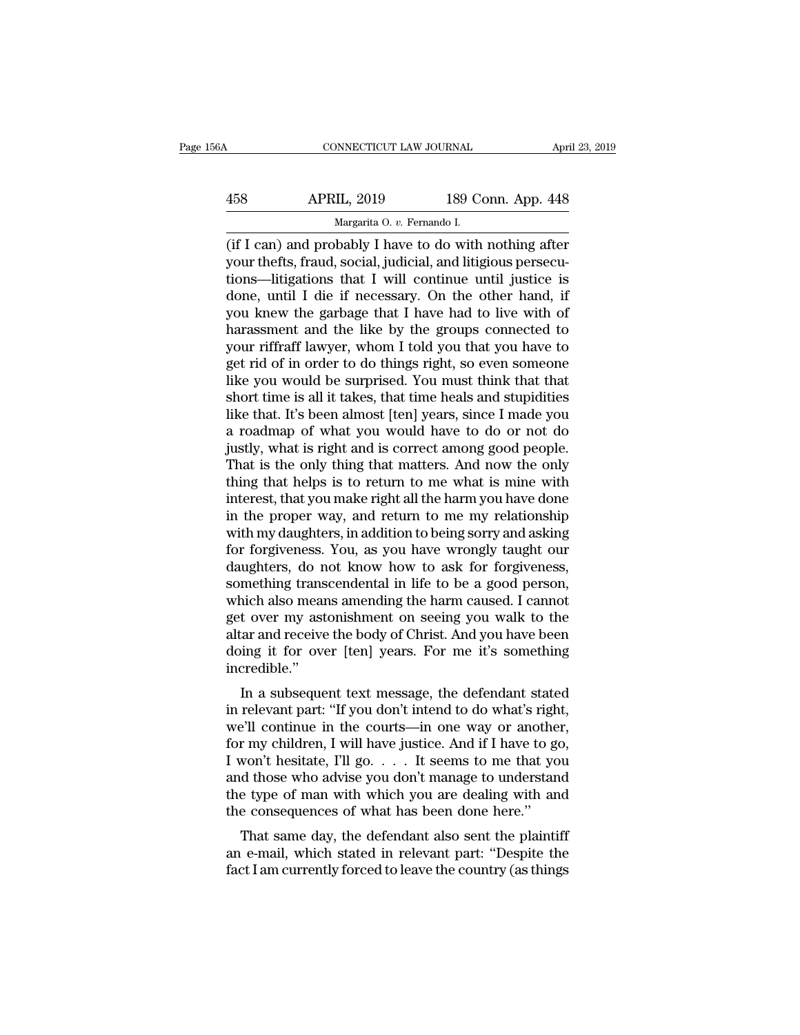(if I can) and probably I have to do with nothing after your thefts, fraud, social, judicial, and litigious persecutions—litigations that I will continue until justice is done, until I die if necessary. On the other hand, if you knew the garbage that I have had to live with of harassment and the like by the groups connected to your riffraff lawyer, whom I told you that you have to get rid of in order to do things right, so even someone like you would be surprised. You must think that that short time is all it takes, that time heals and stupidities like that. It's been almost [ten] years, since I made you a roadmap of what you would have to do or not do justly, what is right and is correct among good people. That is the only thing that matters. And now the only thing that helps is to return to me what is mine with interest, that you make right all the harm you have done in the proper way, and return to me my relationship with my daughters, in addition to being sorry and asking for forgiveness. You, as you have wrongly taught our daughters, do not know how to ask for forgiveness, something transcendental in life to be a good person, which also means amending the harm caused. I cannot get over my astonishment on seeing you walk to the altar and receive the body of Christ. And you have been doing it for over [ten] years. For me it's something incredible."

In a subsequent text message, the defendant stated in relevant part: "If you don't intend to do what's right, we'll continue in the courts—in one way or another, for my children, I will have justice. And if I have to go, I won't hesitate, I'll go. . . . It seems to me that you and those who advise you don't manage to understand the type of man with which you are dealing with and the consequences of what has been done here."

That same day, the defendant also sent the plaintiff an e-mail, which stated in relevant part: "Despite the fact I am currently forced to leave the country (as things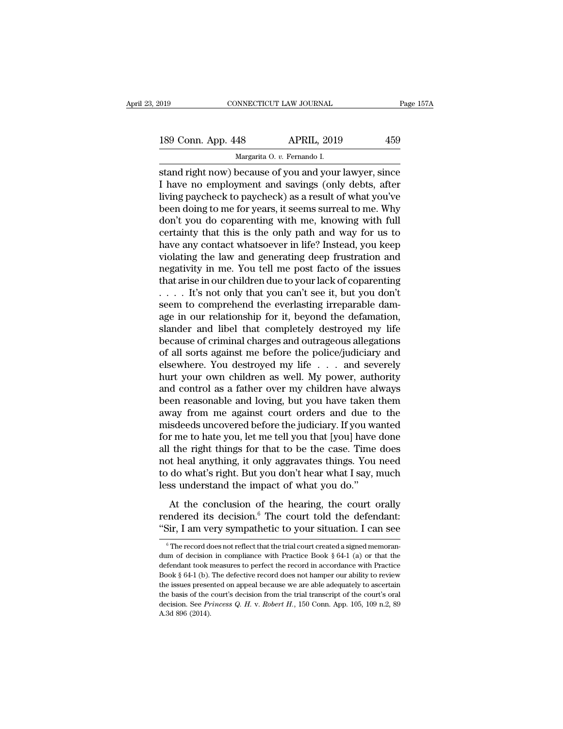stand right now) because of you and your lawyer, since I have no employment and savings (only debts, after living paycheck to paycheck) as a result of what you've been doing to me for years, it seems surreal to me. Why don't you do coparenting with me, knowing with full certainty that this is the only path and way for us to have any contact whatsoever in life? Instead, you keep violating the law and generating deep frustration and negativity in me. You tell me post facto of the issues that arise in our children due to your lack of coparenting . . . . It's not only that you can't see it, but you don't seem to comprehend the everlasting irreparable damage in our relationship for it, beyond the defamation, slander and libel that completely destroyed my life because of criminal charges and outrageous allegations of all sorts against me before the police/judiciary and elsewhere. You destroyed my life . . . and severely hurt your own children as well. My power, authority and control as a father over my children have always been reasonable and loving, but you have taken them away from me against court orders and due to the misdeeds uncovered before the judiciary. If you wanted for me to hate you, let me tell you that [you] have done all the right things for that to be the case. Time does not heal anything, it only aggravates things. You need to do what's right. But you don't hear what I say, much less understand the impact of what you do."

At the conclusion of the hearing, the court orally rendered its decision.[6] The court told the defendant: "Sir, I am very sympathetic to your situation. I can see

[6] The record does not reflect that the trial court created a signed memorandum of decision in compliance with Practice Book § 64-1 (a) or that the defendant took measures to perfect the record in accordance with Practice Book § 64-1 (b). The defective record does not hamper our ability to review the issues presented on appeal because we are able adequately to ascertain the basis of the court's decision from the trial transcript of the court's oral decision. See *Princess Q. H.* v. *Robert H.*, 150 Conn. App. 105, 109 n.2, 89 A.3d 896 (2014).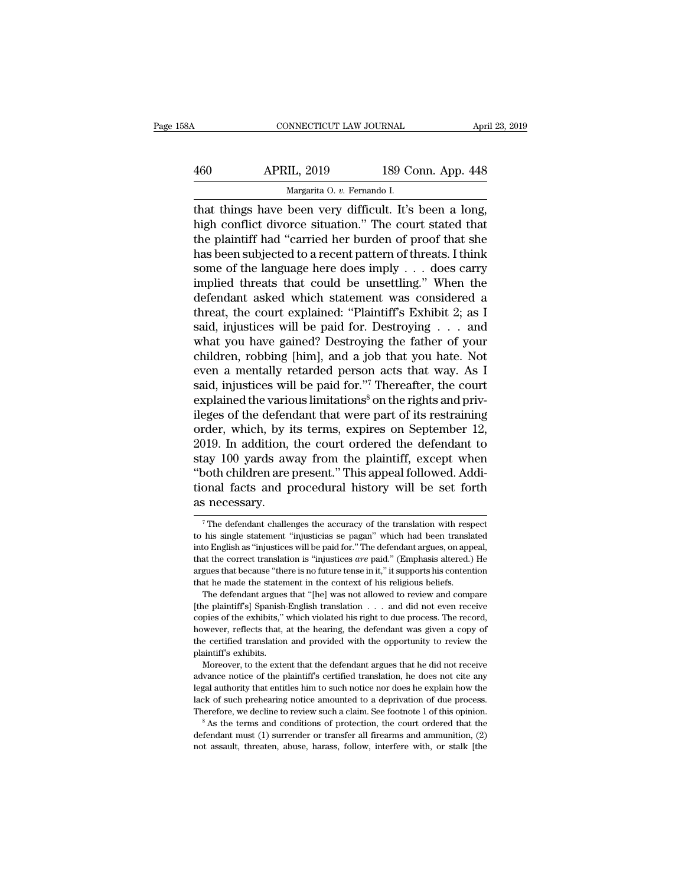that things have been very difficult. It's been a long, high conflict divorce situation." The court stated that the plaintiff had "carried her burden of proof that she has been subjected to a recent pattern of threats. I think some of the language here does imply . . . does carry implied threats that could be unsettling." When the defendant asked which statement was considered a threat, the court explained: "Plaintiff's Exhibit 2; as I said, injustices will be paid for. Destroying . . . and what you have gained? Destroying the father of your children, robbing [him], and a job that you hate. Not even a mentally retarded person acts that way. As I said, injustices will be paid for."[7] Thereafter, the court explained the various limitations[8] on the rights and privileges of the defendant that were part of its restraining order, which, by its terms, expires on September 12, 2019. In addition, the court ordered the defendant to stay 100 yards away from the plaintiff, except when "both children are present." This appeal followed. Additional facts and procedural history will be set forth as necessary.

---

[7] The defendant challenges the accuracy of the translation with respect to his single statement "injusticias se pagan" which had been translated into English as "injustices will be paid for." The defendant argues, on appeal, that the correct translation is "injustices *are* paid." (Emphasis altered.) He argues that because "there is no future tense in it," it supports his contention that he made the statement in the context of his religious beliefs.

The defendant argues that "[he] was not allowed to review and compare [the plaintiff's] Spanish-English translation . . . and did not even receive copies of the exhibits," which violated his right to due process. The record, however, reflects that, at the hearing, the defendant was given a copy of the certified translation and provided with the opportunity to review the plaintiff's exhibits.

Moreover, to the extent that the defendant argues that he did not receive advance notice of the plaintiff's certified translation, he does not cite any legal authority that entitles him to such notice nor does he explain how the lack of such prehearing notice amounted to a deprivation of due process. Therefore, we decline to review such a claim. See footnote 1 of this opinion.

[8] As the terms and conditions of protection, the court ordered that the defendant must (1) surrender or transfer all firearms and ammunition, (2) not assault, threaten, abuse, harass, follow, interfere with, or stalk [the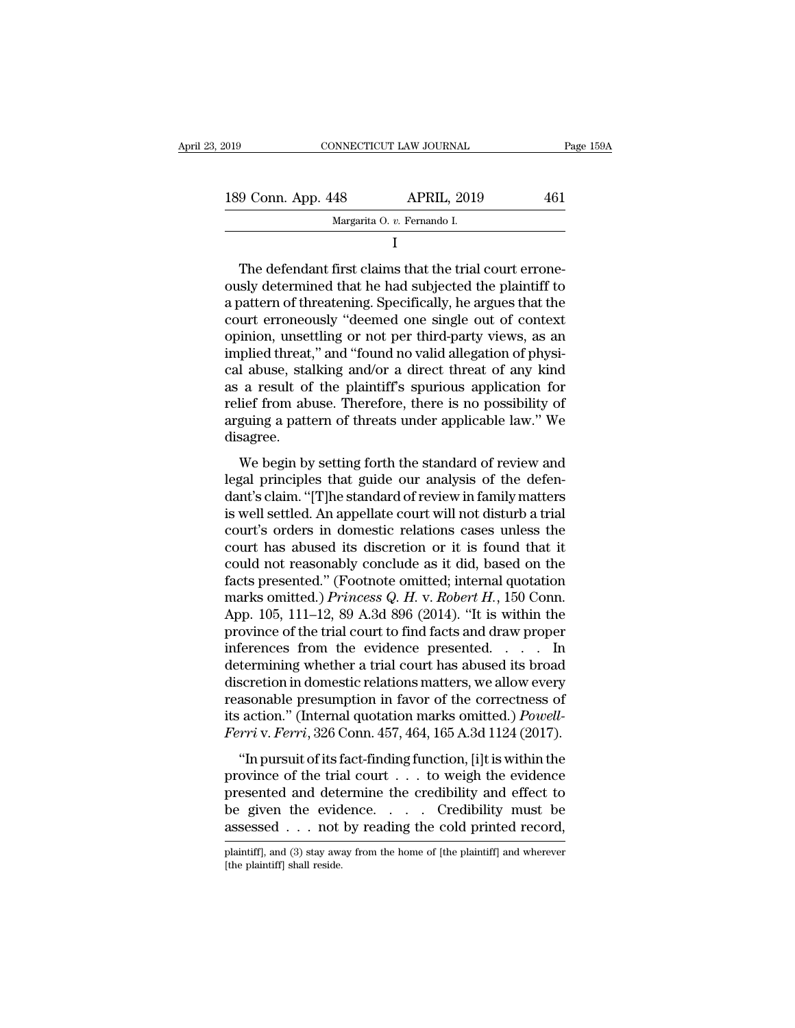I

The defendant first claims that the trial court erroneously determined that he had subjected the plaintiff to a pattern of threatening. Specifically, he argues that the court erroneously "deemed one single out of context opinion, unsettling or not per third-party views, as an implied threat," and "found no valid allegation of physical abuse, stalking and/or a direct threat of any kind as a result of the plaintiff's spurious application for relief from abuse. Therefore, there is no possibility of arguing a pattern of threats under applicable law." We disagree.

We begin by setting forth the standard of review and legal principles that guide our analysis of the defendant's claim. "[T]he standard of review in family matters is well settled. An appellate court will not disturb a trial court's orders in domestic relations cases unless the court has abused its discretion or it is found that it could not reasonably conclude as it did, based on the facts presented." (Footnote omitted; internal quotation marks omitted.) *Princess Q. H.* v. *Robert H.*, 150 Conn. App. 105, 111–12, 89 A.3d 896 (2014). "It is within the province of the trial court to find facts and draw proper inferences from the evidence presented. . . . In determining whether a trial court has abused its broad discretion in domestic relations matters, we allow every reasonable presumption in favor of the correctness of its action." (Internal quotation marks omitted.) *Powell-Ferri* v. *Ferri*, 326 Conn. 457, 464, 165 A.3d 1124 (2017).

"In pursuit of its fact-finding function, [i]t is within the province of the trial court . . . to weigh the evidence presented and determine the credibility and effect to be given the evidence. . . . Credibility must be assessed . . . not by reading the cold printed record,

plaintiff], and (3) stay away from the home of [the plaintiff] and wherever [the plaintiff] shall reside.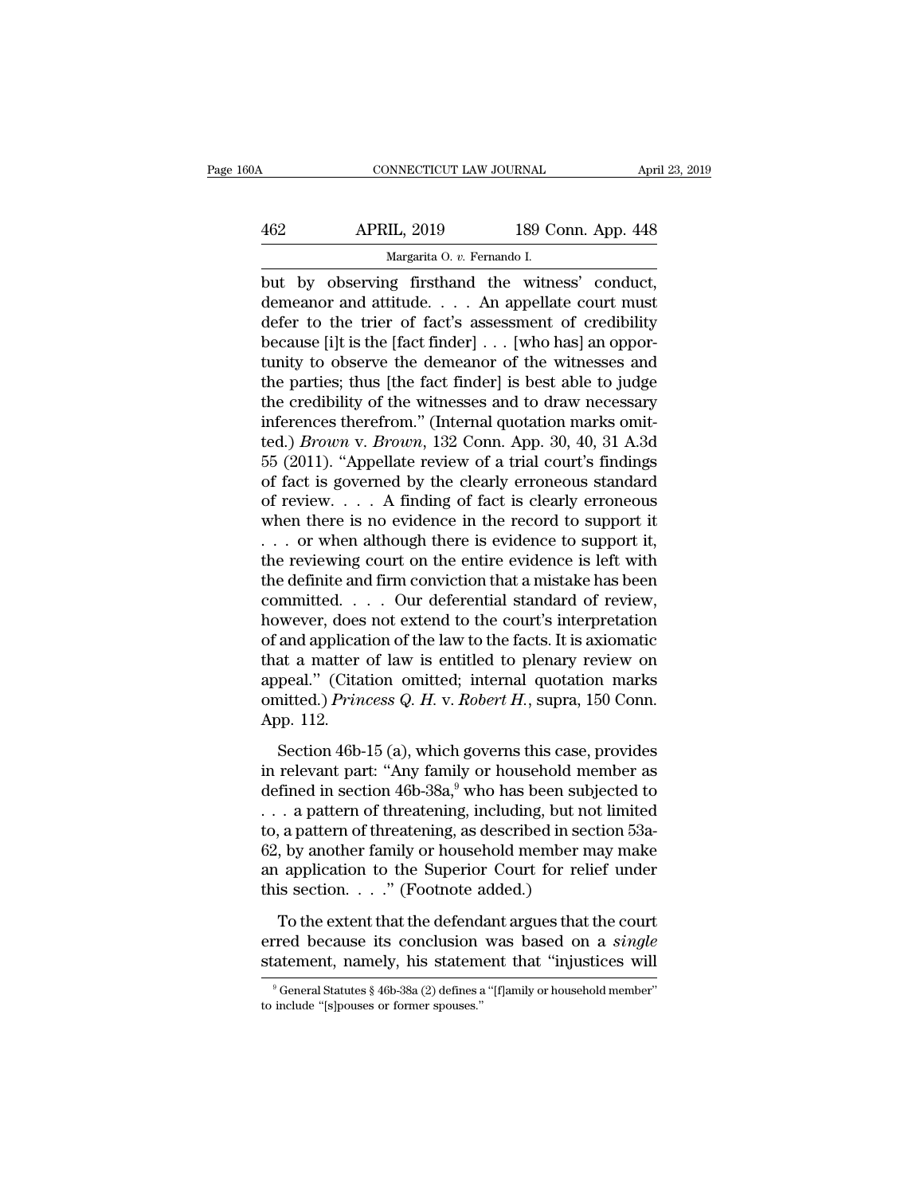but by observing firsthand the witness' conduct, demeanor and attitude. . . . An appellate court must defer to the trier of fact's assessment of credibility because [i]t is the [fact finder] . . . [who has] an opportunity to observe the demeanor of the witnesses and the parties; thus [the fact finder] is best able to judge the credibility of the witnesses and to draw necessary inferences therefrom." (Internal quotation marks omitted.) *Brown* v. *Brown*, 132 Conn. App. 30, 40, 31 A.3d 55 (2011). "Appellate review of a trial court's findings of fact is governed by the clearly erroneous standard of review. . . . A finding of fact is clearly erroneous when there is no evidence in the record to support it . . . or when although there is evidence to support it, the reviewing court on the entire evidence is left with the definite and firm conviction that a mistake has been committed. . . . Our deferential standard of review, however, does not extend to the court's interpretation of and application of the law to the facts. It is axiomatic that a matter of law is entitled to plenary review on appeal." (Citation omitted; internal quotation marks omitted.) *Princess Q. H.* v. *Robert H.*, supra, 150 Conn. App. 112.

Section 46b-15 (a), which governs this case, provides in relevant part: "Any family or household member as defined in section 46b-38a,[9] who has been subjected to . . . a pattern of threatening, including, but not limited to, a pattern of threatening, as described in section 53a-62, by another family or household member may make an application to the Superior Court for relief under this section. . . ." (Footnote added.)

To the extent that the defendant argues that the court erred because its conclusion was based on a *single* statement, namely, his statement that "injustices will

[9] General Statutes § 46b-38a (2) defines a "[f]amily or household member" to include "[s]pouses or former spouses."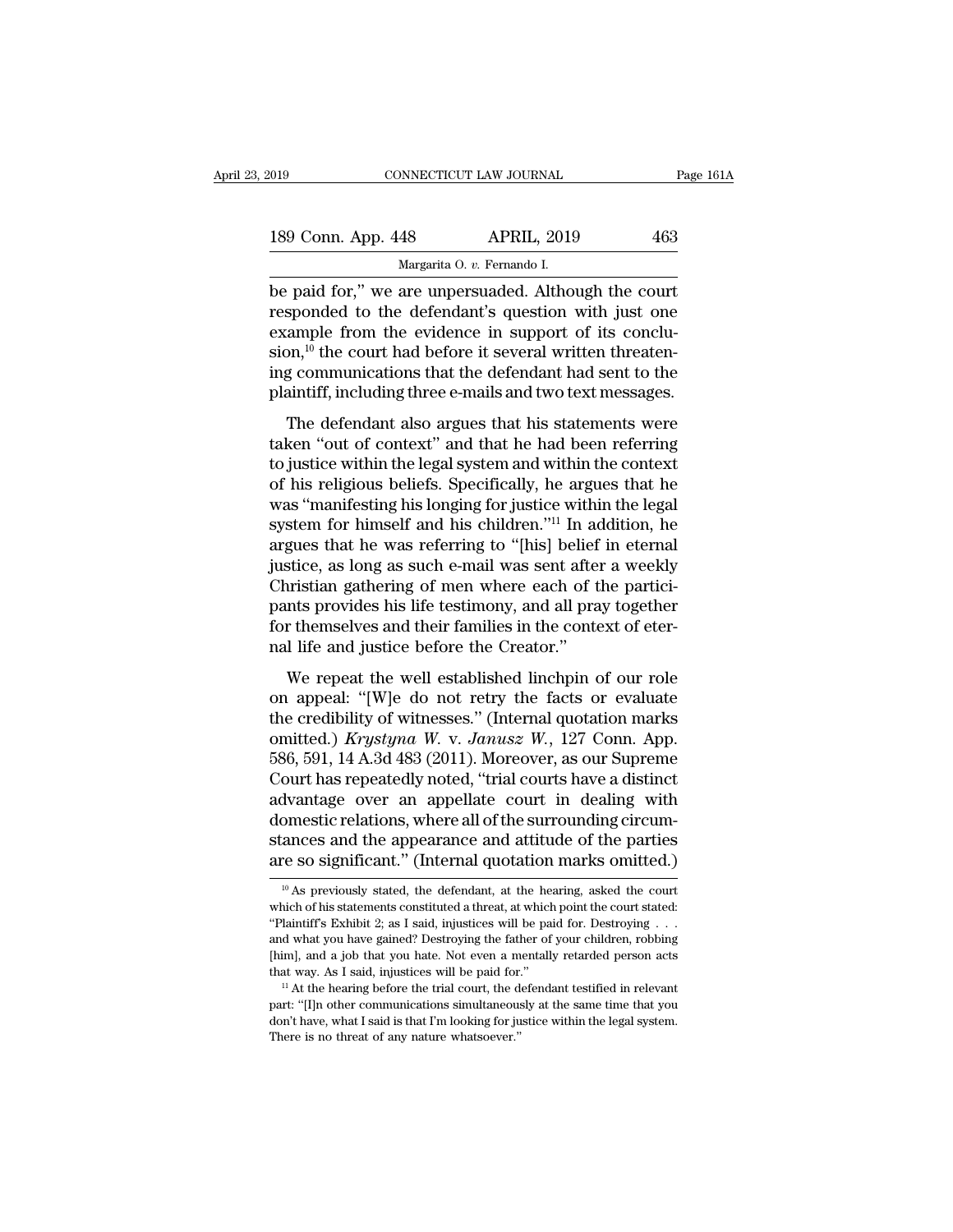be paid for," we are unpersuaded. Although the court responded to the defendant's question with just one example from the evidence in support of its conclusion,[10] the court had before it several written threatening communications that the defendant had sent to the plaintiff, including three e-mails and two text messages.

The defendant also argues that his statements were taken "out of context" and that he had been referring to justice within the legal system and within the context of his religious beliefs. Specifically, he argues that he was "manifesting his longing for justice within the legal system for himself and his children."[11] In addition, he argues that he was referring to "[his] belief in eternal justice, as long as such e-mail was sent after a weekly Christian gathering of men where each of the participants provides his life testimony, and all pray together for themselves and their families in the context of eternal life and justice before the Creator."

We repeat the well established linchpin of our role on appeal: "[W]e do not retry the facts or evaluate the credibility of witnesses." (Internal quotation marks omitted.) *Krystyna W.* v. *Janusz W.*, 127 Conn. App. 586, 591, 14 A.3d 483 (2011). Moreover, as our Supreme Court has repeatedly noted, "trial courts have a distinct advantage over an appellate court in dealing with domestic relations, where all of the surrounding circumstances and the appearance and attitude of the parties are so significant." (Internal quotation marks omitted.)

---

[10] As previously stated, the defendant, at the hearing, asked the court which of his statements constituted a threat, at which point the court stated: "Plaintiff's Exhibit 2; as I said, injustices will be paid for. Destroying . . . and what you have gained? Destroying the father of your children, robbing [him], and a job that you hate. Not even a mentally retarded person acts that way. As I said, injustices will be paid for."

[11] At the hearing before the trial court, the defendant testified in relevant part: "[I]n other communications simultaneously at the same time that you don't have, what I said is that I'm looking for justice within the legal system. There is no threat of any nature whatsoever."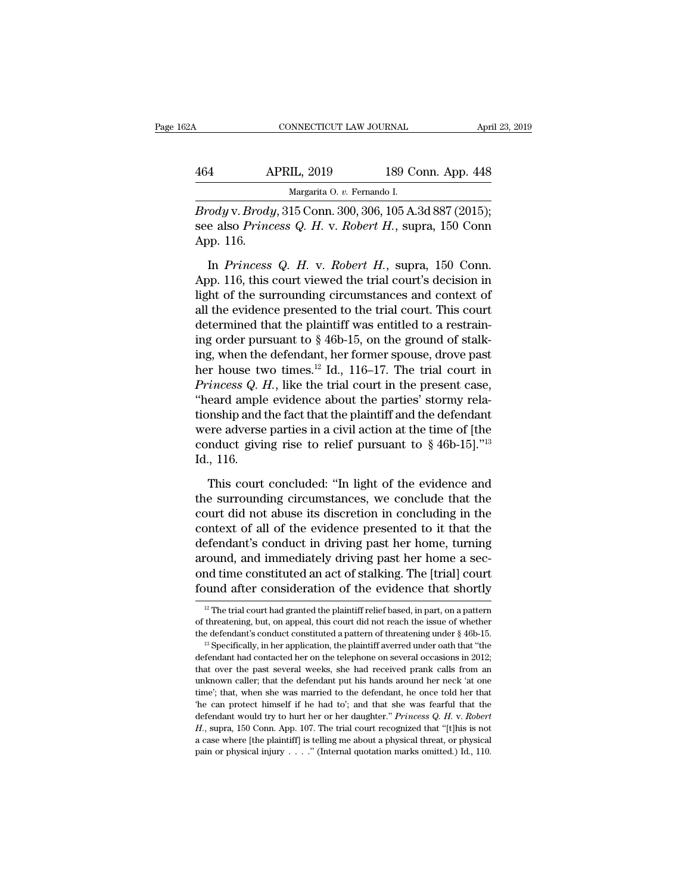*Brody* v. *Brody*, 315 Conn. 300, 306, 105 A.3d 887 (2015); see also *Princess Q. H.* v. *Robert H.*, supra, 150 Conn App. 116.

In *Princess Q. H.* v. *Robert H.*, supra, 150 Conn. App. 116, this court viewed the trial court's decision in light of the surrounding circumstances and context of all the evidence presented to the trial court. This court determined that the plaintiff was entitled to a restraining order pursuant to § 46b-15, on the ground of stalking, when the defendant, her former spouse, drove past her house two times.[12] Id., 116–17. The trial court in *Princess Q. H.*, like the trial court in the present case, "heard ample evidence about the parties' stormy relationship and the fact that the plaintiff and the defendant were adverse parties in a civil action at the time of [the conduct giving rise to relief pursuant to § 46b-15]."[13] Id., 116.

This court concluded: "In light of the evidence and the surrounding circumstances, we conclude that the court did not abuse its discretion in concluding in the context of all of the evidence presented to it that the defendant's conduct in driving past her home, turning around, and immediately driving past her home a second time constituted an act of stalking. The [trial] court found after consideration of the evidence that shortly

[12] The trial court had granted the plaintiff relief based, in part, on a pattern of threatening, but, on appeal, this court did not reach the issue of whether the defendant's conduct constituted a pattern of threatening under § 46b-15.

[13] Specifically, in her application, the plaintiff averred under oath that "the defendant had contacted her on the telephone on several occasions in 2012; that over the past several weeks, she had received prank calls from an unknown caller; that the defendant put his hands around her neck 'at one time'; that, when she was married to the defendant, he once told her that 'he can protect himself if he had to'; and that she was fearful that the defendant would try to hurt her or her daughter." *Princess Q. H.* v. *Robert H.*, supra, 150 Conn. App. 107. The trial court recognized that "[t]his is not a case where [the plaintiff] is telling me about a physical threat, or physical pain or physical injury . . . ." (Internal quotation marks omitted.) Id., 110.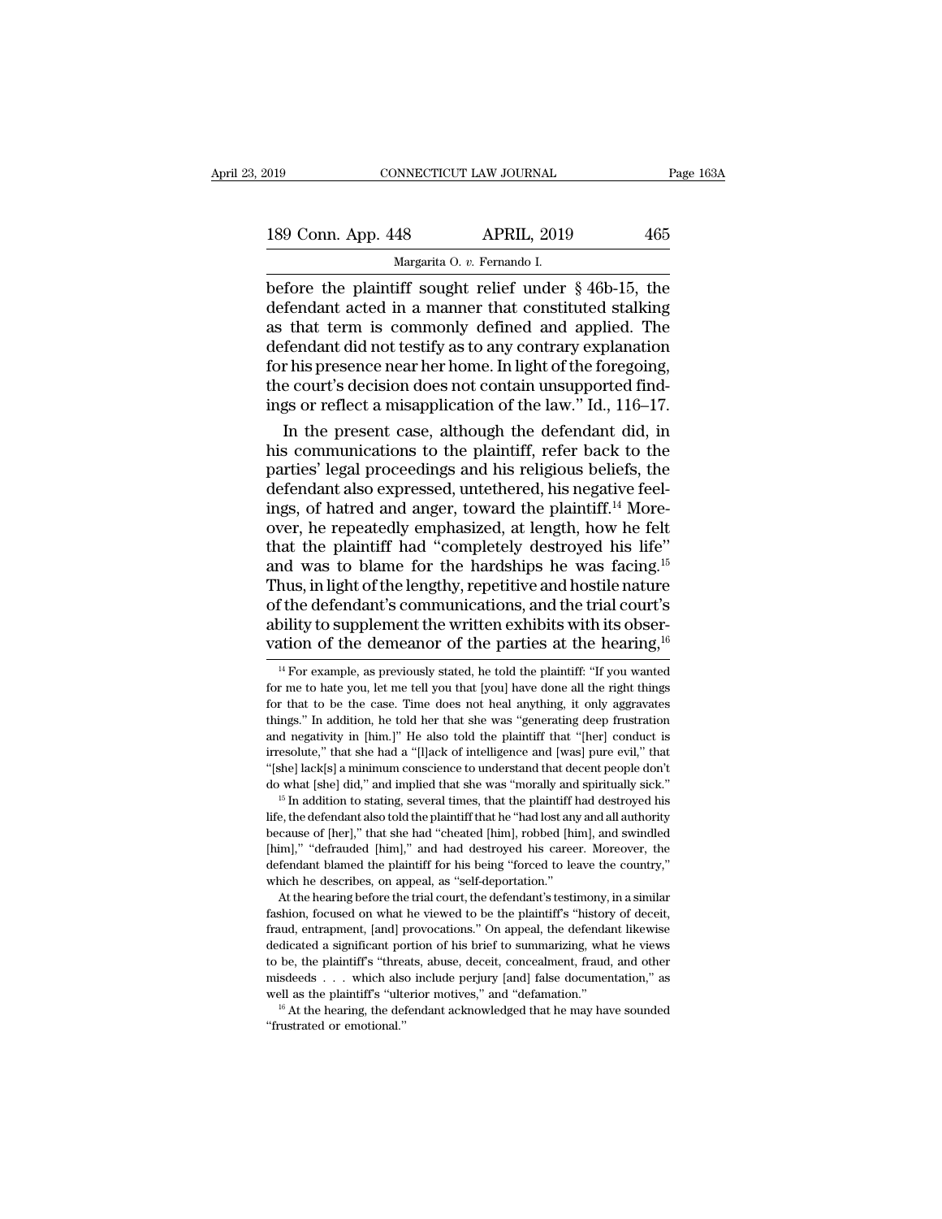before the plaintiff sought relief under § 46b-15, the defendant acted in a manner that constituted stalking as that term is commonly defined and applied. The defendant did not testify as to any contrary explanation for his presence near her home. In light of the foregoing, the court's decision does not contain unsupported findings or reflect a misapplication of the law." Id., 116–17.

In the present case, although the defendant did, in his communications to the plaintiff, refer back to the parties' legal proceedings and his religious beliefs, the defendant also expressed, untethered, his negative feelings, of hatred and anger, toward the plaintiff.[14] Moreover, he repeatedly emphasized, at length, how he felt that the plaintiff had "completely destroyed his life" and was to blame for the hardships he was facing.[15] Thus, in light of the lengthy, repetitive and hostile nature of the defendant's communications, and the trial court's ability to supplement the written exhibits with its observation of the demeanor of the parties at the hearing,[16]

---

[14] For example, as previously stated, he told the plaintiff: "If you wanted for me to hate you, let me tell you that [you] have done all the right things for that to be the case. Time does not heal anything, it only aggravates things." In addition, he told her that she was "generating deep frustration and negativity in [him.]" He also told the plaintiff that "[her] conduct is irresolute," that she had a "[l]ack of intelligence and [was] pure evil," that "[she] lack[s] a minimum conscience to understand that decent people don't do what [she] did," and implied that she was "morally and spiritually sick."

[15] In addition to stating, several times, that the plaintiff had destroyed his life, the defendant also told the plaintiff that he "had lost any and all authority because of [her]," that she had "cheated [him], robbed [him], and swindled [him]," "defrauded [him]," and had destroyed his career. Moreover, the defendant blamed the plaintiff for his being "forced to leave the country," which he describes, on appeal, as "self-deportation."

At the hearing before the trial court, the defendant's testimony, in a similar fashion, focused on what he viewed to be the plaintiff's "history of deceit, fraud, entrapment, [and] provocations." On appeal, the defendant likewise dedicated a significant portion of his brief to summarizing, what he views to be, the plaintiff's "threats, abuse, deceit, concealment, fraud, and other misdeeds . . . which also include perjury [and] false documentation," as well as the plaintiff's "ulterior motives," and "defamation."

[16] At the hearing, the defendant acknowledged that he may have sounded "frustrated or emotional."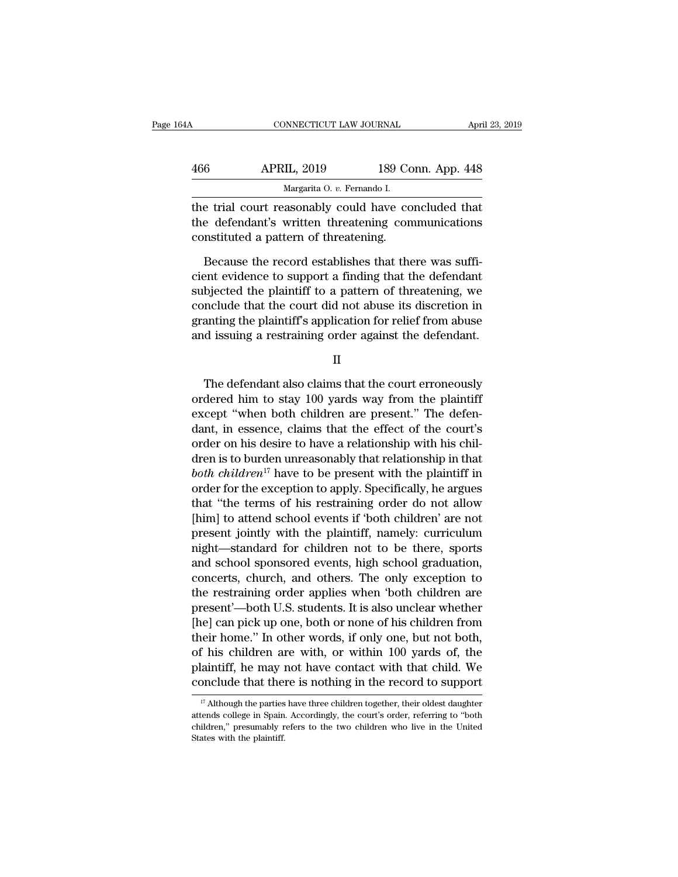the trial court reasonably could have concluded that the defendant's written threatening communications constituted a pattern of threatening.

Because the record establishes that there was sufficient evidence to support a finding that the defendant subjected the plaintiff to a pattern of threatening, we conclude that the court did not abuse its discretion in granting the plaintiff's application for relief from abuse and issuing a restraining order against the defendant.

II

The defendant also claims that the court erroneously ordered him to stay 100 yards way from the plaintiff except "when both children are present." The defendant, in essence, claims that the effect of the court's order on his desire to have a relationship with his children is to burden unreasonably that relationship in that *both children*[17] have to be present with the plaintiff in order for the exception to apply. Specifically, he argues that "the terms of his restraining order do not allow [him] to attend school events if 'both children' are not present jointly with the plaintiff, namely: curriculum night—standard for children not to be there, sports and school sponsored events, high school graduation, concerts, church, and others. The only exception to the restraining order applies when 'both children are present'—both U.S. students. It is also unclear whether [he] can pick up one, both or none of his children from their home." In other words, if only one, but not both, of his children are with, or within 100 yards of, the plaintiff, he may not have contact with that child. We conclude that there is nothing in the record to support

[17] Although the parties have three children together, their oldest daughter attends college in Spain. Accordingly, the court's order, referring to "both children," presumably refers to the two children who live in the United States with the plaintiff.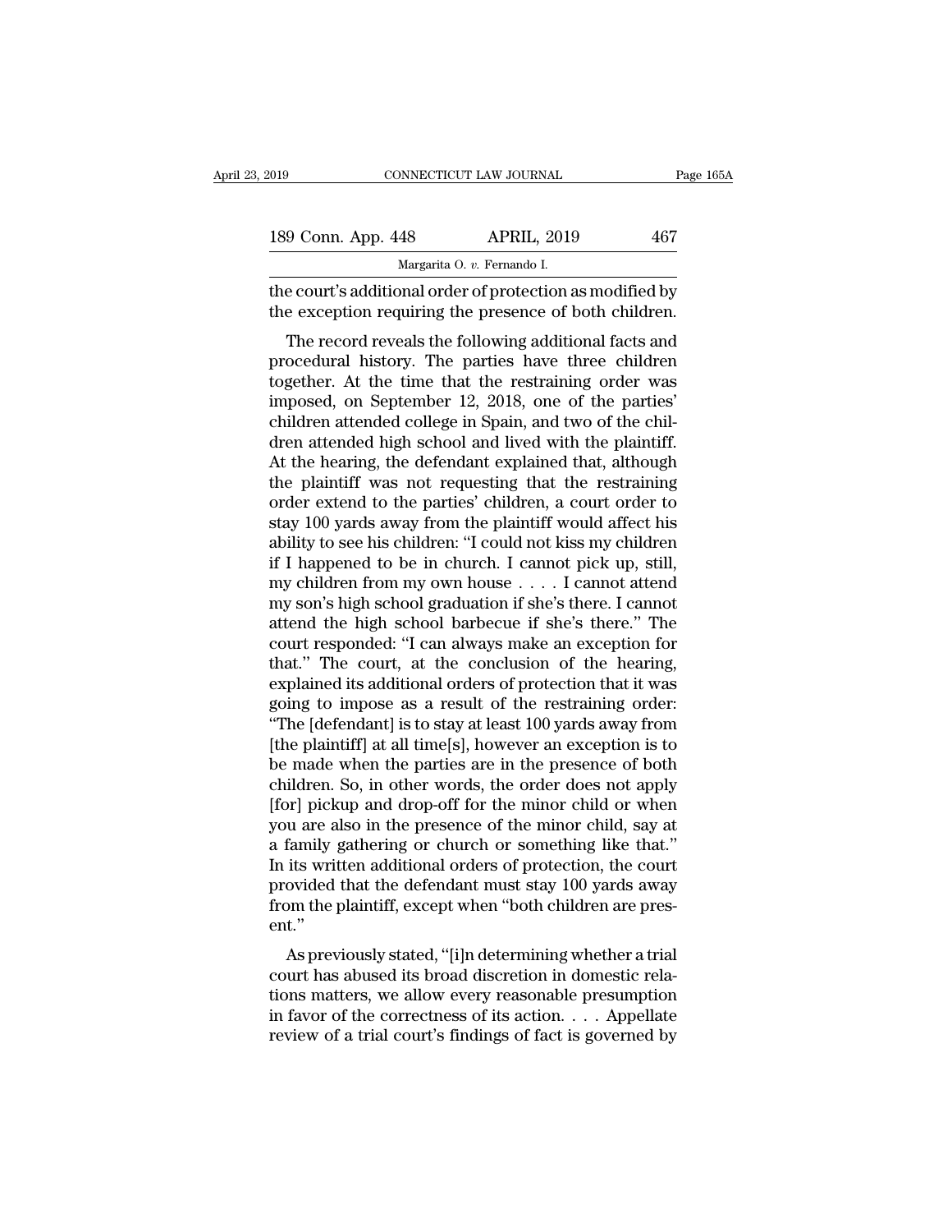the court's additional order of protection as modified by the exception requiring the presence of both children.

The record reveals the following additional facts and procedural history. The parties have three children together. At the time that the restraining order was imposed, on September 12, 2018, one of the parties' children attended college in Spain, and two of the children attended high school and lived with the plaintiff. At the hearing, the defendant explained that, although the plaintiff was not requesting that the restraining order extend to the parties' children, a court order to stay 100 yards away from the plaintiff would affect his ability to see his children: "I could not kiss my children if I happened to be in church. I cannot pick up, still, my children from my own house . . . . I cannot attend my son's high school graduation if she's there. I cannot attend the high school barbecue if she's there." The court responded: "I can always make an exception for that." The court, at the conclusion of the hearing, explained its additional orders of protection that it was going to impose as a result of the restraining order: "The [defendant] is to stay at least 100 yards away from [the plaintiff] at all time[s], however an exception is to be made when the parties are in the presence of both children. So, in other words, the order does not apply [for] pickup and drop-off for the minor child or when you are also in the presence of the minor child, say at a family gathering or church or something like that." In its written additional orders of protection, the court provided that the defendant must stay 100 yards away from the plaintiff, except when "both children are present."

As previously stated, "[i]n determining whether a trial court has abused its broad discretion in domestic relations matters, we allow every reasonable presumption in favor of the correctness of its action. . . . Appellate review of a trial court's findings of fact is governed by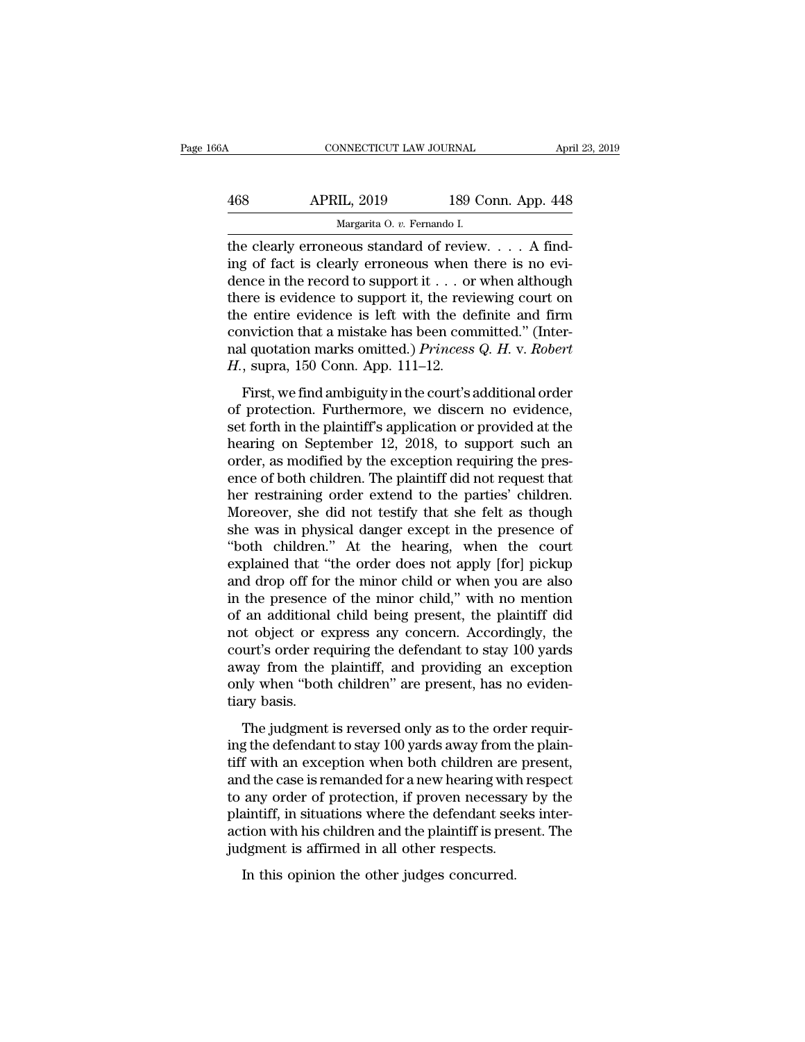the clearly erroneous standard of review. . . . A finding of fact is clearly erroneous when there is no evidence in the record to support it . . . or when although there is evidence to support it, the reviewing court on the entire evidence is left with the definite and firm conviction that a mistake has been committed." (Internal quotation marks omitted.) *Princess Q. H.* v. *Robert H.*, supra, 150 Conn. App. 111–12.

First, we find ambiguity in the court's additional order of protection. Furthermore, we discern no evidence, set forth in the plaintiff's application or provided at the hearing on September 12, 2018, to support such an order, as modified by the exception requiring the presence of both children. The plaintiff did not request that her restraining order extend to the parties' children. Moreover, she did not testify that she felt as though she was in physical danger except in the presence of "both children." At the hearing, when the court explained that "the order does not apply [for] pickup and drop off for the minor child or when you are also in the presence of the minor child," with no mention of an additional child being present, the plaintiff did not object or express any concern. Accordingly, the court's order requiring the defendant to stay 100 yards away from the plaintiff, and providing an exception only when "both children" are present, has no evidentiary basis.

The judgment is reversed only as to the order requiring the defendant to stay 100 yards away from the plaintiff with an exception when both children are present, and the case is remanded for a new hearing with respect to any order of protection, if proven necessary by the plaintiff, in situations where the defendant seeks interaction with his children and the plaintiff is present. The judgment is affirmed in all other respects.

In this opinion the other judges concurred.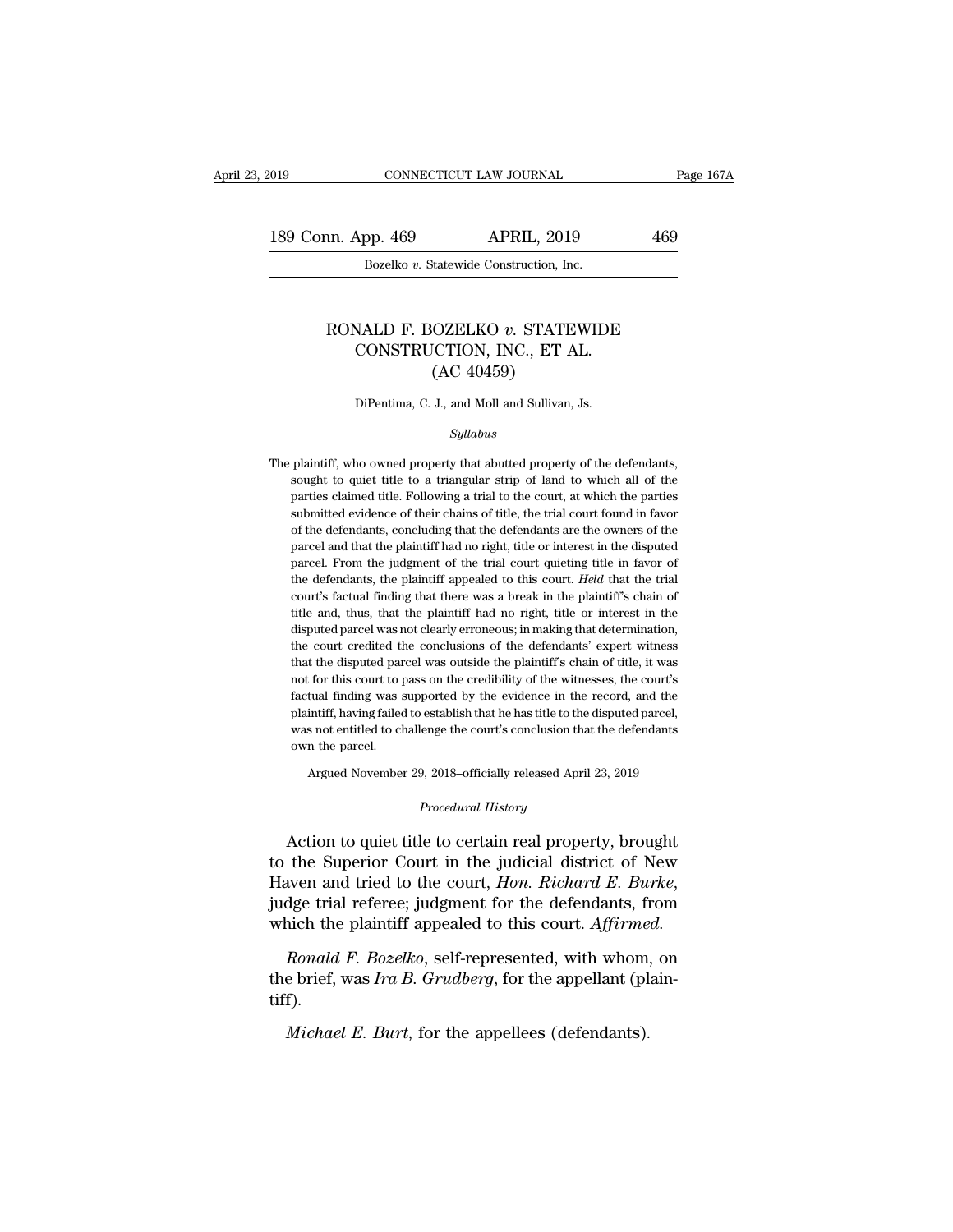# RONALD F. BOZELKO *v.* STATEWIDE CONSTRUCTION, INC., ET AL.
## (AC 40459)

DiPentima, C. J., and Moll and Sullivan, Js.

*Syllabus*

The plaintiff, who owned property that abutted property of the defendants, sought to quiet title to a triangular strip of land to which all of the parties claimed title. Following a trial to the court, at which the parties submitted evidence of their chains of title, the trial court found in favor of the defendants, concluding that the defendants are the owners of the parcel and that the plaintiff had no right, title or interest in the disputed parcel. From the judgment of the trial court quieting title in favor of the defendants, the plaintiff appealed to this court. *Held* that the trial court's factual finding that there was a break in the plaintiff's chain of title and, thus, that the plaintiff had no right, title or interest in the disputed parcel was not clearly erroneous; in making that determination, the court credited the conclusions of the defendants' expert witness that the disputed parcel was outside the plaintiff's chain of title, it was not for this court to pass on the credibility of the witnesses, the court's factual finding was supported by the evidence in the record, and the plaintiff, having failed to establish that he has title to the disputed parcel, was not entitled to challenge the court's conclusion that the defendants own the parcel.

Argued November 29, 2018–officially released April 23, 2019

*Procedural History*

Action to quiet title to certain real property, brought to the Superior Court in the judicial district of New Haven and tried to the court, *Hon. Richard E. Burke*, judge trial referee; judgment for the defendants, from which the plaintiff appealed to this court. *Affirmed*.

*Ronald F. Bozelko*, self-represented, with whom, on the brief, was *Ira B. Grudberg*, for the appellant (plaintiff).

*Michael E. Burt*, for the appellees (defendants).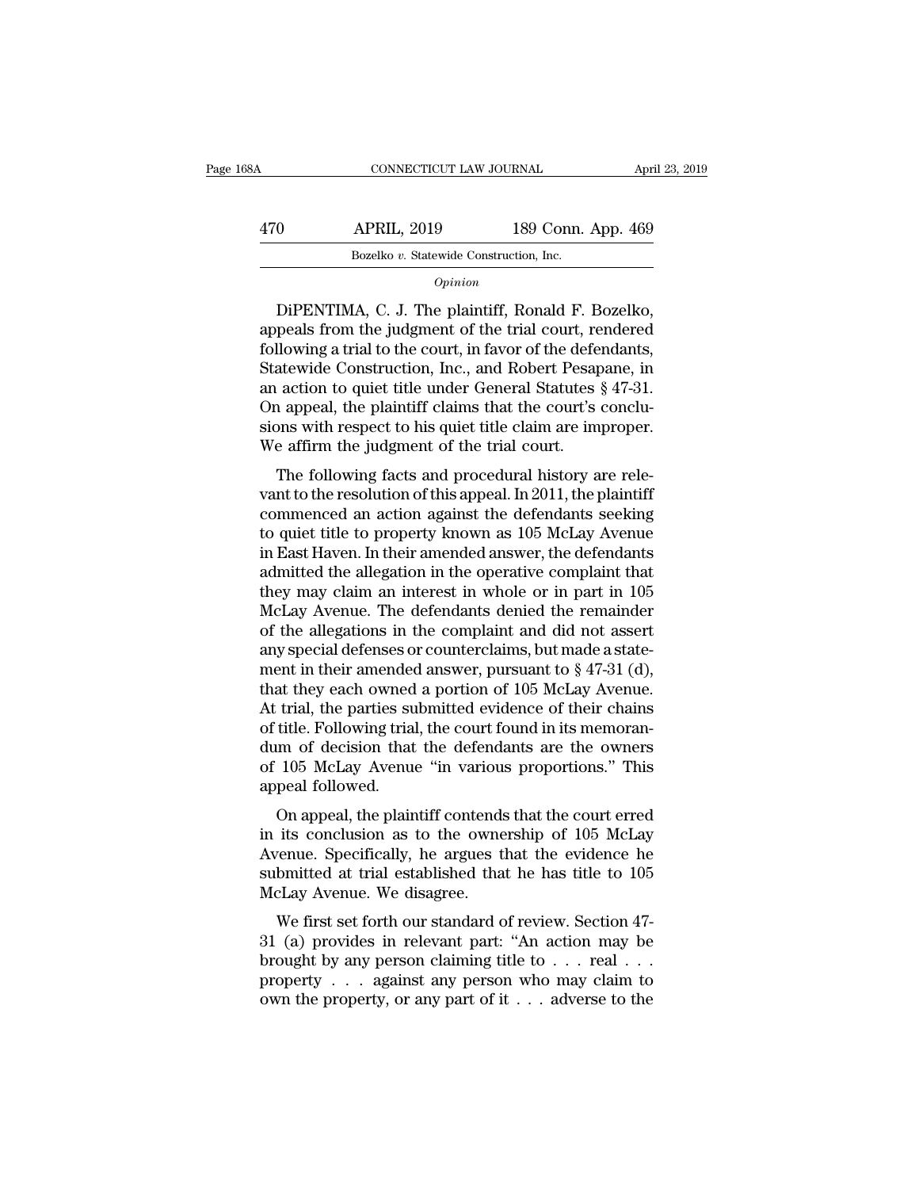*Opinion*

DiPENTIMA, C. J. The plaintiff, Ronald F. Bozelko, appeals from the judgment of the trial court, rendered following a trial to the court, in favor of the defendants, Statewide Construction, Inc., and Robert Pesapane, in an action to quiet title under General Statutes § 47-31. On appeal, the plaintiff claims that the court's conclusions with respect to his quiet title claim are improper. We affirm the judgment of the trial court.

The following facts and procedural history are relevant to the resolution of this appeal. In 2011, the plaintiff commenced an action against the defendants seeking to quiet title to property known as 105 McLay Avenue in East Haven. In their amended answer, the defendants admitted the allegation in the operative complaint that they may claim an interest in whole or in part in 105 McLay Avenue. The defendants denied the remainder of the allegations in the complaint and did not assert any special defenses or counterclaims, but made a statement in their amended answer, pursuant to § 47-31 (d), that they each owned a portion of 105 McLay Avenue. At trial, the parties submitted evidence of their chains of title. Following trial, the court found in its memorandum of decision that the defendants are the owners of 105 McLay Avenue "in various proportions." This appeal followed.

On appeal, the plaintiff contends that the court erred in its conclusion as to the ownership of 105 McLay Avenue. Specifically, he argues that the evidence he submitted at trial established that he has title to 105 McLay Avenue. We disagree.

We first set forth our standard of review. Section 47-31 (a) provides in relevant part: "An action may be brought by any person claiming title to . . . real . . . property . . . against any person who may claim to own the property, or any part of it . . . adverse to the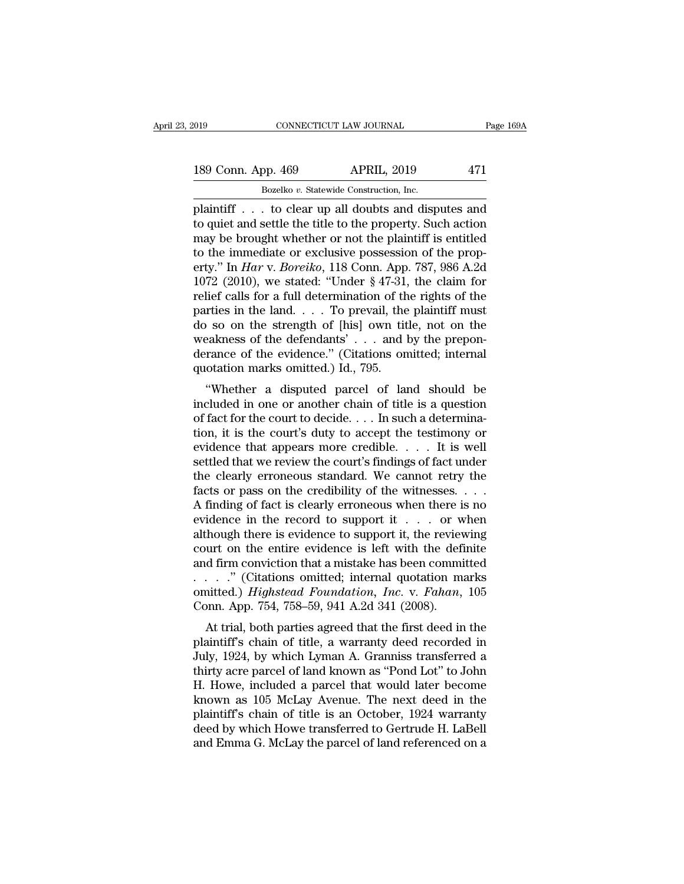plaintiff . . . to clear up all doubts and disputes and to quiet and settle the title to the property. Such action may be brought whether or not the plaintiff is entitled to the immediate or exclusive possession of the property." In *Har* v. *Boreiko*, 118 Conn. App. 787, 986 A.2d 1072 (2010), we stated: "Under § 47-31, the claim for relief calls for a full determination of the rights of the parties in the land. . . . To prevail, the plaintiff must do so on the strength of [his] own title, not on the weakness of the defendants' . . . and by the preponderance of the evidence." (Citations omitted; internal quotation marks omitted.) Id., 795.

"Whether a disputed parcel of land should be included in one or another chain of title is a question of fact for the court to decide. . . . In such a determination, it is the court's duty to accept the testimony or evidence that appears more credible. . . . It is well settled that we review the court's findings of fact under the clearly erroneous standard. We cannot retry the facts or pass on the credibility of the witnesses. . . . A finding of fact is clearly erroneous when there is no evidence in the record to support it . . . or when although there is evidence to support it, the reviewing court on the entire evidence is left with the definite and firm conviction that a mistake has been committed . . . ." (Citations omitted; internal quotation marks omitted.) *Highstead Foundation, Inc.* v. *Fahan*, 105 Conn. App. 754, 758–59, 941 A.2d 341 (2008).

At trial, both parties agreed that the first deed in the plaintiff's chain of title, a warranty deed recorded in July, 1924, by which Lyman A. Granniss transferred a thirty acre parcel of land known as "Pond Lot" to John H. Howe, included a parcel that would later become known as 105 McLay Avenue. The next deed in the plaintiff's chain of title is an October, 1924 warranty deed by which Howe transferred to Gertrude H. LaBell and Emma G. McLay the parcel of land referenced on a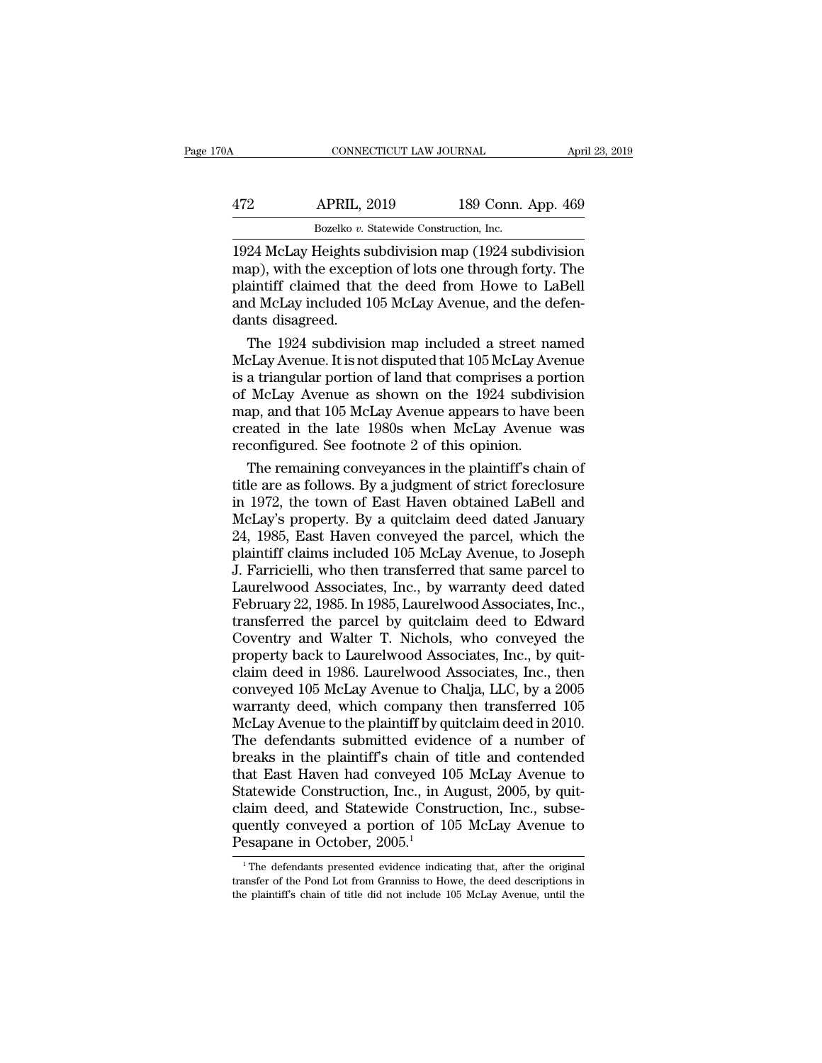1924 McLay Heights subdivision map (1924 subdivision map), with the exception of lots one through forty. The plaintiff claimed that the deed from Howe to LaBell and McLay included 105 McLay Avenue, and the defendants disagreed.

The 1924 subdivision map included a street named McLay Avenue. It is not disputed that 105 McLay Avenue is a triangular portion of land that comprises a portion of McLay Avenue as shown on the 1924 subdivision map, and that 105 McLay Avenue appears to have been created in the late 1980s when McLay Avenue was reconfigured. See footnote 2 of this opinion.

The remaining conveyances in the plaintiff's chain of title are as follows. By a judgment of strict foreclosure in 1972, the town of East Haven obtained LaBell and McLay's property. By a quitclaim deed dated January 24, 1985, East Haven conveyed the parcel, which the plaintiff claims included 105 McLay Avenue, to Joseph J. Farricielli, who then transferred that same parcel to Laurelwood Associates, Inc., by warranty deed dated February 22, 1985. In 1985, Laurelwood Associates, Inc., transferred the parcel by quitclaim deed to Edward Coventry and Walter T. Nichols, who conveyed the property back to Laurelwood Associates, Inc., by quitclaim deed in 1986. Laurelwood Associates, Inc., then conveyed 105 McLay Avenue to Chalja, LLC, by a 2005 warranty deed, which company then transferred 105 McLay Avenue to the plaintiff by quitclaim deed in 2010. The defendants submitted evidence of a number of breaks in the plaintiff's chain of title and contended that East Haven had conveyed 105 McLay Avenue to Statewide Construction, Inc., in August, 2005, by quitclaim deed, and Statewide Construction, Inc., subsequently conveyed a portion of 105 McLay Avenue to Pesapane in October, 2005.[1]

[1] The defendants presented evidence indicating that, after the original transfer of the Pond Lot from Granniss to Howe, the deed descriptions in the plaintiff's chain of title did not include 105 McLay Avenue, until the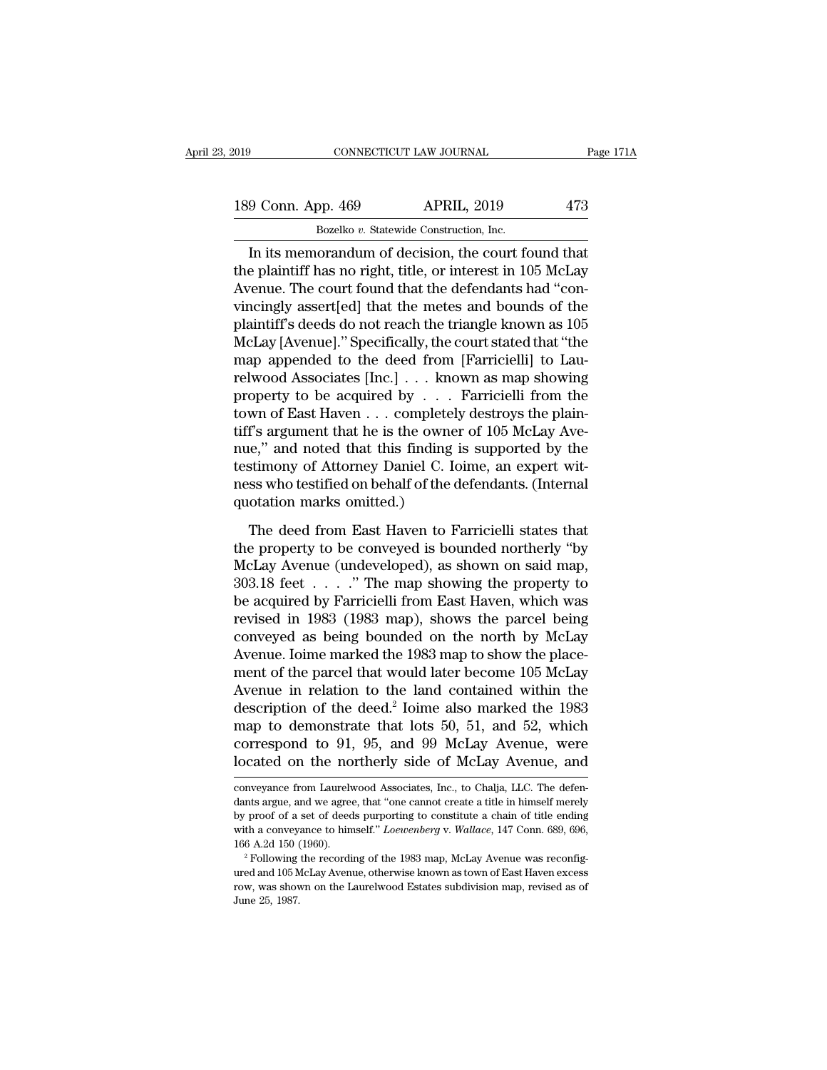In its memorandum of decision, the court found that the plaintiff has no right, title, or interest in 105 McLay Avenue. The court found that the defendants had "convincingly assert[ed] that the metes and bounds of the plaintiff's deeds do not reach the triangle known as 105 McLay [Avenue]." Specifically, the court stated that "the map appended to the deed from [Farricielli] to Laurelwood Associates [Inc.] . . . known as map showing property to be acquired by . . . Farricielli from the town of East Haven . . . completely destroys the plaintiff's argument that he is the owner of 105 McLay Avenue," and noted that this finding is supported by the testimony of Attorney Daniel C. Ioime, an expert witness who testified on behalf of the defendants. (Internal quotation marks omitted.)

The deed from East Haven to Farricielli states that the property to be conveyed is bounded northerly "by McLay Avenue (undeveloped), as shown on said map, 303.18 feet . . . ." The map showing the property to be acquired by Farricielli from East Haven, which was revised in 1983 (1983 map), shows the parcel being conveyed as being bounded on the north by McLay Avenue. Ioime marked the 1983 map to show the placement of the parcel that would later become 105 McLay Avenue in relation to the land contained within the description of the deed.[2] Ioime also marked the 1983 map to demonstrate that lots 50, 51, and 52, which correspond to 91, 95, and 99 McLay Avenue, were located on the northerly side of McLay Avenue, and

---

conveyance from Laurelwood Associates, Inc., to Chalja, LLC. The defendants argue, and we agree, that "one cannot create a title in himself merely by proof of a set of deeds purporting to constitute a chain of title ending with a conveyance to himself." *Loewenberg* v. *Wallace*, 147 Conn. 689, 696, 166 A.2d 150 (1960).

[2] Following the recording of the 1983 map, McLay Avenue was reconfigured and 105 McLay Avenue, otherwise known as town of East Haven excess row, was shown on the Laurelwood Estates subdivision map, revised as of June 25, 1987.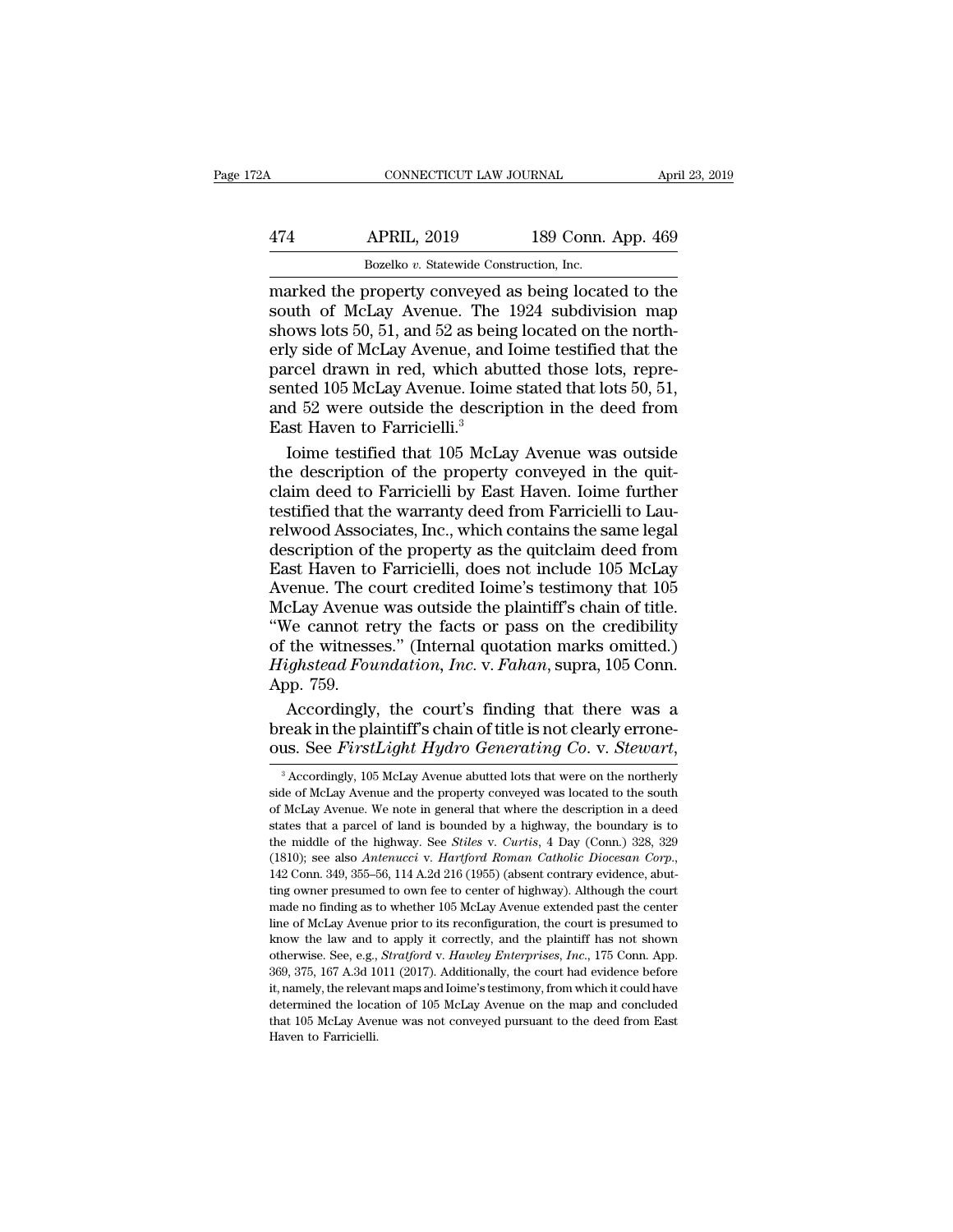marked the property conveyed as being located to the south of McLay Avenue. The 1924 subdivision map shows lots 50, 51, and 52 as being located on the northerly side of McLay Avenue, and Ioime testified that the parcel drawn in red, which abutted those lots, represented 105 McLay Avenue. Ioime stated that lots 50, 51, and 52 were outside the description in the deed from East Haven to Farricielli.[3]

Ioime testified that 105 McLay Avenue was outside the description of the property conveyed in the quitclaim deed to Farricielli by East Haven. Ioime further testified that the warranty deed from Farricielli to Laurelwood Associates, Inc., which contains the same legal description of the property as the quitclaim deed from East Haven to Farricielli, does not include 105 McLay Avenue. The court credited Ioime's testimony that 105 McLay Avenue was outside the plaintiff's chain of title. "We cannot retry the facts or pass on the credibility of the witnesses." (Internal quotation marks omitted.) *Highstead Foundation, Inc.* v. *Fahan*, supra, 105 Conn. App. 759.

Accordingly, the court's finding that there was a break in the plaintiff's chain of title is not clearly erroneous. See *FirstLight Hydro Generating Co.* v. *Stewart*,

[3] Accordingly, 105 McLay Avenue abutted lots that were on the northerly side of McLay Avenue and the property conveyed was located to the south of McLay Avenue. We note in general that where the description in a deed states that a parcel of land is bounded by a highway, the boundary is to the middle of the highway. See *Stiles* v. *Curtis*, 4 Day (Conn.) 328, 329 (1810); see also *Antenucci* v. *Hartford Roman Catholic Diocesan Corp.*, 142 Conn. 349, 355–56, 114 A.2d 216 (1955) (absent contrary evidence, abutting owner presumed to own fee to center of highway). Although the court made no finding as to whether 105 McLay Avenue extended past the center line of McLay Avenue prior to its reconfiguration, the court is presumed to know the law and to apply it correctly, and the plaintiff has not shown otherwise. See, e.g., *Stratford* v. *Hawley Enterprises, Inc.*, 175 Conn. App. 369, 375, 167 A.3d 1011 (2017). Additionally, the court had evidence before it, namely, the relevant maps and Ioime's testimony, from which it could have determined the location of 105 McLay Avenue on the map and concluded that 105 McLay Avenue was not conveyed pursuant to the deed from East Haven to Farricielli.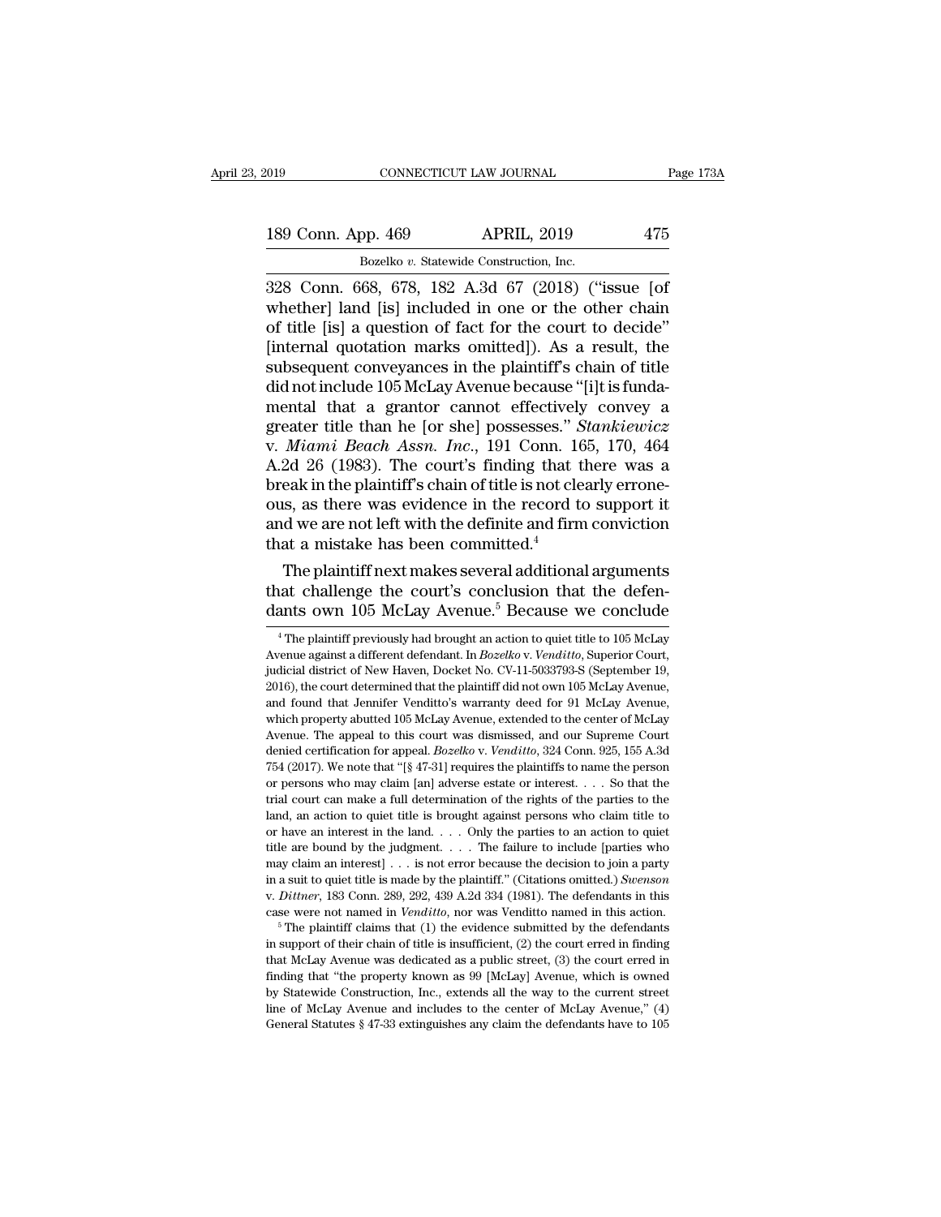328 Conn. 668, 678, 182 A.3d 67 (2018) ("issue [of whether] land [is] included in one or the other chain of title [is] a question of fact for the court to decide" [internal quotation marks omitted]). As a result, the subsequent conveyances in the plaintiff's chain of title did not include 105 McLay Avenue because "[i]t is fundamental that a grantor cannot effectively convey a greater title than he [or she] possesses." *Stankiewicz* v. *Miami Beach Assn. Inc.*, 191 Conn. 165, 170, 464 A.2d 26 (1983). The court's finding that there was a break in the plaintiff's chain of title is not clearly erroneous, as there was evidence in the record to support it and we are not left with the definite and firm conviction that a mistake has been committed.[4]

The plaintiff next makes several additional arguments that challenge the court's conclusion that the defendants own 105 McLay Avenue.[5] Because we conclude

[4] The plaintiff previously had brought an action to quiet title to 105 McLay Avenue against a different defendant. In *Bozelko* v. *Venditto*, Superior Court, judicial district of New Haven, Docket No. CV-11-5033793-S (September 19, 2016), the court determined that the plaintiff did not own 105 McLay Avenue, and found that Jennifer Venditto's warranty deed for 91 McLay Avenue, which property abutted 105 McLay Avenue, extended to the center of McLay Avenue. The appeal to this court was dismissed, and our Supreme Court denied certification for appeal. *Bozelko* v. *Venditto*, 324 Conn. 925, 155 A.3d 754 (2017). We note that "[§ 47-31] requires the plaintiffs to name the person or persons who may claim [an] adverse estate or interest. . . . So that the trial court can make a full determination of the rights of the parties to the land, an action to quiet title is brought against persons who claim title to or have an interest in the land. . . . Only the parties to an action to quiet title are bound by the judgment. . . . The failure to include [parties who may claim an interest] . . . is not error because the decision to join a party in a suit to quiet title is made by the plaintiff." (Citations omitted.) *Swenson* v. *Dittner*, 183 Conn. 289, 292, 439 A.2d 334 (1981). The defendants in this case were not named in *Venditto*, nor was Venditto named in this action.

[5] The plaintiff claims that (1) the evidence submitted by the defendants in support of their chain of title is insufficient, (2) the court erred in finding that McLay Avenue was dedicated as a public street, (3) the court erred in finding that "the property known as 99 [McLay] Avenue, which is owned by Statewide Construction, Inc., extends all the way to the current street line of McLay Avenue and includes to the center of McLay Avenue," (4) General Statutes § 47-33 extinguishes any claim the defendants have to 105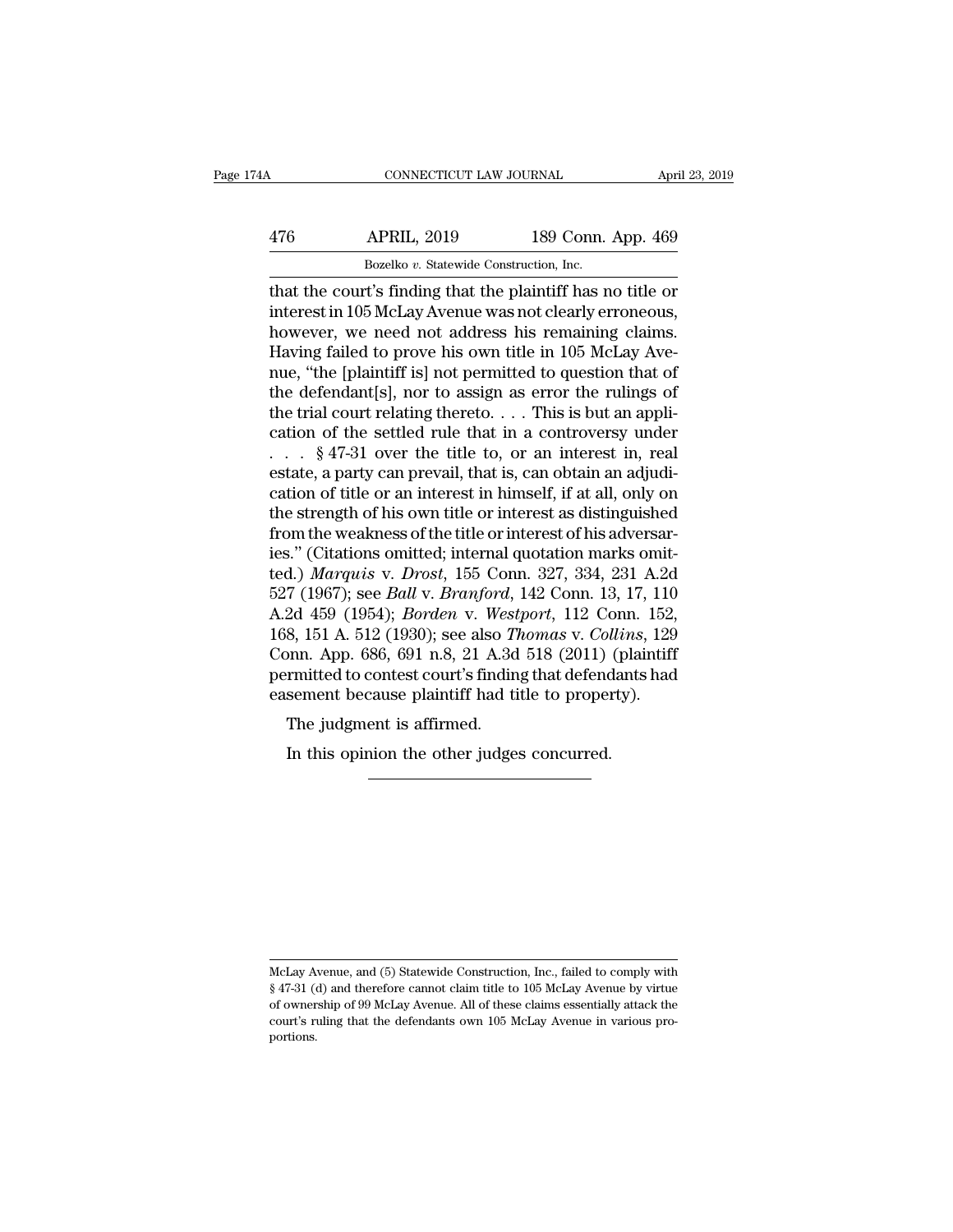that the court's finding that the plaintiff has no title or interest in 105 McLay Avenue was not clearly erroneous, however, we need not address his remaining claims. Having failed to prove his own title in 105 McLay Avenue, "the [plaintiff is] not permitted to question that of the defendant[s], nor to assign as error the rulings of the trial court relating thereto. . . . This is but an application of the settled rule that in a controversy under . . . § 47-31 over the title to, or an interest in, real estate, a party can prevail, that is, can obtain an adjudication of title or an interest in himself, if at all, only on the strength of his own title or interest as distinguished from the weakness of the title or interest of his adversaries." (Citations omitted; internal quotation marks omitted.) *Marquis* v. *Drost*, 155 Conn. 327, 334, 231 A.2d 527 (1967); see *Ball* v. *Branford*, 142 Conn. 13, 17, 110 A.2d 459 (1954); *Borden* v. *Westport*, 112 Conn. 152, 168, 151 A. 512 (1930); see also *Thomas* v. *Collins*, 129 Conn. App. 686, 691 n.8, 21 A.3d 518 (2011) (plaintiff permitted to contest court's finding that defendants had easement because plaintiff had title to property).

The judgment is affirmed.

In this opinion the other judges concurred.

---

McLay Avenue, and (5) Statewide Construction, Inc., failed to comply with § 47-31 (d) and therefore cannot claim title to 105 McLay Avenue by virtue of ownership of 99 McLay Avenue. All of these claims essentially attack the court's ruling that the defendants own 105 McLay Avenue in various proportions.